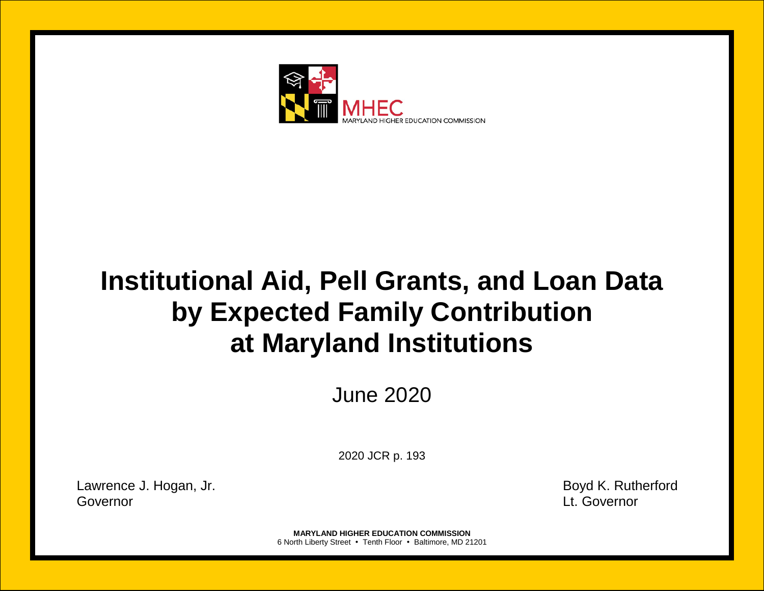MHEC

MARYLAND HIGHER EDUCATION COMMISSION

# Institutional Aid, Pell Grants, and Loan Data by Expected Family Contribution at Maryland Institutions

June 2020

2020 JCR p. 193

Lawrence J. Hogan, Jr.
Governor

Boyd K. Rutherford
Lt. Governor

**MARYLAND HIGHER EDUCATION COMMISSION**
6 North Liberty Street • Tenth Floor • Baltimore, MD 21201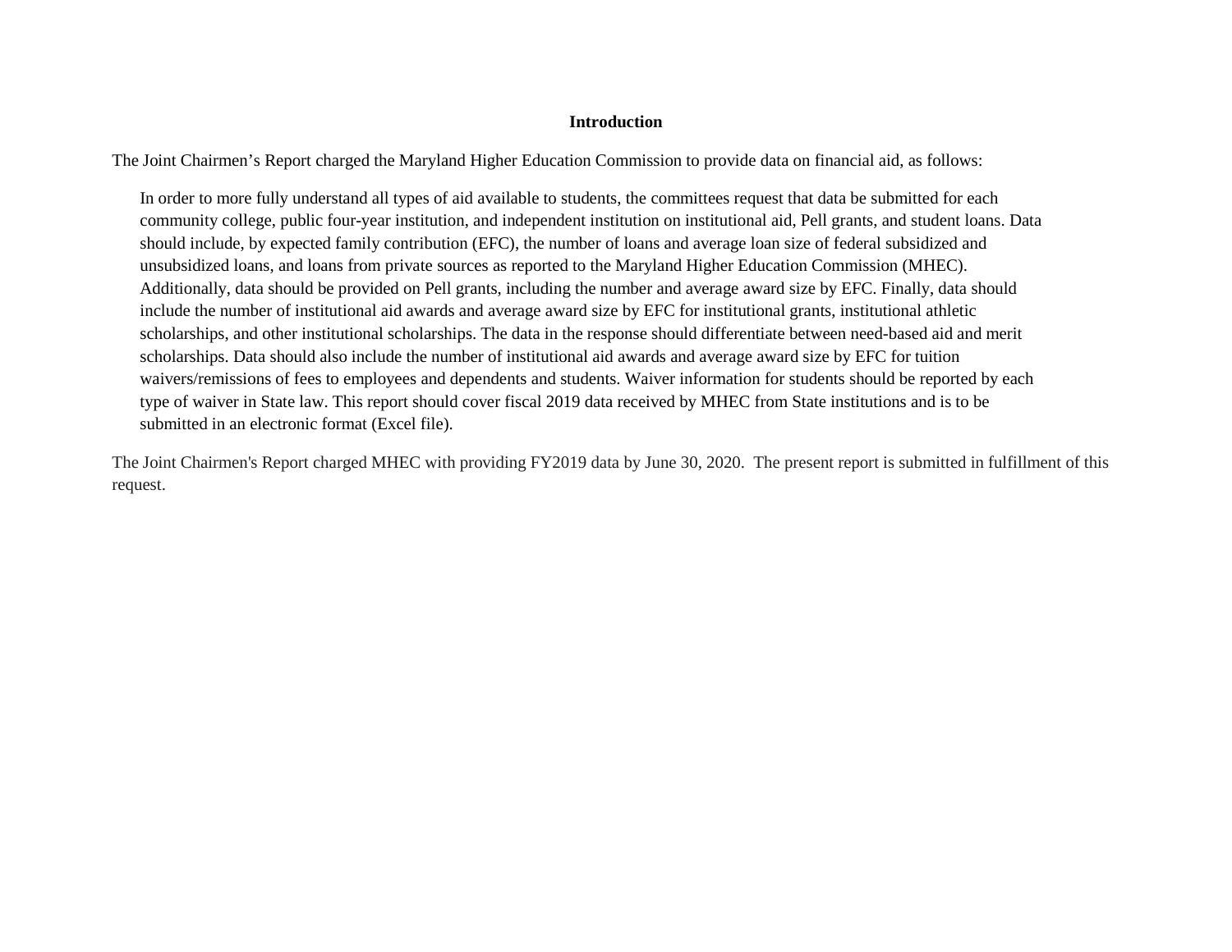## Introduction

The Joint Chairmen's Report charged the Maryland Higher Education Commission to provide data on financial aid, as follows:

> In order to more fully understand all types of aid available to students, the committees request that data be submitted for each community college, public four-year institution, and independent institution on institutional aid, Pell grants, and student loans. Data should include, by expected family contribution (EFC), the number of loans and average loan size of federal subsidized and unsubsidized loans, and loans from private sources as reported to the Maryland Higher Education Commission (MHEC). Additionally, data should be provided on Pell grants, including the number and average award size by EFC. Finally, data should include the number of institutional aid awards and average award size by EFC for institutional grants, institutional athletic scholarships, and other institutional scholarships. The data in the response should differentiate between need-based aid and merit scholarships. Data should also include the number of institutional aid awards and average award size by EFC for tuition waivers/remissions of fees to employees and dependents and students. Waiver information for students should be reported by each type of waiver in State law. This report should cover fiscal 2019 data received by MHEC from State institutions and is to be submitted in an electronic format (Excel file).

The Joint Chairmen's Report charged MHEC with providing FY2019 data by June 30, 2020. The present report is submitted in fulfillment of this request.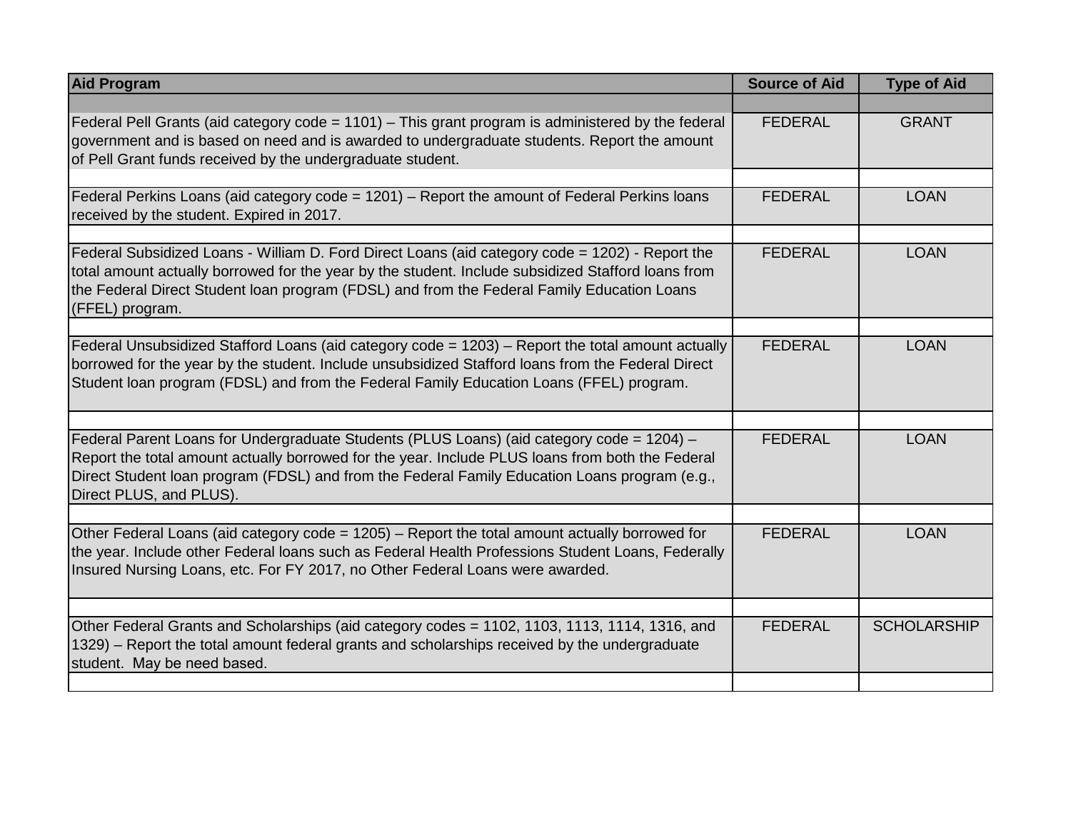| Aid Program | Source of Aid | Type of Aid |
|---|---|---|
| Federal Pell Grants (aid category code = 1101) – This grant program is administered by the federal government and is based on need and is awarded to undergraduate students. Report the amount of Pell Grant funds received by the undergraduate student. | FEDERAL | GRANT |
| Federal Perkins Loans (aid category code = 1201) – Report the amount of Federal Perkins loans received by the student. Expired in 2017. | FEDERAL | LOAN |
| Federal Subsidized Loans - William D. Ford Direct Loans (aid category code = 1202) - Report the total amount actually borrowed for the year by the student. Include subsidized Stafford loans from the Federal Direct Student loan program (FDSL) and from the Federal Family Education Loans (FFEL) program. | FEDERAL | LOAN |
| Federal Unsubsidized Stafford Loans (aid category code = 1203) – Report the total amount actually borrowed for the year by the student. Include unsubsidized Stafford loans from the Federal Direct Student loan program (FDSL) and from the Federal Family Education Loans (FFEL) program. | FEDERAL | LOAN |
| Federal Parent Loans for Undergraduate Students (PLUS Loans) (aid category code = 1204) – Report the total amount actually borrowed for the year. Include PLUS loans from both the Federal Direct Student loan program (FDSL) and from the Federal Family Education Loans program (e.g., Direct PLUS, and PLUS). | FEDERAL | LOAN |
| Other Federal Loans (aid category code = 1205) – Report the total amount actually borrowed for the year. Include other Federal loans such as Federal Health Professions Student Loans, Federally Insured Nursing Loans, etc. For FY 2017, no Other Federal Loans were awarded. | FEDERAL | LOAN |
| Other Federal Grants and Scholarships (aid category codes = 1102, 1103, 1113, 1114, 1316, and 1329) – Report the total amount federal grants and scholarships received by the undergraduate student. May be need based. | FEDERAL | SCHOLARSHIP |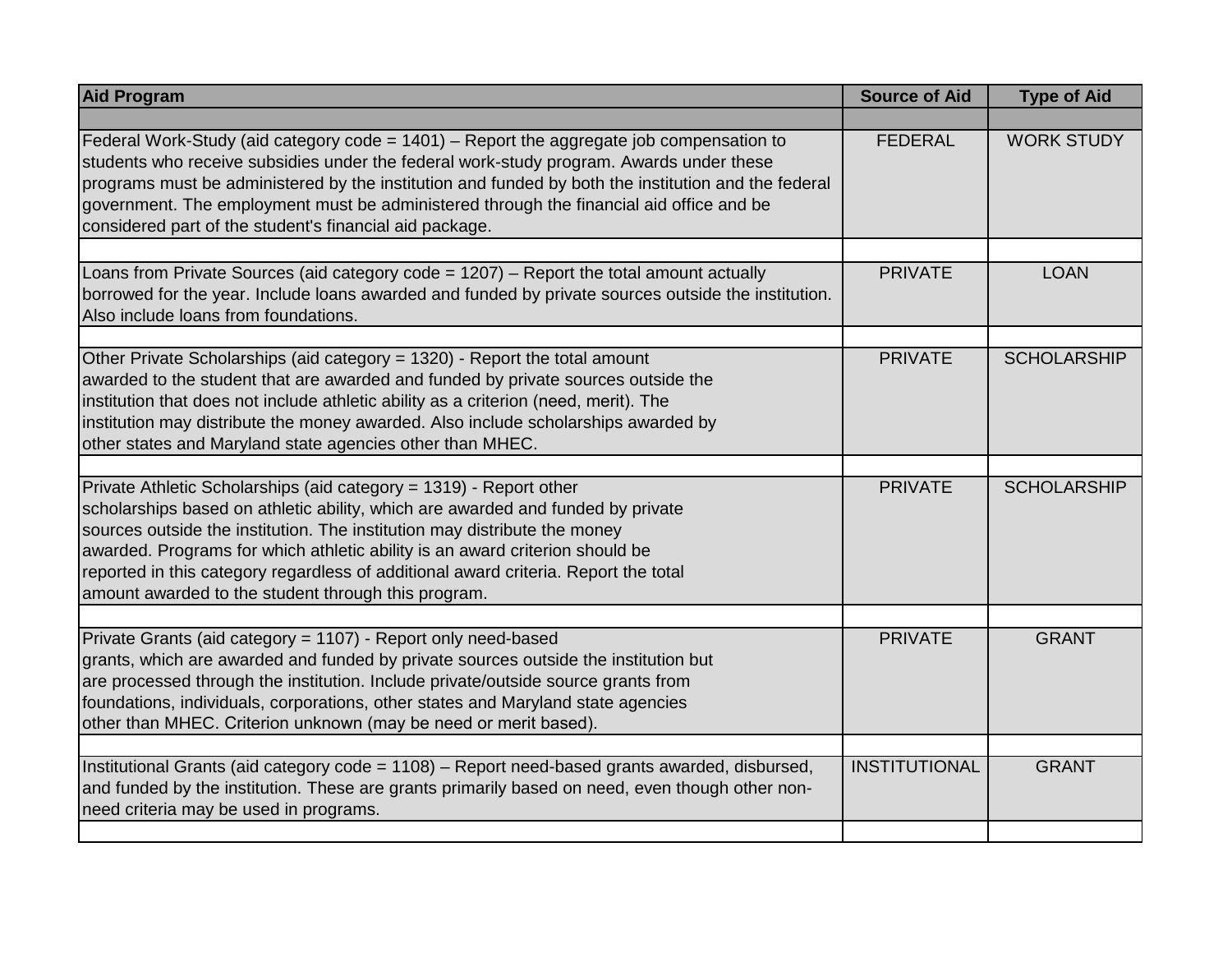| Aid Program | Source of Aid | Type of Aid |
|---|---|---|
| Federal Work-Study (aid category code = 1401) – Report the aggregate job compensation to students who receive subsidies under the federal work-study program. Awards under these programs must be administered by the institution and funded by both the institution and the federal government. The employment must be administered through the financial aid office and be considered part of the student's financial aid package. | FEDERAL | WORK STUDY |
| Loans from Private Sources (aid category code = 1207) – Report the total amount actually borrowed for the year. Include loans awarded and funded by private sources outside the institution. Also include loans from foundations. | PRIVATE | LOAN |
| Other Private Scholarships (aid category = 1320) - Report the total amount awarded to the student that are awarded and funded by private sources outside the institution that does not include athletic ability as a criterion (need, merit). The institution may distribute the money awarded. Also include scholarships awarded by other states and Maryland state agencies other than MHEC. | PRIVATE | SCHOLARSHIP |
| Private Athletic Scholarships (aid category = 1319) - Report other scholarships based on athletic ability, which are awarded and funded by private sources outside the institution. The institution may distribute the money awarded. Programs for which athletic ability is an award criterion should be reported in this category regardless of additional award criteria. Report the total amount awarded to the student through this program. | PRIVATE | SCHOLARSHIP |
| Private Grants (aid category = 1107) - Report only need-based grants, which are awarded and funded by private sources outside the institution but are processed through the institution. Include private/outside source grants from foundations, individuals, corporations, other states and Maryland state agencies other than MHEC. Criterion unknown (may be need or merit based). | PRIVATE | GRANT |
| Institutional Grants (aid category code = 1108) – Report need-based grants awarded, disbursed, and funded by the institution. These are grants primarily based on need, even though other non-need criteria may be used in programs. | INSTITUTIONAL | GRANT |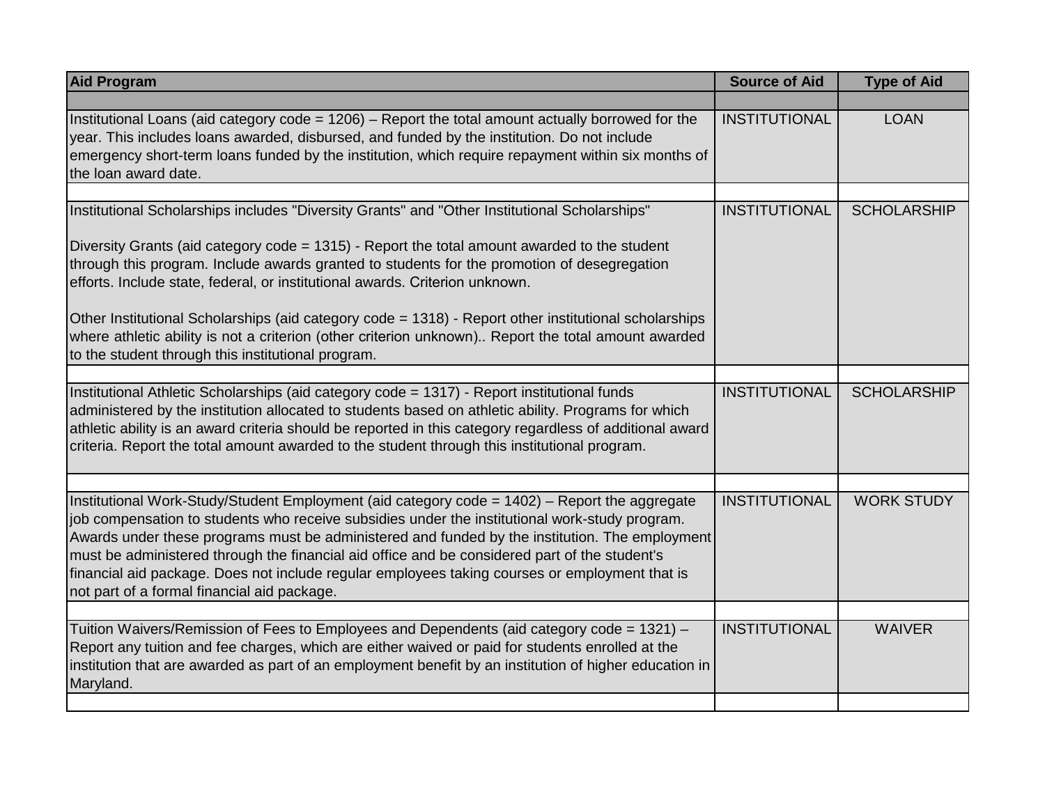| Aid Program | Source of Aid | Type of Aid |
|---|---|---|
| | | |
| Institutional Loans (aid category code = 1206) – Report the total amount actually borrowed for the year. This includes loans awarded, disbursed, and funded by the institution. Do not include emergency short-term loans funded by the institution, which require repayment within six months of the loan award date. | INSTITUTIONAL | LOAN |
| | | |
| Institutional Scholarships includes "Diversity Grants" and "Other Institutional Scholarships"<br><br>Diversity Grants (aid category code = 1315) - Report the total amount awarded to the student through this program. Include awards granted to students for the promotion of desegregation efforts. Include state, federal, or institutional awards. Criterion unknown.<br><br>Other Institutional Scholarships (aid category code = 1318) - Report other institutional scholarships where athletic ability is not a criterion (other criterion unknown).. Report the total amount awarded to the student through this institutional program. | INSTITUTIONAL | SCHOLARSHIP |
| | | |
| Institutional Athletic Scholarships (aid category code = 1317) - Report institutional funds administered by the institution allocated to students based on athletic ability. Programs for which athletic ability is an award criteria should be reported in this category regardless of additional award criteria. Report the total amount awarded to the student through this institutional program. | INSTITUTIONAL | SCHOLARSHIP |
| | | |
| Institutional Work-Study/Student Employment (aid category code = 1402) – Report the aggregate job compensation to students who receive subsidies under the institutional work-study program. Awards under these programs must be administered and funded by the institution. The employment must be administered through the financial aid office and be considered part of the student's financial aid package. Does not include regular employees taking courses or employment that is not part of a formal financial aid package. | INSTITUTIONAL | WORK STUDY |
| | | |
| Tuition Waivers/Remission of Fees to Employees and Dependents (aid category code = 1321) – Report any tuition and fee charges, which are either waived or paid for students enrolled at the institution that are awarded as part of an employment benefit by an institution of higher education in Maryland. | INSTITUTIONAL | WAIVER |
| | | |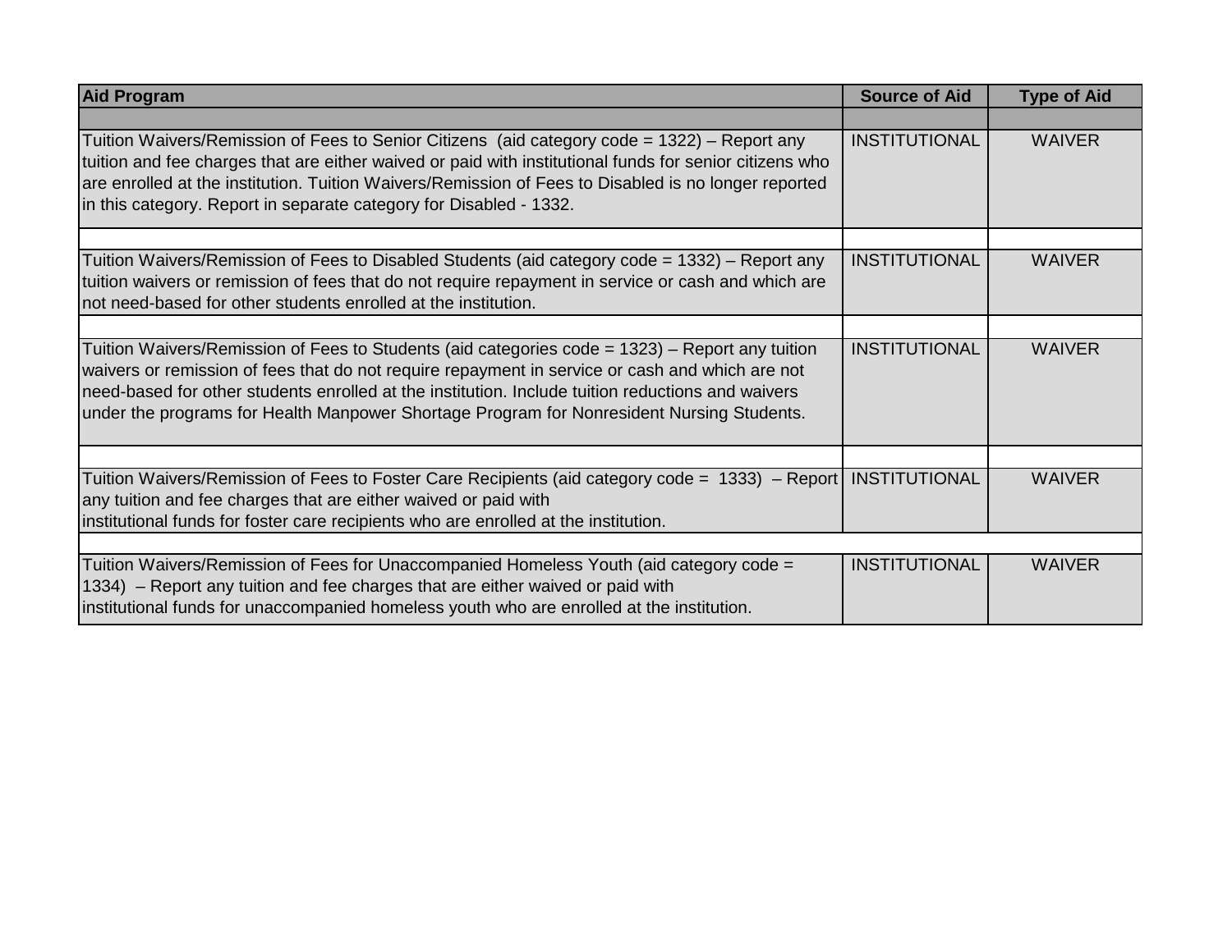| Aid Program | Source of Aid | Type of Aid |
| --- | --- | --- |
| Tuition Waivers/Remission of Fees to Senior Citizens (aid category code = 1322) – Report any tuition and fee charges that are either waived or paid with institutional funds for senior citizens who are enrolled at the institution. Tuition Waivers/Remission of Fees to Disabled is no longer reported in this category. Report in separate category for Disabled - 1332. | INSTITUTIONAL | WAIVER |
| Tuition Waivers/Remission of Fees to Disabled Students (aid category code = 1332) – Report any tuition waivers or remission of fees that do not require repayment in service or cash and which are not need-based for other students enrolled at the institution. | INSTITUTIONAL | WAIVER |
| Tuition Waivers/Remission of Fees to Students (aid categories code = 1323) – Report any tuition waivers or remission of fees that do not require repayment in service or cash and which are not need-based for other students enrolled at the institution. Include tuition reductions and waivers under the programs for Health Manpower Shortage Program for Nonresident Nursing Students. | INSTITUTIONAL | WAIVER |
| Tuition Waivers/Remission of Fees to Foster Care Recipients (aid category code = 1333) – Report any tuition and fee charges that are either waived or paid with institutional funds for foster care recipients who are enrolled at the institution. | INSTITUTIONAL | WAIVER |
| Tuition Waivers/Remission of Fees for Unaccompanied Homeless Youth (aid category code = 1334) – Report any tuition and fee charges that are either waived or paid with institutional funds for unaccompanied homeless youth who are enrolled at the institution. | INSTITUTIONAL | WAIVER |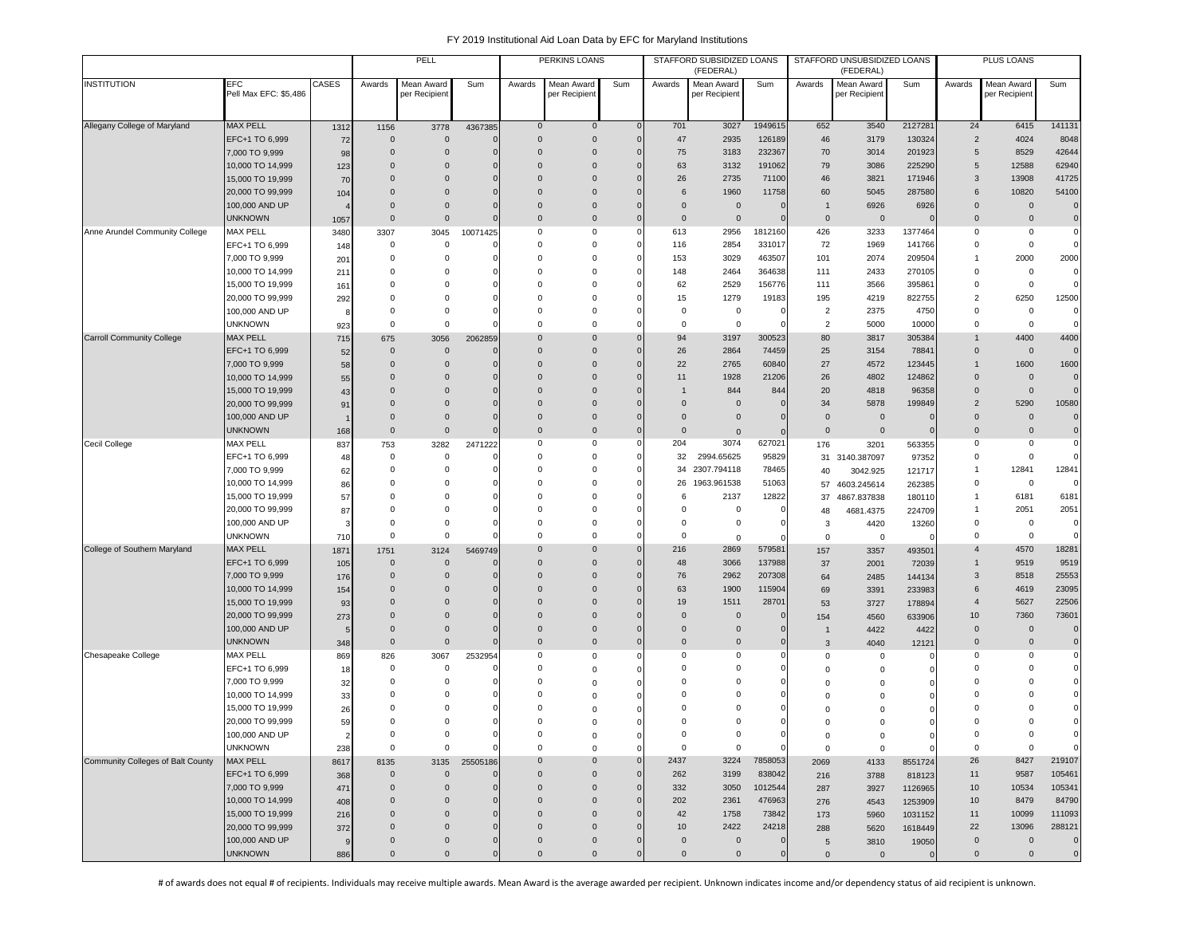# FY 2019 Institutional Aid Loan Data by EFC for Maryland Institutions

| | | | PELL | | | PERKINS LOANS | | | STAFFORD SUBSIDIZED LOANS (FEDERAL) | | | STAFFORD UNSUBSIDIZED LOANS (FEDERAL) | | | PLUS LOANS | | |
|---|---|---|---|---|---|---|---|---|---|---|---|---|---|---|---|---|---|
| INSTITUTION | EFC Pell Max EFC: $5,486 | CASES | Awards | Mean Award per Recipient | Sum | Awards | Mean Award per Recipient | Sum | Awards | Mean Award per Recipient | Sum | Awards | Mean Award per Recipient | Sum | Awards | Mean Award per Recipient | Sum |
| Allegany College of Maryland | MAX PELL | 1312 | 1156 | 3778 | 4367385 | 0 | 0 | 0 | 701 | 3027 | 1949615 | 652 | 3540 | 2127281 | 24 | 6415 | 141131 |
| | EFC+1 TO 6,999 | 72 | 0 | 0 | 0 | 0 | 0 | 0 | 47 | 2935 | 126189 | 46 | 3179 | 130324 | 2 | 4024 | 8048 |
| | 7,000 TO 9,999 | 98 | 0 | 0 | 0 | 0 | 0 | 0 | 75 | 3183 | 232367 | 70 | 3014 | 201923 | 5 | 8529 | 42644 |
| | 10,000 TO 14,999 | 123 | 0 | 0 | 0 | 0 | 0 | 0 | 63 | 3132 | 191062 | 79 | 3086 | 225290 | 5 | 12588 | 62940 |
| | 15,000 TO 19,999 | 70 | 0 | 0 | 0 | 0 | 0 | 0 | 26 | 2735 | 71100 | 46 | 3821 | 171946 | 3 | 13908 | 41725 |
| | 20,000 TO 99,999 | 104 | 0 | 0 | 0 | 0 | 0 | 0 | 6 | 1960 | 11758 | 60 | 5045 | 287580 | 6 | 10820 | 54100 |
| | 100,000 AND UP | 4 | 0 | 0 | 0 | 0 | 0 | 0 | 0 | 0 | 0 | 1 | 6926 | 6926 | 0 | 0 | 0 |
| | UNKNOWN | 1057 | 0 | 0 | 0 | 0 | 0 | 0 | 0 | 0 | 0 | 0 | 0 | 0 | 0 | 0 | 0 |
| Anne Arundel Community College | MAX PELL | 3480 | 3307 | 3045 | 10071425 | 0 | 0 | 0 | 613 | 2956 | 1812160 | 426 | 3233 | 1377464 | 0 | 0 | 0 |
| | EFC+1 TO 6,999 | 148 | 0 | 0 | 0 | 0 | 0 | 0 | 116 | 2854 | 331017 | 72 | 1969 | 141766 | 0 | 0 | 0 |
| | 7,000 TO 9,999 | 201 | 0 | 0 | 0 | 0 | 0 | 0 | 153 | 3029 | 463507 | 101 | 2074 | 209504 | 1 | 2000 | 2000 |
| | 10,000 TO 14,999 | 211 | 0 | 0 | 0 | 0 | 0 | 0 | 148 | 2464 | 364638 | 111 | 2433 | 270105 | 0 | 0 | 0 |
| | 15,000 TO 19,999 | 161 | 0 | 0 | 0 | 0 | 0 | 0 | 62 | 2529 | 156776 | 111 | 3566 | 395861 | 0 | 0 | 0 |
| | 20,000 TO 99,999 | 292 | 0 | 0 | 0 | 0 | 0 | 0 | 15 | 1279 | 19183 | 195 | 4219 | 822755 | 2 | 6250 | 12500 |
| | 100,000 AND UP | 8 | 0 | 0 | 0 | 0 | 0 | 0 | 0 | 0 | 0 | 2 | 2375 | 4750 | 0 | 0 | 0 |
| | UNKNOWN | 923 | 0 | 0 | 0 | 0 | 0 | 0 | 0 | 0 | 0 | 2 | 5000 | 10000 | 0 | 0 | 0 |
| Carroll Community College | MAX PELL | 715 | 675 | 3056 | 2062859 | 0 | 0 | 0 | 94 | 3197 | 300523 | 80 | 3817 | 305384 | 1 | 4400 | 4400 |
| | EFC+1 TO 6,999 | 52 | 0 | 0 | 0 | 0 | 0 | 0 | 26 | 2864 | 74459 | 25 | 3154 | 78841 | 0 | 0 | 0 |
| | 7,000 TO 9,999 | 58 | 0 | 0 | 0 | 0 | 0 | 0 | 22 | 2765 | 60840 | 27 | 4572 | 123445 | 1 | 1600 | 1600 |
| | 10,000 TO 14,999 | 55 | 0 | 0 | 0 | 0 | 0 | 0 | 11 | 1928 | 21206 | 26 | 4802 | 124862 | 0 | 0 | 0 |
| | 15,000 TO 19,999 | 43 | 0 | 0 | 0 | 0 | 0 | 0 | 1 | 844 | 844 | 20 | 4818 | 96358 | 0 | 0 | 0 |
| | 20,000 TO 99,999 | 91 | 0 | 0 | 0 | 0 | 0 | 0 | 0 | 0 | 0 | 34 | 5878 | 199849 | 2 | 5290 | 10580 |
| | 100,000 AND UP | 1 | 0 | 0 | 0 | 0 | 0 | 0 | 0 | 0 | 0 | 0 | 0 | 0 | 0 | 0 | 0 |
| | UNKNOWN | 168 | 0 | 0 | 0 | 0 | 0 | 0 | 0 | 0 | 0 | 0 | 0 | 0 | 0 | 0 | 0 |
| Cecil College | MAX PELL | 837 | 753 | 3282 | 2471222 | 0 | 0 | 0 | 204 | 3074 | 627021 | 176 | 3201 | 563355 | 0 | 0 | 0 |
| | EFC+1 TO 6,999 | 48 | 0 | 0 | 0 | 0 | 0 | 0 | 32 | 2994.65625 | 95829 | 31 | 3140.387097 | 97352 | 0 | 0 | 0 |
| | 7,000 TO 9,999 | 62 | 0 | 0 | 0 | 0 | 0 | 0 | 34 | 2307.794118 | 78465 | 40 | 3042.925 | 121717 | 1 | 12841 | 12841 |
| | 10,000 TO 14,999 | 86 | 0 | 0 | 0 | 0 | 0 | 0 | 26 | 1963.961538 | 51063 | 57 | 4603.245614 | 262385 | 0 | 0 | 0 |
| | 15,000 TO 19,999 | 57 | 0 | 0 | 0 | 0 | 0 | 0 | 6 | 2137 | 12822 | 37 | 4867.837838 | 180110 | 1 | 6181 | 6181 |
| | 20,000 TO 99,999 | 87 | 0 | 0 | 0 | 0 | 0 | 0 | 0 | 0 | 0 | 48 | 4681.4375 | 224709 | 1 | 2051 | 2051 |
| | 100,000 AND UP | 3 | 0 | 0 | 0 | 0 | 0 | 0 | 0 | 0 | 0 | 3 | 4420 | 13260 | 0 | 0 | 0 |
| | UNKNOWN | 710 | 0 | 0 | 0 | 0 | 0 | 0 | 0 | 0 | 0 | 0 | 0 | 0 | 0 | 0 | 0 |
| College of Southern Maryland | MAX PELL | 1871 | 1751 | 3124 | 5469749 | 0 | 0 | 0 | 216 | 2869 | 579581 | 157 | 3357 | 493501 | 4 | 4570 | 18281 |
| | EFC+1 TO 6,999 | 105 | 0 | 0 | 0 | 0 | 0 | 0 | 48 | 3066 | 137988 | 37 | 2001 | 72039 | 1 | 9519 | 9519 |
| | 7,000 TO 9,999 | 176 | 0 | 0 | 0 | 0 | 0 | 0 | 76 | 2962 | 207308 | 64 | 2485 | 144134 | 3 | 8518 | 25553 |
| | 10,000 TO 14,999 | 154 | 0 | 0 | 0 | 0 | 0 | 0 | 63 | 1900 | 115904 | 69 | 3391 | 233983 | 6 | 4619 | 23095 |
| | 15,000 TO 19,999 | 93 | 0 | 0 | 0 | 0 | 0 | 0 | 19 | 1511 | 28701 | 53 | 3727 | 178894 | 4 | 5627 | 22506 |
| | 20,000 TO 99,999 | 273 | 0 | 0 | 0 | 0 | 0 | 0 | 0 | 0 | 0 | 154 | 4560 | 633906 | 10 | 7360 | 73601 |
| | 100,000 AND UP | 5 | 0 | 0 | 0 | 0 | 0 | 0 | 0 | 0 | 0 | 1 | 4422 | 4422 | 0 | 0 | 0 |
| | UNKNOWN | 348 | 0 | 0 | 0 | 0 | 0 | 0 | 0 | 0 | 0 | 3 | 4040 | 12121 | 0 | 0 | 0 |
| Chesapeake College | MAX PELL | 869 | 826 | 3067 | 2532954 | 0 | 0 | 0 | 0 | 0 | 0 | 0 | 0 | 0 | 0 | 0 | 0 |
| | EFC+1 TO 6,999 | 18 | 0 | 0 | 0 | 0 | 0 | 0 | 0 | 0 | 0 | 0 | 0 | 0 | 0 | 0 | 0 |
| | 7,000 TO 9,999 | 32 | 0 | 0 | 0 | 0 | 0 | 0 | 0 | 0 | 0 | 0 | 0 | 0 | 0 | 0 | 0 |
| | 10,000 TO 14,999 | 33 | 0 | 0 | 0 | 0 | 0 | 0 | 0 | 0 | 0 | 0 | 0 | 0 | 0 | 0 | 0 |
| | 15,000 TO 19,999 | 26 | 0 | 0 | 0 | 0 | 0 | 0 | 0 | 0 | 0 | 0 | 0 | 0 | 0 | 0 | 0 |
| | 20,000 TO 99,999 | 59 | 0 | 0 | 0 | 0 | 0 | 0 | 0 | 0 | 0 | 0 | 0 | 0 | 0 | 0 | 0 |
| | 100,000 AND UP | 2 | 0 | 0 | 0 | 0 | 0 | 0 | 0 | 0 | 0 | 0 | 0 | 0 | 0 | 0 | 0 |
| | UNKNOWN | 238 | 0 | 0 | 0 | 0 | 0 | 0 | 0 | 0 | 0 | 0 | 0 | 0 | 0 | 0 | 0 |
| Community Colleges of Balt County | MAX PELL | 8617 | 8135 | 3135 | 25505186 | 0 | 0 | 0 | 2437 | 3224 | 7858053 | 2069 | 4133 | 8551724 | 26 | 8427 | 219107 |
| | EFC+1 TO 6,999 | 368 | 0 | 0 | 0 | 0 | 0 | 0 | 262 | 3199 | 838042 | 216 | 3788 | 818123 | 11 | 9587 | 105461 |
| | 7,000 TO 9,999 | 471 | 0 | 0 | 0 | 0 | 0 | 0 | 332 | 3050 | 1012544 | 287 | 3927 | 1126965 | 10 | 10534 | 105341 |
| | 10,000 TO 14,999 | 408 | 0 | 0 | 0 | 0 | 0 | 0 | 202 | 2361 | 476963 | 276 | 4543 | 1253909 | 10 | 8479 | 84790 |
| | 15,000 TO 19,999 | 216 | 0 | 0 | 0 | 0 | 0 | 0 | 42 | 1758 | 73842 | 173 | 5960 | 1031152 | 11 | 10099 | 111093 |
| | 20,000 TO 99,999 | 372 | 0 | 0 | 0 | 0 | 0 | 0 | 10 | 2422 | 24218 | 288 | 5620 | 1618449 | 22 | 13096 | 288121 |
| | 100,000 AND UP | 9 | 0 | 0 | 0 | 0 | 0 | 0 | 0 | 0 | 0 | 5 | 3810 | 19050 | 0 | 0 | 0 |
| | UNKNOWN | 886 | 0 | 0 | 0 | 0 | 0 | 0 | 0 | 0 | 0 | 0 | 0 | 0 | 0 | 0 | 0 |

# of awards does not equal # of recipients. Individuals may receive multiple awards. Mean Award is the average awarded per recipient. Unknown indicates income and/or dependency status of aid recipient is unknown.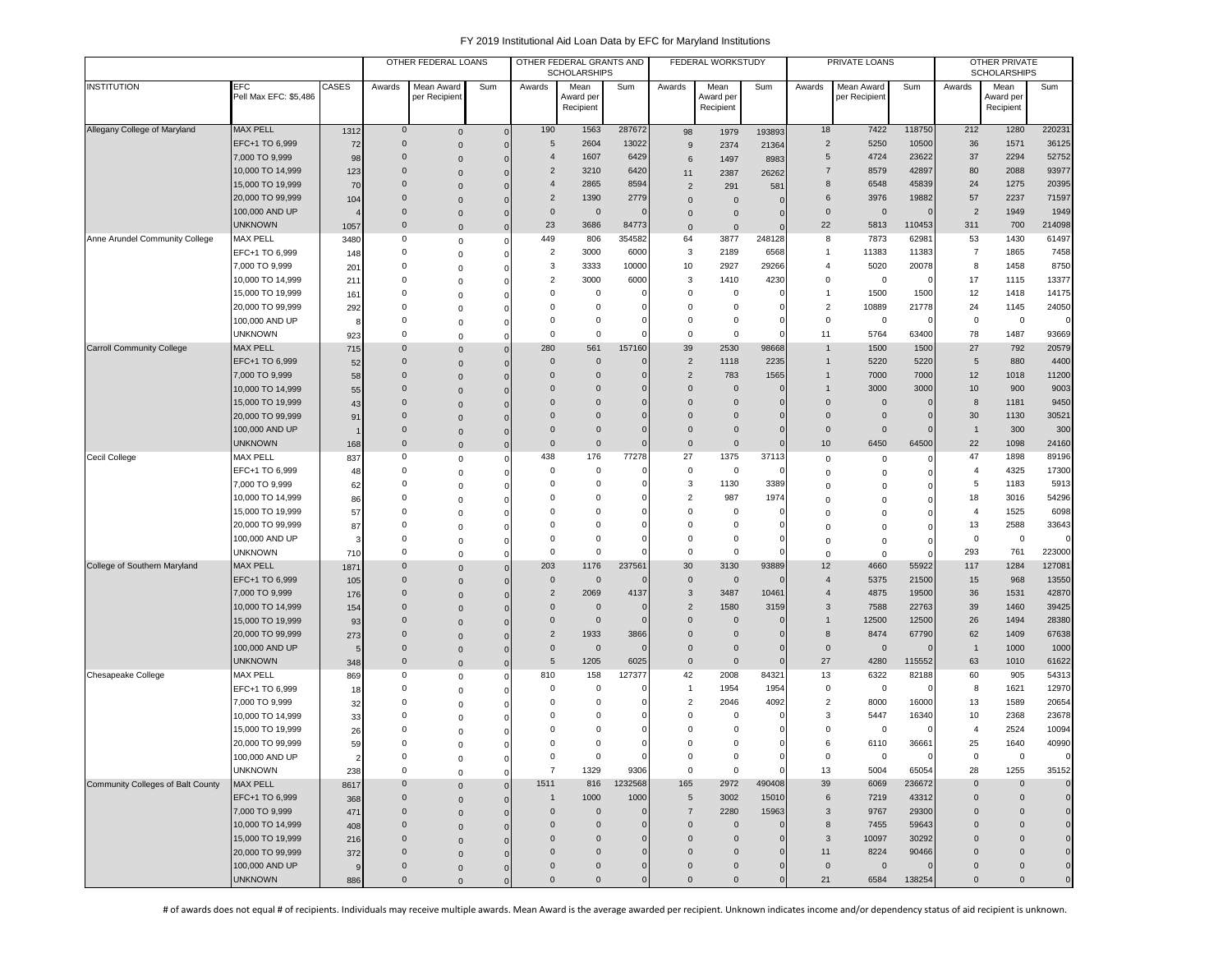# FY 2019 Institutional Aid Loan Data by EFC for Maryland Institutions

| INSTITUTION | EFC Pell Max EFC: $5,486 | CASES | OTHER FEDERAL LOANS | | | OTHER FEDERAL GRANTS AND SCHOLARSHIPS | | | FEDERAL WORKSTUDY | | | PRIVATE LOANS | | | OTHER PRIVATE SCHOLARSHIPS | | |
|---|---|---|---|---|---|---|---|---|---|---|---|---|---|---|---|---|---|
| | | | Awards | Mean Award per Recipient | Sum | Awards | Mean Award per Recipient | Sum | Awards | Mean Award per Recipient | Sum | Awards | Mean Award per Recipient | Sum | Awards | Mean Award per Recipient | Sum |
| Allegany College of Maryland | MAX PELL | 1312 | 0 | 0 | 0 | 190 | 1563 | 287672 | 98 | 1979 | 193893 | 18 | 7422 | 118750 | 212 | 1280 | 220231 |
| | EFC+1 TO 6,999 | 72 | 0 | 0 | 0 | 5 | 2604 | 13022 | 9 | 2374 | 21364 | 2 | 5250 | 10500 | 36 | 1571 | 36125 |
| | 7,000 TO 9,999 | 98 | 0 | 0 | 0 | 4 | 1607 | 6429 | 6 | 1497 | 8983 | 5 | 4724 | 23622 | 37 | 2294 | 52752 |
| | 10,000 TO 14,999 | 123 | 0 | 0 | 0 | 2 | 3210 | 6420 | 11 | 2387 | 26262 | 7 | 8579 | 42897 | 80 | 2088 | 93977 |
| | 15,000 TO 19,999 | 70 | 0 | 0 | 0 | 4 | 2865 | 8594 | 2 | 291 | 581 | 8 | 6548 | 45839 | 24 | 1275 | 20395 |
| | 20,000 TO 99,999 | 104 | 0 | 0 | 0 | 2 | 1390 | 2779 | 0 | 0 | 0 | 6 | 3976 | 19882 | 57 | 2237 | 71597 |
| | 100,000 AND UP | 4 | 0 | 0 | 0 | 0 | 0 | 0 | 0 | 0 | 0 | 0 | 0 | 0 | 2 | 1949 | 1949 |
| | UNKNOWN | 1057 | 0 | 0 | 0 | 23 | 3686 | 84773 | 0 | 0 | 0 | 22 | 5813 | 110453 | 311 | 700 | 214098 |
| Anne Arundel Community College | MAX PELL | 3480 | 0 | 0 | 0 | 449 | 806 | 354582 | 64 | 3877 | 248128 | 8 | 7873 | 62981 | 53 | 1430 | 61497 |
| | EFC+1 TO 6,999 | 148 | 0 | 0 | 0 | 2 | 3000 | 6000 | 3 | 2189 | 6568 | 1 | 11383 | 11383 | 7 | 1865 | 7458 |
| | 7,000 TO 9,999 | 201 | 0 | 0 | 0 | 3 | 3333 | 10000 | 10 | 2927 | 29266 | 4 | 5020 | 20078 | 8 | 1458 | 8750 |
| | 10,000 TO 14,999 | 211 | 0 | 0 | 0 | 2 | 3000 | 6000 | 3 | 1410 | 4230 | 0 | 0 | 0 | 17 | 1115 | 13377 |
| | 15,000 TO 19,999 | 161 | 0 | 0 | 0 | 0 | 0 | 0 | 0 | 0 | 0 | 1 | 1500 | 1500 | 12 | 1418 | 14175 |
| | 20,000 TO 99,999 | 292 | 0 | 0 | 0 | 0 | 0 | 0 | 0 | 0 | 0 | 2 | 10889 | 21778 | 24 | 1145 | 24050 |
| | 100,000 AND UP | 8 | 0 | 0 | 0 | 0 | 0 | 0 | 0 | 0 | 0 | 0 | 0 | 0 | 0 | 0 | 0 |
| | UNKNOWN | 923 | 0 | 0 | 0 | 0 | 0 | 0 | 0 | 0 | 0 | 11 | 5764 | 63400 | 78 | 1487 | 93669 |
| Carroll Community College | MAX PELL | 715 | 0 | 0 | 0 | 280 | 561 | 157160 | 39 | 2530 | 98668 | 1 | 1500 | 1500 | 27 | 792 | 20579 |
| | EFC+1 TO 6,999 | 52 | 0 | 0 | 0 | 0 | 0 | 0 | 2 | 1118 | 2235 | 1 | 5220 | 5220 | 5 | 880 | 4400 |
| | 7,000 TO 9,999 | 58 | 0 | 0 | 0 | 0 | 0 | 0 | 2 | 783 | 1565 | 1 | 7000 | 7000 | 12 | 1018 | 11200 |
| | 10,000 TO 14,999 | 55 | 0 | 0 | 0 | 0 | 0 | 0 | 0 | 0 | 0 | 1 | 3000 | 3000 | 10 | 900 | 9003 |
| | 15,000 TO 19,999 | 43 | 0 | 0 | 0 | 0 | 0 | 0 | 0 | 0 | 0 | 0 | 0 | 0 | 8 | 1181 | 9450 |
| | 20,000 TO 99,999 | 91 | 0 | 0 | 0 | 0 | 0 | 0 | 0 | 0 | 0 | 0 | 0 | 0 | 30 | 1130 | 30521 |
| | 100,000 AND UP | 1 | 0 | 0 | 0 | 0 | 0 | 0 | 0 | 0 | 0 | 0 | 0 | 0 | 1 | 300 | 300 |
| | UNKNOWN | 168 | 0 | 0 | 0 | 0 | 0 | 0 | 0 | 0 | 0 | 10 | 6450 | 64500 | 22 | 1098 | 24160 |
| Cecil College | MAX PELL | 837 | 0 | 0 | 0 | 438 | 176 | 77278 | 27 | 1375 | 37113 | 0 | 0 | 0 | 47 | 1898 | 89196 |
| | EFC+1 TO 6,999 | 48 | 0 | 0 | 0 | 0 | 0 | 0 | 0 | 0 | 0 | 0 | 0 | 0 | 4 | 4325 | 17300 |
| | 7,000 TO 9,999 | 62 | 0 | 0 | 0 | 0 | 0 | 0 | 3 | 1130 | 3389 | 0 | 0 | 0 | 5 | 1183 | 5913 |
| | 10,000 TO 14,999 | 86 | 0 | 0 | 0 | 0 | 0 | 0 | 2 | 987 | 1974 | 0 | 0 | 0 | 18 | 3016 | 54296 |
| | 15,000 TO 19,999 | 57 | 0 | 0 | 0 | 0 | 0 | 0 | 0 | 0 | 0 | 0 | 0 | 0 | 4 | 1525 | 6098 |
| | 20,000 TO 99,999 | 87 | 0 | 0 | 0 | 0 | 0 | 0 | 0 | 0 | 0 | 0 | 0 | 0 | 13 | 2588 | 33643 |
| | 100,000 AND UP | 3 | 0 | 0 | 0 | 0 | 0 | 0 | 0 | 0 | 0 | 0 | 0 | 0 | 0 | 0 | 0 |
| | UNKNOWN | 710 | 0 | 0 | 0 | 0 | 0 | 0 | 0 | 0 | 0 | 0 | 0 | 0 | 293 | 761 | 223000 |
| College of Southern Maryland | MAX PELL | 1871 | 0 | 0 | 0 | 203 | 1176 | 237561 | 30 | 3130 | 93889 | 12 | 4660 | 55922 | 117 | 1284 | 127081 |
| | EFC+1 TO 6,999 | 105 | 0 | 0 | 0 | 0 | 0 | 0 | 0 | 0 | 0 | 4 | 5375 | 21500 | 15 | 968 | 13550 |
| | 7,000 TO 9,999 | 176 | 0 | 0 | 0 | 2 | 2069 | 4137 | 3 | 3487 | 10461 | 4 | 4875 | 19500 | 36 | 1531 | 42870 |
| | 10,000 TO 14,999 | 154 | 0 | 0 | 0 | 0 | 0 | 0 | 2 | 1580 | 3159 | 3 | 7588 | 22763 | 39 | 1460 | 39425 |
| | 15,000 TO 19,999 | 93 | 0 | 0 | 0 | 0 | 0 | 0 | 0 | 0 | 0 | 1 | 12500 | 12500 | 26 | 1494 | 28380 |
| | 20,000 TO 99,999 | 273 | 0 | 0 | 0 | 2 | 1933 | 3866 | 0 | 0 | 0 | 8 | 8474 | 67790 | 62 | 1409 | 67638 |
| | 100,000 AND UP | 5 | 0 | 0 | 0 | 0 | 0 | 0 | 0 | 0 | 0 | 0 | 0 | 0 | 1 | 1000 | 1000 |
| | UNKNOWN | 348 | 0 | 0 | 0 | 5 | 1205 | 6025 | 0 | 0 | 0 | 27 | 4280 | 115552 | 63 | 1010 | 61622 |
| Chesapeake College | MAX PELL | 869 | 0 | 0 | 0 | 810 | 158 | 127377 | 42 | 2008 | 84321 | 13 | 6322 | 82188 | 60 | 905 | 54313 |
| | EFC+1 TO 6,999 | 18 | 0 | 0 | 0 | 0 | 0 | 0 | 1 | 1954 | 1954 | 0 | 0 | 0 | 8 | 1621 | 12970 |
| | 7,000 TO 9,999 | 32 | 0 | 0 | 0 | 0 | 0 | 0 | 2 | 2046 | 4092 | 2 | 8000 | 16000 | 13 | 1589 | 20654 |
| | 10,000 TO 14,999 | 33 | 0 | 0 | 0 | 0 | 0 | 0 | 0 | 0 | 0 | 3 | 5447 | 16340 | 10 | 2368 | 23678 |
| | 15,000 TO 19,999 | 26 | 0 | 0 | 0 | 0 | 0 | 0 | 0 | 0 | 0 | 0 | 0 | 0 | 4 | 2524 | 10094 |
| | 20,000 TO 99,999 | 59 | 0 | 0 | 0 | 0 | 0 | 0 | 0 | 0 | 0 | 6 | 6110 | 36661 | 25 | 1640 | 40990 |
| | 100,000 AND UP | 2 | 0 | 0 | 0 | 0 | 0 | 0 | 0 | 0 | 0 | 0 | 0 | 0 | 0 | 0 | 0 |
| | UNKNOWN | 238 | 0 | 0 | 0 | 7 | 1329 | 9306 | 0 | 0 | 0 | 13 | 5004 | 65054 | 28 | 1255 | 35152 |
| Community Colleges of Balt County | MAX PELL | 8617 | 0 | 0 | 0 | 1511 | 816 | 1232568 | 165 | 2972 | 490408 | 39 | 6069 | 236672 | 0 | 0 | 0 |
| | EFC+1 TO 6,999 | 368 | 0 | 0 | 0 | 1 | 1000 | 1000 | 5 | 3002 | 15010 | 6 | 7219 | 43312 | 0 | 0 | 0 |
| | 7,000 TO 9,999 | 471 | 0 | 0 | 0 | 0 | 0 | 0 | 7 | 2280 | 15963 | 3 | 9767 | 29300 | 0 | 0 | 0 |
| | 10,000 TO 14,999 | 408 | 0 | 0 | 0 | 0 | 0 | 0 | 0 | 0 | 0 | 8 | 7455 | 59643 | 0 | 0 | 0 |
| | 15,000 TO 19,999 | 216 | 0 | 0 | 0 | 0 | 0 | 0 | 0 | 0 | 0 | 3 | 10097 | 30292 | 0 | 0 | 0 |
| | 20,000 TO 99,999 | 372 | 0 | 0 | 0 | 0 | 0 | 0 | 0 | 0 | 0 | 11 | 8224 | 90466 | 0 | 0 | 0 |
| | 100,000 AND UP | 9 | 0 | 0 | 0 | 0 | 0 | 0 | 0 | 0 | 0 | 0 | 0 | 0 | 0 | 0 | 0 |
| | UNKNOWN | 886 | 0 | 0 | 0 | 0 | 0 | 0 | 0 | 0 | 0 | 21 | 6584 | 138254 | 0 | 0 | 0 |

# of awards does not equal # of recipients. Individuals may receive multiple awards. Mean Award is the average awarded per recipient. Unknown indicates income and/or dependency status of aid recipient is unknown.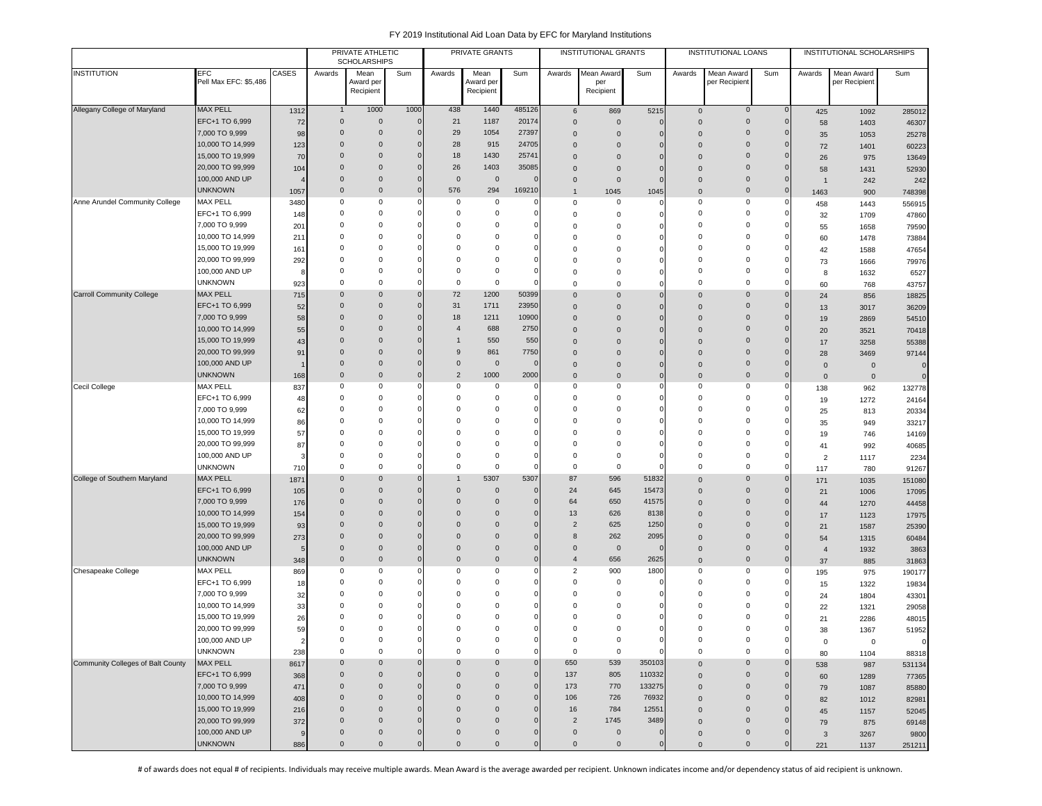# FY 2019 Institutional Aid Loan Data by EFC for Maryland Institutions

| | | | PRIVATE ATHLETIC SCHOLARSHIPS | | | PRIVATE GRANTS | | | INSTITUTIONAL GRANTS | | | INSTITUTIONAL LOANS | | | INSTITUTIONAL SCHOLARSHIPS | | |
|---|---|---|---|---|---|---|---|---|---|---|---|---|---|---|---|---|---|
| INSTITUTION | EFC Pell Max EFC: $5,486 | CASES | Awards | Mean Award per Recipient | Sum | Awards | Mean Award per Recipient | Sum | Awards | Mean Award per Recipient | Sum | Awards | Mean Award per Recipient | Sum | Awards | Mean Award per Recipient | Sum |
| Allegany College of Maryland | MAX PELL | 1312 | 1 | 1000 | 1000 | 438 | 1440 | 485126 | 6 | 869 | 5215 | 0 | 0 | 0 | 425 | 1092 | 285012 |
| | EFC+1 TO 6,999 | 72 | 0 | 0 | 0 | 21 | 1187 | 20174 | 0 | 0 | 0 | 0 | 0 | 0 | 58 | 1403 | 46307 |
| | 7,000 TO 9,999 | 98 | 0 | 0 | 0 | 29 | 1054 | 27397 | 0 | 0 | 0 | 0 | 0 | 0 | 35 | 1053 | 25278 |
| | 10,000 TO 14,999 | 123 | 0 | 0 | 0 | 28 | 915 | 24705 | 0 | 0 | 0 | 0 | 0 | 0 | 72 | 1401 | 60223 |
| | 15,000 TO 19,999 | 70 | 0 | 0 | 0 | 18 | 1430 | 25741 | 0 | 0 | 0 | 0 | 0 | 0 | 26 | 975 | 13649 |
| | 20,000 TO 99,999 | 104 | 0 | 0 | 0 | 26 | 1403 | 35085 | 0 | 0 | 0 | 0 | 0 | 0 | 58 | 1431 | 52930 |
| | 100,000 AND UP | 4 | 0 | 0 | 0 | 0 | 0 | 0 | 0 | 0 | 0 | 0 | 0 | 0 | 1 | 242 | 242 |
| | UNKNOWN | 1057 | 0 | 0 | 0 | 576 | 294 | 169210 | 1 | 1045 | 1045 | 0 | 0 | 0 | 1463 | 900 | 748398 |
| Anne Arundel Community College | MAX PELL | 3480 | 0 | 0 | 0 | 0 | 0 | 0 | 0 | 0 | 0 | 0 | 0 | 0 | 458 | 1443 | 556915 |
| | EFC+1 TO 6,999 | 148 | 0 | 0 | 0 | 0 | 0 | 0 | 0 | 0 | 0 | 0 | 0 | 0 | 32 | 1709 | 47860 |
| | 7,000 TO 9,999 | 201 | 0 | 0 | 0 | 0 | 0 | 0 | 0 | 0 | 0 | 0 | 0 | 0 | 55 | 1658 | 79590 |
| | 10,000 TO 14,999 | 211 | 0 | 0 | 0 | 0 | 0 | 0 | 0 | 0 | 0 | 0 | 0 | 0 | 60 | 1478 | 73884 |
| | 15,000 TO 19,999 | 161 | 0 | 0 | 0 | 0 | 0 | 0 | 0 | 0 | 0 | 0 | 0 | 0 | 42 | 1588 | 47654 |
| | 20,000 TO 99,999 | 292 | 0 | 0 | 0 | 0 | 0 | 0 | 0 | 0 | 0 | 0 | 0 | 0 | 73 | 1666 | 79976 |
| | 100,000 AND UP | 8 | 0 | 0 | 0 | 0 | 0 | 0 | 0 | 0 | 0 | 0 | 0 | 0 | 8 | 1632 | 6527 |
| | UNKNOWN | 923 | 0 | 0 | 0 | 0 | 0 | 0 | 0 | 0 | 0 | 0 | 0 | 0 | 60 | 768 | 43757 |
| Carroll Community College | MAX PELL | 715 | 0 | 0 | 0 | 72 | 1200 | 50399 | 0 | 0 | 0 | 0 | 0 | 0 | 24 | 856 | 18825 |
| | EFC+1 TO 6,999 | 52 | 0 | 0 | 0 | 31 | 1711 | 23950 | 0 | 0 | 0 | 0 | 0 | 0 | 13 | 3017 | 36209 |
| | 7,000 TO 9,999 | 58 | 0 | 0 | 0 | 18 | 1211 | 10900 | 0 | 0 | 0 | 0 | 0 | 0 | 19 | 2869 | 54510 |
| | 10,000 TO 14,999 | 55 | 0 | 0 | 0 | 4 | 688 | 2750 | 0 | 0 | 0 | 0 | 0 | 0 | 20 | 3521 | 70418 |
| | 15,000 TO 19,999 | 43 | 0 | 0 | 0 | 1 | 550 | 550 | 0 | 0 | 0 | 0 | 0 | 0 | 17 | 3258 | 55388 |
| | 20,000 TO 99,999 | 91 | 0 | 0 | 0 | 9 | 861 | 7750 | 0 | 0 | 0 | 0 | 0 | 0 | 28 | 3469 | 97144 |
| | 100,000 AND UP | 1 | 0 | 0 | 0 | 0 | 0 | 0 | 0 | 0 | 0 | 0 | 0 | 0 | 0 | 0 | 0 |
| | UNKNOWN | 168 | 0 | 0 | 0 | 2 | 1000 | 2000 | 0 | 0 | 0 | 0 | 0 | 0 | 0 | 0 | 0 |
| Cecil College | MAX PELL | 837 | 0 | 0 | 0 | 0 | 0 | 0 | 0 | 0 | 0 | 0 | 0 | 0 | 138 | 962 | 132778 |
| | EFC+1 TO 6,999 | 48 | 0 | 0 | 0 | 0 | 0 | 0 | 0 | 0 | 0 | 0 | 0 | 0 | 19 | 1272 | 24164 |
| | 7,000 TO 9,999 | 62 | 0 | 0 | 0 | 0 | 0 | 0 | 0 | 0 | 0 | 0 | 0 | 0 | 25 | 813 | 20334 |
| | 10,000 TO 14,999 | 86 | 0 | 0 | 0 | 0 | 0 | 0 | 0 | 0 | 0 | 0 | 0 | 0 | 35 | 949 | 33217 |
| | 15,000 TO 19,999 | 57 | 0 | 0 | 0 | 0 | 0 | 0 | 0 | 0 | 0 | 0 | 0 | 0 | 19 | 746 | 14169 |
| | 20,000 TO 99,999 | 87 | 0 | 0 | 0 | 0 | 0 | 0 | 0 | 0 | 0 | 0 | 0 | 0 | 41 | 992 | 40685 |
| | 100,000 AND UP | 3 | 0 | 0 | 0 | 0 | 0 | 0 | 0 | 0 | 0 | 0 | 0 | 0 | 2 | 1117 | 2234 |
| | UNKNOWN | 710 | 0 | 0 | 0 | 0 | 0 | 0 | 0 | 0 | 0 | 0 | 0 | 0 | 117 | 780 | 91267 |
| College of Southern Maryland | MAX PELL | 1871 | 0 | 0 | 0 | 1 | 5307 | 5307 | 87 | 596 | 51832 | 0 | 0 | 0 | 171 | 1035 | 151080 |
| | EFC+1 TO 6,999 | 105 | 0 | 0 | 0 | 0 | 0 | 0 | 24 | 645 | 15473 | 0 | 0 | 0 | 21 | 1006 | 17095 |
| | 7,000 TO 9,999 | 176 | 0 | 0 | 0 | 0 | 0 | 0 | 64 | 650 | 41575 | 0 | 0 | 0 | 44 | 1270 | 44458 |
| | 10,000 TO 14,999 | 154 | 0 | 0 | 0 | 0 | 0 | 0 | 13 | 626 | 8138 | 0 | 0 | 0 | 17 | 1123 | 17975 |
| | 15,000 TO 19,999 | 93 | 0 | 0 | 0 | 0 | 0 | 0 | 2 | 625 | 1250 | 0 | 0 | 0 | 21 | 1587 | 25390 |
| | 20,000 TO 99,999 | 273 | 0 | 0 | 0 | 0 | 0 | 0 | 8 | 262 | 2095 | 0 | 0 | 0 | 54 | 1315 | 60484 |
| | 100,000 AND UP | 5 | 0 | 0 | 0 | 0 | 0 | 0 | 0 | 0 | 0 | 0 | 0 | 0 | 4 | 1932 | 3863 |
| | UNKNOWN | 348 | 0 | 0 | 0 | 0 | 0 | 0 | 4 | 656 | 2625 | 0 | 0 | 0 | 37 | 885 | 31863 |
| Chesapeake College | MAX PELL | 869 | 0 | 0 | 0 | 0 | 0 | 0 | 2 | 900 | 1800 | 0 | 0 | 0 | 195 | 975 | 190177 |
| | EFC+1 TO 6,999 | 18 | 0 | 0 | 0 | 0 | 0 | 0 | 0 | 0 | 0 | 0 | 0 | 0 | 15 | 1322 | 19834 |
| | 7,000 TO 9,999 | 32 | 0 | 0 | 0 | 0 | 0 | 0 | 0 | 0 | 0 | 0 | 0 | 0 | 24 | 1804 | 43301 |
| | 10,000 TO 14,999 | 33 | 0 | 0 | 0 | 0 | 0 | 0 | 0 | 0 | 0 | 0 | 0 | 0 | 22 | 1321 | 29058 |
| | 15,000 TO 19,999 | 26 | 0 | 0 | 0 | 0 | 0 | 0 | 0 | 0 | 0 | 0 | 0 | 0 | 21 | 2286 | 48015 |
| | 20,000 TO 99,999 | 59 | 0 | 0 | 0 | 0 | 0 | 0 | 0 | 0 | 0 | 0 | 0 | 0 | 38 | 1367 | 51952 |
| | 100,000 AND UP | 2 | 0 | 0 | 0 | 0 | 0 | 0 | 0 | 0 | 0 | 0 | 0 | 0 | 0 | 0 | 0 |
| | UNKNOWN | 238 | 0 | 0 | 0 | 0 | 0 | 0 | 0 | 0 | 0 | 0 | 0 | 0 | 80 | 1104 | 88318 |
| Community Colleges of Balt County | MAX PELL | 8617 | 0 | 0 | 0 | 0 | 0 | 0 | 650 | 539 | 350103 | 0 | 0 | 0 | 538 | 987 | 531134 |
| | EFC+1 TO 6,999 | 368 | 0 | 0 | 0 | 0 | 0 | 0 | 137 | 805 | 110332 | 0 | 0 | 0 | 60 | 1289 | 77365 |
| | 7,000 TO 9,999 | 471 | 0 | 0 | 0 | 0 | 0 | 0 | 173 | 770 | 133275 | 0 | 0 | 0 | 79 | 1087 | 85880 |
| | 10,000 TO 14,999 | 408 | 0 | 0 | 0 | 0 | 0 | 0 | 106 | 726 | 76932 | 0 | 0 | 0 | 82 | 1012 | 82981 |
| | 15,000 TO 19,999 | 216 | 0 | 0 | 0 | 0 | 0 | 0 | 16 | 784 | 12551 | 0 | 0 | 0 | 45 | 1157 | 52045 |
| | 20,000 TO 99,999 | 372 | 0 | 0 | 0 | 0 | 0 | 0 | 2 | 1745 | 3489 | 0 | 0 | 0 | 79 | 875 | 69148 |
| | 100,000 AND UP | 9 | 0 | 0 | 0 | 0 | 0 | 0 | 0 | 0 | 0 | 0 | 0 | 0 | 3 | 3267 | 9800 |
| | UNKNOWN | 886 | 0 | 0 | 0 | 0 | 0 | 0 | 0 | 0 | 0 | 0 | 0 | 0 | 221 | 1137 | 251211 |

# of awards does not equal # of recipients. Individuals may receive multiple awards. Mean Award is the average awarded per recipient. Unknown indicates income and/or dependency status of aid recipient is unknown.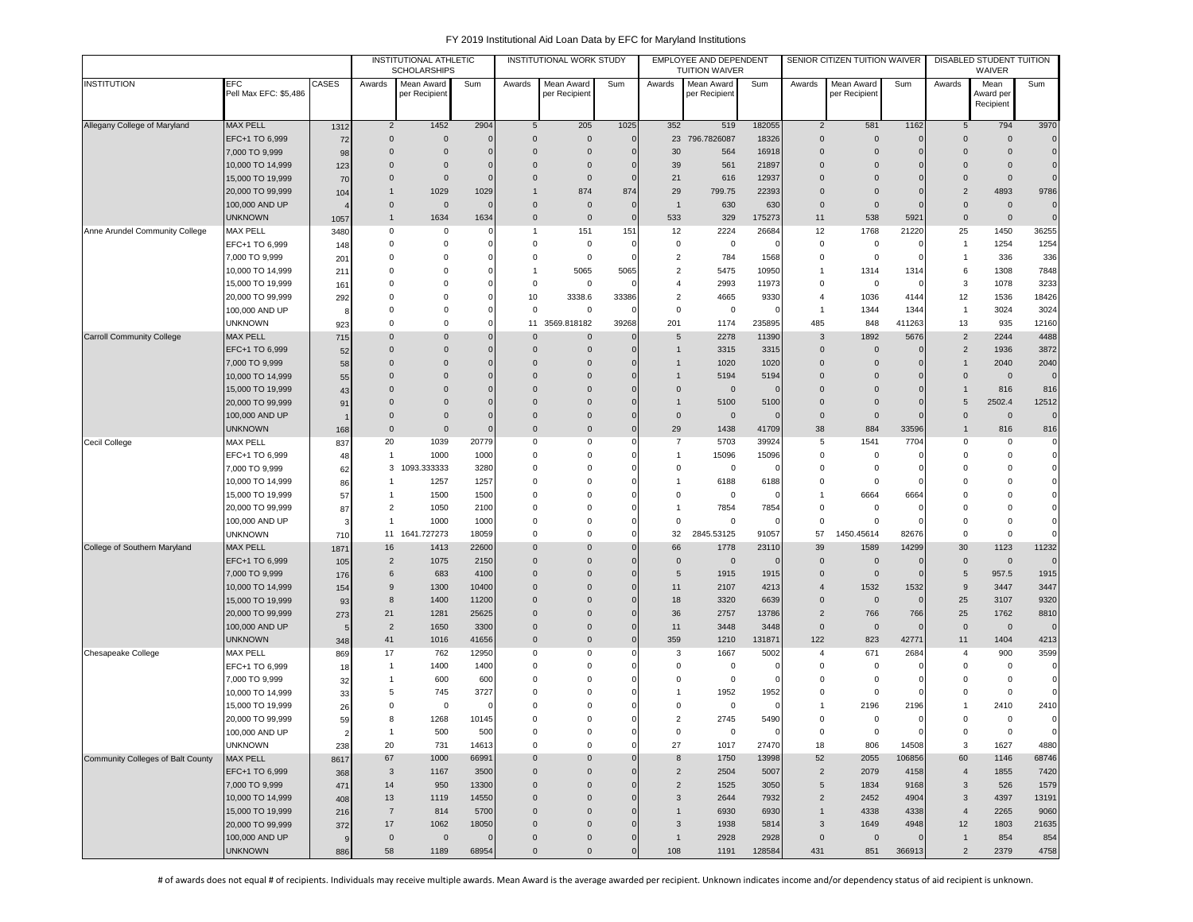# FY 2019 Institutional Aid Loan Data by EFC for Maryland Institutions

| INSTITUTION | EFC Pell Max EFC: $5,486 | CASES | INSTITUTIONAL ATHLETIC SCHOLARSHIPS | | | INSTITUTIONAL WORK STUDY | | | EMPLOYEE AND DEPENDENT TUITION WAIVER | | | SENIOR CITIZEN TUITION WAIVER | | | DISABLED STUDENT TUITION WAIVER | | |
|---|---|---|---|---|---|---|---|---|---|---|---|---|---|---|---|---|---|
| | | | Awards | Mean Award per Recipient | Sum | Awards | Mean Award per Recipient | Sum | Awards | Mean Award per Recipient | Sum | Awards | Mean Award per Recipient | Sum | Awards | Mean Award per Recipient | Sum |
| Allegany College of Maryland | MAX PELL | 1312 | 2 | 1452 | 2904 | 5 | 205 | 1025 | 352 | 519 | 182055 | 2 | 581 | 1162 | 5 | 794 | 3970 |
| | EFC+1 TO 6,999 | 72 | 0 | 0 | 0 | 0 | 0 | 0 | 23 | 796.7826087 | 18326 | 0 | 0 | 0 | 0 | 0 | 0 |
| | 7,000 TO 9,999 | 98 | 0 | 0 | 0 | 0 | 0 | 0 | 30 | 564 | 16918 | 0 | 0 | 0 | 0 | 0 | 0 |
| | 10,000 TO 14,999 | 123 | 0 | 0 | 0 | 0 | 0 | 0 | 39 | 561 | 21897 | 0 | 0 | 0 | 0 | 0 | 0 |
| | 15,000 TO 19,999 | 70 | 0 | 0 | 0 | 0 | 0 | 0 | 21 | 616 | 12937 | 0 | 0 | 0 | 0 | 0 | 0 |
| | 20,000 TO 99,999 | 104 | 1 | 1029 | 1029 | 1 | 874 | 874 | 29 | 799.75 | 22393 | 0 | 0 | 0 | 2 | 4893 | 9786 |
| | 100,000 AND UP | 4 | 0 | 0 | 0 | 0 | 0 | 0 | 1 | 630 | 630 | 0 | 0 | 0 | 0 | 0 | 0 |
| | UNKNOWN | 1057 | 1 | 1634 | 1634 | 0 | 0 | 0 | 533 | 329 | 175273 | 11 | 538 | 5921 | 0 | 0 | 0 |
| Anne Arundel Community College | MAX PELL | 3480 | 0 | 0 | 0 | 1 | 151 | 151 | 12 | 2224 | 26684 | 12 | 1768 | 21220 | 25 | 1450 | 36255 |
| | EFC+1 TO 6,999 | 148 | 0 | 0 | 0 | 0 | 0 | 0 | 0 | 0 | 0 | 0 | 0 | 0 | 1 | 1254 | 1254 |
| | 7,000 TO 9,999 | 201 | 0 | 0 | 0 | 0 | 0 | 0 | 2 | 784 | 1568 | 0 | 0 | 0 | 1 | 336 | 336 |
| | 10,000 TO 14,999 | 211 | 0 | 0 | 0 | 1 | 5065 | 5065 | 2 | 5475 | 10950 | 1 | 1314 | 1314 | 6 | 1308 | 7848 |
| | 15,000 TO 19,999 | 161 | 0 | 0 | 0 | 0 | 0 | 0 | 4 | 2993 | 11973 | 0 | 0 | 0 | 3 | 1078 | 3233 |
| | 20,000 TO 99,999 | 292 | 0 | 0 | 0 | 10 | 3338.6 | 33386 | 2 | 4665 | 9330 | 4 | 1036 | 4144 | 12 | 1536 | 18426 |
| | 100,000 AND UP | 8 | 0 | 0 | 0 | 0 | 0 | 0 | 0 | 0 | 0 | 1 | 1344 | 1344 | 1 | 3024 | 3024 |
| | UNKNOWN | 923 | 0 | 0 | 0 | 11 | 3569.818182 | 39268 | 201 | 1174 | 235895 | 485 | 848 | 411263 | 13 | 935 | 12160 |
| Carroll Community College | MAX PELL | 715 | 0 | 0 | 0 | 0 | 0 | 0 | 5 | 2278 | 11390 | 3 | 1892 | 5676 | 2 | 2244 | 4488 |
| | EFC+1 TO 6,999 | 52 | 0 | 0 | 0 | 0 | 0 | 0 | 1 | 3315 | 3315 | 0 | 0 | 0 | 2 | 1936 | 3872 |
| | 7,000 TO 9,999 | 58 | 0 | 0 | 0 | 0 | 0 | 0 | 1 | 1020 | 1020 | 0 | 0 | 0 | 1 | 2040 | 2040 |
| | 10,000 TO 14,999 | 55 | 0 | 0 | 0 | 0 | 0 | 0 | 1 | 5194 | 5194 | 0 | 0 | 0 | 0 | 0 | 0 |
| | 15,000 TO 19,999 | 43 | 0 | 0 | 0 | 0 | 0 | 0 | 0 | 0 | 0 | 0 | 0 | 0 | 1 | 816 | 816 |
| | 20,000 TO 99,999 | 91 | 0 | 0 | 0 | 0 | 0 | 0 | 1 | 5100 | 5100 | 0 | 0 | 0 | 5 | 2502.4 | 12512 |
| | 100,000 AND UP | 1 | 0 | 0 | 0 | 0 | 0 | 0 | 0 | 0 | 0 | 0 | 0 | 0 | 0 | 0 | 0 |
| | UNKNOWN | 168 | 0 | 0 | 0 | 0 | 0 | 0 | 29 | 1438 | 41709 | 38 | 884 | 33596 | 1 | 816 | 816 |
| Cecil College | MAX PELL | 837 | 20 | 1039 | 20779 | 0 | 0 | 0 | 7 | 5703 | 39924 | 5 | 1541 | 7704 | 0 | 0 | 0 |
| | EFC+1 TO 6,999 | 48 | 1 | 1000 | 1000 | 0 | 0 | 0 | 1 | 15096 | 15096 | 0 | 0 | 0 | 0 | 0 | 0 |
| | 7,000 TO 9,999 | 62 | 3 | 1093.333333 | 3280 | 0 | 0 | 0 | 0 | 0 | 0 | 0 | 0 | 0 | 0 | 0 | 0 |
| | 10,000 TO 14,999 | 86 | 1 | 1257 | 1257 | 0 | 0 | 0 | 1 | 6188 | 6188 | 0 | 0 | 0 | 0 | 0 | 0 |
| | 15,000 TO 19,999 | 57 | 1 | 1500 | 1500 | 0 | 0 | 0 | 0 | 0 | 0 | 1 | 6664 | 6664 | 0 | 0 | 0 |
| | 20,000 TO 99,999 | 87 | 2 | 1050 | 2100 | 0 | 0 | 0 | 1 | 7854 | 7854 | 0 | 0 | 0 | 0 | 0 | 0 |
| | 100,000 AND UP | 3 | 1 | 1000 | 1000 | 0 | 0 | 0 | 0 | 0 | 0 | 0 | 0 | 0 | 0 | 0 | 0 |
| | UNKNOWN | 710 | 11 | 1641.727273 | 18059 | 0 | 0 | 0 | 32 | 2845.53125 | 91057 | 57 | 1450.45614 | 82676 | 0 | 0 | 0 |
| College of Southern Maryland | MAX PELL | 1871 | 16 | 1413 | 22600 | 0 | 0 | 0 | 66 | 1778 | 23110 | 39 | 1589 | 14299 | 30 | 1123 | 11232 |
| | EFC+1 TO 6,999 | 105 | 2 | 1075 | 2150 | 0 | 0 | 0 | 0 | 0 | 0 | 0 | 0 | 0 | 0 | 0 | 0 |
| | 7,000 TO 9,999 | 176 | 6 | 683 | 4100 | 0 | 0 | 0 | 5 | 1915 | 1915 | 0 | 0 | 0 | 5 | 957.5 | 1915 |
| | 10,000 TO 14,999 | 154 | 9 | 1300 | 10400 | 0 | 0 | 0 | 11 | 2107 | 4213 | 4 | 1532 | 1532 | 9 | 3447 | 3447 |
| | 15,000 TO 19,999 | 93 | 8 | 1400 | 11200 | 0 | 0 | 0 | 18 | 3320 | 6639 | 0 | 0 | 0 | 25 | 3107 | 9320 |
| | 20,000 TO 99,999 | 273 | 21 | 1281 | 25625 | 0 | 0 | 0 | 36 | 2757 | 13786 | 2 | 766 | 766 | 25 | 1762 | 8810 |
| | 100,000 AND UP | 5 | 2 | 1650 | 3300 | 0 | 0 | 0 | 11 | 3448 | 3448 | 0 | 0 | 0 | 0 | 0 | 0 |
| | UNKNOWN | 348 | 41 | 1016 | 41656 | 0 | 0 | 0 | 359 | 1210 | 131871 | 122 | 823 | 42771 | 11 | 1404 | 4213 |
| Chesapeake College | MAX PELL | 869 | 17 | 762 | 12950 | 0 | 0 | 0 | 3 | 1667 | 5002 | 4 | 671 | 2684 | 4 | 900 | 3599 |
| | EFC+1 TO 6,999 | 18 | 1 | 1400 | 1400 | 0 | 0 | 0 | 0 | 0 | 0 | 0 | 0 | 0 | 0 | 0 | 0 |
| | 7,000 TO 9,999 | 32 | 1 | 600 | 600 | 0 | 0 | 0 | 0 | 0 | 0 | 0 | 0 | 0 | 0 | 0 | 0 |
| | 10,000 TO 14,999 | 33 | 5 | 745 | 3727 | 0 | 0 | 0 | 1 | 1952 | 1952 | 0 | 0 | 0 | 0 | 0 | 0 |
| | 15,000 TO 19,999 | 26 | 0 | 0 | 0 | 0 | 0 | 0 | 0 | 0 | 0 | 1 | 2196 | 2196 | 1 | 2410 | 2410 |
| | 20,000 TO 99,999 | 59 | 8 | 1268 | 10145 | 0 | 0 | 0 | 2 | 2745 | 5490 | 0 | 0 | 0 | 0 | 0 | 0 |
| | 100,000 AND UP | 2 | 1 | 500 | 500 | 0 | 0 | 0 | 0 | 0 | 0 | 0 | 0 | 0 | 0 | 0 | 0 |
| | UNKNOWN | 238 | 20 | 731 | 14613 | 0 | 0 | 0 | 27 | 1017 | 27470 | 18 | 806 | 14508 | 3 | 1627 | 4880 |
| Community Colleges of Balt County | MAX PELL | 8617 | 67 | 1000 | 66991 | 0 | 0 | 0 | 8 | 1750 | 13998 | 52 | 2055 | 106856 | 60 | 1146 | 68746 |
| | EFC+1 TO 6,999 | 368 | 3 | 1167 | 3500 | 0 | 0 | 0 | 2 | 2504 | 5007 | 2 | 2079 | 4158 | 4 | 1855 | 7420 |
| | 7,000 TO 9,999 | 471 | 14 | 950 | 13300 | 0 | 0 | 0 | 2 | 1525 | 3050 | 5 | 1834 | 9168 | 3 | 526 | 1579 |
| | 10,000 TO 14,999 | 408 | 13 | 1119 | 14550 | 0 | 0 | 0 | 3 | 2644 | 7932 | 2 | 2452 | 4904 | 3 | 4397 | 13191 |
| | 15,000 TO 19,999 | 216 | 7 | 814 | 5700 | 0 | 0 | 0 | 1 | 6930 | 6930 | 1 | 4338 | 4338 | 4 | 2265 | 9060 |
| | 20,000 TO 99,999 | 372 | 17 | 1062 | 18050 | 0 | 0 | 0 | 3 | 1938 | 5814 | 3 | 1649 | 4948 | 12 | 1803 | 21635 |
| | 100,000 AND UP | 9 | 0 | 0 | 0 | 0 | 0 | 0 | 1 | 2928 | 2928 | 0 | 0 | 0 | 1 | 854 | 854 |
| | UNKNOWN | 886 | 58 | 1189 | 68954 | 0 | 0 | 0 | 108 | 1191 | 128584 | 431 | 851 | 366913 | 2 | 2379 | 4758 |

# of awards does not equal # of recipients. Individuals may receive multiple awards. Mean Award is the average awarded per recipient. Unknown indicates income and/or dependency status of aid recipient is unknown.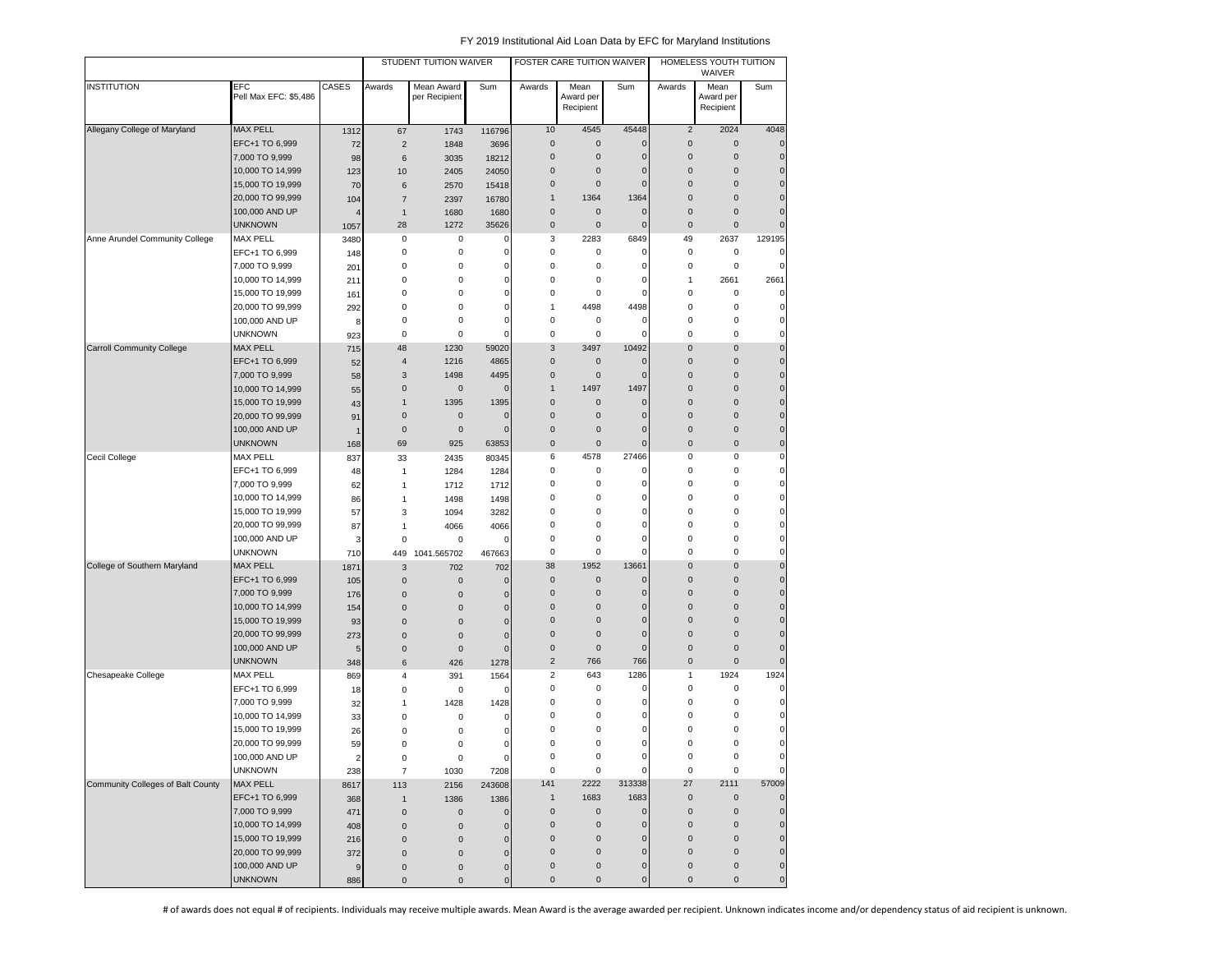# FY 2019 Institutional Aid Loan Data by EFC for Maryland Institutions

| | | | STUDENT TUITION WAIVER | | | FOSTER CARE TUITION WAIVER | | | HOMELESS YOUTH TUITION WAIVER | | |
|---|---|---|---|---|---|---|---|---|---|---|---|
| INSTITUTION | EFC Pell Max EFC: $5,486 | CASES | Awards | Mean Award per Recipient | Sum | Awards | Mean Award per Recipient | Sum | Awards | Mean Award per Recipient | Sum |
| Allegany College of Maryland | MAX PELL | 1312 | 67 | 1743 | 116796 | 10 | 4545 | 45448 | 2 | 2024 | 4048 |
| | EFC+1 TO 6,999 | 72 | 2 | 1848 | 3696 | 0 | 0 | 0 | 0 | 0 | 0 |
| | 7,000 TO 9,999 | 98 | 6 | 3035 | 18212 | 0 | 0 | 0 | 0 | 0 | 0 |
| | 10,000 TO 14,999 | 123 | 10 | 2405 | 24050 | 0 | 0 | 0 | 0 | 0 | 0 |
| | 15,000 TO 19,999 | 70 | 6 | 2570 | 15418 | 0 | 0 | 0 | 0 | 0 | 0 |
| | 20,000 TO 99,999 | 104 | 7 | 2397 | 16780 | 1 | 1364 | 1364 | 0 | 0 | 0 |
| | 100,000 AND UP | 4 | 1 | 1680 | 1680 | 0 | 0 | 0 | 0 | 0 | 0 |
| | UNKNOWN | 1057 | 28 | 1272 | 35626 | 0 | 0 | 0 | 0 | 0 | 0 |
| Anne Arundel Community College | MAX PELL | 3480 | 0 | 0 | 0 | 3 | 2283 | 6849 | 49 | 2637 | 129195 |
| | EFC+1 TO 6,999 | 148 | 0 | 0 | 0 | 0 | 0 | 0 | 0 | 0 | 0 |
| | 7,000 TO 9,999 | 201 | 0 | 0 | 0 | 0 | 0 | 0 | 0 | 0 | 0 |
| | 10,000 TO 14,999 | 211 | 0 | 0 | 0 | 0 | 0 | 0 | 1 | 2661 | 2661 |
| | 15,000 TO 19,999 | 161 | 0 | 0 | 0 | 0 | 0 | 0 | 0 | 0 | 0 |
| | 20,000 TO 99,999 | 292 | 0 | 0 | 0 | 1 | 4498 | 4498 | 0 | 0 | 0 |
| | 100,000 AND UP | 8 | 0 | 0 | 0 | 0 | 0 | 0 | 0 | 0 | 0 |
| | UNKNOWN | 923 | 0 | 0 | 0 | 0 | 0 | 0 | 0 | 0 | 0 |
| Carroll Community College | MAX PELL | 715 | 48 | 1230 | 59020 | 3 | 3497 | 10492 | 0 | 0 | 0 |
| | EFC+1 TO 6,999 | 52 | 4 | 1216 | 4865 | 0 | 0 | 0 | 0 | 0 | 0 |
| | 7,000 TO 9,999 | 58 | 3 | 1498 | 4495 | 0 | 0 | 0 | 0 | 0 | 0 |
| | 10,000 TO 14,999 | 55 | 0 | 0 | 0 | 1 | 1497 | 1497 | 0 | 0 | 0 |
| | 15,000 TO 19,999 | 43 | 1 | 1395 | 1395 | 0 | 0 | 0 | 0 | 0 | 0 |
| | 20,000 TO 99,999 | 91 | 0 | 0 | 0 | 0 | 0 | 0 | 0 | 0 | 0 |
| | 100,000 AND UP | 1 | 0 | 0 | 0 | 0 | 0 | 0 | 0 | 0 | 0 |
| | UNKNOWN | 168 | 69 | 925 | 63853 | 0 | 0 | 0 | 0 | 0 | 0 |
| Cecil College | MAX PELL | 837 | 33 | 2435 | 80345 | 6 | 4578 | 27466 | 0 | 0 | 0 |
| | EFC+1 TO 6,999 | 48 | 1 | 1284 | 1284 | 0 | 0 | 0 | 0 | 0 | 0 |
| | 7,000 TO 9,999 | 62 | 1 | 1712 | 1712 | 0 | 0 | 0 | 0 | 0 | 0 |
| | 10,000 TO 14,999 | 86 | 1 | 1498 | 1498 | 0 | 0 | 0 | 0 | 0 | 0 |
| | 15,000 TO 19,999 | 57 | 3 | 1094 | 3282 | 0 | 0 | 0 | 0 | 0 | 0 |
| | 20,000 TO 99,999 | 87 | 1 | 4066 | 4066 | 0 | 0 | 0 | 0 | 0 | 0 |
| | 100,000 AND UP | 3 | 0 | 0 | 0 | 0 | 0 | 0 | 0 | 0 | 0 |
| | UNKNOWN | 710 | 449 | 1041.565702 | 467663 | 0 | 0 | 0 | 0 | 0 | 0 |
| College of Southern Maryland | MAX PELL | 1871 | 3 | 702 | 702 | 38 | 1952 | 13661 | 0 | 0 | 0 |
| | EFC+1 TO 6,999 | 105 | 0 | 0 | 0 | 0 | 0 | 0 | 0 | 0 | 0 |
| | 7,000 TO 9,999 | 176 | 0 | 0 | 0 | 0 | 0 | 0 | 0 | 0 | 0 |
| | 10,000 TO 14,999 | 154 | 0 | 0 | 0 | 0 | 0 | 0 | 0 | 0 | 0 |
| | 15,000 TO 19,999 | 93 | 0 | 0 | 0 | 0 | 0 | 0 | 0 | 0 | 0 |
| | 20,000 TO 99,999 | 273 | 0 | 0 | 0 | 0 | 0 | 0 | 0 | 0 | 0 |
| | 100,000 AND UP | 5 | 0 | 0 | 0 | 0 | 0 | 0 | 0 | 0 | 0 |
| | UNKNOWN | 348 | 6 | 426 | 1278 | 2 | 766 | 766 | 0 | 0 | 0 |
| Chesapeake College | MAX PELL | 869 | 4 | 391 | 1564 | 2 | 643 | 1286 | 1 | 1924 | 1924 |
| | EFC+1 TO 6,999 | 18 | 0 | 0 | 0 | 0 | 0 | 0 | 0 | 0 | 0 |
| | 7,000 TO 9,999 | 32 | 1 | 1428 | 1428 | 0 | 0 | 0 | 0 | 0 | 0 |
| | 10,000 TO 14,999 | 33 | 0 | 0 | 0 | 0 | 0 | 0 | 0 | 0 | 0 |
| | 15,000 TO 19,999 | 26 | 0 | 0 | 0 | 0 | 0 | 0 | 0 | 0 | 0 |
| | 20,000 TO 99,999 | 59 | 0 | 0 | 0 | 0 | 0 | 0 | 0 | 0 | 0 |
| | 100,000 AND UP | 2 | 0 | 0 | 0 | 0 | 0 | 0 | 0 | 0 | 0 |
| | UNKNOWN | 238 | 7 | 1030 | 7208 | 0 | 0 | 0 | 0 | 0 | 0 |
| Community Colleges of Balt County | MAX PELL | 8617 | 113 | 2156 | 243608 | 141 | 2222 | 313338 | 27 | 2111 | 57009 |
| | EFC+1 TO 6,999 | 368 | 1 | 1386 | 1386 | 1 | 1683 | 1683 | 0 | 0 | 0 |
| | 7,000 TO 9,999 | 471 | 0 | 0 | 0 | 0 | 0 | 0 | 0 | 0 | 0 |
| | 10,000 TO 14,999 | 408 | 0 | 0 | 0 | 0 | 0 | 0 | 0 | 0 | 0 |
| | 15,000 TO 19,999 | 216 | 0 | 0 | 0 | 0 | 0 | 0 | 0 | 0 | 0 |
| | 20,000 TO 99,999 | 372 | 0 | 0 | 0 | 0 | 0 | 0 | 0 | 0 | 0 |
| | 100,000 AND UP | 9 | 0 | 0 | 0 | 0 | 0 | 0 | 0 | 0 | 0 |
| | UNKNOWN | 886 | 0 | 0 | 0 | 0 | 0 | 0 | 0 | 0 | 0 |

# of awards does not equal # of recipients. Individuals may receive multiple awards. Mean Award is the average awarded per recipient. Unknown indicates income and/or dependency status of aid recipient is unknown.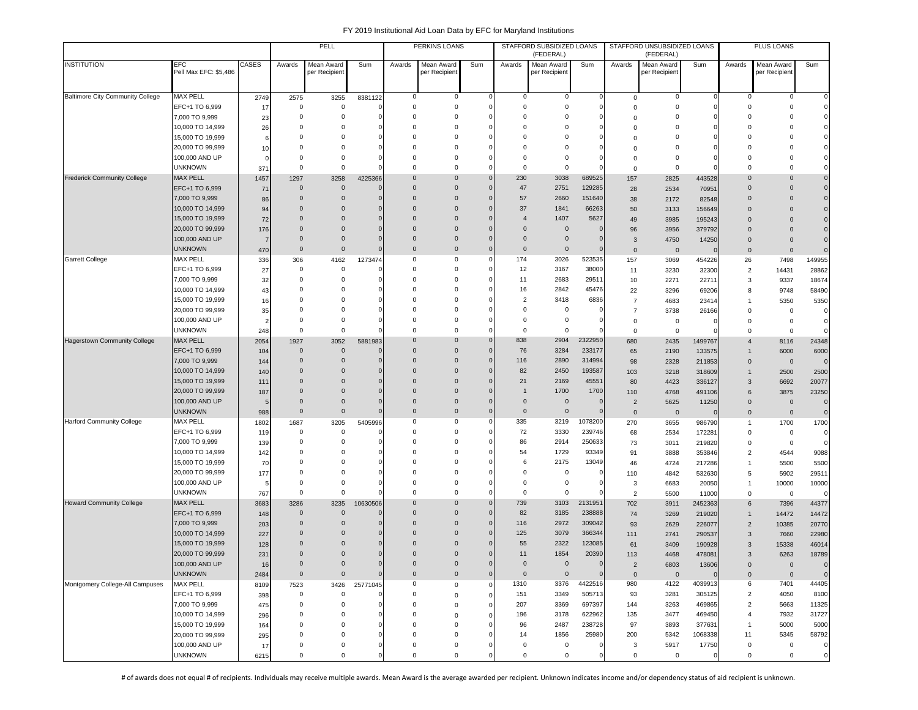# FY 2019 Institutional Aid Loan Data by EFC for Maryland Institutions

| INSTITUTION | EFC<br>Pell Max EFC: $5,486 | CASES | PELL | | | PERKINS LOANS | | | STAFFORD SUBSIDIZED LOANS (FEDERAL) | | | STAFFORD UNSUBSIDIZED LOANS (FEDERAL) | | | PLUS LOANS | | |
|---|---|---|---|---|---|---|---|---|---|---|---|---|---|---|---|---|---|
| | | | Awards | Mean Award per Recipient | Sum | Awards | Mean Award per Recipient | Sum | Awards | Mean Award per Recipient | Sum | Awards | Mean Award per Recipient | Sum | Awards | Mean Award per Recipient | Sum |
| Baltimore City Community College | MAX PELL | 2749 | 2575 | 3255 | 8381122 | 0 | 0 | 0 | 0 | 0 | 0 | 0 | 0 | 0 | 0 | 0 | 0 |
| | EFC+1 TO 6,999 | 17 | 0 | 0 | 0 | 0 | 0 | 0 | 0 | 0 | 0 | 0 | 0 | 0 | 0 | 0 | 0 |
| | 7,000 TO 9,999 | 23 | 0 | 0 | 0 | 0 | 0 | 0 | 0 | 0 | 0 | 0 | 0 | 0 | 0 | 0 | 0 |
| | 10,000 TO 14,999 | 26 | 0 | 0 | 0 | 0 | 0 | 0 | 0 | 0 | 0 | 0 | 0 | 0 | 0 | 0 | 0 |
| | 15,000 TO 19,999 | 6 | 0 | 0 | 0 | 0 | 0 | 0 | 0 | 0 | 0 | 0 | 0 | 0 | 0 | 0 | 0 |
| | 20,000 TO 99,999 | 10 | 0 | 0 | 0 | 0 | 0 | 0 | 0 | 0 | 0 | 0 | 0 | 0 | 0 | 0 | 0 |
| | 100,000 AND UP | 0 | 0 | 0 | 0 | 0 | 0 | 0 | 0 | 0 | 0 | 0 | 0 | 0 | 0 | 0 | 0 |
| | UNKNOWN | 371 | 0 | 0 | 0 | 0 | 0 | 0 | 0 | 0 | 0 | 0 | 0 | 0 | 0 | 0 | 0 |
| Frederick Community College | MAX PELL | 1457 | 1297 | 3258 | 4225366 | 0 | 0 | 0 | 230 | 3038 | 689525 | 157 | 2825 | 443528 | 0 | 0 | 0 |
| | EFC+1 TO 6,999 | 71 | 0 | 0 | 0 | 0 | 0 | 0 | 47 | 2751 | 129285 | 28 | 2534 | 70951 | 0 | 0 | 0 |
| | 7,000 TO 9,999 | 86 | 0 | 0 | 0 | 0 | 0 | 0 | 57 | 2660 | 151640 | 38 | 2172 | 82548 | 0 | 0 | 0 |
| | 10,000 TO 14,999 | 94 | 0 | 0 | 0 | 0 | 0 | 0 | 37 | 1841 | 66263 | 50 | 3133 | 156649 | 0 | 0 | 0 |
| | 15,000 TO 19,999 | 72 | 0 | 0 | 0 | 0 | 0 | 0 | 4 | 1407 | 5627 | 49 | 3985 | 195243 | 0 | 0 | 0 |
| | 20,000 TO 99,999 | 176 | 0 | 0 | 0 | 0 | 0 | 0 | 0 | 0 | 0 | 96 | 3956 | 379792 | 0 | 0 | 0 |
| | 100,000 AND UP | 7 | 0 | 0 | 0 | 0 | 0 | 0 | 0 | 0 | 0 | 3 | 4750 | 14250 | 0 | 0 | 0 |
| | UNKNOWN | 470 | 0 | 0 | 0 | 0 | 0 | 0 | 0 | 0 | 0 | 0 | 0 | 0 | 0 | 0 | 0 |
| Garrett College | MAX PELL | 336 | 306 | 4162 | 1273474 | 0 | 0 | 0 | 174 | 3026 | 523535 | 157 | 3069 | 454226 | 26 | 7498 | 149955 |
| | EFC+1 TO 6,999 | 27 | 0 | 0 | 0 | 0 | 0 | 0 | 12 | 3167 | 38000 | 11 | 3230 | 32300 | 2 | 14431 | 28862 |
| | 7,000 TO 9,999 | 32 | 0 | 0 | 0 | 0 | 0 | 0 | 11 | 2683 | 29511 | 10 | 2271 | 22711 | 3 | 9337 | 18674 |
| | 10,000 TO 14,999 | 43 | 0 | 0 | 0 | 0 | 0 | 0 | 16 | 2842 | 45476 | 22 | 3296 | 69206 | 8 | 9748 | 58490 |
| | 15,000 TO 19,999 | 16 | 0 | 0 | 0 | 0 | 0 | 0 | 2 | 3418 | 6836 | 7 | 4683 | 23414 | 1 | 5350 | 5350 |
| | 20,000 TO 99,999 | 35 | 0 | 0 | 0 | 0 | 0 | 0 | 0 | 0 | 0 | 7 | 3738 | 26166 | 0 | 0 | 0 |
| | 100,000 AND UP | 2 | 0 | 0 | 0 | 0 | 0 | 0 | 0 | 0 | 0 | 0 | 0 | 0 | 0 | 0 | 0 |
| | UNKNOWN | 248 | 0 | 0 | 0 | 0 | 0 | 0 | 0 | 0 | 0 | 0 | 0 | 0 | 0 | 0 | 0 |
| Hagerstown Community College | MAX PELL | 2054 | 1927 | 3052 | 5881983 | 0 | 0 | 0 | 838 | 2904 | 2322950 | 680 | 2435 | 1499767 | 4 | 8116 | 24348 |
| | EFC+1 TO 6,999 | 104 | 0 | 0 | 0 | 0 | 0 | 0 | 76 | 3284 | 233177 | 65 | 2190 | 133575 | 1 | 6000 | 6000 |
| | 7,000 TO 9,999 | 144 | 0 | 0 | 0 | 0 | 0 | 0 | 116 | 2890 | 314994 | 98 | 2328 | 211853 | 0 | 0 | 0 |
| | 10,000 TO 14,999 | 140 | 0 | 0 | 0 | 0 | 0 | 0 | 82 | 2450 | 193587 | 103 | 3218 | 318609 | 1 | 2500 | 2500 |
| | 15,000 TO 19,999 | 111 | 0 | 0 | 0 | 0 | 0 | 0 | 21 | 2169 | 45551 | 80 | 4423 | 336127 | 3 | 6692 | 20077 |
| | 20,000 TO 99,999 | 187 | 0 | 0 | 0 | 0 | 0 | 0 | 1 | 1700 | 1700 | 110 | 4768 | 491106 | 6 | 3875 | 23250 |
| | 100,000 AND UP | 5 | 0 | 0 | 0 | 0 | 0 | 0 | 0 | 0 | 0 | 2 | 5625 | 11250 | 0 | 0 | 0 |
| | UNKNOWN | 988 | 0 | 0 | 0 | 0 | 0 | 0 | 0 | 0 | 0 | 0 | 0 | 0 | 0 | 0 | 0 |
| Harford Community College | MAX PELL | 1802 | 1687 | 3205 | 5405996 | 0 | 0 | 0 | 335 | 3219 | 1078200 | 270 | 3655 | 986790 | 1 | 1700 | 1700 |
| | EFC+1 TO 6,999 | 119 | 0 | 0 | 0 | 0 | 0 | 0 | 72 | 3330 | 239746 | 68 | 2534 | 172281 | 0 | 0 | 0 |
| | 7,000 TO 9,999 | 139 | 0 | 0 | 0 | 0 | 0 | 0 | 86 | 2914 | 250633 | 73 | 3011 | 219820 | 0 | 0 | 0 |
| | 10,000 TO 14,999 | 142 | 0 | 0 | 0 | 0 | 0 | 0 | 54 | 1729 | 93349 | 91 | 3888 | 353846 | 2 | 4544 | 9088 |
| | 15,000 TO 19,999 | 70 | 0 | 0 | 0 | 0 | 0 | 0 | 6 | 2175 | 13049 | 46 | 4724 | 217286 | 1 | 5500 | 5500 |
| | 20,000 TO 99,999 | 177 | 0 | 0 | 0 | 0 | 0 | 0 | 0 | 0 | 0 | 110 | 4842 | 532630 | 5 | 5902 | 29511 |
| | 100,000 AND UP | 5 | 0 | 0 | 0 | 0 | 0 | 0 | 0 | 0 | 0 | 3 | 6683 | 20050 | 1 | 10000 | 10000 |
| | UNKNOWN | 767 | 0 | 0 | 0 | 0 | 0 | 0 | 0 | 0 | 0 | 2 | 5500 | 11000 | 0 | 0 | 0 |
| Howard Community College | MAX PELL | 3683 | 3286 | 3235 | 10630506 | 0 | 0 | 0 | 739 | 3103 | 2131951 | 702 | 3911 | 2452363 | 6 | 7396 | 44377 |
| | EFC+1 TO 6,999 | 148 | 0 | 0 | 0 | 0 | 0 | 0 | 82 | 3185 | 238888 | 74 | 3269 | 219020 | 1 | 14472 | 14472 |
| | 7,000 TO 9,999 | 203 | 0 | 0 | 0 | 0 | 0 | 0 | 116 | 2972 | 309042 | 93 | 2629 | 226077 | 2 | 10385 | 20770 |
| | 10,000 TO 14,999 | 227 | 0 | 0 | 0 | 0 | 0 | 0 | 125 | 3079 | 366344 | 111 | 2741 | 290537 | 3 | 7660 | 22980 |
| | 15,000 TO 19,999 | 128 | 0 | 0 | 0 | 0 | 0 | 0 | 55 | 2322 | 123085 | 61 | 3409 | 190928 | 3 | 15338 | 46014 |
| | 20,000 TO 99,999 | 231 | 0 | 0 | 0 | 0 | 0 | 0 | 11 | 1854 | 20390 | 113 | 4468 | 478081 | 3 | 6263 | 18789 |
| | 100,000 AND UP | 16 | 0 | 0 | 0 | 0 | 0 | 0 | 0 | 0 | 0 | 2 | 6803 | 13606 | 0 | 0 | 0 |
| | UNKNOWN | 2484 | 0 | 0 | 0 | 0 | 0 | 0 | 0 | 0 | 0 | 0 | 0 | 0 | 0 | 0 | 0 |
| Montgomery College-All Campuses | MAX PELL | 8109 | 7523 | 3426 | 25771045 | 0 | 0 | 0 | 1310 | 3376 | 4422516 | 980 | 4122 | 4039913 | 6 | 7401 | 44405 |
| | EFC+1 TO 6,999 | 398 | 0 | 0 | 0 | 0 | 0 | 0 | 151 | 3349 | 505713 | 93 | 3281 | 305125 | 2 | 4050 | 8100 |
| | 7,000 TO 9,999 | 475 | 0 | 0 | 0 | 0 | 0 | 0 | 207 | 3369 | 697397 | 144 | 3263 | 469865 | 2 | 5663 | 11325 |
| | 10,000 TO 14,999 | 296 | 0 | 0 | 0 | 0 | 0 | 0 | 196 | 3178 | 622962 | 135 | 3477 | 469450 | 4 | 7932 | 31727 |
| | 15,000 TO 19,999 | 164 | 0 | 0 | 0 | 0 | 0 | 0 | 96 | 2487 | 238728 | 97 | 3893 | 377631 | 1 | 5000 | 5000 |
| | 20,000 TO 99,999 | 295 | 0 | 0 | 0 | 0 | 0 | 0 | 14 | 1856 | 25980 | 200 | 5342 | 1068338 | 11 | 5345 | 58792 |
| | 100,000 AND UP | 17 | 0 | 0 | 0 | 0 | 0 | 0 | 0 | 0 | 0 | 3 | 5917 | 17750 | 0 | 0 | 0 |
| | UNKNOWN | 6215 | 0 | 0 | 0 | 0 | 0 | 0 | 0 | 0 | 0 | 0 | 0 | 0 | 0 | 0 | 0 |

# of awards does not equal # of recipients. Individuals may receive multiple awards. Mean Award is the average awarded per recipient. Unknown indicates income and/or dependency status of aid recipient is unknown.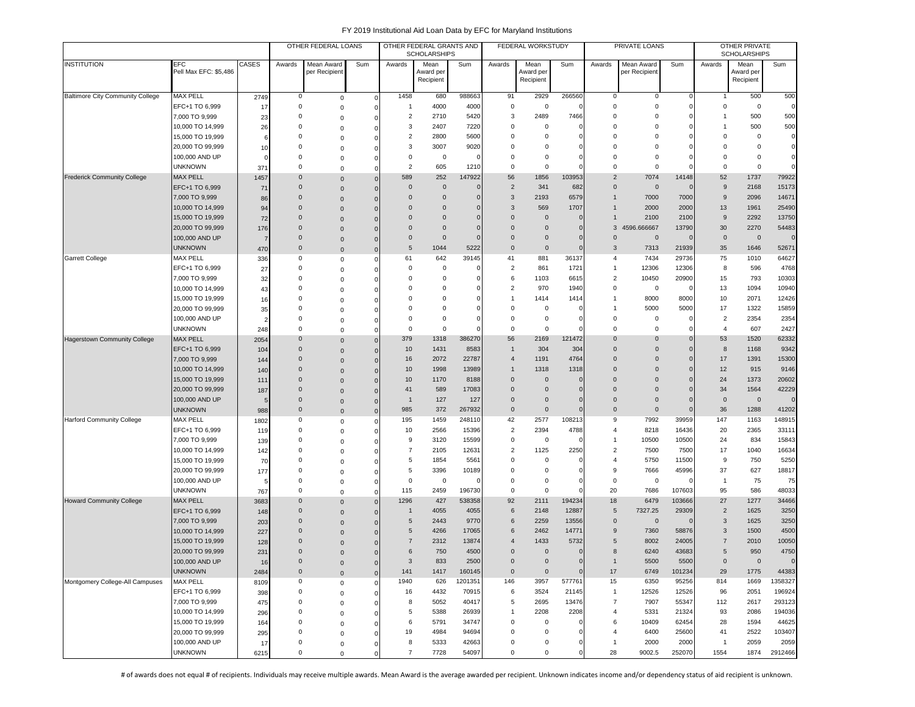FY 2019 Institutional Aid Loan Data by EFC for Maryland Institutions

| INSTITUTION | EFC Pell Max EFC: $5,486 | CASES | OTHER FEDERAL LOANS Awards | Mean Award per Recipient | Sum | OTHER FEDERAL GRANTS AND SCHOLARSHIPS Awards | Mean Award per Recipient | Sum | FEDERAL WORKSTUDY Awards | Mean Award per Recipient | Sum | PRIVATE LOANS Awards | Mean Award per Recipient | Sum | OTHER PRIVATE SCHOLARSHIPS Awards | Mean Award per Recipient | Sum |
|---|---|---|---|---|---|---|---|---|---|---|---|---|---|---|---|---|---|
| Baltimore City Community College | MAX PELL | 2749 | 0 | 0 | 0 | 1458 | 680 | 988663 | 91 | 2929 | 266560 | 0 | 0 | 0 | 1 | 500 | 500 |
| | EFC+1 TO 6,999 | 17 | 0 | 0 | 0 | 1 | 4000 | 4000 | 0 | 0 | 0 | 0 | 0 | 0 | 0 | 0 | 0 |
| | 7,000 TO 9,999 | 23 | 0 | 0 | 0 | 2 | 2710 | 5420 | 3 | 2489 | 7466 | 0 | 0 | 0 | 1 | 500 | 500 |
| | 10,000 TO 14,999 | 26 | 0 | 0 | 0 | 3 | 2407 | 7220 | 0 | 0 | 0 | 0 | 0 | 0 | 1 | 500 | 500 |
| | 15,000 TO 19,999 | 6 | 0 | 0 | 0 | 2 | 2800 | 5600 | 0 | 0 | 0 | 0 | 0 | 0 | 0 | 0 | 0 |
| | 20,000 TO 99,999 | 10 | 0 | 0 | 0 | 3 | 3007 | 9020 | 0 | 0 | 0 | 0 | 0 | 0 | 0 | 0 | 0 |
| | 100,000 AND UP | 0 | 0 | 0 | 0 | 0 | 0 | 0 | 0 | 0 | 0 | 0 | 0 | 0 | 0 | 0 | 0 |
| | UNKNOWN | 371 | 0 | 0 | 0 | 2 | 605 | 1210 | 0 | 0 | 0 | 0 | 0 | 0 | 0 | 0 | 0 |
| Frederick Community College | MAX PELL | 1457 | 0 | 0 | 0 | 589 | 252 | 147922 | 56 | 1856 | 103953 | 2 | 7074 | 14148 | 52 | 1737 | 79922 |
| | EFC+1 TO 6,999 | 71 | 0 | 0 | 0 | 0 | 0 | 0 | 2 | 341 | 682 | 0 | 0 | 0 | 9 | 2168 | 15173 |
| | 7,000 TO 9,999 | 86 | 0 | 0 | 0 | 0 | 0 | 0 | 3 | 2193 | 6579 | 1 | 7000 | 7000 | 9 | 2096 | 14671 |
| | 10,000 TO 14,999 | 94 | 0 | 0 | 0 | 0 | 0 | 0 | 3 | 569 | 1707 | 1 | 2000 | 2000 | 13 | 1961 | 25490 |
| | 15,000 TO 19,999 | 72 | 0 | 0 | 0 | 0 | 0 | 0 | 0 | 0 | 0 | 1 | 2100 | 2100 | 9 | 2292 | 13750 |
| | 20,000 TO 99,999 | 176 | 0 | 0 | 0 | 0 | 0 | 0 | 0 | 0 | 0 | 3 | 4596.666667 | 13790 | 30 | 2270 | 54483 |
| | 100,000 AND UP | 7 | 0 | 0 | 0 | 0 | 0 | 0 | 0 | 0 | 0 | 0 | 0 | 0 | 0 | 0 | 0 |
| | UNKNOWN | 470 | 0 | 0 | 0 | 5 | 1044 | 5222 | 0 | 0 | 0 | 3 | 7313 | 21939 | 35 | 1646 | 52671 |
| Garrett College | MAX PELL | 336 | 0 | 0 | 0 | 61 | 642 | 39145 | 41 | 881 | 36137 | 4 | 7434 | 29736 | 75 | 1010 | 64627 |
| | EFC+1 TO 6,999 | 27 | 0 | 0 | 0 | 0 | 0 | 0 | 2 | 861 | 1721 | 1 | 12306 | 12306 | 8 | 596 | 4768 |
| | 7,000 TO 9,999 | 32 | 0 | 0 | 0 | 0 | 0 | 0 | 6 | 1103 | 6615 | 2 | 10450 | 20900 | 15 | 793 | 10303 |
| | 10,000 TO 14,999 | 43 | 0 | 0 | 0 | 0 | 0 | 0 | 2 | 970 | 1940 | 0 | 0 | 0 | 13 | 1094 | 10940 |
| | 15,000 TO 19,999 | 16 | 0 | 0 | 0 | 0 | 0 | 0 | 1 | 1414 | 1414 | 1 | 8000 | 8000 | 10 | 2071 | 12426 |
| | 20,000 TO 99,999 | 35 | 0 | 0 | 0 | 0 | 0 | 0 | 0 | 0 | 0 | 1 | 5000 | 5000 | 17 | 1322 | 15859 |
| | 100,000 AND UP | 2 | 0 | 0 | 0 | 0 | 0 | 0 | 0 | 0 | 0 | 0 | 0 | 0 | 2 | 2354 | 2354 |
| | UNKNOWN | 248 | 0 | 0 | 0 | 0 | 0 | 0 | 0 | 0 | 0 | 0 | 0 | 0 | 4 | 607 | 2427 |
| Hagerstown Community College | MAX PELL | 2054 | 0 | 0 | 0 | 379 | 1318 | 386270 | 56 | 2169 | 121472 | 0 | 0 | 0 | 53 | 1520 | 62332 |
| | EFC+1 TO 6,999 | 104 | 0 | 0 | 0 | 10 | 1431 | 8583 | 1 | 304 | 304 | 0 | 0 | 0 | 8 | 1168 | 9342 |
| | 7,000 TO 9,999 | 144 | 0 | 0 | 0 | 16 | 2072 | 22787 | 4 | 1191 | 4764 | 0 | 0 | 0 | 17 | 1391 | 15300 |
| | 10,000 TO 14,999 | 140 | 0 | 0 | 0 | 10 | 1998 | 13989 | 1 | 1318 | 1318 | 0 | 0 | 0 | 12 | 915 | 9146 |
| | 15,000 TO 19,999 | 111 | 0 | 0 | 0 | 10 | 1170 | 8188 | 0 | 0 | 0 | 0 | 0 | 0 | 24 | 1373 | 20602 |
| | 20,000 TO 99,999 | 187 | 0 | 0 | 0 | 41 | 589 | 17083 | 0 | 0 | 0 | 0 | 0 | 0 | 34 | 1564 | 42229 |
| | 100,000 AND UP | 5 | 0 | 0 | 0 | 1 | 127 | 127 | 0 | 0 | 0 | 0 | 0 | 0 | 0 | 0 | 0 |
| | UNKNOWN | 988 | 0 | 0 | 0 | 985 | 372 | 267932 | 0 | 0 | 0 | 0 | 0 | 0 | 36 | 1288 | 41202 |
| Harford Community College | MAX PELL | 1802 | 0 | 0 | 0 | 195 | 1459 | 248110 | 42 | 2577 | 108213 | 9 | 7992 | 39959 | 147 | 1163 | 148915 |
| | EFC+1 TO 6,999 | 119 | 0 | 0 | 0 | 10 | 2566 | 15396 | 2 | 2394 | 4788 | 4 | 8218 | 16436 | 20 | 2365 | 33111 |
| | 7,000 TO 9,999 | 139 | 0 | 0 | 0 | 9 | 3120 | 15599 | 0 | 0 | 0 | 1 | 10500 | 10500 | 24 | 834 | 15843 |
| | 10,000 TO 14,999 | 142 | 0 | 0 | 0 | 7 | 2105 | 12631 | 2 | 1125 | 2250 | 2 | 7500 | 7500 | 17 | 1040 | 16634 |
| | 15,000 TO 19,999 | 70 | 0 | 0 | 0 | 5 | 1854 | 5561 | 0 | 0 | 0 | 4 | 5750 | 11500 | 9 | 750 | 5250 |
| | 20,000 TO 99,999 | 177 | 0 | 0 | 0 | 5 | 3396 | 10189 | 0 | 0 | 0 | 9 | 7666 | 45996 | 37 | 627 | 18817 |
| | 100,000 AND UP | 5 | 0 | 0 | 0 | 0 | 0 | 0 | 0 | 0 | 0 | 0 | 0 | 0 | 1 | 75 | 75 |
| | UNKNOWN | 767 | 0 | 0 | 0 | 115 | 2459 | 196730 | 0 | 0 | 0 | 20 | 7686 | 107603 | 95 | 586 | 48033 |
| Howard Community College | MAX PELL | 3683 | 0 | 0 | 0 | 1296 | 427 | 538358 | 92 | 2111 | 194234 | 18 | 6479 | 103666 | 27 | 1277 | 34466 |
| | EFC+1 TO 6,999 | 148 | 0 | 0 | 0 | 1 | 4055 | 4055 | 6 | 2148 | 12887 | 5 | 7327.25 | 29309 | 2 | 1625 | 3250 |
| | 7,000 TO 9,999 | 203 | 0 | 0 | 0 | 5 | 2443 | 9770 | 6 | 2259 | 13556 | 0 | 0 | 0 | 3 | 1625 | 3250 |
| | 10,000 TO 14,999 | 227 | 0 | 0 | 0 | 5 | 4266 | 17065 | 6 | 2462 | 14771 | 9 | 7360 | 58876 | 3 | 1500 | 4500 |
| | 15,000 TO 19,999 | 128 | 0 | 0 | 0 | 7 | 2312 | 13874 | 4 | 1433 | 5732 | 5 | 8002 | 24005 | 7 | 2010 | 10050 |
| | 20,000 TO 99,999 | 231 | 0 | 0 | 0 | 6 | 750 | 4500 | 0 | 0 | 0 | 8 | 6240 | 43683 | 5 | 950 | 4750 |
| | 100,000 AND UP | 16 | 0 | 0 | 0 | 3 | 833 | 2500 | 0 | 0 | 0 | 1 | 5500 | 5500 | 0 | 0 | 0 |
| | UNKNOWN | 2484 | 0 | 0 | 0 | 141 | 1417 | 160145 | 0 | 0 | 0 | 17 | 6749 | 101234 | 29 | 1775 | 44383 |
| Montgomery College-All Campuses | MAX PELL | 8109 | 0 | 0 | 0 | 1940 | 626 | 1201351 | 146 | 3957 | 577761 | 15 | 6350 | 95256 | 814 | 1669 | 1358327 |
| | EFC+1 TO 6,999 | 398 | 0 | 0 | 0 | 16 | 4432 | 70915 | 6 | 3524 | 21145 | 1 | 12526 | 12526 | 96 | 2051 | 196924 |
| | 7,000 TO 9,999 | 475 | 0 | 0 | 0 | 8 | 5052 | 40417 | 5 | 2695 | 13476 | 7 | 7907 | 55347 | 112 | 2617 | 293123 |
| | 10,000 TO 14,999 | 296 | 0 | 0 | 0 | 5 | 5388 | 26939 | 1 | 2208 | 2208 | 4 | 5331 | 21324 | 93 | 2086 | 194036 |
| | 15,000 TO 19,999 | 164 | 0 | 0 | 0 | 6 | 5791 | 34747 | 0 | 0 | 0 | 6 | 10409 | 62454 | 28 | 1594 | 44625 |
| | 20,000 TO 99,999 | 295 | 0 | 0 | 0 | 19 | 4984 | 94694 | 0 | 0 | 0 | 4 | 6400 | 25600 | 41 | 2522 | 103407 |
| | 100,000 AND UP | 17 | 0 | 0 | 0 | 8 | 5333 | 42663 | 0 | 0 | 0 | 1 | 2000 | 2000 | 1 | 2059 | 2059 |
| | UNKNOWN | 6215 | 0 | 0 | 0 | 7 | 7728 | 54097 | 0 | 0 | 0 | 28 | 9002.5 | 252070 | 1554 | 1874 | 2912466 |

# of awards does not equal # of recipients. Individuals may receive multiple awards. Mean Award is the average awarded per recipient. Unknown indicates income and/or dependency status of aid recipient is unknown.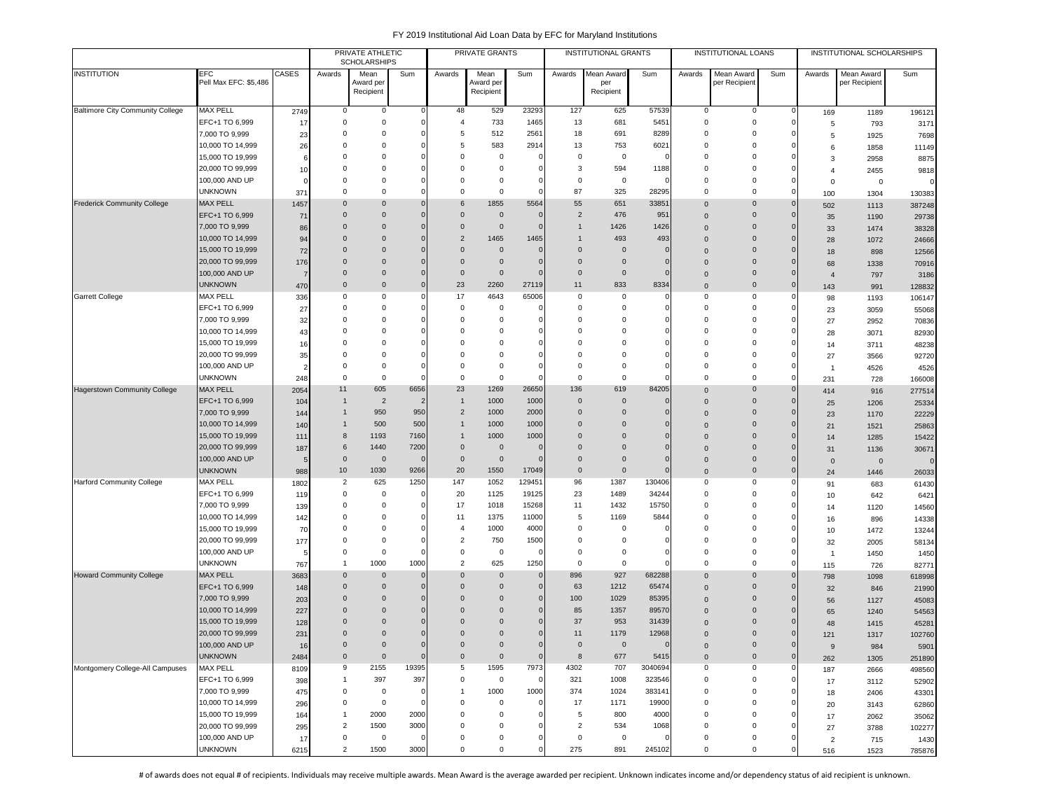# FY 2019 Institutional Aid Loan Data by EFC for Maryland Institutions

| | | | PRIVATE ATHLETIC SCHOLARSHIPS | | | PRIVATE GRANTS | | | INSTITUTIONAL GRANTS | | | INSTITUTIONAL LOANS | | | INSTITUTIONAL SCHOLARSHIPS | | |
|---|---|---|---|---|---|---|---|---|---|---|---|---|---|---|---|---|---|
| INSTITUTION | EFC Pell Max EFC: $5,486 | CASES | Awards | Mean Award per Recipient | Sum | Awards | Mean Award per Recipient | Sum | Awards | Mean Award per Recipient | Sum | Awards | Mean Award per Recipient | Sum | Awards | Mean Award per Recipient | Sum |
| Baltimore City Community College | MAX PELL | 2749 | 0 | 0 | 0 | 48 | 529 | 23293 | 127 | 625 | 57539 | 0 | 0 | 0 | 169 | 1189 | 196121 |
| | EFC+1 TO 6,999 | 17 | 0 | 0 | 0 | 4 | 733 | 1465 | 13 | 681 | 5451 | 0 | 0 | 0 | 5 | 793 | 3171 |
| | 7,000 TO 9,999 | 23 | 0 | 0 | 0 | 5 | 512 | 2561 | 18 | 691 | 8289 | 0 | 0 | 0 | 5 | 1925 | 7698 |
| | 10,000 TO 14,999 | 26 | 0 | 0 | 0 | 5 | 583 | 2914 | 13 | 753 | 6021 | 0 | 0 | 0 | 6 | 1858 | 11149 |
| | 15,000 TO 19,999 | 6 | 0 | 0 | 0 | 0 | 0 | 0 | 0 | 0 | 0 | 0 | 0 | 0 | 3 | 2958 | 8875 |
| | 20,000 TO 99,999 | 10 | 0 | 0 | 0 | 0 | 0 | 0 | 3 | 594 | 1188 | 0 | 0 | 0 | 4 | 2455 | 9818 |
| | 100,000 AND UP | 0 | 0 | 0 | 0 | 0 | 0 | 0 | 0 | 0 | 0 | 0 | 0 | 0 | 0 | 0 | 0 |
| | UNKNOWN | 371 | 0 | 0 | 0 | 0 | 0 | 0 | 87 | 325 | 28295 | 0 | 0 | 0 | 100 | 1304 | 130383 |
| Frederick Community College | MAX PELL | 1457 | 0 | 0 | 0 | 6 | 1855 | 5564 | 55 | 651 | 33851 | 0 | 0 | 0 | 502 | 1113 | 387248 |
| | EFC+1 TO 6,999 | 71 | 0 | 0 | 0 | 0 | 0 | 0 | 2 | 476 | 951 | 0 | 0 | 0 | 35 | 1190 | 29738 |
| | 7,000 TO 9,999 | 86 | 0 | 0 | 0 | 0 | 0 | 0 | 1 | 1426 | 1426 | 0 | 0 | 0 | 33 | 1474 | 38328 |
| | 10,000 TO 14,999 | 94 | 0 | 0 | 0 | 2 | 1465 | 1465 | 1 | 493 | 493 | 0 | 0 | 0 | 28 | 1072 | 24666 |
| | 15,000 TO 19,999 | 72 | 0 | 0 | 0 | 0 | 0 | 0 | 0 | 0 | 0 | 0 | 0 | 0 | 18 | 898 | 12566 |
| | 20,000 TO 99,999 | 176 | 0 | 0 | 0 | 0 | 0 | 0 | 0 | 0 | 0 | 0 | 0 | 0 | 68 | 1338 | 70916 |
| | 100,000 AND UP | 7 | 0 | 0 | 0 | 0 | 0 | 0 | 0 | 0 | 0 | 0 | 0 | 0 | 4 | 797 | 3186 |
| | UNKNOWN | 470 | 0 | 0 | 0 | 23 | 2260 | 27119 | 11 | 833 | 8334 | 0 | 0 | 0 | 143 | 991 | 128832 |
| Garrett College | MAX PELL | 336 | 0 | 0 | 0 | 17 | 4643 | 65006 | 0 | 0 | 0 | 0 | 0 | 0 | 98 | 1193 | 106147 |
| | EFC+1 TO 6,999 | 27 | 0 | 0 | 0 | 0 | 0 | 0 | 0 | 0 | 0 | 0 | 0 | 0 | 23 | 3059 | 55068 |
| | 7,000 TO 9,999 | 32 | 0 | 0 | 0 | 0 | 0 | 0 | 0 | 0 | 0 | 0 | 0 | 0 | 27 | 2952 | 70836 |
| | 10,000 TO 14,999 | 43 | 0 | 0 | 0 | 0 | 0 | 0 | 0 | 0 | 0 | 0 | 0 | 0 | 28 | 3071 | 82930 |
| | 15,000 TO 19,999 | 16 | 0 | 0 | 0 | 0 | 0 | 0 | 0 | 0 | 0 | 0 | 0 | 0 | 14 | 3711 | 48238 |
| | 20,000 TO 99,999 | 35 | 0 | 0 | 0 | 0 | 0 | 0 | 0 | 0 | 0 | 0 | 0 | 0 | 27 | 3566 | 92720 |
| | 100,000 AND UP | 2 | 0 | 0 | 0 | 0 | 0 | 0 | 0 | 0 | 0 | 0 | 0 | 0 | 1 | 4526 | 4526 |
| | UNKNOWN | 248 | 0 | 0 | 0 | 0 | 0 | 0 | 0 | 0 | 0 | 0 | 0 | 0 | 231 | 728 | 166008 |
| Hagerstown Community College | MAX PELL | 2054 | 11 | 605 | 6656 | 23 | 1269 | 26650 | 136 | 619 | 84205 | 0 | 0 | 0 | 414 | 916 | 277514 |
| | EFC+1 TO 6,999 | 104 | 1 | 2 | 2 | 1 | 1000 | 1000 | 0 | 0 | 0 | 0 | 0 | 0 | 25 | 1206 | 25334 |
| | 7,000 TO 9,999 | 144 | 1 | 950 | 950 | 2 | 1000 | 2000 | 0 | 0 | 0 | 0 | 0 | 0 | 23 | 1170 | 22229 |
| | 10,000 TO 14,999 | 140 | 1 | 500 | 500 | 1 | 1000 | 1000 | 0 | 0 | 0 | 0 | 0 | 0 | 21 | 1521 | 25863 |
| | 15,000 TO 19,999 | 111 | 8 | 1193 | 7160 | 1 | 1000 | 1000 | 0 | 0 | 0 | 0 | 0 | 0 | 14 | 1285 | 15422 |
| | 20,000 TO 99,999 | 187 | 6 | 1440 | 7200 | 0 | 0 | 0 | 0 | 0 | 0 | 0 | 0 | 0 | 31 | 1136 | 30671 |
| | 100,000 AND UP | 5 | 0 | 0 | 0 | 0 | 0 | 0 | 0 | 0 | 0 | 0 | 0 | 0 | 0 | 0 | 0 |
| | UNKNOWN | 988 | 10 | 1030 | 9266 | 20 | 1550 | 17049 | 0 | 0 | 0 | 0 | 0 | 0 | 24 | 1446 | 26033 |
| Harford Community College | MAX PELL | 1802 | 2 | 625 | 1250 | 147 | 1052 | 129451 | 96 | 1387 | 130406 | 0 | 0 | 0 | 91 | 683 | 61430 |
| | EFC+1 TO 6,999 | 119 | 0 | 0 | 0 | 20 | 1125 | 19125 | 23 | 1489 | 34244 | 0 | 0 | 0 | 10 | 642 | 6421 |
| | 7,000 TO 9,999 | 139 | 0 | 0 | 0 | 17 | 1018 | 15268 | 11 | 1432 | 15750 | 0 | 0 | 0 | 14 | 1120 | 14560 |
| | 10,000 TO 14,999 | 142 | 0 | 0 | 0 | 11 | 1375 | 11000 | 5 | 1169 | 5844 | 0 | 0 | 0 | 16 | 896 | 14338 |
| | 15,000 TO 19,999 | 70 | 0 | 0 | 0 | 4 | 1000 | 4000 | 0 | 0 | 0 | 0 | 0 | 0 | 10 | 1472 | 13244 |
| | 20,000 TO 99,999 | 177 | 0 | 0 | 0 | 2 | 750 | 1500 | 0 | 0 | 0 | 0 | 0 | 0 | 32 | 2005 | 58134 |
| | 100,000 AND UP | 5 | 0 | 0 | 0 | 0 | 0 | 0 | 0 | 0 | 0 | 0 | 0 | 0 | 1 | 1450 | 1450 |
| | UNKNOWN | 767 | 1 | 1000 | 1000 | 2 | 625 | 1250 | 0 | 0 | 0 | 0 | 0 | 0 | 115 | 726 | 82771 |
| Howard Community College | MAX PELL | 3683 | 0 | 0 | 0 | 0 | 0 | 0 | 896 | 927 | 682288 | 0 | 0 | 0 | 798 | 1098 | 618998 |
| | EFC+1 TO 6,999 | 148 | 0 | 0 | 0 | 0 | 0 | 0 | 63 | 1212 | 65474 | 0 | 0 | 0 | 32 | 846 | 21990 |
| | 7,000 TO 9,999 | 203 | 0 | 0 | 0 | 0 | 0 | 0 | 100 | 1029 | 85395 | 0 | 0 | 0 | 56 | 1127 | 45083 |
| | 10,000 TO 14,999 | 227 | 0 | 0 | 0 | 0 | 0 | 0 | 85 | 1357 | 89570 | 0 | 0 | 0 | 65 | 1240 | 54563 |
| | 15,000 TO 19,999 | 128 | 0 | 0 | 0 | 0 | 0 | 0 | 37 | 953 | 31439 | 0 | 0 | 0 | 48 | 1415 | 45281 |
| | 20,000 TO 99,999 | 231 | 0 | 0 | 0 | 0 | 0 | 0 | 11 | 1179 | 12968 | 0 | 0 | 0 | 121 | 1317 | 102760 |
| | 100,000 AND UP | 16 | 0 | 0 | 0 | 0 | 0 | 0 | 0 | 0 | 0 | 0 | 0 | 0 | 9 | 984 | 5901 |
| | UNKNOWN | 2484 | 0 | 0 | 0 | 0 | 0 | 0 | 8 | 677 | 5415 | 0 | 0 | 0 | 262 | 1305 | 251890 |
| Montgomery College-All Campuses | MAX PELL | 8109 | 9 | 2155 | 19395 | 5 | 1595 | 7973 | 4302 | 707 | 3040694 | 0 | 0 | 0 | 187 | 2666 | 498560 |
| | EFC+1 TO 6,999 | 398 | 1 | 397 | 397 | 0 | 0 | 0 | 321 | 1008 | 323546 | 0 | 0 | 0 | 17 | 3112 | 52902 |
| | 7,000 TO 9,999 | 475 | 0 | 0 | 0 | 1 | 1000 | 1000 | 374 | 1024 | 383141 | 0 | 0 | 0 | 18 | 2406 | 43301 |
| | 10,000 TO 14,999 | 296 | 0 | 0 | 0 | 0 | 0 | 0 | 17 | 1171 | 19900 | 0 | 0 | 0 | 20 | 3143 | 62860 |
| | 15,000 TO 19,999 | 164 | 1 | 2000 | 2000 | 0 | 0 | 0 | 5 | 800 | 4000 | 0 | 0 | 0 | 17 | 2062 | 35062 |
| | 20,000 TO 99,999 | 295 | 2 | 1500 | 3000 | 0 | 0 | 0 | 2 | 534 | 1068 | 0 | 0 | 0 | 27 | 3788 | 102277 |
| | 100,000 AND UP | 17 | 0 | 0 | 0 | 0 | 0 | 0 | 0 | 0 | 0 | 0 | 0 | 0 | 2 | 715 | 1430 |
| | UNKNOWN | 6215 | 2 | 1500 | 3000 | 0 | 0 | 0 | 275 | 891 | 245102 | 0 | 0 | 0 | 516 | 1523 | 785876 |

# of awards does not equal # of recipients. Individuals may receive multiple awards. Mean Award is the average awarded per recipient. Unknown indicates income and/or dependency status of aid recipient is unknown.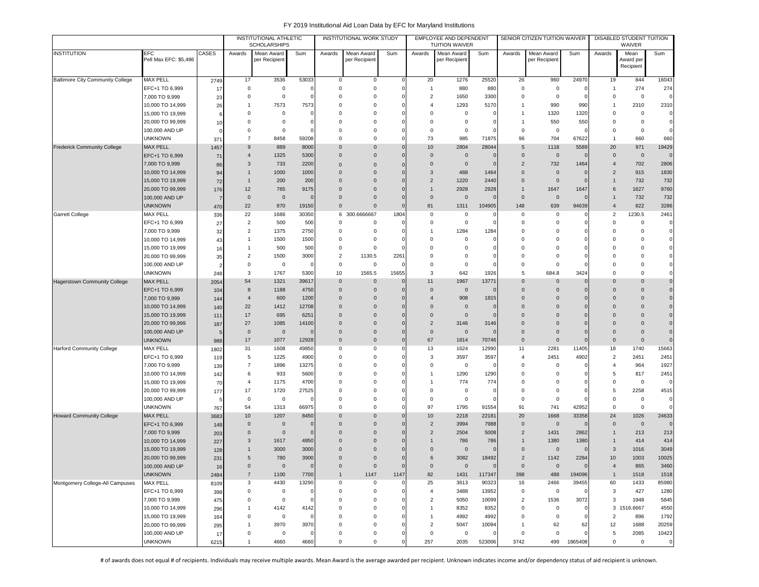# FY 2019 Institutional Aid Loan Data by EFC for Maryland Institutions

| INSTITUTION | EFC Pell Max EFC: $5,486 | CASES | INSTITUTIONAL ATHLETIC SCHOLARSHIPS | | | INSTITUTIONAL WORK STUDY | | | EMPLOYEE AND DEPENDENT TUITION WAIVER | | | SENIOR CITIZEN TUITION WAIVER | | | DISABLED STUDENT TUITION WAIVER | | |
|---|---|---|---|---|---|---|---|---|---|---|---|---|---|---|---|---|---|
| | | | Awards | Mean Award per Recipient | Sum | Awards | Mean Award per Recipient | Sum | Awards | Mean Award per Recipient | Sum | Awards | Mean Award per Recipient | Sum | Awards | Mean Award per Recipient | Sum |
| Baltimore City Community College | MAX PELL | 2749 | 17 | 3536 | 53033 | 0 | 0 | 0 | 20 | 1276 | 25520 | 26 | 960 | 24970 | 19 | 844 | 16043 |
| | EFC+1 TO 6,999 | 17 | 0 | 0 | 0 | 0 | 0 | 0 | 1 | 880 | 880 | 0 | 0 | 0 | 1 | 274 | 274 |
| | 7,000 TO 9,999 | 23 | 0 | 0 | 0 | 0 | 0 | 0 | 2 | 1650 | 3300 | 0 | 0 | 0 | 0 | 0 | 0 |
| | 10,000 TO 14,999 | 26 | 1 | 7573 | 7573 | 0 | 0 | 0 | 4 | 1293 | 5170 | 1 | 990 | 990 | 1 | 2310 | 2310 |
| | 15,000 TO 19,999 | 6 | 0 | 0 | 0 | 0 | 0 | 0 | 0 | 0 | 0 | 1 | 1320 | 1320 | 0 | 0 | 0 |
| | 20,000 TO 99,999 | 10 | 0 | 0 | 0 | 0 | 0 | 0 | 0 | 0 | 0 | 1 | 550 | 550 | 0 | 0 | 0 |
| | 100,000 AND UP | 0 | 0 | 0 | 0 | 0 | 0 | 0 | 0 | 0 | 0 | 0 | 0 | 0 | 0 | 0 | 0 |
| | UNKNOWN | 371 | 7 | 8458 | 59208 | 0 | 0 | 0 | 73 | 985 | 71875 | 96 | 704 | 67622 | 1 | 660 | 660 |
| Frederick Community College | MAX PELL | 1457 | 9 | 889 | 8000 | 0 | 0 | 0 | 10 | 2804 | 28044 | 5 | 1118 | 5589 | 20 | 971 | 19429 |
| | EFC+1 TO 6,999 | 71 | 4 | 1325 | 5300 | 0 | 0 | 0 | 0 | 0 | 0 | 0 | 0 | 0 | 0 | 0 | 0 |
| | 7,000 TO 9,999 | 86 | 3 | 733 | 2200 | 0 | 0 | 0 | 0 | 0 | 0 | 2 | 732 | 1464 | 4 | 702 | 2806 |
| | 10,000 TO 14,999 | 94 | 1 | 1000 | 1000 | 0 | 0 | 0 | 3 | 488 | 1464 | 0 | 0 | 0 | 2 | 915 | 1830 |
| | 15,000 TO 19,999 | 72 | 1 | 200 | 200 | 0 | 0 | 0 | 2 | 1220 | 2440 | 0 | 0 | 0 | 1 | 732 | 732 |
| | 20,000 TO 99,999 | 176 | 12 | 765 | 9175 | 0 | 0 | 0 | 1 | 2928 | 2928 | 1 | 1647 | 1647 | 6 | 1627 | 9760 |
| | 100,000 AND UP | 7 | 0 | 0 | 0 | 0 | 0 | 0 | 0 | 0 | 0 | 0 | 0 | 0 | 1 | 732 | 732 |
| | UNKNOWN | 470 | 22 | 870 | 19150 | 0 | 0 | 0 | 81 | 1311 | 104905 | 148 | 639 | 94639 | 4 | 822 | 3286 |
| Garrett College | MAX PELL | 336 | 22 | 1686 | 30350 | 6 | 300.6666667 | 1804 | 0 | 0 | 0 | 0 | 0 | 0 | 2 | 1230.5 | 2461 |
| | EFC+1 TO 6,999 | 27 | 2 | 500 | 500 | 0 | 0 | 0 | 0 | 0 | 0 | 0 | 0 | 0 | 0 | 0 | 0 |
| | 7,000 TO 9,999 | 32 | 2 | 1375 | 2750 | 0 | 0 | 0 | 1 | 1284 | 1284 | 0 | 0 | 0 | 0 | 0 | 0 |
| | 10,000 TO 14,999 | 43 | 1 | 1500 | 1500 | 0 | 0 | 0 | 0 | 0 | 0 | 0 | 0 | 0 | 0 | 0 | 0 |
| | 15,000 TO 19,999 | 16 | 1 | 500 | 500 | 0 | 0 | 0 | 0 | 0 | 0 | 0 | 0 | 0 | 0 | 0 | 0 |
| | 20,000 TO 99,999 | 35 | 2 | 1500 | 3000 | 2 | 1130.5 | 2261 | 0 | 0 | 0 | 0 | 0 | 0 | 0 | 0 | 0 |
| | 100,000 AND UP | 2 | 0 | 0 | 0 | 0 | 0 | 0 | 0 | 0 | 0 | 0 | 0 | 0 | 0 | 0 | 0 |
| | UNKNOWN | 248 | 3 | 1767 | 5300 | 10 | 1565.5 | 15655 | 3 | 642 | 1926 | 5 | 684.8 | 3424 | 0 | 0 | 0 |
| Hagerstown Community College | MAX PELL | 2054 | 54 | 1321 | 39617 | 0 | 0 | 0 | 11 | 1967 | 13771 | 0 | 0 | 0 | 0 | 0 | 0 |
| | EFC+1 TO 6,999 | 104 | 8 | 1188 | 4750 | 0 | 0 | 0 | 0 | 0 | 0 | 0 | 0 | 0 | 0 | 0 | 0 |
| | 7,000 TO 9,999 | 144 | 4 | 600 | 1200 | 0 | 0 | 0 | 4 | 908 | 1815 | 0 | 0 | 0 | 0 | 0 | 0 |
| | 10,000 TO 14,999 | 140 | 22 | 1412 | 12708 | 0 | 0 | 0 | 0 | 0 | 0 | 0 | 0 | 0 | 0 | 0 | 0 |
| | 15,000 TO 19,999 | 111 | 17 | 695 | 6251 | 0 | 0 | 0 | 0 | 0 | 0 | 0 | 0 | 0 | 0 | 0 | 0 |
| | 20,000 TO 99,999 | 187 | 27 | 1085 | 14100 | 0 | 0 | 0 | 2 | 3146 | 3146 | 0 | 0 | 0 | 0 | 0 | 0 |
| | 100,000 AND UP | 5 | 0 | 0 | 0 | 0 | 0 | 0 | 0 | 0 | 0 | 0 | 0 | 0 | 0 | 0 | 0 |
| | UNKNOWN | 988 | 17 | 1077 | 12928 | 0 | 0 | 0 | 67 | 1814 | 70746 | 0 | 0 | 0 | 0 | 0 | 0 |
| Harford Community College | MAX PELL | 1802 | 31 | 1608 | 49850 | 0 | 0 | 0 | 13 | 1624 | 12990 | 11 | 2281 | 11405 | 18 | 1740 | 15663 |
| | EFC+1 TO 6,999 | 119 | 5 | 1225 | 4900 | 0 | 0 | 0 | 3 | 3597 | 3597 | 4 | 2451 | 4902 | 2 | 2451 | 2451 |
| | 7,000 TO 9,999 | 139 | 7 | 1896 | 13275 | 0 | 0 | 0 | 0 | 0 | 0 | 0 | 0 | 0 | 4 | 964 | 1927 |
| | 10,000 TO 14,999 | 142 | 6 | 933 | 5600 | 0 | 0 | 0 | 1 | 1290 | 1290 | 0 | 0 | 0 | 5 | 817 | 2451 |
| | 15,000 TO 19,999 | 70 | 4 | 1175 | 4700 | 0 | 0 | 0 | 1 | 774 | 774 | 0 | 0 | 0 | 0 | 0 | 0 |
| | 20,000 TO 99,999 | 177 | 17 | 1720 | 27525 | 0 | 0 | 0 | 0 | 0 | 0 | 0 | 0 | 0 | 5 | 2258 | 4515 |
| | 100,000 AND UP | 5 | 0 | 0 | 0 | 0 | 0 | 0 | 0 | 0 | 0 | 0 | 0 | 0 | 0 | 0 | 0 |
| | UNKNOWN | 767 | 54 | 1313 | 66975 | 0 | 0 | 0 | 97 | 1795 | 91554 | 91 | 741 | 42952 | 0 | 0 | 0 |
| Howard Community College | MAX PELL | 3683 | 10 | 1207 | 8450 | 0 | 0 | 0 | 10 | 2218 | 22181 | 20 | 1668 | 33358 | 24 | 1026 | 24633 |
| | EFC+1 TO 6,999 | 148 | 0 | 0 | 0 | 0 | 0 | 0 | 2 | 3994 | 7988 | 0 | 0 | 0 | 0 | 0 | 0 |
| | 7,000 TO 9,999 | 203 | 0 | 0 | 0 | 0 | 0 | 0 | 2 | 2504 | 5008 | 2 | 1431 | 2862 | 1 | 213 | 213 |
| | 10,000 TO 14,999 | 227 | 3 | 1617 | 4850 | 0 | 0 | 0 | 1 | 786 | 786 | 1 | 1380 | 1380 | 1 | 414 | 414 |
| | 15,000 TO 19,999 | 128 | 1 | 3000 | 3000 | 0 | 0 | 0 | 0 | 0 | 0 | 0 | 0 | 0 | 3 | 1016 | 3049 |
| | 20,000 TO 99,999 | 231 | 5 | 780 | 3900 | 0 | 0 | 0 | 6 | 3082 | 18492 | 2 | 1142 | 2284 | 10 | 1003 | 10025 |
| | 100,000 AND UP | 16 | 0 | 0 | 0 | 0 | 0 | 0 | 0 | 0 | 0 | 0 | 0 | 0 | 4 | 865 | 3460 |
| | UNKNOWN | 2484 | 7 | 1100 | 7700 | 1 | 1147 | 1147 | 82 | 1431 | 117347 | 398 | 488 | 194096 | 1 | 1518 | 1518 |
| Montgomery College-All Campuses | MAX PELL | 8109 | 3 | 4430 | 13290 | 0 | 0 | 0 | 25 | 3613 | 90323 | 16 | 2466 | 39455 | 60 | 1433 | 85980 |
| | EFC+1 TO 6,999 | 398 | 0 | 0 | 0 | 0 | 0 | 0 | 4 | 3488 | 13952 | 0 | 0 | 0 | 3 | 427 | 1280 |
| | 7,000 TO 9,999 | 475 | 0 | 0 | 0 | 0 | 0 | 0 | 2 | 5050 | 10099 | 2 | 1536 | 3072 | 3 | 1948 | 5845 |
| | 10,000 TO 14,999 | 296 | 1 | 4142 | 4142 | 0 | 0 | 0 | 1 | 8352 | 8352 | 0 | 0 | 0 | 3 | 1516.6667 | 4550 |
| | 15,000 TO 19,999 | 164 | 0 | 0 | 0 | 0 | 0 | 0 | 1 | 4992 | 4992 | 0 | 0 | 0 | 2 | 896 | 1792 |
| | 20,000 TO 99,999 | 295 | 1 | 3970 | 3970 | 0 | 0 | 0 | 2 | 5047 | 10094 | 1 | 62 | 62 | 12 | 1688 | 20259 |
| | 100,000 AND UP | 17 | 0 | 0 | 0 | 0 | 0 | 0 | 0 | 0 | 0 | 0 | 0 | 0 | 5 | 2085 | 10423 |
| | UNKNOWN | 6215 | 1 | 4660 | 4660 | 0 | 0 | 0 | 257 | 2035 | 523006 | 3742 | 499 | 1865408 | 0 | 0 | 0 |

# of awards does not equal # of recipients. Individuals may receive multiple awards. Mean Award is the average awarded per recipient. Unknown indicates income and/or dependency status of aid recipient is unknown.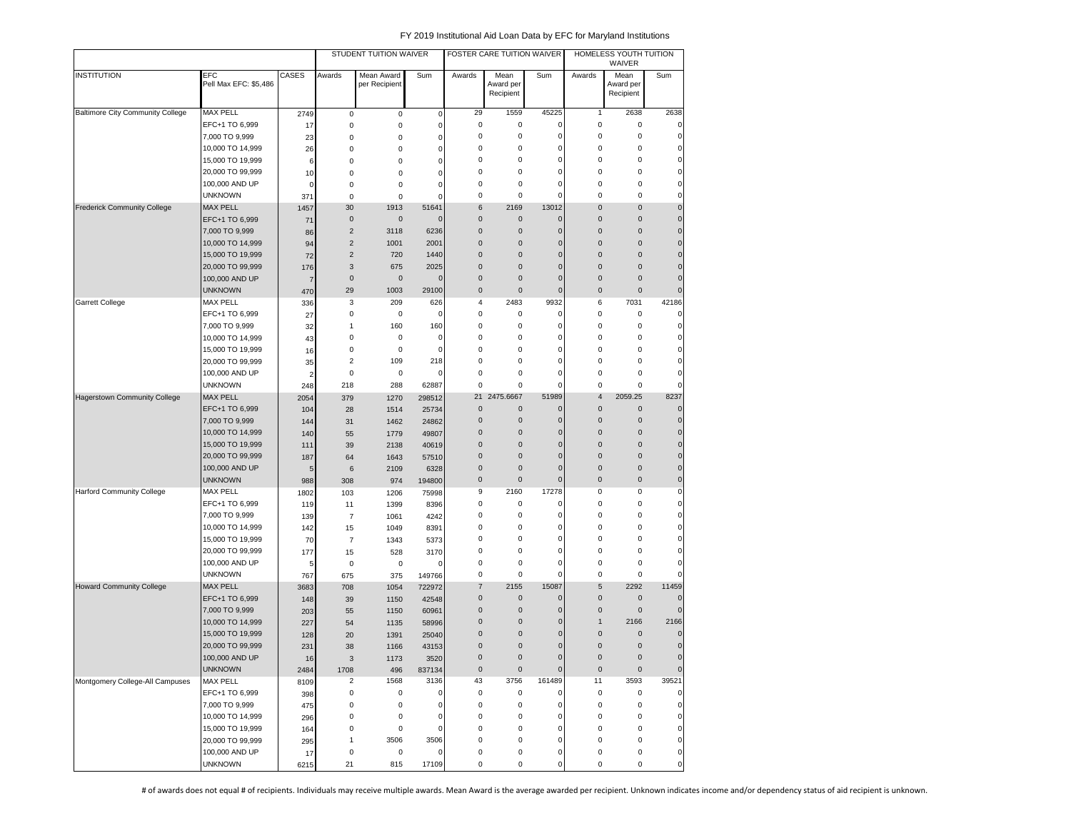FY 2019 Institutional Aid Loan Data by EFC for Maryland Institutions

| | | | STUDENT TUITION WAIVER | | | FOSTER CARE TUITION WAIVER | | | HOMELESS YOUTH TUITION WAIVER | | |
|---|---|---|---|---|---|---|---|---|---|---|---|
| INSTITUTION | EFC Pell Max EFC: $5,486 | CASES | Awards | Mean Award per Recipient | Sum | Awards | Mean Award per Recipient | Sum | Awards | Mean Award per Recipient | Sum |
| Baltimore City Community College | MAX PELL | 2749 | 0 | 0 | 0 | 29 | 1559 | 45225 | 1 | 2638 | 2638 |
| | EFC+1 TO 6,999 | 17 | 0 | 0 | 0 | 0 | 0 | 0 | 0 | 0 | 0 |
| | 7,000 TO 9,999 | 23 | 0 | 0 | 0 | 0 | 0 | 0 | 0 | 0 | 0 |
| | 10,000 TO 14,999 | 26 | 0 | 0 | 0 | 0 | 0 | 0 | 0 | 0 | 0 |
| | 15,000 TO 19,999 | 6 | 0 | 0 | 0 | 0 | 0 | 0 | 0 | 0 | 0 |
| | 20,000 TO 99,999 | 10 | 0 | 0 | 0 | 0 | 0 | 0 | 0 | 0 | 0 |
| | 100,000 AND UP | 0 | 0 | 0 | 0 | 0 | 0 | 0 | 0 | 0 | 0 |
| | UNKNOWN | 371 | 0 | 0 | 0 | 0 | 0 | 0 | 0 | 0 | 0 |
| Frederick Community College | MAX PELL | 1457 | 30 | 1913 | 51641 | 6 | 2169 | 13012 | 0 | 0 | 0 |
| | EFC+1 TO 6,999 | 71 | 0 | 0 | 0 | 0 | 0 | 0 | 0 | 0 | 0 |
| | 7,000 TO 9,999 | 86 | 2 | 3118 | 6236 | 0 | 0 | 0 | 0 | 0 | 0 |
| | 10,000 TO 14,999 | 94 | 2 | 1001 | 2001 | 0 | 0 | 0 | 0 | 0 | 0 |
| | 15,000 TO 19,999 | 72 | 2 | 720 | 1440 | 0 | 0 | 0 | 0 | 0 | 0 |
| | 20,000 TO 99,999 | 176 | 3 | 675 | 2025 | 0 | 0 | 0 | 0 | 0 | 0 |
| | 100,000 AND UP | 7 | 0 | 0 | 0 | 0 | 0 | 0 | 0 | 0 | 0 |
| | UNKNOWN | 470 | 29 | 1003 | 29100 | 0 | 0 | 0 | 0 | 0 | 0 |
| Garrett College | MAX PELL | 336 | 3 | 209 | 626 | 4 | 2483 | 9932 | 6 | 7031 | 42186 |
| | EFC+1 TO 6,999 | 27 | 0 | 0 | 0 | 0 | 0 | 0 | 0 | 0 | 0 |
| | 7,000 TO 9,999 | 32 | 1 | 160 | 160 | 0 | 0 | 0 | 0 | 0 | 0 |
| | 10,000 TO 14,999 | 43 | 0 | 0 | 0 | 0 | 0 | 0 | 0 | 0 | 0 |
| | 15,000 TO 19,999 | 16 | 0 | 0 | 0 | 0 | 0 | 0 | 0 | 0 | 0 |
| | 20,000 TO 99,999 | 35 | 2 | 109 | 218 | 0 | 0 | 0 | 0 | 0 | 0 |
| | 100,000 AND UP | 2 | 0 | 0 | 0 | 0 | 0 | 0 | 0 | 0 | 0 |
| | UNKNOWN | 248 | 218 | 288 | 62887 | 0 | 0 | 0 | 0 | 0 | 0 |
| Hagerstown Community College | MAX PELL | 2054 | 379 | 1270 | 298512 | 21 | 2475.6667 | 51989 | 4 | 2059.25 | 8237 |
| | EFC+1 TO 6,999 | 104 | 28 | 1514 | 25734 | 0 | 0 | 0 | 0 | 0 | 0 |
| | 7,000 TO 9,999 | 144 | 31 | 1462 | 24862 | 0 | 0 | 0 | 0 | 0 | 0 |
| | 10,000 TO 14,999 | 140 | 55 | 1779 | 49807 | 0 | 0 | 0 | 0 | 0 | 0 |
| | 15,000 TO 19,999 | 111 | 39 | 2138 | 40619 | 0 | 0 | 0 | 0 | 0 | 0 |
| | 20,000 TO 99,999 | 187 | 64 | 1643 | 57510 | 0 | 0 | 0 | 0 | 0 | 0 |
| | 100,000 AND UP | 5 | 6 | 2109 | 6328 | 0 | 0 | 0 | 0 | 0 | 0 |
| | UNKNOWN | 988 | 308 | 974 | 194800 | 0 | 0 | 0 | 0 | 0 | 0 |
| Harford Community College | MAX PELL | 1802 | 103 | 1206 | 75998 | 9 | 2160 | 17278 | 0 | 0 | 0 |
| | EFC+1 TO 6,999 | 119 | 11 | 1399 | 8396 | 0 | 0 | 0 | 0 | 0 | 0 |
| | 7,000 TO 9,999 | 139 | 7 | 1061 | 4242 | 0 | 0 | 0 | 0 | 0 | 0 |
| | 10,000 TO 14,999 | 142 | 15 | 1049 | 8391 | 0 | 0 | 0 | 0 | 0 | 0 |
| | 15,000 TO 19,999 | 70 | 7 | 1343 | 5373 | 0 | 0 | 0 | 0 | 0 | 0 |
| | 20,000 TO 99,999 | 177 | 15 | 528 | 3170 | 0 | 0 | 0 | 0 | 0 | 0 |
| | 100,000 AND UP | 5 | 0 | 0 | 0 | 0 | 0 | 0 | 0 | 0 | 0 |
| | UNKNOWN | 767 | 675 | 375 | 149766 | 0 | 0 | 0 | 0 | 0 | 0 |
| Howard Community College | MAX PELL | 3683 | 708 | 1054 | 722972 | 7 | 2155 | 15087 | 5 | 2292 | 11459 |
| | EFC+1 TO 6,999 | 148 | 39 | 1150 | 42548 | 0 | 0 | 0 | 0 | 0 | 0 |
| | 7,000 TO 9,999 | 203 | 55 | 1150 | 60961 | 0 | 0 | 0 | 0 | 0 | 0 |
| | 10,000 TO 14,999 | 227 | 54 | 1135 | 58996 | 0 | 0 | 0 | 1 | 2166 | 2166 |
| | 15,000 TO 19,999 | 128 | 20 | 1391 | 25040 | 0 | 0 | 0 | 0 | 0 | 0 |
| | 20,000 TO 99,999 | 231 | 38 | 1166 | 43153 | 0 | 0 | 0 | 0 | 0 | 0 |
| | 100,000 AND UP | 16 | 3 | 1173 | 3520 | 0 | 0 | 0 | 0 | 0 | 0 |
| | UNKNOWN | 2484 | 1708 | 496 | 837134 | 0 | 0 | 0 | 0 | 0 | 0 |
| Montgomery College-All Campuses | MAX PELL | 8109 | 2 | 1568 | 3136 | 43 | 3756 | 161489 | 11 | 3593 | 39521 |
| | EFC+1 TO 6,999 | 398 | 0 | 0 | 0 | 0 | 0 | 0 | 0 | 0 | 0 |
| | 7,000 TO 9,999 | 475 | 0 | 0 | 0 | 0 | 0 | 0 | 0 | 0 | 0 |
| | 10,000 TO 14,999 | 296 | 0 | 0 | 0 | 0 | 0 | 0 | 0 | 0 | 0 |
| | 15,000 TO 19,999 | 164 | 0 | 0 | 0 | 0 | 0 | 0 | 0 | 0 | 0 |
| | 20,000 TO 99,999 | 295 | 1 | 3506 | 3506 | 0 | 0 | 0 | 0 | 0 | 0 |
| | 100,000 AND UP | 17 | 0 | 0 | 0 | 0 | 0 | 0 | 0 | 0 | 0 |
| | UNKNOWN | 6215 | 21 | 815 | 17109 | 0 | 0 | 0 | 0 | 0 | 0 |

# of awards does not equal # of recipients. Individuals may receive multiple awards. Mean Award is the average awarded per recipient. Unknown indicates income and/or dependency status of aid recipient is unknown.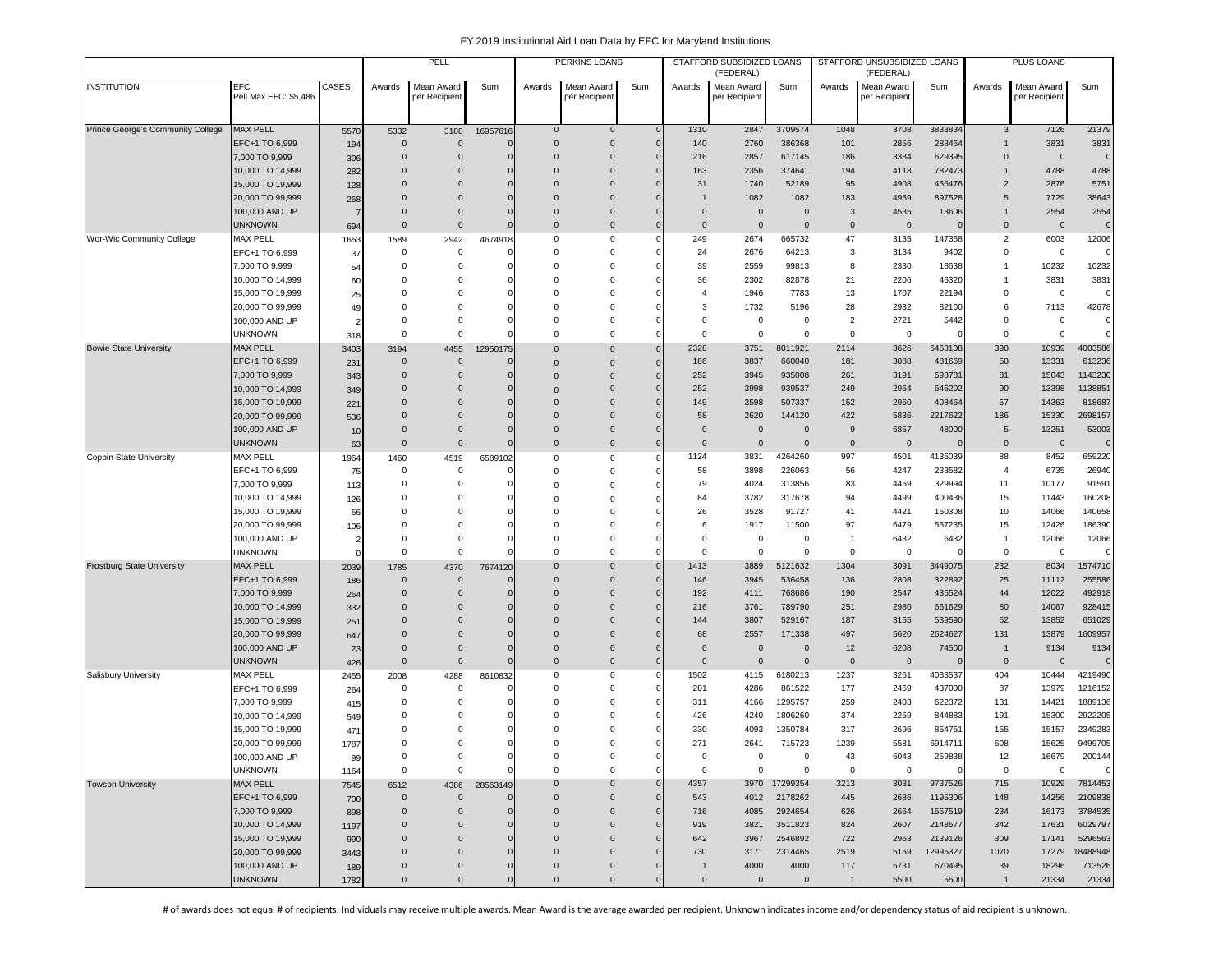# FY 2019 Institutional Aid Loan Data by EFC for Maryland Institutions

| INSTITUTION | EFC Pell Max EFC: $5,486 | CASES | PELL | | | PERKINS LOANS | | | STAFFORD SUBSIDIZED LOANS (FEDERAL) | | | STAFFORD UNSUBSIDIZED LOANS (FEDERAL) | | | PLUS LOANS | | |
|---|---|---|---|---|---|---|---|---|---|---|---|---|---|---|---|---|---|
| | | | Awards | Mean Award per Recipient | Sum | Awards | Mean Award per Recipient | Sum | Awards | Mean Award per Recipient | Sum | Awards | Mean Award per Recipient | Sum | Awards | Mean Award per Recipient | Sum |
| Prince George's Community College | MAX PELL | 5570 | 5332 | 3180 | 16957616 | 0 | 0 | 0 | 1310 | 2847 | 3709574 | 1048 | 3708 | 3833834 | 3 | 7126 | 21379 |
| | EFC+1 TO 6,999 | 194 | 0 | 0 | 0 | 0 | 0 | 0 | 140 | 2760 | 386368 | 101 | 2856 | 288464 | 1 | 3831 | 3831 |
| | 7,000 TO 9,999 | 306 | 0 | 0 | 0 | 0 | 0 | 0 | 216 | 2857 | 617145 | 186 | 3384 | 629395 | 0 | 0 | 0 |
| | 10,000 TO 14,999 | 282 | 0 | 0 | 0 | 0 | 0 | 0 | 163 | 2356 | 374641 | 194 | 4118 | 782473 | 1 | 4788 | 4788 |
| | 15,000 TO 19,999 | 128 | 0 | 0 | 0 | 0 | 0 | 0 | 31 | 1740 | 52189 | 95 | 4908 | 456476 | 2 | 2876 | 5751 |
| | 20,000 TO 99,999 | 268 | 0 | 0 | 0 | 0 | 0 | 0 | 1 | 1082 | 1082 | 183 | 4959 | 897528 | 5 | 7729 | 38643 |
| | 100,000 AND UP | 7 | 0 | 0 | 0 | 0 | 0 | 0 | 0 | 0 | 0 | 3 | 4535 | 13606 | 1 | 2554 | 2554 |
| | UNKNOWN | 694 | 0 | 0 | 0 | 0 | 0 | 0 | 0 | 0 | 0 | 0 | 0 | 0 | 0 | 0 | 0 |
| Wor-Wic Community College | MAX PELL | 1653 | 1589 | 2942 | 4674918 | 0 | 0 | 0 | 249 | 2674 | 665732 | 47 | 3135 | 147358 | 2 | 6003 | 12006 |
| | EFC+1 TO 6,999 | 37 | 0 | 0 | 0 | 0 | 0 | 0 | 24 | 2676 | 64213 | 3 | 3134 | 9402 | 0 | 0 | 0 |
| | 7,000 TO 9,999 | 54 | 0 | 0 | 0 | 0 | 0 | 0 | 39 | 2559 | 99813 | 8 | 2330 | 18638 | 1 | 10232 | 10232 |
| | 10,000 TO 14,999 | 60 | 0 | 0 | 0 | 0 | 0 | 0 | 36 | 2302 | 82878 | 21 | 2206 | 46320 | 1 | 3831 | 3831 |
| | 15,000 TO 19,999 | 25 | 0 | 0 | 0 | 0 | 0 | 0 | 4 | 1946 | 7783 | 13 | 1707 | 22194 | 0 | 0 | 0 |
| | 20,000 TO 99,999 | 49 | 0 | 0 | 0 | 0 | 0 | 0 | 3 | 1732 | 5196 | 28 | 2932 | 82100 | 6 | 7113 | 42678 |
| | 100,000 AND UP | 2 | 0 | 0 | 0 | 0 | 0 | 0 | 0 | 0 | 0 | 2 | 2721 | 5442 | 0 | 0 | 0 |
| | UNKNOWN | 318 | 0 | 0 | 0 | 0 | 0 | 0 | 0 | 0 | 0 | 0 | 0 | 0 | 0 | 0 | 0 |
| Bowie State University | MAX PELL | 3403 | 3194 | 4455 | 12950175 | 0 | 0 | 0 | 2328 | 3751 | 8011921 | 2114 | 3626 | 6468108 | 390 | 10939 | 4003586 |
| | EFC+1 TO 6,999 | 231 | 0 | 0 | 0 | 0 | 0 | 0 | 186 | 3837 | 660040 | 181 | 3088 | 481669 | 50 | 13331 | 613236 |
| | 7,000 TO 9,999 | 343 | 0 | 0 | 0 | 0 | 0 | 0 | 252 | 3945 | 935008 | 261 | 3191 | 698781 | 81 | 15043 | 1143230 |
| | 10,000 TO 14,999 | 349 | 0 | 0 | 0 | 0 | 0 | 0 | 252 | 3998 | 939537 | 249 | 2964 | 646202 | 90 | 13398 | 1138851 |
| | 15,000 TO 19,999 | 221 | 0 | 0 | 0 | 0 | 0 | 0 | 149 | 3598 | 507337 | 152 | 2960 | 408464 | 57 | 14363 | 818687 |
| | 20,000 TO 99,999 | 536 | 0 | 0 | 0 | 0 | 0 | 0 | 58 | 2620 | 144120 | 422 | 5836 | 2217622 | 186 | 15330 | 2698157 |
| | 100,000 AND UP | 10 | 0 | 0 | 0 | 0 | 0 | 0 | 0 | 0 | 0 | 9 | 6857 | 48000 | 5 | 13251 | 53003 |
| | UNKNOWN | 63 | 0 | 0 | 0 | 0 | 0 | 0 | 0 | 0 | 0 | 0 | 0 | 0 | 0 | 0 | 0 |
| Coppin State University | MAX PELL | 1964 | 1460 | 4519 | 6589102 | 0 | 0 | 0 | 1124 | 3831 | 4264260 | 997 | 4501 | 4136039 | 88 | 8452 | 659220 |
| | EFC+1 TO 6,999 | 75 | 0 | 0 | 0 | 0 | 0 | 0 | 58 | 3898 | 226063 | 56 | 4247 | 233582 | 4 | 6735 | 26940 |
| | 7,000 TO 9,999 | 113 | 0 | 0 | 0 | 0 | 0 | 0 | 79 | 4024 | 313856 | 83 | 4459 | 329994 | 11 | 10177 | 91591 |
| | 10,000 TO 14,999 | 126 | 0 | 0 | 0 | 0 | 0 | 0 | 84 | 3782 | 317678 | 94 | 4499 | 400436 | 15 | 11443 | 160208 |
| | 15,000 TO 19,999 | 56 | 0 | 0 | 0 | 0 | 0 | 0 | 26 | 3528 | 91727 | 41 | 4421 | 150308 | 10 | 14066 | 140658 |
| | 20,000 TO 99,999 | 106 | 0 | 0 | 0 | 0 | 0 | 0 | 6 | 1917 | 11500 | 97 | 6479 | 557235 | 15 | 12426 | 186390 |
| | 100,000 AND UP | 2 | 0 | 0 | 0 | 0 | 0 | 0 | 0 | 0 | 0 | 1 | 6432 | 6432 | 1 | 12066 | 12066 |
| | UNKNOWN | 0 | 0 | 0 | 0 | 0 | 0 | 0 | 0 | 0 | 0 | 0 | 0 | 0 | 0 | 0 | 0 |
| Frostburg State University | MAX PELL | 2039 | 1785 | 4370 | 7674120 | 0 | 0 | 0 | 1413 | 3889 | 5121632 | 1304 | 3091 | 3449075 | 232 | 8034 | 1574710 |
| | EFC+1 TO 6,999 | 186 | 0 | 0 | 0 | 0 | 0 | 0 | 146 | 3945 | 536458 | 136 | 2808 | 322892 | 25 | 11112 | 255586 |
| | 7,000 TO 9,999 | 264 | 0 | 0 | 0 | 0 | 0 | 0 | 192 | 4111 | 768686 | 190 | 2547 | 435524 | 44 | 12022 | 492918 |
| | 10,000 TO 14,999 | 332 | 0 | 0 | 0 | 0 | 0 | 0 | 216 | 3761 | 789790 | 251 | 2980 | 661629 | 80 | 14067 | 928415 |
| | 15,000 TO 19,999 | 251 | 0 | 0 | 0 | 0 | 0 | 0 | 144 | 3807 | 529167 | 187 | 3155 | 539590 | 52 | 13852 | 651029 |
| | 20,000 TO 99,999 | 647 | 0 | 0 | 0 | 0 | 0 | 0 | 68 | 2557 | 171338 | 497 | 5620 | 2624627 | 131 | 13879 | 1609957 |
| | 100,000 AND UP | 23 | 0 | 0 | 0 | 0 | 0 | 0 | 0 | 0 | 0 | 12 | 6208 | 74500 | 1 | 9134 | 9134 |
| | UNKNOWN | 426 | 0 | 0 | 0 | 0 | 0 | 0 | 0 | 0 | 0 | 0 | 0 | 0 | 0 | 0 | 0 |
| Salisbury University | MAX PELL | 2455 | 2008 | 4288 | 8610832 | 0 | 0 | 0 | 1502 | 4115 | 6180213 | 1237 | 3261 | 4033537 | 404 | 10444 | 4219490 |
| | EFC+1 TO 6,999 | 264 | 0 | 0 | 0 | 0 | 0 | 0 | 201 | 4286 | 861522 | 177 | 2469 | 437000 | 87 | 13979 | 1216152 |
| | 7,000 TO 9,999 | 415 | 0 | 0 | 0 | 0 | 0 | 0 | 311 | 4166 | 1295757 | 259 | 2403 | 622372 | 131 | 14421 | 1889136 |
| | 10,000 TO 14,999 | 549 | 0 | 0 | 0 | 0 | 0 | 0 | 426 | 4240 | 1806260 | 374 | 2259 | 844883 | 191 | 15300 | 2922205 |
| | 15,000 TO 19,999 | 471 | 0 | 0 | 0 | 0 | 0 | 0 | 330 | 4093 | 1350784 | 317 | 2696 | 854751 | 155 | 15157 | 2349283 |
| | 20,000 TO 99,999 | 1787 | 0 | 0 | 0 | 0 | 0 | 0 | 271 | 2641 | 715723 | 1239 | 5581 | 6914711 | 608 | 15625 | 9499705 |
| | 100,000 AND UP | 99 | 0 | 0 | 0 | 0 | 0 | 0 | 0 | 0 | 0 | 43 | 6043 | 259838 | 12 | 16679 | 200144 |
| | UNKNOWN | 1164 | 0 | 0 | 0 | 0 | 0 | 0 | 0 | 0 | 0 | 0 | 0 | 0 | 0 | 0 | 0 |
| Towson University | MAX PELL | 7545 | 6512 | 4386 | 28563149 | 0 | 0 | 0 | 4357 | 3970 | 17299354 | 3213 | 3031 | 9737526 | 715 | 10929 | 7814453 |
| | EFC+1 TO 6,999 | 700 | 0 | 0 | 0 | 0 | 0 | 0 | 543 | 4012 | 2178262 | 445 | 2686 | 1195306 | 148 | 14256 | 2109838 |
| | 7,000 TO 9,999 | 898 | 0 | 0 | 0 | 0 | 0 | 0 | 716 | 4085 | 2924654 | 626 | 2664 | 1667519 | 234 | 16173 | 3784535 |
| | 10,000 TO 14,999 | 1197 | 0 | 0 | 0 | 0 | 0 | 0 | 919 | 3821 | 3511823 | 824 | 2607 | 2148577 | 342 | 17631 | 6029797 |
| | 15,000 TO 19,999 | 990 | 0 | 0 | 0 | 0 | 0 | 0 | 642 | 3967 | 2546892 | 722 | 2963 | 2139126 | 309 | 17141 | 5296563 |
| | 20,000 TO 99,999 | 3443 | 0 | 0 | 0 | 0 | 0 | 0 | 730 | 3171 | 2314465 | 2519 | 5159 | 12995327 | 1070 | 17279 | 18488948 |
| | 100,000 AND UP | 189 | 0 | 0 | 0 | 0 | 0 | 0 | 1 | 4000 | 4000 | 117 | 5731 | 670495 | 39 | 18296 | 713526 |
| | UNKNOWN | 1782 | 0 | 0 | 0 | 0 | 0 | 0 | 0 | 0 | 0 | 1 | 5500 | 5500 | 1 | 21334 | 21334 |

# of awards does not equal # of recipients. Individuals may receive multiple awards. Mean Award is the average awarded per recipient. Unknown indicates income and/or dependency status of aid recipient is unknown.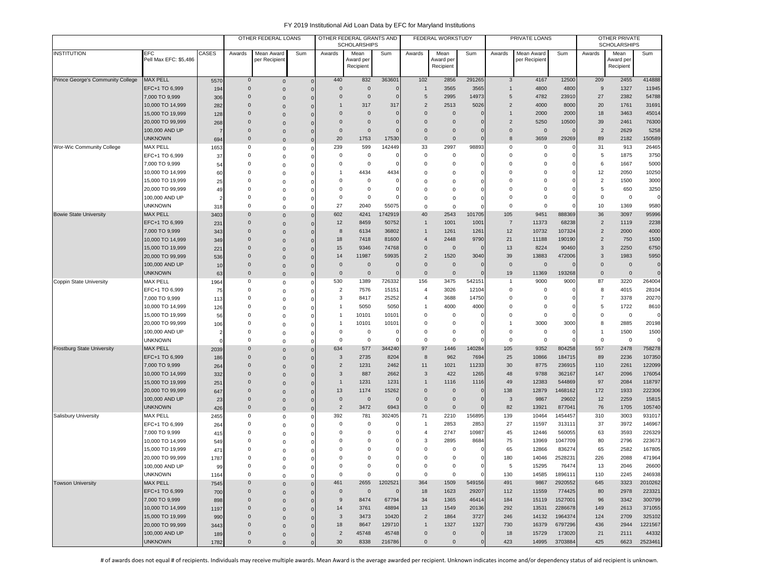FY 2019 Institutional Aid Loan Data by EFC for Maryland Institutions

| INSTITUTION | EFC Pell Max EFC: $5,486 | CASES | OTHER FEDERAL LOANS | | | OTHER FEDERAL GRANTS AND SCHOLARSHIPS | | | FEDERAL WORKSTUDY | | | PRIVATE LOANS | | | OTHER PRIVATE SCHOLARSHIPS | | |
|---|---|---|---|---|---|---|---|---|---|---|---|---|---|---|---|---|---|
| | | | Awards | Mean Award per Recipient | Sum | Awards | Mean Award per Recipient | Sum | Awards | Mean Award per Recipient | Sum | Awards | Mean Award per Recipient | Sum | Awards | Mean Award per Recipient | Sum |
| Prince George's Community College | MAX PELL | 5570 | 0 | 0 | 0 | 440 | 832 | 363601 | 102 | 2856 | 291265 | 3 | 4167 | 12500 | 209 | 2455 | 414888 |
| | EFC+1 TO 6,999 | 194 | 0 | 0 | 0 | 0 | 0 | 0 | 1 | 3565 | 3565 | 1 | 4800 | 4800 | 9 | 1327 | 11945 |
| | 7,000 TO 9,999 | 306 | 0 | 0 | 0 | 0 | 0 | 0 | 5 | 2995 | 14973 | 5 | 4782 | 23910 | 27 | 2382 | 54788 |
| | 10,000 TO 14,999 | 282 | 0 | 0 | 0 | 1 | 317 | 317 | 2 | 2513 | 5026 | 2 | 4000 | 8000 | 20 | 1761 | 31691 |
| | 15,000 TO 19,999 | 128 | 0 | 0 | 0 | 0 | 0 | 0 | 0 | 0 | 0 | 1 | 2000 | 2000 | 18 | 3463 | 45014 |
| | 20,000 TO 99,999 | 268 | 0 | 0 | 0 | 0 | 0 | 0 | 0 | 0 | 0 | 2 | 5250 | 10500 | 39 | 2461 | 76300 |
| | 100,000 AND UP | 7 | 0 | 0 | 0 | 0 | 0 | 0 | 0 | 0 | 0 | 0 | 0 | 0 | 2 | 2629 | 5258 |
| | UNKNOWN | 694 | 0 | 0 | 0 | 20 | 1753 | 17530 | 0 | 0 | 0 | 8 | 3659 | 29269 | 89 | 2182 | 150589 |
| Wor-Wic Community College | MAX PELL | 1653 | 0 | 0 | 0 | 239 | 599 | 142449 | 33 | 2997 | 98893 | 0 | 0 | 0 | 31 | 913 | 26465 |
| | EFC+1 TO 6,999 | 37 | 0 | 0 | 0 | 0 | 0 | 0 | 0 | 0 | 0 | 0 | 0 | 0 | 5 | 1875 | 3750 |
| | 7,000 TO 9,999 | 54 | 0 | 0 | 0 | 0 | 0 | 0 | 0 | 0 | 0 | 0 | 0 | 0 | 6 | 1667 | 5000 |
| | 10,000 TO 14,999 | 60 | 0 | 0 | 0 | 1 | 4434 | 4434 | 0 | 0 | 0 | 0 | 0 | 0 | 12 | 2050 | 10250 |
| | 15,000 TO 19,999 | 25 | 0 | 0 | 0 | 0 | 0 | 0 | 0 | 0 | 0 | 0 | 0 | 0 | 2 | 1500 | 3000 |
| | 20,000 TO 99,999 | 49 | 0 | 0 | 0 | 0 | 0 | 0 | 0 | 0 | 0 | 0 | 0 | 0 | 5 | 650 | 3250 |
| | 100,000 AND UP | 2 | 0 | 0 | 0 | 0 | 0 | 0 | 0 | 0 | 0 | 0 | 0 | 0 | 0 | 0 | 0 |
| | UNKNOWN | 318 | 0 | 0 | 0 | 27 | 2040 | 55075 | 0 | 0 | 0 | 0 | 0 | 0 | 10 | 1369 | 9580 |
| Bowie State University | MAX PELL | 3403 | 0 | 0 | 0 | 602 | 4241 | 1742919 | 40 | 2543 | 101705 | 105 | 9451 | 888369 | 36 | 3097 | 95996 |
| | EFC+1 TO 6,999 | 231 | 0 | 0 | 0 | 12 | 8459 | 50752 | 1 | 1001 | 1001 | 7 | 11373 | 68238 | 2 | 1119 | 2238 |
| | 7,000 TO 9,999 | 343 | 0 | 0 | 0 | 8 | 6134 | 36802 | 1 | 1261 | 1261 | 12 | 10732 | 107324 | 2 | 2000 | 4000 |
| | 10,000 TO 14,999 | 349 | 0 | 0 | 0 | 18 | 7418 | 81600 | 4 | 2448 | 9790 | 21 | 11188 | 190190 | 2 | 750 | 1500 |
| | 15,000 TO 19,999 | 221 | 0 | 0 | 0 | 15 | 9346 | 74768 | 0 | 0 | 0 | 13 | 8224 | 90460 | 3 | 2250 | 6750 |
| | 20,000 TO 99,999 | 536 | 0 | 0 | 0 | 14 | 11987 | 59935 | 2 | 1520 | 3040 | 39 | 13883 | 472006 | 3 | 1983 | 5950 |
| | 100,000 AND UP | 10 | 0 | 0 | 0 | 0 | 0 | 0 | 0 | 0 | 0 | 0 | 0 | 0 | 0 | 0 | 0 |
| | UNKNOWN | 63 | 0 | 0 | 0 | 0 | 0 | 0 | 0 | 0 | 0 | 19 | 11369 | 193268 | 0 | 0 | 0 |
| Coppin State University | MAX PELL | 1964 | 0 | 0 | 0 | 530 | 1389 | 726332 | 156 | 3475 | 542151 | 1 | 9000 | 9000 | 87 | 3220 | 264004 |
| | EFC+1 TO 6,999 | 75 | 0 | 0 | 0 | 2 | 7576 | 15151 | 4 | 3026 | 12104 | 0 | 0 | 0 | 8 | 4015 | 28104 |
| | 7,000 TO 9,999 | 113 | 0 | 0 | 0 | 3 | 8417 | 25252 | 4 | 3688 | 14750 | 0 | 0 | 0 | 7 | 3378 | 20270 |
| | 10,000 TO 14,999 | 126 | 0 | 0 | 0 | 1 | 5050 | 5050 | 1 | 4000 | 4000 | 0 | 0 | 0 | 5 | 1722 | 8610 |
| | 15,000 TO 19,999 | 56 | 0 | 0 | 0 | 1 | 10101 | 10101 | 0 | 0 | 0 | 0 | 0 | 0 | 0 | 0 | 0 |
| | 20,000 TO 99,999 | 106 | 0 | 0 | 0 | 1 | 10101 | 10101 | 0 | 0 | 0 | 1 | 3000 | 3000 | 8 | 2885 | 20198 |
| | 100,000 AND UP | 2 | 0 | 0 | 0 | 0 | 0 | 0 | 0 | 0 | 0 | 0 | 0 | 0 | 1 | 1500 | 1500 |
| | UNKNOWN | 0 | 0 | 0 | 0 | 0 | 0 | 0 | 0 | 0 | 0 | 0 | 0 | 0 | 0 | 0 | 0 |
| Frostburg State University | MAX PELL | 2039 | 0 | 0 | 0 | 634 | 577 | 344240 | 97 | 1446 | 140284 | 105 | 9352 | 804258 | 557 | 2478 | 758278 |
| | EFC+1 TO 6,999 | 186 | 0 | 0 | 0 | 3 | 2735 | 8204 | 8 | 962 | 7694 | 25 | 10866 | 184715 | 89 | 2236 | 107350 |
| | 7,000 TO 9,999 | 264 | 0 | 0 | 0 | 2 | 1231 | 2462 | 11 | 1021 | 11233 | 30 | 8775 | 236915 | 110 | 2261 | 122099 |
| | 10,000 TO 14,999 | 332 | 0 | 0 | 0 | 3 | 887 | 2662 | 3 | 422 | 1265 | 48 | 9788 | 362167 | 147 | 2096 | 176054 |
| | 15,000 TO 19,999 | 251 | 0 | 0 | 0 | 1 | 1231 | 1231 | 1 | 1116 | 1116 | 49 | 12383 | 544869 | 97 | 2084 | 118797 |
| | 20,000 TO 99,999 | 647 | 0 | 0 | 0 | 13 | 1174 | 15262 | 0 | 0 | 0 | 138 | 12879 | 1468162 | 172 | 1933 | 222306 |
| | 100,000 AND UP | 23 | 0 | 0 | 0 | 0 | 0 | 0 | 0 | 0 | 0 | 3 | 9867 | 29602 | 12 | 2259 | 15815 |
| | UNKNOWN | 426 | 0 | 0 | 0 | 2 | 3472 | 6943 | 0 | 0 | 0 | 82 | 13921 | 877041 | 76 | 1705 | 105740 |
| Salisbury University | MAX PELL | 2455 | 0 | 0 | 0 | 392 | 781 | 302405 | 71 | 2210 | 156895 | 139 | 10464 | 1454457 | 310 | 3003 | 931017 |
| | EFC+1 TO 6,999 | 264 | 0 | 0 | 0 | 0 | 0 | 0 | 1 | 2853 | 2853 | 27 | 11597 | 313111 | 37 | 3972 | 146967 |
| | 7,000 TO 9,999 | 415 | 0 | 0 | 0 | 0 | 0 | 0 | 4 | 2747 | 10987 | 45 | 12446 | 560055 | 63 | 3593 | 226329 |
| | 10,000 TO 14,999 | 549 | 0 | 0 | 0 | 0 | 0 | 0 | 3 | 2895 | 8684 | 75 | 13969 | 1047709 | 80 | 2796 | 223673 |
| | 15,000 TO 19,999 | 471 | 0 | 0 | 0 | 0 | 0 | 0 | 0 | 0 | 0 | 65 | 12866 | 836274 | 65 | 2582 | 167805 |
| | 20,000 TO 99,999 | 1787 | 0 | 0 | 0 | 0 | 0 | 0 | 0 | 0 | 0 | 180 | 14046 | 2528231 | 226 | 2088 | 471964 |
| | 100,000 AND UP | 99 | 0 | 0 | 0 | 0 | 0 | 0 | 0 | 0 | 0 | 5 | 15295 | 76474 | 13 | 2046 | 26600 |
| | UNKNOWN | 1164 | 0 | 0 | 0 | 0 | 0 | 0 | 0 | 0 | 0 | 130 | 14585 | 1896111 | 110 | 2245 | 246938 |
| Towson University | MAX PELL | 7545 | 0 | 0 | 0 | 461 | 2655 | 1202521 | 364 | 1509 | 549156 | 491 | 9867 | 2920552 | 645 | 3323 | 2010262 |
| | EFC+1 TO 6,999 | 700 | 0 | 0 | 0 | 0 | 0 | 0 | 18 | 1623 | 29207 | 112 | 11559 | 774425 | 80 | 2978 | 223321 |
| | 7,000 TO 9,999 | 898 | 0 | 0 | 0 | 9 | 8474 | 67794 | 34 | 1365 | 46414 | 184 | 15119 | 1527001 | 96 | 3342 | 300799 |
| | 10,000 TO 14,999 | 1197 | 0 | 0 | 0 | 14 | 3761 | 48894 | 13 | 1549 | 20136 | 292 | 13531 | 2286678 | 149 | 2613 | 371055 |
| | 15,000 TO 19,999 | 990 | 0 | 0 | 0 | 3 | 3473 | 10420 | 2 | 1864 | 3727 | 246 | 14132 | 1964374 | 124 | 2709 | 325102 |
| | 20,000 TO 99,999 | 3443 | 0 | 0 | 0 | 18 | 8647 | 129710 | 1 | 1327 | 1327 | 730 | 16379 | 6797296 | 436 | 2944 | 1221567 |
| | 100,000 AND UP | 189 | 0 | 0 | 0 | 2 | 45748 | 45748 | 0 | 0 | 0 | 18 | 15729 | 173020 | 21 | 2111 | 44332 |
| | UNKNOWN | 1782 | 0 | 0 | 0 | 30 | 8338 | 216786 | 0 | 0 | 0 | 423 | 14995 | 3703884 | 425 | 6623 | 2523461 |

# of awards does not equal # of recipients. Individuals may receive multiple awards. Mean Award is the average awarded per recipient. Unknown indicates income and/or dependency status of aid recipient is unknown.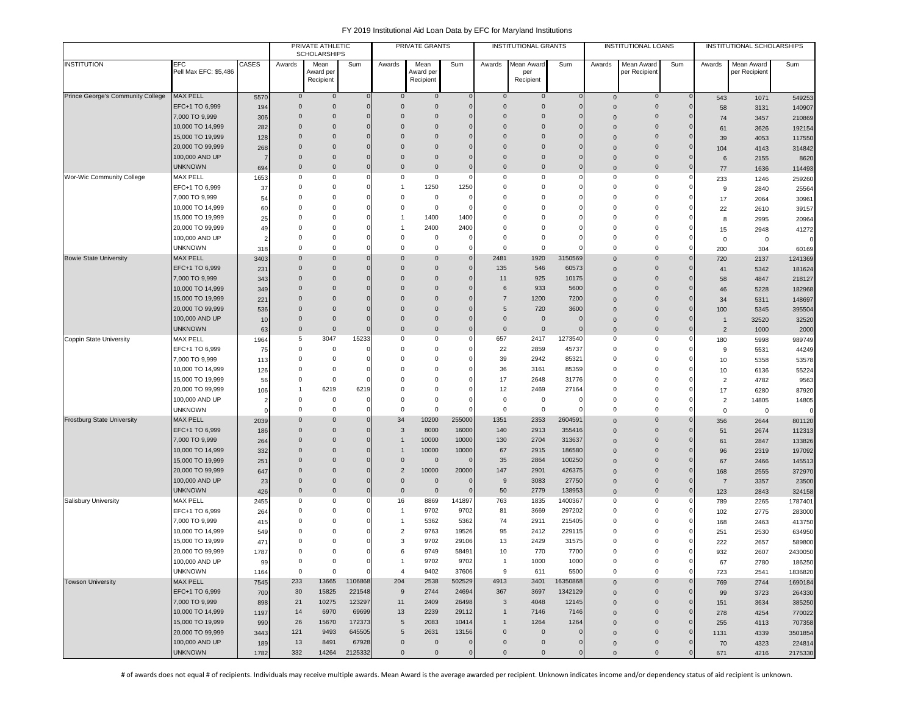# FY 2019 Institutional Aid Loan Data by EFC for Maryland Institutions

| INSTITUTION | EFC Pell Max EFC: $5,486 | CASES | PRIVATE ATHLETIC SCHOLARSHIPS | | | PRIVATE GRANTS | | | INSTITUTIONAL GRANTS | | | INSTITUTIONAL LOANS | | | INSTITUTIONAL SCHOLARSHIPS | | |
|---|---|---|---|---|---|---|---|---|---|---|---|---|---|---|---|---|---|
| | | | Awards | Mean Award per Recipient | Sum | Awards | Mean Award per Recipient | Sum | Awards | Mean Award per Recipient | Sum | Awards | Mean Award per Recipient | Sum | Awards | Mean Award per Recipient | Sum |
| Prince George's Community College | MAX PELL | 5570 | 0 | 0 | 0 | 0 | 0 | 0 | 0 | 0 | 0 | 0 | 0 | 0 | 543 | 1071 | 549253 |
| | EFC+1 TO 6,999 | 194 | 0 | 0 | 0 | 0 | 0 | 0 | 0 | 0 | 0 | 0 | 0 | 0 | 58 | 3131 | 140907 |
| | 7,000 TO 9,999 | 306 | 0 | 0 | 0 | 0 | 0 | 0 | 0 | 0 | 0 | 0 | 0 | 0 | 74 | 3457 | 210869 |
| | 10,000 TO 14,999 | 282 | 0 | 0 | 0 | 0 | 0 | 0 | 0 | 0 | 0 | 0 | 0 | 0 | 61 | 3626 | 192154 |
| | 15,000 TO 19,999 | 128 | 0 | 0 | 0 | 0 | 0 | 0 | 0 | 0 | 0 | 0 | 0 | 0 | 39 | 4053 | 117550 |
| | 20,000 TO 99,999 | 268 | 0 | 0 | 0 | 0 | 0 | 0 | 0 | 0 | 0 | 0 | 0 | 0 | 104 | 4143 | 314842 |
| | 100,000 AND UP | 7 | 0 | 0 | 0 | 0 | 0 | 0 | 0 | 0 | 0 | 0 | 0 | 0 | 6 | 2155 | 8620 |
| | UNKNOWN | 694 | 0 | 0 | 0 | 0 | 0 | 0 | 0 | 0 | 0 | 0 | 0 | 0 | 77 | 1636 | 114493 |
| Wor-Wic Community College | MAX PELL | 1653 | 0 | 0 | 0 | 0 | 0 | 0 | 0 | 0 | 0 | 0 | 0 | 0 | 233 | 1246 | 259260 |
| | EFC+1 TO 6,999 | 37 | 0 | 0 | 0 | 1 | 1250 | 1250 | 0 | 0 | 0 | 0 | 0 | 0 | 9 | 2840 | 25564 |
| | 7,000 TO 9,999 | 54 | 0 | 0 | 0 | 0 | 0 | 0 | 0 | 0 | 0 | 0 | 0 | 0 | 17 | 2064 | 30961 |
| | 10,000 TO 14,999 | 60 | 0 | 0 | 0 | 0 | 0 | 0 | 0 | 0 | 0 | 0 | 0 | 0 | 22 | 2610 | 39157 |
| | 15,000 TO 19,999 | 25 | 0 | 0 | 0 | 1 | 1400 | 1400 | 0 | 0 | 0 | 0 | 0 | 0 | 8 | 2995 | 20964 |
| | 20,000 TO 99,999 | 49 | 0 | 0 | 0 | 1 | 2400 | 2400 | 0 | 0 | 0 | 0 | 0 | 0 | 15 | 2948 | 41272 |
| | 100,000 AND UP | 2 | 0 | 0 | 0 | 0 | 0 | 0 | 0 | 0 | 0 | 0 | 0 | 0 | 0 | 0 | 0 |
| | UNKNOWN | 318 | 0 | 0 | 0 | 0 | 0 | 0 | 0 | 0 | 0 | 0 | 0 | 0 | 200 | 304 | 60169 |
| Bowie State University | MAX PELL | 3403 | 0 | 0 | 0 | 0 | 0 | 0 | 2481 | 1920 | 3150569 | 0 | 0 | 0 | 720 | 2137 | 1241369 |
| | EFC+1 TO 6,999 | 231 | 0 | 0 | 0 | 0 | 0 | 0 | 135 | 546 | 60573 | 0 | 0 | 0 | 41 | 5342 | 181624 |
| | 7,000 TO 9,999 | 343 | 0 | 0 | 0 | 0 | 0 | 0 | 11 | 925 | 10175 | 0 | 0 | 0 | 58 | 4847 | 218127 |
| | 10,000 TO 14,999 | 349 | 0 | 0 | 0 | 0 | 0 | 0 | 6 | 933 | 5600 | 0 | 0 | 0 | 46 | 5228 | 182968 |
| | 15,000 TO 19,999 | 221 | 0 | 0 | 0 | 0 | 0 | 0 | 7 | 1200 | 7200 | 0 | 0 | 0 | 34 | 5311 | 148697 |
| | 20,000 TO 99,999 | 536 | 0 | 0 | 0 | 0 | 0 | 0 | 5 | 720 | 3600 | 0 | 0 | 0 | 100 | 5345 | 395504 |
| | 100,000 AND UP | 10 | 0 | 0 | 0 | 0 | 0 | 0 | 0 | 0 | 0 | 0 | 0 | 0 | 1 | 32520 | 32520 |
| | UNKNOWN | 63 | 0 | 0 | 0 | 0 | 0 | 0 | 0 | 0 | 0 | 0 | 0 | 0 | 2 | 1000 | 2000 |
| Coppin State University | MAX PELL | 1964 | 5 | 3047 | 15233 | 0 | 0 | 0 | 657 | 2417 | 1273540 | 0 | 0 | 0 | 180 | 5998 | 989749 |
| | EFC+1 TO 6,999 | 75 | 0 | 0 | 0 | 0 | 0 | 0 | 22 | 2859 | 45737 | 0 | 0 | 0 | 9 | 5531 | 44249 |
| | 7,000 TO 9,999 | 113 | 0 | 0 | 0 | 0 | 0 | 0 | 39 | 2942 | 85321 | 0 | 0 | 0 | 10 | 5358 | 53578 |
| | 10,000 TO 14,999 | 126 | 0 | 0 | 0 | 0 | 0 | 0 | 36 | 3161 | 85359 | 0 | 0 | 0 | 10 | 6136 | 55224 |
| | 15,000 TO 19,999 | 56 | 0 | 0 | 0 | 0 | 0 | 0 | 17 | 2648 | 31776 | 0 | 0 | 0 | 2 | 4782 | 9563 |
| | 20,000 TO 99,999 | 106 | 1 | 6219 | 6219 | 0 | 0 | 0 | 12 | 2469 | 27164 | 0 | 0 | 0 | 17 | 6280 | 87920 |
| | 100,000 AND UP | 2 | 0 | 0 | 0 | 0 | 0 | 0 | 0 | 0 | 0 | 0 | 0 | 0 | 2 | 14805 | 14805 |
| | UNKNOWN | 0 | 0 | 0 | 0 | 0 | 0 | 0 | 0 | 0 | 0 | 0 | 0 | 0 | 0 | 0 | 0 |
| Frostburg State University | MAX PELL | 2039 | 0 | 0 | 0 | 34 | 10200 | 255000 | 1351 | 2353 | 2604591 | 0 | 0 | 0 | 356 | 2644 | 801120 |
| | EFC+1 TO 6,999 | 186 | 0 | 0 | 0 | 3 | 8000 | 16000 | 140 | 2913 | 355416 | 0 | 0 | 0 | 51 | 2674 | 112313 |
| | 7,000 TO 9,999 | 264 | 0 | 0 | 0 | 1 | 10000 | 10000 | 130 | 2704 | 313637 | 0 | 0 | 0 | 61 | 2847 | 133826 |
| | 10,000 TO 14,999 | 332 | 0 | 0 | 0 | 1 | 10000 | 10000 | 67 | 2915 | 186580 | 0 | 0 | 0 | 96 | 2319 | 197092 |
| | 15,000 TO 19,999 | 251 | 0 | 0 | 0 | 0 | 0 | 0 | 35 | 2864 | 100250 | 0 | 0 | 0 | 67 | 2466 | 145513 |
| | 20,000 TO 99,999 | 647 | 0 | 0 | 0 | 2 | 10000 | 20000 | 147 | 2901 | 426375 | 0 | 0 | 0 | 168 | 2555 | 372970 |
| | 100,000 AND UP | 23 | 0 | 0 | 0 | 0 | 0 | 0 | 9 | 3083 | 27750 | 0 | 0 | 0 | 7 | 3357 | 23500 |
| | UNKNOWN | 426 | 0 | 0 | 0 | 0 | 0 | 0 | 50 | 2779 | 138953 | 0 | 0 | 0 | 123 | 2843 | 324158 |
| Salisbury University | MAX PELL | 2455 | 0 | 0 | 0 | 16 | 8869 | 141897 | 763 | 1835 | 1400367 | 0 | 0 | 0 | 789 | 2265 | 1787401 |
| | EFC+1 TO 6,999 | 264 | 0 | 0 | 0 | 1 | 9702 | 9702 | 81 | 3669 | 297202 | 0 | 0 | 0 | 102 | 2775 | 283000 |
| | 7,000 TO 9,999 | 415 | 0 | 0 | 0 | 1 | 5362 | 5362 | 74 | 2911 | 215405 | 0 | 0 | 0 | 168 | 2463 | 413750 |
| | 10,000 TO 14,999 | 549 | 0 | 0 | 0 | 2 | 9763 | 19526 | 95 | 2412 | 229115 | 0 | 0 | 0 | 251 | 2530 | 634950 |
| | 15,000 TO 19,999 | 471 | 0 | 0 | 0 | 3 | 9702 | 29106 | 13 | 2429 | 31575 | 0 | 0 | 0 | 222 | 2657 | 589800 |
| | 20,000 TO 99,999 | 1787 | 0 | 0 | 0 | 6 | 9749 | 58491 | 10 | 770 | 7700 | 0 | 0 | 0 | 932 | 2607 | 2430050 |
| | 100,000 AND UP | 99 | 0 | 0 | 0 | 1 | 9702 | 9702 | 1 | 1000 | 1000 | 0 | 0 | 0 | 67 | 2780 | 186250 |
| | UNKNOWN | 1164 | 0 | 0 | 0 | 4 | 9402 | 37606 | 9 | 611 | 5500 | 0 | 0 | 0 | 723 | 2541 | 1836820 |
| Towson University | MAX PELL | 7545 | 233 | 13665 | 1106868 | 204 | 2538 | 502529 | 4913 | 3401 | 16350868 | 0 | 0 | 0 | 769 | 2744 | 1690184 |
| | EFC+1 TO 6,999 | 700 | 30 | 15825 | 221548 | 9 | 2744 | 24694 | 367 | 3697 | 1342129 | 0 | 0 | 0 | 99 | 3723 | 264330 |
| | 7,000 TO 9,999 | 898 | 21 | 10275 | 123297 | 11 | 2409 | 26498 | 3 | 4048 | 12145 | 0 | 0 | 0 | 151 | 3634 | 385250 |
| | 10,000 TO 14,999 | 1197 | 14 | 6970 | 69699 | 13 | 2239 | 29112 | 1 | 7146 | 7146 | 0 | 0 | 0 | 278 | 4254 | 770022 |
| | 15,000 TO 19,999 | 990 | 26 | 15670 | 172373 | 5 | 2083 | 10414 | 1 | 1264 | 1264 | 0 | 0 | 0 | 255 | 4113 | 707358 |
| | 20,000 TO 99,999 | 3443 | 121 | 9493 | 645505 | 5 | 2631 | 13156 | 0 | 0 | 0 | 0 | 0 | 0 | 1131 | 4339 | 3501854 |
| | 100,000 AND UP | 189 | 13 | 8491 | 67928 | 0 | 0 | 0 | 0 | 0 | 0 | 0 | 0 | 0 | 70 | 4323 | 224814 |
| | UNKNOWN | 1782 | 332 | 14264 | 2125332 | 0 | 0 | 0 | 0 | 0 | 0 | 0 | 0 | 0 | 671 | 4216 | 2175330 |

# of awards does not equal # of recipients. Individuals may receive multiple awards. Mean Award is the average awarded per recipient. Unknown indicates income and/or dependency status of aid recipient is unknown.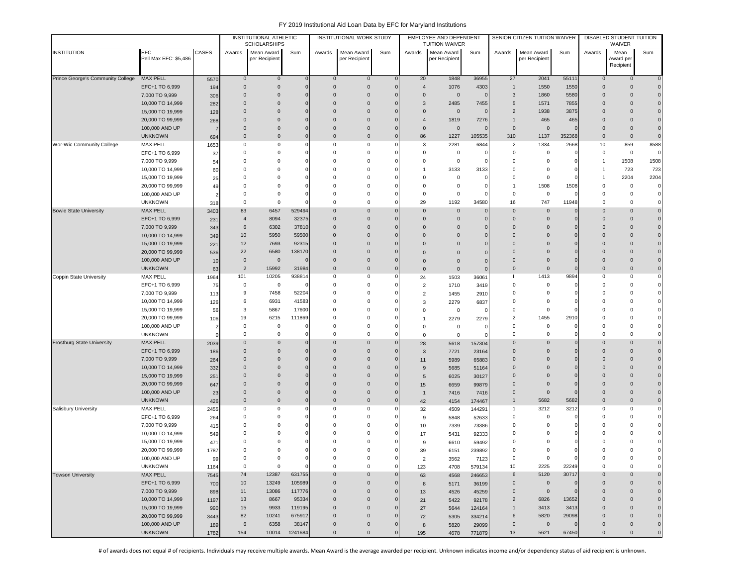# FY 2019 Institutional Aid Loan Data by EFC for Maryland Institutions

| INSTITUTION | EFC Pell Max EFC: $5,486 | CASES | INSTITUTIONAL ATHLETIC SCHOLARSHIPS | | | INSTITUTIONAL WORK STUDY | | | EMPLOYEE AND DEPENDENT TUITION WAIVER | | | SENIOR CITIZEN TUITION WAIVER | | | DISABLED STUDENT TUITION WAIVER | | |
|---|---|---|---|---|---|---|---|---|---|---|---|---|---|---|---|---|---|
| | | | Awards | Mean Award per Recipient | Sum | Awards | Mean Award per Recipient | Sum | Awards | Mean Award per Recipient | Sum | Awards | Mean Award per Recipient | Sum | Awards | Mean Award per Recipient | Sum |
| Prince George's Community College | MAX PELL | 5570 | 0 | 0 | 0 | 0 | 0 | 0 | 20 | 1848 | 36955 | 27 | 2041 | 55111 | 0 | 0 | 0 |
| | EFC+1 TO 6,999 | 194 | 0 | 0 | 0 | 0 | 0 | 0 | 4 | 1076 | 4303 | 1 | 1550 | 1550 | 0 | 0 | 0 |
| | 7,000 TO 9,999 | 306 | 0 | 0 | 0 | 0 | 0 | 0 | 0 | 0 | 0 | 3 | 1860 | 5580 | 0 | 0 | 0 |
| | 10,000 TO 14,999 | 282 | 0 | 0 | 0 | 0 | 0 | 0 | 3 | 2485 | 7455 | 5 | 1571 | 7855 | 0 | 0 | 0 |
| | 15,000 TO 19,999 | 128 | 0 | 0 | 0 | 0 | 0 | 0 | 0 | 0 | 0 | 2 | 1938 | 3875 | 0 | 0 | 0 |
| | 20,000 TO 99,999 | 268 | 0 | 0 | 0 | 0 | 0 | 0 | 4 | 1819 | 7276 | 1 | 465 | 465 | 0 | 0 | 0 |
| | 100,000 AND UP | 7 | 0 | 0 | 0 | 0 | 0 | 0 | 0 | 0 | 0 | 0 | 0 | 0 | 0 | 0 | 0 |
| | UNKNOWN | 694 | 0 | 0 | 0 | 0 | 0 | 0 | 86 | 1227 | 105535 | 310 | 1137 | 352368 | 0 | 0 | 0 |
| Wor-Wic Community College | MAX PELL | 1653 | 0 | 0 | 0 | 0 | 0 | 0 | 3 | 2281 | 6844 | 2 | 1334 | 2668 | 10 | 859 | 8588 |
| | EFC+1 TO 6,999 | 37 | 0 | 0 | 0 | 0 | 0 | 0 | 0 | 0 | 0 | 0 | 0 | 0 | 0 | 0 | 0 |
| | 7,000 TO 9,999 | 54 | 0 | 0 | 0 | 0 | 0 | 0 | 0 | 0 | 0 | 0 | 0 | 0 | 1 | 1508 | 1508 |
| | 10,000 TO 14,999 | 60 | 0 | 0 | 0 | 0 | 0 | 0 | 1 | 3133 | 3133 | 0 | 0 | 0 | 1 | 723 | 723 |
| | 15,000 TO 19,999 | 25 | 0 | 0 | 0 | 0 | 0 | 0 | 0 | 0 | 0 | 0 | 0 | 0 | 1 | 2204 | 2204 |
| | 20,000 TO 99,999 | 49 | 0 | 0 | 0 | 0 | 0 | 0 | 0 | 0 | 0 | 1 | 1508 | 1508 | 0 | 0 | 0 |
| | 100,000 AND UP | 2 | 0 | 0 | 0 | 0 | 0 | 0 | 0 | 0 | 0 | 0 | 0 | 0 | 0 | 0 | 0 |
| | UNKNOWN | 318 | 0 | 0 | 0 | 0 | 0 | 0 | 29 | 1192 | 34580 | 16 | 747 | 11948 | 0 | 0 | 0 |
| Bowie State University | MAX PELL | 3403 | 83 | 6457 | 529494 | 0 | 0 | 0 | 0 | 0 | 0 | 0 | 0 | 0 | 0 | 0 | 0 |
| | EFC+1 TO 6,999 | 231 | 4 | 8094 | 32375 | 0 | 0 | 0 | 0 | 0 | 0 | 0 | 0 | 0 | 0 | 0 | 0 |
| | 7,000 TO 9,999 | 343 | 6 | 6302 | 37810 | 0 | 0 | 0 | 0 | 0 | 0 | 0 | 0 | 0 | 0 | 0 | 0 |
| | 10,000 TO 14,999 | 349 | 10 | 5950 | 59500 | 0 | 0 | 0 | 0 | 0 | 0 | 0 | 0 | 0 | 0 | 0 | 0 |
| | 15,000 TO 19,999 | 221 | 12 | 7693 | 92315 | 0 | 0 | 0 | 0 | 0 | 0 | 0 | 0 | 0 | 0 | 0 | 0 |
| | 20,000 TO 99,999 | 536 | 22 | 6580 | 138170 | 0 | 0 | 0 | 0 | 0 | 0 | 0 | 0 | 0 | 0 | 0 | 0 |
| | 100,000 AND UP | 10 | 0 | 0 | 0 | 0 | 0 | 0 | 0 | 0 | 0 | 0 | 0 | 0 | 0 | 0 | 0 |
| | UNKNOWN | 63 | 2 | 15992 | 31984 | 0 | 0 | 0 | 0 | 0 | 0 | 0 | 0 | 0 | 0 | 0 | 0 |
| Coppin State University | MAX PELL | 1964 | 101 | 10205 | 938814 | 0 | 0 | 0 | 24 | 1503 | 36061 | I | 1413 | 9894 | 0 | 0 | 0 |
| | EFC+1 TO 6,999 | 75 | 0 | 0 | 0 | 0 | 0 | 0 | 2 | 1710 | 3419 | 0 | 0 | 0 | 0 | 0 | 0 |
| | 7,000 TO 9,999 | 113 | 9 | 7458 | 52204 | 0 | 0 | 0 | 2 | 1455 | 2910 | 0 | 0 | 0 | 0 | 0 | 0 |
| | 10,000 TO 14,999 | 126 | 6 | 6931 | 41583 | 0 | 0 | 0 | 3 | 2279 | 6837 | 0 | 0 | 0 | 0 | 0 | 0 |
| | 15,000 TO 19,999 | 56 | 3 | 5867 | 17600 | 0 | 0 | 0 | 0 | 0 | 0 | 0 | 0 | 0 | 0 | 0 | 0 |
| | 20,000 TO 99,999 | 106 | 19 | 6215 | 111869 | 0 | 0 | 0 | 1 | 2279 | 2279 | 2 | 1455 | 2910 | 0 | 0 | 0 |
| | 100,000 AND UP | 2 | 0 | 0 | 0 | 0 | 0 | 0 | 0 | 0 | 0 | 0 | 0 | 0 | 0 | 0 | 0 |
| | UNKNOWN | 0 | 0 | 0 | 0 | 0 | 0 | 0 | 0 | 0 | 0 | 0 | 0 | 0 | 0 | 0 | 0 |
| Frostburg State University | MAX PELL | 2039 | 0 | 0 | 0 | 0 | 0 | 0 | 28 | 5618 | 157304 | 0 | 0 | 0 | 0 | 0 | 0 |
| | EFC+1 TO 6,999 | 186 | 0 | 0 | 0 | 0 | 0 | 0 | 3 | 7721 | 23164 | 0 | 0 | 0 | 0 | 0 | 0 |
| | 7,000 TO 9,999 | 264 | 0 | 0 | 0 | 0 | 0 | 0 | 11 | 5989 | 65883 | 0 | 0 | 0 | 0 | 0 | 0 |
| | 10,000 TO 14,999 | 332 | 0 | 0 | 0 | 0 | 0 | 0 | 9 | 5685 | 51164 | 0 | 0 | 0 | 0 | 0 | 0 |
| | 15,000 TO 19,999 | 251 | 0 | 0 | 0 | 0 | 0 | 0 | 5 | 6025 | 30127 | 0 | 0 | 0 | 0 | 0 | 0 |
| | 20,000 TO 99,999 | 647 | 0 | 0 | 0 | 0 | 0 | 0 | 15 | 6659 | 99879 | 0 | 0 | 0 | 0 | 0 | 0 |
| | 100,000 AND UP | 23 | 0 | 0 | 0 | 0 | 0 | 0 | 1 | 7416 | 7416 | 0 | 0 | 0 | 0 | 0 | 0 |
| | UNKNOWN | 426 | 0 | 0 | 0 | 0 | 0 | 0 | 42 | 4154 | 174467 | 1 | 5682 | 5682 | 0 | 0 | 0 |
| Salisbury University | MAX PELL | 2455 | 0 | 0 | 0 | 0 | 0 | 0 | 32 | 4509 | 144291 | 1 | 3212 | 3212 | 0 | 0 | 0 |
| | EFC+1 TO 6,999 | 264 | 0 | 0 | 0 | 0 | 0 | 0 | 9 | 5848 | 52633 | 0 | 0 | 0 | 0 | 0 | 0 |
| | 7,000 TO 9,999 | 415 | 0 | 0 | 0 | 0 | 0 | 0 | 10 | 7339 | 73386 | 0 | 0 | 0 | 0 | 0 | 0 |
| | 10,000 TO 14,999 | 549 | 0 | 0 | 0 | 0 | 0 | 0 | 17 | 5431 | 92333 | 0 | 0 | 0 | 0 | 0 | 0 |
| | 15,000 TO 19,999 | 471 | 0 | 0 | 0 | 0 | 0 | 0 | 9 | 6610 | 59492 | 0 | 0 | 0 | 0 | 0 | 0 |
| | 20,000 TO 99,999 | 1787 | 0 | 0 | 0 | 0 | 0 | 0 | 39 | 6151 | 239892 | 0 | 0 | 0 | 0 | 0 | 0 |
| | 100,000 AND UP | 99 | 0 | 0 | 0 | 0 | 0 | 0 | 2 | 3562 | 7123 | 0 | 0 | 0 | 0 | 0 | 0 |
| | UNKNOWN | 1164 | 0 | 0 | 0 | 0 | 0 | 0 | 123 | 4708 | 579134 | 10 | 2225 | 22249 | 0 | 0 | 0 |
| Towson University | MAX PELL | 7545 | 74 | 12387 | 631755 | 0 | 0 | 0 | 63 | 4568 | 246653 | 6 | 5120 | 30717 | 0 | 0 | 0 |
| | EFC+1 TO 6,999 | 700 | 10 | 13249 | 105989 | 0 | 0 | 0 | 8 | 5171 | 36199 | 0 | 0 | 0 | 0 | 0 | 0 |
| | 7,000 TO 9,999 | 898 | 11 | 13086 | 117776 | 0 | 0 | 0 | 13 | 4526 | 45259 | 0 | 0 | 0 | 0 | 0 | 0 |
| | 10,000 TO 14,999 | 1197 | 13 | 8667 | 95334 | 0 | 0 | 0 | 21 | 5422 | 92178 | 2 | 6826 | 13652 | 0 | 0 | 0 |
| | 15,000 TO 19,999 | 990 | 15 | 9933 | 119195 | 0 | 0 | 0 | 27 | 5644 | 124164 | 1 | 3413 | 3413 | 0 | 0 | 0 |
| | 20,000 TO 99,999 | 3443 | 82 | 10241 | 675912 | 0 | 0 | 0 | 72 | 5305 | 334214 | 6 | 5820 | 29098 | 0 | 0 | 0 |
| | 100,000 AND UP | 189 | 6 | 6358 | 38147 | 0 | 0 | 0 | 8 | 5820 | 29099 | 0 | 0 | 0 | 0 | 0 | 0 |
| | UNKNOWN | 1782 | 154 | 10014 | 1241684 | 0 | 0 | 0 | 195 | 4678 | 771879 | 13 | 5621 | 67450 | 0 | 0 | 0 |

# of awards does not equal # of recipients. Individuals may receive multiple awards. Mean Award is the average awarded per recipient. Unknown indicates income and/or dependency status of aid recipient is unknown.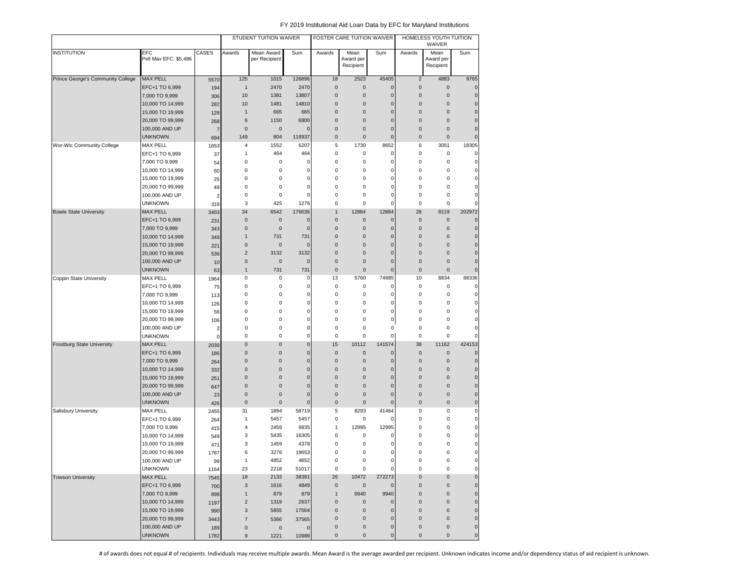# FY 2019 Institutional Aid Loan Data by EFC for Maryland Institutions

| | | | STUDENT TUITION WAIVER | | | FOSTER CARE TUITION WAIVER | | | HOMELESS YOUTH TUITION WAIVER | | |
|---|---|---|---|---|---|---|---|---|---|---|---|
| INSTITUTION | EFC Pell Max EFC: $5,486 | CASES | Awards | Mean Award per Recipient | Sum | Awards | Mean Award per Recipient | Sum | Awards | Mean Award per Recipient | Sum |
| Prince George's Community College | MAX PELL | 5570 | 125 | 1015 | 126896 | 18 | 2523 | 45405 | 2 | 4883 | 9765 |
| | EFC+1 TO 6,999 | 194 | 1 | 2470 | 2470 | 0 | 0 | 0 | 0 | 0 | 0 |
| | 7,000 TO 9,999 | 306 | 10 | 1381 | 13807 | 0 | 0 | 0 | 0 | 0 | 0 |
| | 10,000 TO 14,999 | 282 | 10 | 1481 | 14810 | 0 | 0 | 0 | 0 | 0 | 0 |
| | 15,000 TO 19,999 | 128 | 1 | 665 | 665 | 0 | 0 | 0 | 0 | 0 | 0 |
| | 20,000 TO 99,999 | 268 | 6 | 1150 | 6900 | 0 | 0 | 0 | 0 | 0 | 0 |
| | 100,000 AND UP | 7 | 0 | 0 | 0 | 0 | 0 | 0 | 0 | 0 | 0 |
| | UNKNOWN | 694 | 149 | 804 | 118937 | 0 | 0 | 0 | 0 | 0 | 0 |
| Wor-Wic Community College | MAX PELL | 1653 | 4 | 1552 | 6207 | 5 | 1730 | 8652 | 6 | 3051 | 18305 |
| | EFC+1 TO 6,999 | 37 | 1 | 464 | 464 | 0 | 0 | 0 | 0 | 0 | 0 |
| | 7,000 TO 9,999 | 54 | 0 | 0 | 0 | 0 | 0 | 0 | 0 | 0 | 0 |
| | 10,000 TO 14,999 | 60 | 0 | 0 | 0 | 0 | 0 | 0 | 0 | 0 | 0 |
| | 15,000 TO 19,999 | 25 | 0 | 0 | 0 | 0 | 0 | 0 | 0 | 0 | 0 |
| | 20,000 TO 99,999 | 49 | 0 | 0 | 0 | 0 | 0 | 0 | 0 | 0 | 0 |
| | 100,000 AND UP | 2 | 0 | 0 | 0 | 0 | 0 | 0 | 0 | 0 | 0 |
| | UNKNOWN | 318 | 3 | 425 | 1276 | 0 | 0 | 0 | 0 | 0 | 0 |
| Bowie State University | MAX PELL | 3403 | 34 | 6542 | 176636 | 1 | 12884 | 12884 | 28 | 8119 | 202972 |
| | EFC+1 TO 6,999 | 231 | 0 | 0 | 0 | 0 | 0 | 0 | 0 | 0 | 0 |
| | 7,000 TO 9,999 | 343 | 0 | 0 | 0 | 0 | 0 | 0 | 0 | 0 | 0 |
| | 10,000 TO 14,999 | 349 | 1 | 731 | 731 | 0 | 0 | 0 | 0 | 0 | 0 |
| | 15,000 TO 19,999 | 221 | 0 | 0 | 0 | 0 | 0 | 0 | 0 | 0 | 0 |
| | 20,000 TO 99,999 | 536 | 2 | 3132 | 3132 | 0 | 0 | 0 | 0 | 0 | 0 |
| | 100,000 AND UP | 10 | 0 | 0 | 0 | 0 | 0 | 0 | 0 | 0 | 0 |
| | UNKNOWN | 63 | 1 | 731 | 731 | 0 | 0 | 0 | 0 | 0 | 0 |
| Coppin State University | MAX PELL | 1964 | 0 | 0 | 0 | 13 | 5760 | 74885 | 10 | 8834 | 88336 |
| | EFC+1 TO 6,999 | 75 | 0 | 0 | 0 | 0 | 0 | 0 | 0 | 0 | 0 |
| | 7,000 TO 9,999 | 113 | 0 | 0 | 0 | 0 | 0 | 0 | 0 | 0 | 0 |
| | 10,000 TO 14,999 | 126 | 0 | 0 | 0 | 0 | 0 | 0 | 0 | 0 | 0 |
| | 15,000 TO 19,999 | 56 | 0 | 0 | 0 | 0 | 0 | 0 | 0 | 0 | 0 |
| | 20,000 TO 99,999 | 106 | 0 | 0 | 0 | 0 | 0 | 0 | 0 | 0 | 0 |
| | 100,000 AND UP | 2 | 0 | 0 | 0 | 0 | 0 | 0 | 0 | 0 | 0 |
| | UNKNOWN | 0 | 0 | 0 | 0 | 0 | 0 | 0 | 0 | 0 | 0 |
| Frostburg State University | MAX PELL | 2039 | 0 | 0 | 0 | 15 | 10112 | 141574 | 38 | 11162 | 424153 |
| | EFC+1 TO 6,999 | 186 | 0 | 0 | 0 | 0 | 0 | 0 | 0 | 0 | 0 |
| | 7,000 TO 9,999 | 264 | 0 | 0 | 0 | 0 | 0 | 0 | 0 | 0 | 0 |
| | 10,000 TO 14,999 | 332 | 0 | 0 | 0 | 0 | 0 | 0 | 0 | 0 | 0 |
| | 15,000 TO 19,999 | 251 | 0 | 0 | 0 | 0 | 0 | 0 | 0 | 0 | 0 |
| | 20,000 TO 99,999 | 647 | 0 | 0 | 0 | 0 | 0 | 0 | 0 | 0 | 0 |
| | 100,000 AND UP | 23 | 0 | 0 | 0 | 0 | 0 | 0 | 0 | 0 | 0 |
| | UNKNOWN | 426 | 0 | 0 | 0 | 0 | 0 | 0 | 0 | 0 | 0 |
| Salisbury University | MAX PELL | 2455 | 31 | 1894 | 58719 | 5 | 8293 | 41464 | 0 | 0 | 0 |
| | EFC+1 TO 6,999 | 264 | 1 | 5457 | 5457 | 0 | 0 | 0 | 0 | 0 | 0 |
| | 7,000 TO 9,999 | 415 | 4 | 2459 | 9835 | 1 | 12995 | 12995 | 0 | 0 | 0 |
| | 10,000 TO 14,999 | 549 | 3 | 5435 | 16305 | 0 | 0 | 0 | 0 | 0 | 0 |
| | 15,000 TO 19,999 | 471 | 3 | 1459 | 4378 | 0 | 0 | 0 | 0 | 0 | 0 |
| | 20,000 TO 99,999 | 1787 | 6 | 3276 | 19653 | 0 | 0 | 0 | 0 | 0 | 0 |
| | 100,000 AND UP | 99 | 1 | 4852 | 4852 | 0 | 0 | 0 | 0 | 0 | 0 |
| | UNKNOWN | 1164 | 23 | 2218 | 51017 | 0 | 0 | 0 | 0 | 0 | 0 |
| Towson University | MAX PELL | 7545 | 18 | 2133 | 38391 | 26 | 10472 | 272273 | 0 | 0 | 0 |
| | EFC+1 TO 6,999 | 700 | 3 | 1616 | 4849 | 0 | 0 | 0 | 0 | 0 | 0 |
| | 7,000 TO 9,999 | 898 | 1 | 879 | 879 | 1 | 9940 | 9940 | 0 | 0 | 0 |
| | 10,000 TO 14,999 | 1197 | 2 | 1319 | 2637 | 0 | 0 | 0 | 0 | 0 | 0 |
| | 15,000 TO 19,999 | 990 | 3 | 5855 | 17564 | 0 | 0 | 0 | 0 | 0 | 0 |
| | 20,000 TO 99,999 | 3443 | 7 | 5366 | 37565 | 0 | 0 | 0 | 0 | 0 | 0 |
| | 100,000 AND UP | 189 | 0 | 0 | 0 | 0 | 0 | 0 | 0 | 0 | 0 |
| | UNKNOWN | 1782 | 9 | 1221 | 10988 | 0 | 0 | 0 | 0 | 0 | 0 |

# of awards does not equal # of recipients. Individuals may receive multiple awards. Mean Award is the average awarded per recipient. Unknown indicates income and/or dependency status of aid recipient is unknown.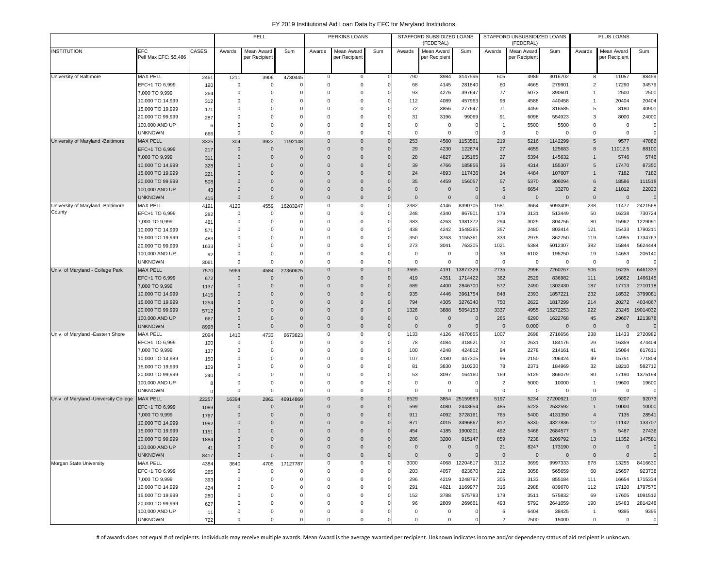# FY 2019 Institutional Aid Loan Data by EFC for Maryland Institutions

| | | | PELL | | | PERKINS LOANS | | | STAFFORD SUBSIDIZED LOANS (FEDERAL) | | | STAFFORD UNSUBSIDIZED LOANS (FEDERAL) | | | PLUS LOANS | | |
|---|---|---|---|---|---|---|---|---|---|---|---|---|---|---|---|---|---|
| INSTITUTION | EFC Pell Max EFC: $5,486 | CASES | Awards | Mean Award per Recipient | Sum | Awards | Mean Award per Recipient | Sum | Awards | Mean Award per Recipient | Sum | Awards | Mean Award per Recipient | Sum | Awards | Mean Award per Recipient | Sum |
| University of Baltimore | MAX PELL | 2461 | 1211 | 3906 | 4730445 | 0 | 0 | 0 | 790 | 3984 | 3147596 | 605 | 4986 | 3016702 | 8 | 11057 | 88459 |
| | EFC+1 TO 6,999 | 190 | 0 | 0 | 0 | 0 | 0 | 0 | 68 | 4145 | 281840 | 60 | 4665 | 279901 | 2 | 17290 | 34579 |
| | 7,000 TO 9,999 | 264 | 0 | 0 | 0 | 0 | 0 | 0 | 93 | 4276 | 397647 | 77 | 5073 | 390601 | 1 | 2500 | 2500 |
| | 10,000 TO 14,999 | 312 | 0 | 0 | 0 | 0 | 0 | 0 | 112 | 4089 | 457963 | 96 | 4588 | 440458 | 1 | 20404 | 20404 |
| | 15,000 TO 19,999 | 171 | 0 | 0 | 0 | 0 | 0 | 0 | 72 | 3856 | 277647 | 71 | 4459 | 316585 | 5 | 8180 | 40901 |
| | 20,000 TO 99,999 | 287 | 0 | 0 | 0 | 0 | 0 | 0 | 31 | 3196 | 99069 | 91 | 6098 | 554923 | 3 | 8000 | 24000 |
| | 100,000 AND UP | 6 | 0 | 0 | 0 | 0 | 0 | 0 | 0 | 0 | 0 | 1 | 5500 | 5500 | 0 | 0 | 0 |
| | UNKNOWN | 666 | 0 | 0 | 0 | 0 | 0 | 0 | 0 | 0 | 0 | 0 | 0 | 0 | 0 | 0 | 0 |
| University of Maryland -Baltimore | MAX PELL | 3325 | 304 | 3922 | 1192148 | 0 | 0 | 0 | 253 | 4560 | 1153561 | 219 | 5216 | 1142299 | 5 | 9577 | 47886 |
| | EFC+1 TO 6,999 | 217 | 0 | 0 | 0 | 0 | 0 | 0 | 29 | 4230 | 122674 | 27 | 4655 | 125683 | 8 | 11012.5 | 88100 |
| | 7,000 TO 9,999 | 311 | 0 | 0 | 0 | 0 | 0 | 0 | 28 | 4827 | 135165 | 27 | 5394 | 145632 | 1 | 5746 | 5746 |
| | 10,000 TO 14,999 | 328 | 0 | 0 | 0 | 0 | 0 | 0 | 39 | 4766 | 185856 | 36 | 4314 | 155307 | 5 | 17470 | 87350 |
| | 15,000 TO 19,999 | 221 | 0 | 0 | 0 | 0 | 0 | 0 | 24 | 4893 | 117436 | 24 | 4484 | 107607 | 1 | 7182 | 7182 |
| | 20,000 TO 99,999 | 508 | 0 | 0 | 0 | 0 | 0 | 0 | 35 | 4459 | 156057 | 57 | 5370 | 306094 | 6 | 18586 | 111518 |
| | 100,000 AND UP | 43 | 0 | 0 | 0 | 0 | 0 | 0 | 0 | 0 | 0 | 5 | 6654 | 33270 | 2 | 11012 | 22023 |
| | UNKNOWN | 415 | 0 | 0 | 0 | 0 | 0 | 0 | 0 | 0 | 0 | 0 | 0 | 0 | 0 | 0 | 0 |
| University of Maryland -Baltimore County | MAX PELL | 4191 | 4120 | 4559 | 16283247 | 0 | 0 | 0 | 2382 | 4146 | 8390705 | 1581 | 3664 | 5093409 | 238 | 11477 | 2421568 |
| | EFC+1 TO 6,999 | 282 | 0 | 0 | 0 | 0 | 0 | 0 | 248 | 4340 | 867901 | 179 | 3131 | 513449 | 50 | 16238 | 730724 |
| | 7,000 TO 9,999 | 461 | 0 | 0 | 0 | 0 | 0 | 0 | 383 | 4263 | 1381372 | 294 | 3025 | 804756 | 80 | 15962 | 1229091 |
| | 10,000 TO 14,999 | 571 | 0 | 0 | 0 | 0 | 0 | 0 | 438 | 4242 | 1548365 | 357 | 2480 | 803414 | 121 | 15433 | 1790211 |
| | 15,000 TO 19,999 | 483 | 0 | 0 | 0 | 0 | 0 | 0 | 350 | 3763 | 1155361 | 333 | 2975 | 862750 | 119 | 14955 | 1734763 |
| | 20,000 TO 99,999 | 1633 | 0 | 0 | 0 | 0 | 0 | 0 | 273 | 3041 | 763305 | 1021 | 5384 | 5012307 | 382 | 15844 | 5624444 |
| | 100,000 AND UP | 92 | 0 | 0 | 0 | 0 | 0 | 0 | 0 | 0 | 0 | 33 | 6102 | 195250 | 19 | 14653 | 205140 |
| | UNKNOWN | 3061 | 0 | 0 | 0 | 0 | 0 | 0 | 0 | 0 | 0 | 0 | 0 | 0 | 0 | 0 | 0 |
| Univ. of Maryland - College Park | MAX PELL | 7570 | 5969 | 4584 | 27360625 | 0 | 0 | 0 | 3665 | 4191 | 13877329 | 2735 | 2996 | 7260267 | 506 | 16235 | 6461333 |
| | EFC+1 TO 6,999 | 672 | 0 | 0 | 0 | 0 | 0 | 0 | 419 | 4351 | 1714422 | 362 | 2529 | 836982 | 111 | 16852 | 1466145 |
| | 7,000 TO 9,999 | 1137 | 0 | 0 | 0 | 0 | 0 | 0 | 689 | 4400 | 2846700 | 572 | 2490 | 1302430 | 187 | 17713 | 2710118 |
| | 10,000 TO 14,999 | 1415 | 0 | 0 | 0 | 0 | 0 | 0 | 935 | 4446 | 3961754 | 848 | 2393 | 1857221 | 232 | 18532 | 3799081 |
| | 15,000 TO 19,999 | 1254 | 0 | 0 | 0 | 0 | 0 | 0 | 794 | 4305 | 3276340 | 750 | 2622 | 1817299 | 214 | 20272 | 4034067 |
| | 20,000 TO 99,999 | 5712 | 0 | 0 | 0 | 0 | 0 | 0 | 1326 | 3888 | 5054153 | 3337 | 4955 | 15272253 | 922 | 23245 | 19014032 |
| | 100,000 AND UP | 667 | 0 | 0 | 0 | 0 | 0 | 0 | 0 | 0 | 0 | 265 | 6290 | 1622768 | 45 | 29607 | 1213878 |
| | UNKNOWN | 8998 | 0 | 0 | 0 | 0 | 0 | 0 | 0 | 0 | 0 | 0 | 0.000 | 0 | 0 | 0 | 0 |
| Univ. of Maryland -Eastern Shore | MAX PELL | 2094 | 1410 | 4733 | 6673823 | 0 | 0 | 0 | 1133 | 4126 | 4670655 | 1007 | 2698 | 2716656 | 238 | 11433 | 2720982 |
| | EFC+1 TO 6,999 | 100 | 0 | 0 | 0 | 0 | 0 | 0 | 78 | 4084 | 318521 | 70 | 2631 | 184176 | 29 | 16359 | 474404 |
| | 7,000 TO 9,999 | 137 | 0 | 0 | 0 | 0 | 0 | 0 | 100 | 4248 | 424812 | 94 | 2278 | 214161 | 41 | 15064 | 617611 |
| | 10,000 TO 14,999 | 150 | 0 | 0 | 0 | 0 | 0 | 0 | 107 | 4180 | 447305 | 96 | 2150 | 206424 | 49 | 15751 | 771804 |
| | 15,000 TO 19,999 | 109 | 0 | 0 | 0 | 0 | 0 | 0 | 81 | 3830 | 310230 | 78 | 2371 | 184969 | 32 | 18210 | 582712 |
| | 20,000 TO 99,999 | 240 | 0 | 0 | 0 | 0 | 0 | 0 | 53 | 3097 | 164160 | 169 | 5125 | 866079 | 80 | 17190 | 1375194 |
| | 100,000 AND UP | 8 | 0 | 0 | 0 | 0 | 0 | 0 | 0 | 0 | 0 | 2 | 5000 | 10000 | 1 | 19600 | 19600 |
| | UNKNOWN | 0 | 0 | 0 | 0 | 0 | 0 | 0 | 0 | 0 | 0 | 0 | 0 | 0 | 0 | 0 | 0 |
| Univ. of Maryland -University College | MAX PELL | 22257 | 16394 | 2862 | 46914869 | 0 | 0 | 0 | 6529 | 3854 | 25159983 | 5197 | 5234 | 27200921 | 10 | 9207 | 92073 |
| | EFC+1 TO 6,999 | 1089 | 0 | 0 | 0 | 0 | 0 | 0 | 599 | 4080 | 2443654 | 485 | 5222 | 2532592 | 1 | 10000 | 10000 |
| | 7,000 TO 9,999 | 1767 | 0 | 0 | 0 | 0 | 0 | 0 | 911 | 4092 | 3728161 | 765 | 5400 | 4131350 | 4 | 7135 | 28541 |
| | 10,000 TO 14,999 | 1982 | 0 | 0 | 0 | 0 | 0 | 0 | 871 | 4015 | 3496867 | 812 | 5330 | 4327836 | 12 | 11142 | 133707 |
| | 15,000 TO 19,999 | 1151 | 0 | 0 | 0 | 0 | 0 | 0 | 454 | 4185 | 1900201 | 492 | 5468 | 2684577 | 5 | 5487 | 27436 |
| | 20,000 TO 99,999 | 1884 | 0 | 0 | 0 | 0 | 0 | 0 | 286 | 3200 | 915147 | 859 | 7238 | 6209792 | 13 | 11352 | 147581 |
| | 100,000 AND UP | 41 | 0 | 0 | 0 | 0 | 0 | 0 | 0 | 0 | 0 | 21 | 8247 | 173190 | 0 | 0 | 0 |
| | UNKNOWN | 8417 | 0 | 0 | 0 | 0 | 0 | 0 | 0 | 0 | 0 | 0 | 0 | 0 | 0 | 0 | 0 |
| Morgan State University | MAX PELL | 4384 | 3640 | 4705 | 17127787 | 0 | 0 | 0 | 3000 | 4068 | 12204617 | 3112 | 3699 | 9997333 | 678 | 13255 | 8416630 |
| | EFC+1 TO 6,999 | 265 | 0 | 0 | 0 | 0 | 0 | 0 | 203 | 4057 | 823670 | 212 | 3058 | 565659 | 60 | 15657 | 923738 |
| | 7,000 TO 9,999 | 393 | 0 | 0 | 0 | 0 | 0 | 0 | 296 | 4219 | 1248797 | 305 | 3133 | 855184 | 111 | 16654 | 1715334 |
| | 10,000 TO 14,999 | 424 | 0 | 0 | 0 | 0 | 0 | 0 | 291 | 4021 | 1169977 | 316 | 2988 | 839670 | 112 | 17120 | 1797570 |
| | 15,000 TO 19,999 | 280 | 0 | 0 | 0 | 0 | 0 | 0 | 152 | 3788 | 575783 | 179 | 3511 | 575832 | 69 | 17605 | 1091512 |
| | 20,000 TO 99,999 | 627 | 0 | 0 | 0 | 0 | 0 | 0 | 96 | 2809 | 269661 | 493 | 5792 | 2641059 | 190 | 15463 | 2814248 |
| | 100,000 AND UP | 11 | 0 | 0 | 0 | 0 | 0 | 0 | 0 | 0 | 0 | 6 | 6404 | 38425 | 1 | 9395 | 9395 |
| | UNKNOWN | 722 | 0 | 0 | 0 | 0 | 0 | 0 | 0 | 0 | 0 | 2 | 7500 | 15000 | 0 | 0 | 0 |

# of awards does not equal # of recipients. Individuals may receive multiple awards. Mean Award is the average awarded per recipient. Unknown indicates income and/or dependency status of aid recipient is unknown.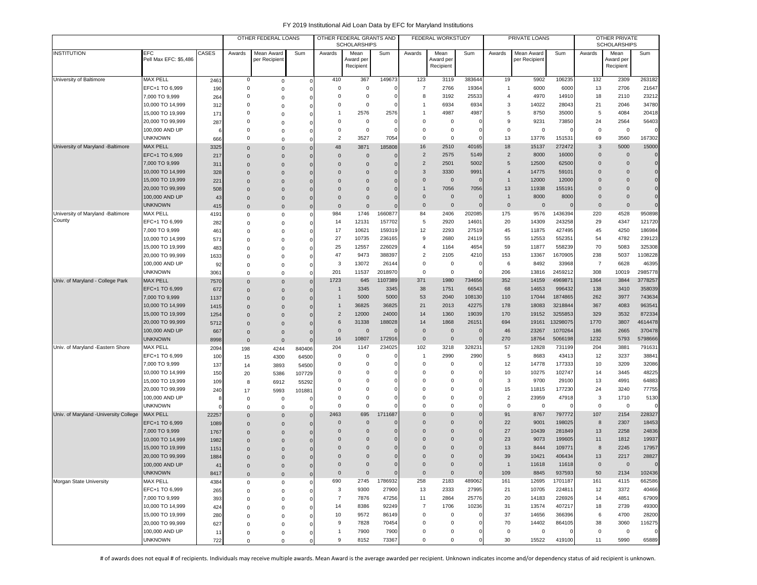# FY 2019 Institutional Aid Loan Data by EFC for Maryland Institutions

| INSTITUTION | EFC Pell Max EFC: $5,486 | CASES | OTHER FEDERAL LOANS | | | OTHER FEDERAL GRANTS AND SCHOLARSHIPS | | | FEDERAL WORKSTUDY | | | PRIVATE LOANS | | | OTHER PRIVATE SCHOLARSHIPS | | |
|---|---|---|---|---|---|---|---|---|---|---|---|---|---|---|---|---|---|
| | | | Awards | Mean Award per Recipient | Sum | Awards | Mean Award per Recipient | Sum | Awards | Mean Award per Recipient | Sum | Awards | Mean Award per Recipient | Sum | Awards | Mean Award per Recipient | Sum |
| University of Baltimore | MAX PELL | 2461 | 0 | 0 | 0 | 410 | 367 | 149673 | 123 | 3119 | 383644 | 19 | 5902 | 106235 | 132 | 2309 | 263182 |
| | EFC+1 TO 6,999 | 190 | 0 | 0 | 0 | 0 | 0 | 0 | 7 | 2766 | 19364 | 1 | 6000 | 6000 | 13 | 2706 | 21647 |
| | 7,000 TO 9,999 | 264 | 0 | 0 | 0 | 0 | 0 | 0 | 8 | 3192 | 25533 | 4 | 4970 | 14910 | 18 | 2110 | 23212 |
| | 10,000 TO 14,999 | 312 | 0 | 0 | 0 | 0 | 0 | 0 | 1 | 6934 | 6934 | 3 | 14022 | 28043 | 21 | 2046 | 34780 |
| | 15,000 TO 19,999 | 171 | 0 | 0 | 0 | 1 | 2576 | 2576 | 1 | 4987 | 4987 | 5 | 8750 | 35000 | 5 | 4084 | 20418 |
| | 20,000 TO 99,999 | 287 | 0 | 0 | 0 | 0 | 0 | 0 | 0 | 0 | 0 | 9 | 9231 | 73850 | 24 | 2564 | 56403 |
| | 100,000 AND UP | 6 | 0 | 0 | 0 | 0 | 0 | 0 | 0 | 0 | 0 | 0 | 0 | 0 | 0 | 0 | 0 |
| | UNKNOWN | 666 | 0 | 0 | 0 | 2 | 3527 | 7054 | 0 | 0 | 0 | 13 | 13776 | 151531 | 69 | 3560 | 167302 |
| University of Maryland -Baltimore | MAX PELL | 3325 | 0 | 0 | 0 | 48 | 3871 | 185808 | 16 | 2510 | 40165 | 18 | 15137 | 272472 | 3 | 5000 | 15000 |
| | EFC+1 TO 6,999 | 217 | 0 | 0 | 0 | 0 | 0 | 0 | 2 | 2575 | 5149 | 2 | 8000 | 16000 | 0 | 0 | 0 |
| | 7,000 TO 9,999 | 311 | 0 | 0 | 0 | 0 | 0 | 0 | 2 | 2501 | 5002 | 5 | 12500 | 62500 | 0 | 0 | 0 |
| | 10,000 TO 14,999 | 328 | 0 | 0 | 0 | 0 | 0 | 0 | 3 | 3330 | 9991 | 4 | 14775 | 59101 | 0 | 0 | 0 |
| | 15,000 TO 19,999 | 221 | 0 | 0 | 0 | 0 | 0 | 0 | 0 | 0 | 0 | 1 | 12000 | 12000 | 0 | 0 | 0 |
| | 20,000 TO 99,999 | 508 | 0 | 0 | 0 | 0 | 0 | 0 | 1 | 7056 | 7056 | 13 | 11938 | 155191 | 0 | 0 | 0 |
| | 100,000 AND UP | 43 | 0 | 0 | 0 | 0 | 0 | 0 | 0 | 0 | 0 | 1 | 8000 | 8000 | 0 | 0 | 0 |
| | UNKNOWN | 415 | 0 | 0 | 0 | 0 | 0 | 0 | 0 | 0 | 0 | 0 | 0 | 0 | 0 | 0 | 0 |
| University of Maryland -Baltimore County | MAX PELL | 4191 | 0 | 0 | 0 | 984 | 1746 | 1660877 | 84 | 2406 | 202085 | 175 | 9576 | 1436394 | 220 | 4528 | 950898 |
| | EFC+1 TO 6,999 | 282 | 0 | 0 | 0 | 14 | 12131 | 157702 | 5 | 2920 | 14601 | 20 | 14309 | 243258 | 29 | 4347 | 121720 |
| | 7,000 TO 9,999 | 461 | 0 | 0 | 0 | 17 | 10621 | 159319 | 12 | 2293 | 27519 | 45 | 11875 | 427495 | 45 | 4250 | 186984 |
| | 10,000 TO 14,999 | 571 | 0 | 0 | 0 | 27 | 10735 | 236165 | 9 | 2680 | 24119 | 55 | 12553 | 552351 | 54 | 4782 | 239123 |
| | 15,000 TO 19,999 | 483 | 0 | 0 | 0 | 25 | 12557 | 226029 | 4 | 1164 | 4654 | 59 | 11877 | 558239 | 70 | 5083 | 325308 |
| | 20,000 TO 99,999 | 1633 | 0 | 0 | 0 | 47 | 9473 | 388397 | 2 | 2105 | 4210 | 153 | 13367 | 1670905 | 238 | 5037 | 1108228 |
| | 100,000 AND UP | 92 | 0 | 0 | 0 | 3 | 13072 | 26144 | 0 | 0 | 0 | 6 | 8492 | 33968 | 7 | 6628 | 46395 |
| | UNKNOWN | 3061 | 0 | 0 | 0 | 201 | 11537 | 2018970 | 0 | 0 | 0 | 206 | 13816 | 2459212 | 308 | 10019 | 2985778 |
| Univ. of Maryland - College Park | MAX PELL | 7570 | 0 | 0 | 0 | 1723 | 645 | 1107389 | 371 | 1980 | 734656 | 352 | 14159 | 4969871 | 1364 | 3844 | 3778257 |
| | EFC+1 TO 6,999 | 672 | 0 | 0 | 0 | 1 | 3345 | 3345 | 38 | 1751 | 66543 | 68 | 14653 | 996432 | 138 | 3410 | 358039 |
| | 7,000 TO 9,999 | 1137 | 0 | 0 | 0 | 1 | 5000 | 5000 | 53 | 2040 | 108130 | 110 | 17044 | 1874865 | 262 | 3977 | 743634 |
| | 10,000 TO 14,999 | 1415 | 0 | 0 | 0 | 1 | 36825 | 36825 | 21 | 2013 | 42275 | 178 | 18083 | 3218844 | 367 | 4083 | 963541 |
| | 15,000 TO 19,999 | 1254 | 0 | 0 | 0 | 2 | 12000 | 24000 | 14 | 1360 | 19039 | 170 | 19152 | 3255853 | 329 | 3532 | 872334 |
| | 20,000 TO 99,999 | 5712 | 0 | 0 | 0 | 6 | 31338 | 188028 | 14 | 1868 | 26151 | 694 | 19161 | 13298075 | 1770 | 3807 | 4614478 |
| | 100,000 AND UP | 667 | 0 | 0 | 0 | 0 | 0 | 0 | 0 | 0 | 0 | 46 | 23267 | 1070264 | 186 | 2665 | 370478 |
| | UNKNOWN | 8998 | 0 | 0 | 0 | 16 | 10807 | 172916 | 0 | 0 | 0 | 270 | 18764 | 5066198 | 1232 | 5793 | 5798666 |
| Univ. of Maryland -Eastern Shore | MAX PELL | 2094 | 198 | 4244 | 840406 | 204 | 1147 | 234025 | 102 | 3218 | 328231 | 57 | 12828 | 731199 | 204 | 3881 | 791631 |
| | EFC+1 TO 6,999 | 100 | 15 | 4300 | 64500 | 0 | 0 | 0 | 1 | 2990 | 2990 | 5 | 8683 | 43413 | 12 | 3237 | 38841 |
| | 7,000 TO 9,999 | 137 | 14 | 3893 | 54500 | 0 | 0 | 0 | 0 | 0 | 0 | 12 | 14778 | 177333 | 10 | 3209 | 32086 |
| | 10,000 TO 14,999 | 150 | 20 | 5386 | 107729 | 0 | 0 | 0 | 0 | 0 | 0 | 10 | 10275 | 102747 | 14 | 3445 | 48225 |
| | 15,000 TO 19,999 | 109 | 8 | 6912 | 55292 | 0 | 0 | 0 | 0 | 0 | 0 | 3 | 9700 | 29100 | 13 | 4991 | 64883 |
| | 20,000 TO 99,999 | 240 | 17 | 5993 | 101881 | 0 | 0 | 0 | 0 | 0 | 0 | 15 | 11815 | 177230 | 24 | 3240 | 77755 |
| | 100,000 AND UP | 8 | 0 | 0 | 0 | 0 | 0 | 0 | 0 | 0 | 0 | 2 | 23959 | 47918 | 3 | 1710 | 5130 |
| | UNKNOWN | 0 | 0 | 0 | 0 | 0 | 0 | 0 | 0 | 0 | 0 | 0 | 0 | 0 | 0 | 0 | 0 |
| Univ. of Maryland -University College | MAX PELL | 22257 | 0 | 0 | 0 | 2463 | 695 | 1711687 | 0 | 0 | 0 | 91 | 8767 | 797772 | 107 | 2154 | 228327 |
| | EFC+1 TO 6,999 | 1089 | 0 | 0 | 0 | 0 | 0 | 0 | 0 | 0 | 0 | 22 | 9001 | 198025 | 8 | 2307 | 18453 |
| | 7,000 TO 9,999 | 1767 | 0 | 0 | 0 | 0 | 0 | 0 | 0 | 0 | 0 | 27 | 10439 | 281849 | 13 | 2258 | 24836 |
| | 10,000 TO 14,999 | 1982 | 0 | 0 | 0 | 0 | 0 | 0 | 0 | 0 | 0 | 23 | 9073 | 199605 | 11 | 1812 | 19937 |
| | 15,000 TO 19,999 | 1151 | 0 | 0 | 0 | 0 | 0 | 0 | 0 | 0 | 0 | 13 | 8444 | 109771 | 8 | 2245 | 17957 |
| | 20,000 TO 99,999 | 1884 | 0 | 0 | 0 | 0 | 0 | 0 | 0 | 0 | 0 | 39 | 10421 | 406434 | 13 | 2217 | 28827 |
| | 100,000 AND UP | 41 | 0 | 0 | 0 | 0 | 0 | 0 | 0 | 0 | 0 | 1 | 11618 | 11618 | 0 | 0 | 0 |
| | UNKNOWN | 8417 | 0 | 0 | 0 | 0 | 0 | 0 | 0 | 0 | 0 | 109 | 8845 | 937593 | 50 | 2134 | 102436 |
| Morgan State University | MAX PELL | 4384 | 0 | 0 | 0 | 690 | 2745 | 1786932 | 258 | 2183 | 489062 | 161 | 12695 | 1701187 | 161 | 4115 | 662586 |
| | EFC+1 TO 6,999 | 265 | 0 | 0 | 0 | 3 | 9300 | 27900 | 13 | 2333 | 27995 | 21 | 10705 | 224811 | 12 | 3372 | 40466 |
| | 7,000 TO 9,999 | 393 | 0 | 0 | 0 | 7 | 7876 | 47256 | 11 | 2864 | 25776 | 20 | 14183 | 226926 | 14 | 4851 | 67909 |
| | 10,000 TO 14,999 | 424 | 0 | 0 | 0 | 14 | 8386 | 92249 | 7 | 1706 | 10236 | 31 | 13574 | 407217 | 18 | 2739 | 49300 |
| | 15,000 TO 19,999 | 280 | 0 | 0 | 0 | 10 | 9572 | 86149 | 0 | 0 | 0 | 37 | 14656 | 366396 | 6 | 4700 | 28200 |
| | 20,000 TO 99,999 | 627 | 0 | 0 | 0 | 9 | 7828 | 70454 | 0 | 0 | 0 | 70 | 14402 | 864105 | 38 | 3060 | 116275 |
| | 100,000 AND UP | 11 | 0 | 0 | 0 | 1 | 7900 | 7900 | 0 | 0 | 0 | 0 | 0 | 0 | 0 | 0 | 0 |
| | UNKNOWN | 722 | 0 | 0 | 0 | 9 | 8152 | 73367 | 0 | 0 | 0 | 30 | 15522 | 419100 | 11 | 5990 | 65889 |

# of awards does not equal # of recipients. Individuals may receive multiple awards. Mean Award is the average awarded per recipient. Unknown indicates income and/or dependency status of aid recipient is unknown.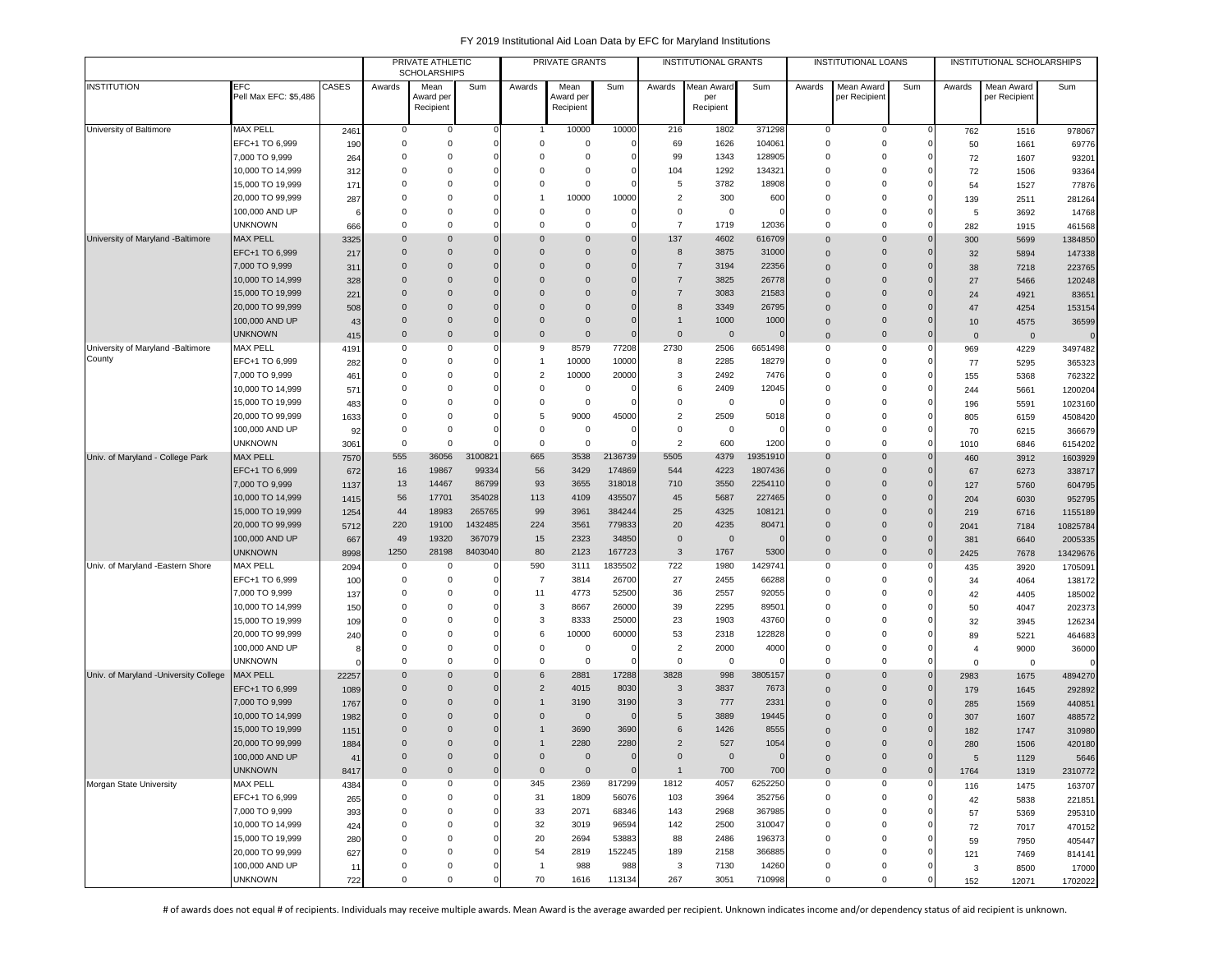# FY 2019 Institutional Aid Loan Data by EFC for Maryland Institutions

| | | | PRIVATE ATHLETIC SCHOLARSHIPS | | | PRIVATE GRANTS | | | INSTITUTIONAL GRANTS | | | INSTITUTIONAL LOANS | | | INSTITUTIONAL SCHOLARSHIPS | | |
|---|---|---|---|---|---|---|---|---|---|---|---|---|---|---|---|---|---|
| INSTITUTION | EFC Pell Max EFC: $5,486 | CASES | Awards | Mean Award per Recipient | Sum | Awards | Mean Award per Recipient | Sum | Awards | Mean Award per Recipient | Sum | Awards | Mean Award per Recipient | Sum | Awards | Mean Award per Recipient | Sum |
| University of Baltimore | MAX PELL | 2461 | 0 | 0 | 0 | 1 | 10000 | 10000 | 216 | 1802 | 371298 | 0 | 0 | 0 | 762 | 1516 | 978067 |
| | EFC+1 TO 6,999 | 190 | 0 | 0 | 0 | 0 | 0 | 0 | 69 | 1626 | 104061 | 0 | 0 | 0 | 50 | 1661 | 69776 |
| | 7,000 TO 9,999 | 264 | 0 | 0 | 0 | 0 | 0 | 0 | 99 | 1343 | 128905 | 0 | 0 | 0 | 72 | 1607 | 93201 |
| | 10,000 TO 14,999 | 312 | 0 | 0 | 0 | 0 | 0 | 0 | 104 | 1292 | 134321 | 0 | 0 | 0 | 72 | 1506 | 93364 |
| | 15,000 TO 19,999 | 171 | 0 | 0 | 0 | 0 | 0 | 0 | 5 | 3782 | 18908 | 0 | 0 | 0 | 54 | 1527 | 77876 |
| | 20,000 TO 99,999 | 287 | 0 | 0 | 0 | 1 | 10000 | 10000 | 2 | 300 | 600 | 0 | 0 | 0 | 139 | 2511 | 281264 |
| | 100,000 AND UP | 6 | 0 | 0 | 0 | 0 | 0 | 0 | 0 | 0 | 0 | 0 | 0 | 0 | 5 | 3692 | 14768 |
| | UNKNOWN | 666 | 0 | 0 | 0 | 0 | 0 | 0 | 7 | 1719 | 12036 | 0 | 0 | 0 | 282 | 1915 | 461568 |
| University of Maryland -Baltimore | MAX PELL | 3325 | 0 | 0 | 0 | 0 | 0 | 0 | 137 | 4602 | 616709 | 0 | 0 | 0 | 300 | 5699 | 1384850 |
| | EFC+1 TO 6,999 | 217 | 0 | 0 | 0 | 0 | 0 | 0 | 8 | 3875 | 31000 | 0 | 0 | 0 | 32 | 5894 | 147338 |
| | 7,000 TO 9,999 | 311 | 0 | 0 | 0 | 0 | 0 | 0 | 7 | 3194 | 22356 | 0 | 0 | 0 | 38 | 7218 | 223765 |
| | 10,000 TO 14,999 | 328 | 0 | 0 | 0 | 0 | 0 | 0 | 7 | 3825 | 26778 | 0 | 0 | 0 | 27 | 5466 | 120248 |
| | 15,000 TO 19,999 | 221 | 0 | 0 | 0 | 0 | 0 | 0 | 7 | 3083 | 21583 | 0 | 0 | 0 | 24 | 4921 | 83651 |
| | 20,000 TO 99,999 | 508 | 0 | 0 | 0 | 0 | 0 | 0 | 8 | 3349 | 26795 | 0 | 0 | 0 | 47 | 4254 | 153154 |
| | 100,000 AND UP | 43 | 0 | 0 | 0 | 0 | 0 | 0 | 1 | 1000 | 1000 | 0 | 0 | 0 | 10 | 4575 | 36599 |
| | UNKNOWN | 415 | 0 | 0 | 0 | 0 | 0 | 0 | 0 | 0 | 0 | 0 | 0 | 0 | 0 | 0 | 0 |
| University of Maryland -Baltimore County | MAX PELL | 4191 | 0 | 0 | 0 | 9 | 8579 | 77208 | 2730 | 2506 | 6651498 | 0 | 0 | 0 | 969 | 4229 | 3497482 |
| | EFC+1 TO 6,999 | 282 | 0 | 0 | 0 | 1 | 10000 | 10000 | 8 | 2285 | 18279 | 0 | 0 | 0 | 77 | 5295 | 365323 |
| | 7,000 TO 9,999 | 461 | 0 | 0 | 0 | 2 | 10000 | 20000 | 3 | 2492 | 7476 | 0 | 0 | 0 | 155 | 5368 | 762322 |
| | 10,000 TO 14,999 | 571 | 0 | 0 | 0 | 0 | 0 | 0 | 6 | 2409 | 12045 | 0 | 0 | 0 | 244 | 5661 | 1200204 |
| | 15,000 TO 19,999 | 483 | 0 | 0 | 0 | 0 | 0 | 0 | 0 | 0 | 0 | 0 | 0 | 0 | 196 | 5591 | 1023160 |
| | 20,000 TO 99,999 | 1633 | 0 | 0 | 0 | 5 | 9000 | 45000 | 2 | 2509 | 5018 | 0 | 0 | 0 | 805 | 6159 | 4508420 |
| | 100,000 AND UP | 92 | 0 | 0 | 0 | 0 | 0 | 0 | 0 | 0 | 0 | 0 | 0 | 0 | 70 | 6215 | 366679 |
| | UNKNOWN | 3061 | 0 | 0 | 0 | 0 | 0 | 0 | 2 | 600 | 1200 | 0 | 0 | 0 | 1010 | 6846 | 6154202 |
| Univ. of Maryland - College Park | MAX PELL | 7570 | 555 | 36056 | 3100821 | 665 | 3538 | 2136739 | 5505 | 4379 | 19351910 | 0 | 0 | 0 | 460 | 3912 | 1603929 |
| | EFC+1 TO 6,999 | 672 | 16 | 19867 | 99334 | 56 | 3429 | 174869 | 544 | 4223 | 1807436 | 0 | 0 | 0 | 67 | 6273 | 338717 |
| | 7,000 TO 9,999 | 1137 | 13 | 14467 | 86799 | 93 | 3655 | 318018 | 710 | 3550 | 2254110 | 0 | 0 | 0 | 127 | 5760 | 604795 |
| | 10,000 TO 14,999 | 1415 | 56 | 17701 | 354028 | 113 | 4109 | 435507 | 45 | 5687 | 227465 | 0 | 0 | 0 | 204 | 6030 | 952795 |
| | 15,000 TO 19,999 | 1254 | 44 | 18983 | 265765 | 99 | 3961 | 384244 | 25 | 4325 | 108121 | 0 | 0 | 0 | 219 | 6716 | 1155189 |
| | 20,000 TO 99,999 | 5712 | 220 | 19100 | 1432485 | 224 | 3561 | 779833 | 20 | 4235 | 80471 | 0 | 0 | 0 | 2041 | 7184 | 10825784 |
| | 100,000 AND UP | 667 | 49 | 19320 | 367079 | 15 | 2323 | 34850 | 0 | 0 | 0 | 0 | 0 | 0 | 381 | 6640 | 2005335 |
| | UNKNOWN | 8998 | 1250 | 28198 | 8403040 | 80 | 2123 | 167723 | 3 | 1767 | 5300 | 0 | 0 | 0 | 2425 | 7678 | 13429676 |
| Univ. of Maryland -Eastern Shore | MAX PELL | 2094 | 0 | 0 | 0 | 590 | 3111 | 1835502 | 722 | 1980 | 1429741 | 0 | 0 | 0 | 435 | 3920 | 1705091 |
| | EFC+1 TO 6,999 | 100 | 0 | 0 | 0 | 7 | 3814 | 26700 | 27 | 2455 | 66288 | 0 | 0 | 0 | 34 | 4064 | 138172 |
| | 7,000 TO 9,999 | 137 | 0 | 0 | 0 | 11 | 4773 | 52500 | 36 | 2557 | 92055 | 0 | 0 | 0 | 42 | 4405 | 185002 |
| | 10,000 TO 14,999 | 150 | 0 | 0 | 0 | 3 | 8667 | 26000 | 39 | 2295 | 89501 | 0 | 0 | 0 | 50 | 4047 | 202373 |
| | 15,000 TO 19,999 | 109 | 0 | 0 | 0 | 3 | 8333 | 25000 | 23 | 1903 | 43760 | 0 | 0 | 0 | 32 | 3945 | 126234 |
| | 20,000 TO 99,999 | 240 | 0 | 0 | 0 | 6 | 10000 | 60000 | 53 | 2318 | 122828 | 0 | 0 | 0 | 89 | 5221 | 464683 |
| | 100,000 AND UP | 8 | 0 | 0 | 0 | 0 | 0 | 0 | 2 | 2000 | 4000 | 0 | 0 | 0 | 4 | 9000 | 36000 |
| | UNKNOWN | 0 | 0 | 0 | 0 | 0 | 0 | 0 | 0 | 0 | 0 | 0 | 0 | 0 | 0 | 0 | 0 |
| Univ. of Maryland -University College | MAX PELL | 22257 | 0 | 0 | 0 | 6 | 2881 | 17288 | 3828 | 998 | 3805157 | 0 | 0 | 0 | 2983 | 1675 | 4894270 |
| | EFC+1 TO 6,999 | 1089 | 0 | 0 | 0 | 2 | 4015 | 8030 | 3 | 3837 | 7673 | 0 | 0 | 0 | 179 | 1645 | 292892 |
| | 7,000 TO 9,999 | 1767 | 0 | 0 | 0 | 1 | 3190 | 3190 | 3 | 777 | 2331 | 0 | 0 | 0 | 285 | 1569 | 440851 |
| | 10,000 TO 14,999 | 1982 | 0 | 0 | 0 | 0 | 0 | 0 | 5 | 3889 | 19445 | 0 | 0 | 0 | 307 | 1607 | 488572 |
| | 15,000 TO 19,999 | 1151 | 0 | 0 | 0 | 1 | 3690 | 3690 | 6 | 1426 | 8555 | 0 | 0 | 0 | 182 | 1747 | 310980 |
| | 20,000 TO 99,999 | 1884 | 0 | 0 | 0 | 1 | 2280 | 2280 | 2 | 527 | 1054 | 0 | 0 | 0 | 280 | 1506 | 420180 |
| | 100,000 AND UP | 41 | 0 | 0 | 0 | 0 | 0 | 0 | 0 | 0 | 0 | 0 | 0 | 0 | 5 | 1129 | 5646 |
| | UNKNOWN | 8417 | 0 | 0 | 0 | 0 | 0 | 0 | 1 | 700 | 700 | 0 | 0 | 0 | 1764 | 1319 | 2310772 |
| Morgan State University | MAX PELL | 4384 | 0 | 0 | 0 | 345 | 2369 | 817299 | 1812 | 4057 | 6252250 | 0 | 0 | 0 | 116 | 1475 | 163707 |
| | EFC+1 TO 6,999 | 265 | 0 | 0 | 0 | 31 | 1809 | 56076 | 103 | 3964 | 352756 | 0 | 0 | 0 | 42 | 5838 | 221851 |
| | 7,000 TO 9,999 | 393 | 0 | 0 | 0 | 33 | 2071 | 68346 | 143 | 2968 | 367985 | 0 | 0 | 0 | 57 | 5369 | 295310 |
| | 10,000 TO 14,999 | 424 | 0 | 0 | 0 | 32 | 3019 | 96594 | 142 | 2500 | 310047 | 0 | 0 | 0 | 72 | 7017 | 470152 |
| | 15,000 TO 19,999 | 280 | 0 | 0 | 0 | 20 | 2694 | 53883 | 88 | 2486 | 196373 | 0 | 0 | 0 | 59 | 7950 | 405447 |
| | 20,000 TO 99,999 | 627 | 0 | 0 | 0 | 54 | 2819 | 152245 | 189 | 2158 | 366885 | 0 | 0 | 0 | 121 | 7469 | 814141 |
| | 100,000 AND UP | 11 | 0 | 0 | 0 | 1 | 988 | 988 | 3 | 7130 | 14260 | 0 | 0 | 0 | 3 | 8500 | 17000 |
| | UNKNOWN | 722 | 0 | 0 | 0 | 70 | 1616 | 113134 | 267 | 3051 | 710998 | 0 | 0 | 0 | 152 | 12071 | 1702022 |

# of awards does not equal # of recipients. Individuals may receive multiple awards. Mean Award is the average awarded per recipient. Unknown indicates income and/or dependency status of aid recipient is unknown.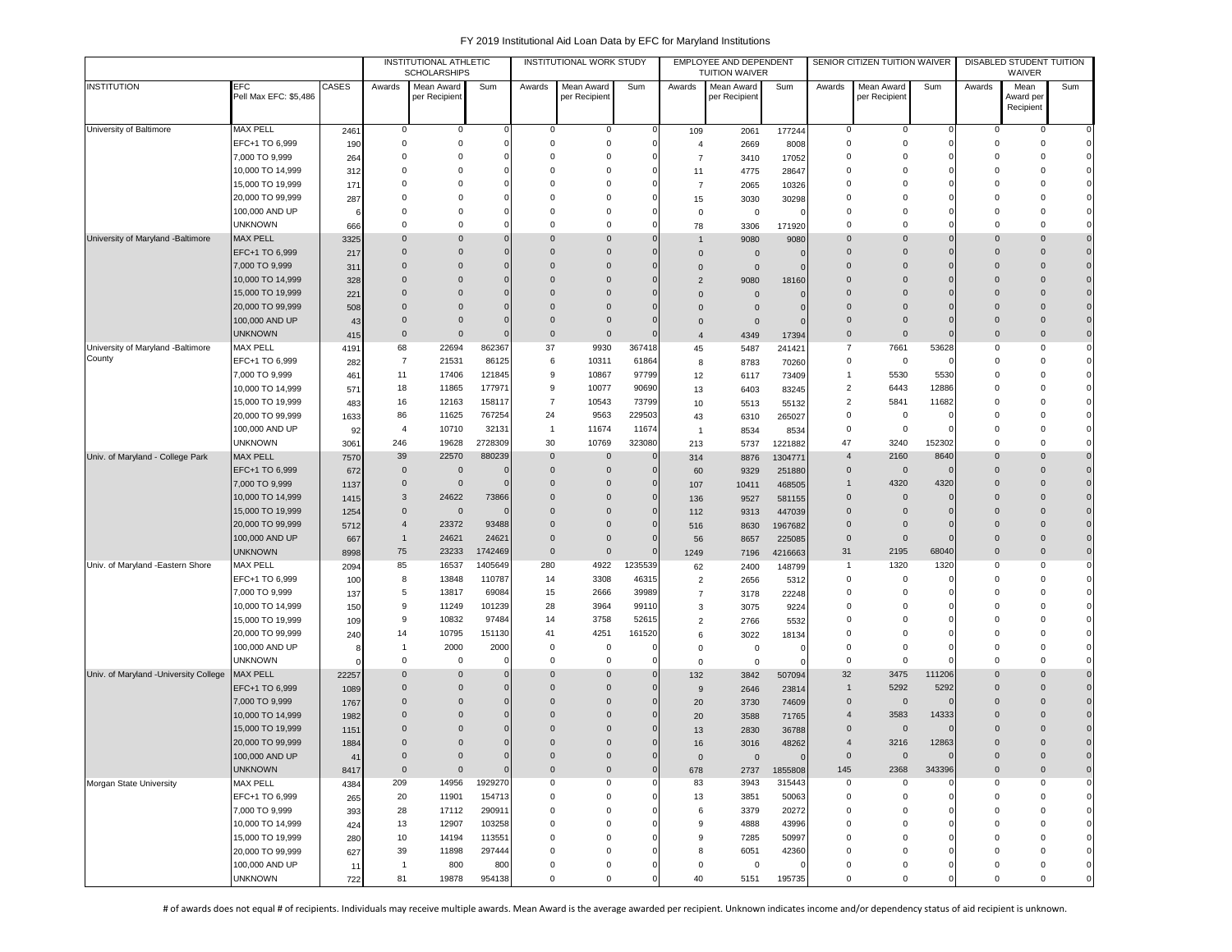# FY 2019 Institutional Aid Loan Data by EFC for Maryland Institutions

| INSTITUTION | EFC Pell Max EFC: $5,486 | CASES | INSTITUTIONAL ATHLETIC SCHOLARSHIPS | | | INSTITUTIONAL WORK STUDY | | | EMPLOYEE AND DEPENDENT TUITION WAIVER | | | SENIOR CITIZEN TUITION WAIVER | | | DISABLED STUDENT TUITION WAIVER | | |
|---|---|---|---|---|---|---|---|---|---|---|---|---|---|---|---|---|---|
| | | | Awards | Mean Award per Recipient | Sum | Awards | Mean Award per Recipient | Sum | Awards | Mean Award per Recipient | Sum | Awards | Mean Award per Recipient | Sum | Awards | Mean Award per Recipient | Sum |
| University of Baltimore | MAX PELL | 2461 | 0 | 0 | 0 | 0 | 0 | 0 | 109 | 2061 | 177244 | 0 | 0 | 0 | 0 | 0 | 0 |
| | EFC+1 TO 6,999 | 190 | 0 | 0 | 0 | 0 | 0 | 0 | 4 | 2669 | 8008 | 0 | 0 | 0 | 0 | 0 | 0 |
| | 7,000 TO 9,999 | 264 | 0 | 0 | 0 | 0 | 0 | 0 | 7 | 3410 | 17052 | 0 | 0 | 0 | 0 | 0 | 0 |
| | 10,000 TO 14,999 | 312 | 0 | 0 | 0 | 0 | 0 | 0 | 11 | 4775 | 28647 | 0 | 0 | 0 | 0 | 0 | 0 |
| | 15,000 TO 19,999 | 171 | 0 | 0 | 0 | 0 | 0 | 0 | 7 | 2065 | 10326 | 0 | 0 | 0 | 0 | 0 | 0 |
| | 20,000 TO 99,999 | 287 | 0 | 0 | 0 | 0 | 0 | 0 | 15 | 3030 | 30298 | 0 | 0 | 0 | 0 | 0 | 0 |
| | 100,000 AND UP | 6 | 0 | 0 | 0 | 0 | 0 | 0 | 0 | 0 | 0 | 0 | 0 | 0 | 0 | 0 | 0 |
| | UNKNOWN | 666 | 0 | 0 | 0 | 0 | 0 | 0 | 78 | 3306 | 171920 | 0 | 0 | 0 | 0 | 0 | 0 |
| University of Maryland -Baltimore | MAX PELL | 3325 | 0 | 0 | 0 | 0 | 0 | 0 | 1 | 9080 | 9080 | 0 | 0 | 0 | 0 | 0 | 0 |
| | EFC+1 TO 6,999 | 217 | 0 | 0 | 0 | 0 | 0 | 0 | 0 | 0 | 0 | 0 | 0 | 0 | 0 | 0 | 0 |
| | 7,000 TO 9,999 | 311 | 0 | 0 | 0 | 0 | 0 | 0 | 0 | 0 | 0 | 0 | 0 | 0 | 0 | 0 | 0 |
| | 10,000 TO 14,999 | 328 | 0 | 0 | 0 | 0 | 0 | 0 | 2 | 9080 | 18160 | 0 | 0 | 0 | 0 | 0 | 0 |
| | 15,000 TO 19,999 | 221 | 0 | 0 | 0 | 0 | 0 | 0 | 0 | 0 | 0 | 0 | 0 | 0 | 0 | 0 | 0 |
| | 20,000 TO 99,999 | 508 | 0 | 0 | 0 | 0 | 0 | 0 | 0 | 0 | 0 | 0 | 0 | 0 | 0 | 0 | 0 |
| | 100,000 AND UP | 43 | 0 | 0 | 0 | 0 | 0 | 0 | 0 | 0 | 0 | 0 | 0 | 0 | 0 | 0 | 0 |
| | UNKNOWN | 415 | 0 | 0 | 0 | 0 | 0 | 0 | 4 | 4349 | 17394 | 0 | 0 | 0 | 0 | 0 | 0 |
| University of Maryland -Baltimore County | MAX PELL | 4191 | 68 | 22694 | 862367 | 37 | 9930 | 367418 | 45 | 5487 | 241421 | 7 | 7661 | 53628 | 0 | 0 | 0 |
| | EFC+1 TO 6,999 | 282 | 7 | 21531 | 86125 | 6 | 10311 | 61864 | 8 | 8783 | 70260 | 0 | 0 | 0 | 0 | 0 | 0 |
| | 7,000 TO 9,999 | 461 | 11 | 17406 | 121845 | 9 | 10867 | 97799 | 12 | 6117 | 73409 | 1 | 5530 | 5530 | 0 | 0 | 0 |
| | 10,000 TO 14,999 | 571 | 18 | 11865 | 177971 | 9 | 10077 | 90690 | 13 | 6403 | 83245 | 2 | 6443 | 12886 | 0 | 0 | 0 |
| | 15,000 TO 19,999 | 483 | 16 | 12163 | 158117 | 7 | 10543 | 73799 | 10 | 5513 | 55132 | 2 | 5841 | 11682 | 0 | 0 | 0 |
| | 20,000 TO 99,999 | 1633 | 86 | 11625 | 767254 | 24 | 9563 | 229503 | 43 | 6310 | 265027 | 0 | 0 | 0 | 0 | 0 | 0 |
| | 100,000 AND UP | 92 | 4 | 10710 | 32131 | 1 | 11674 | 11674 | 1 | 8534 | 8534 | 0 | 0 | 0 | 0 | 0 | 0 |
| | UNKNOWN | 3061 | 246 | 19628 | 2728309 | 30 | 10769 | 323080 | 213 | 5737 | 1221882 | 47 | 3240 | 152302 | 0 | 0 | 0 |
| Univ. of Maryland - College Park | MAX PELL | 7570 | 39 | 22570 | 880239 | 0 | 0 | 0 | 314 | 8876 | 1304771 | 4 | 2160 | 8640 | 0 | 0 | 0 |
| | EFC+1 TO 6,999 | 672 | 0 | 0 | 0 | 0 | 0 | 0 | 60 | 9329 | 251880 | 0 | 0 | 0 | 0 | 0 | 0 |
| | 7,000 TO 9,999 | 1137 | 0 | 0 | 0 | 0 | 0 | 0 | 107 | 10411 | 468505 | 1 | 4320 | 4320 | 0 | 0 | 0 |
| | 10,000 TO 14,999 | 1415 | 3 | 24622 | 73866 | 0 | 0 | 0 | 136 | 9527 | 581155 | 0 | 0 | 0 | 0 | 0 | 0 |
| | 15,000 TO 19,999 | 1254 | 0 | 0 | 0 | 0 | 0 | 0 | 112 | 9313 | 447039 | 0 | 0 | 0 | 0 | 0 | 0 |
| | 20,000 TO 99,999 | 5712 | 4 | 23372 | 93488 | 0 | 0 | 0 | 516 | 8630 | 1967682 | 0 | 0 | 0 | 0 | 0 | 0 |
| | 100,000 AND UP | 667 | 1 | 24621 | 24621 | 0 | 0 | 0 | 56 | 8657 | 225085 | 0 | 0 | 0 | 0 | 0 | 0 |
| | UNKNOWN | 8998 | 75 | 23233 | 1742469 | 0 | 0 | 0 | 1249 | 7196 | 4216663 | 31 | 2195 | 68040 | 0 | 0 | 0 |
| Univ. of Maryland -Eastern Shore | MAX PELL | 2094 | 85 | 16537 | 1405649 | 280 | 4922 | 1235539 | 62 | 2400 | 148799 | 1 | 1320 | 1320 | 0 | 0 | 0 |
| | EFC+1 TO 6,999 | 100 | 8 | 13848 | 110787 | 14 | 3308 | 46315 | 2 | 2656 | 5312 | 0 | 0 | 0 | 0 | 0 | 0 |
| | 7,000 TO 9,999 | 137 | 5 | 13817 | 69084 | 15 | 2666 | 39989 | 7 | 3178 | 22248 | 0 | 0 | 0 | 0 | 0 | 0 |
| | 10,000 TO 14,999 | 150 | 9 | 11249 | 101239 | 28 | 3964 | 99110 | 3 | 3075 | 9224 | 0 | 0 | 0 | 0 | 0 | 0 |
| | 15,000 TO 19,999 | 109 | 9 | 10832 | 97484 | 14 | 3758 | 52615 | 2 | 2766 | 5532 | 0 | 0 | 0 | 0 | 0 | 0 |
| | 20,000 TO 99,999 | 240 | 14 | 10795 | 151130 | 41 | 4251 | 161520 | 6 | 3022 | 18134 | 0 | 0 | 0 | 0 | 0 | 0 |
| | 100,000 AND UP | 8 | 1 | 2000 | 2000 | 0 | 0 | 0 | 0 | 0 | 0 | 0 | 0 | 0 | 0 | 0 | 0 |
| | UNKNOWN | 0 | 0 | 0 | 0 | 0 | 0 | 0 | 0 | 0 | 0 | 0 | 0 | 0 | 0 | 0 | 0 |
| Univ. of Maryland -University College | MAX PELL | 22257 | 0 | 0 | 0 | 0 | 0 | 0 | 132 | 3842 | 507094 | 32 | 3475 | 111206 | 0 | 0 | 0 |
| | EFC+1 TO 6,999 | 1089 | 0 | 0 | 0 | 0 | 0 | 0 | 9 | 2646 | 23814 | 1 | 5292 | 5292 | 0 | 0 | 0 |
| | 7,000 TO 9,999 | 1767 | 0 | 0 | 0 | 0 | 0 | 0 | 20 | 3730 | 74609 | 0 | 0 | 0 | 0 | 0 | 0 |
| | 10,000 TO 14,999 | 1982 | 0 | 0 | 0 | 0 | 0 | 0 | 20 | 3588 | 71765 | 4 | 3583 | 14333 | 0 | 0 | 0 |
| | 15,000 TO 19,999 | 1151 | 0 | 0 | 0 | 0 | 0 | 0 | 13 | 2830 | 36788 | 0 | 0 | 0 | 0 | 0 | 0 |
| | 20,000 TO 99,999 | 1884 | 0 | 0 | 0 | 0 | 0 | 0 | 16 | 3016 | 48262 | 4 | 3216 | 12863 | 0 | 0 | 0 |
| | 100,000 AND UP | 41 | 0 | 0 | 0 | 0 | 0 | 0 | 0 | 0 | 0 | 0 | 0 | 0 | 0 | 0 | 0 |
| | UNKNOWN | 8417 | 0 | 0 | 0 | 0 | 0 | 0 | 678 | 2737 | 1855808 | 145 | 2368 | 343396 | 0 | 0 | 0 |
| Morgan State University | MAX PELL | 4384 | 209 | 14956 | 1929270 | 0 | 0 | 0 | 83 | 3943 | 315443 | 0 | 0 | 0 | 0 | 0 | 0 |
| | EFC+1 TO 6,999 | 265 | 20 | 11901 | 154713 | 0 | 0 | 0 | 13 | 3851 | 50063 | 0 | 0 | 0 | 0 | 0 | 0 |
| | 7,000 TO 9,999 | 393 | 28 | 17112 | 290911 | 0 | 0 | 0 | 6 | 3379 | 20272 | 0 | 0 | 0 | 0 | 0 | 0 |
| | 10,000 TO 14,999 | 424 | 13 | 12907 | 103258 | 0 | 0 | 0 | 9 | 4888 | 43996 | 0 | 0 | 0 | 0 | 0 | 0 |
| | 15,000 TO 19,999 | 280 | 10 | 14194 | 113551 | 0 | 0 | 0 | 9 | 7285 | 50997 | 0 | 0 | 0 | 0 | 0 | 0 |
| | 20,000 TO 99,999 | 627 | 39 | 11898 | 297444 | 0 | 0 | 0 | 8 | 6051 | 42360 | 0 | 0 | 0 | 0 | 0 | 0 |
| | 100,000 AND UP | 11 | 1 | 800 | 800 | 0 | 0 | 0 | 0 | 0 | 0 | 0 | 0 | 0 | 0 | 0 | 0 |
| | UNKNOWN | 722 | 81 | 19878 | 954138 | 0 | 0 | 0 | 40 | 5151 | 195735 | 0 | 0 | 0 | 0 | 0 | 0 |

# of awards does not equal # of recipients. Individuals may receive multiple awards. Mean Award is the average awarded per recipient. Unknown indicates income and/or dependency status of aid recipient is unknown.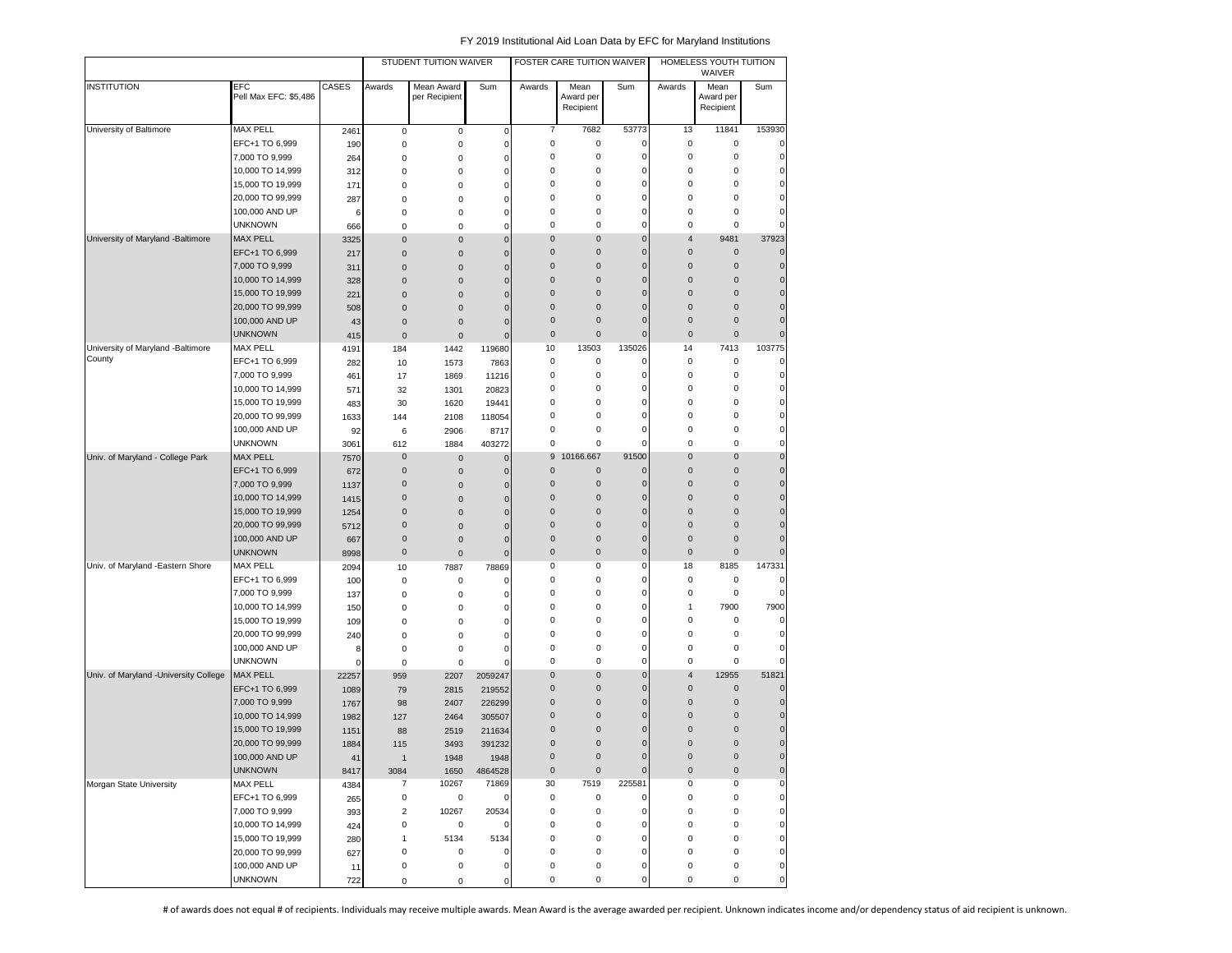FY 2019 Institutional Aid Loan Data by EFC for Maryland Institutions

| | | | STUDENT TUITION WAIVER | | | FOSTER CARE TUITION WAIVER | | | HOMELESS YOUTH TUITION WAIVER | | |
|---|---|---|---|---|---|---|---|---|---|---|---|
| INSTITUTION | EFC Pell Max EFC: $5,486 | CASES | Awards | Mean Award per Recipient | Sum | Awards | Mean Award per Recipient | Sum | Awards | Mean Award per Recipient | Sum |
| University of Baltimore | MAX PELL | 2461 | 0 | 0 | 0 | 7 | 7682 | 53773 | 13 | 11841 | 153930 |
| | EFC+1 TO 6,999 | 190 | 0 | 0 | 0 | 0 | 0 | 0 | 0 | 0 | 0 |
| | 7,000 TO 9,999 | 264 | 0 | 0 | 0 | 0 | 0 | 0 | 0 | 0 | 0 |
| | 10,000 TO 14,999 | 312 | 0 | 0 | 0 | 0 | 0 | 0 | 0 | 0 | 0 |
| | 15,000 TO 19,999 | 171 | 0 | 0 | 0 | 0 | 0 | 0 | 0 | 0 | 0 |
| | 20,000 TO 99,999 | 287 | 0 | 0 | 0 | 0 | 0 | 0 | 0 | 0 | 0 |
| | 100,000 AND UP | 6 | 0 | 0 | 0 | 0 | 0 | 0 | 0 | 0 | 0 |
| | UNKNOWN | 666 | 0 | 0 | 0 | 0 | 0 | 0 | 0 | 0 | 0 |
| University of Maryland -Baltimore | MAX PELL | 3325 | 0 | 0 | 0 | 0 | 0 | 0 | 4 | 9481 | 37923 |
| | EFC+1 TO 6,999 | 217 | 0 | 0 | 0 | 0 | 0 | 0 | 0 | 0 | 0 |
| | 7,000 TO 9,999 | 311 | 0 | 0 | 0 | 0 | 0 | 0 | 0 | 0 | 0 |
| | 10,000 TO 14,999 | 328 | 0 | 0 | 0 | 0 | 0 | 0 | 0 | 0 | 0 |
| | 15,000 TO 19,999 | 221 | 0 | 0 | 0 | 0 | 0 | 0 | 0 | 0 | 0 |
| | 20,000 TO 99,999 | 508 | 0 | 0 | 0 | 0 | 0 | 0 | 0 | 0 | 0 |
| | 100,000 AND UP | 43 | 0 | 0 | 0 | 0 | 0 | 0 | 0 | 0 | 0 |
| | UNKNOWN | 415 | 0 | 0 | 0 | 0 | 0 | 0 | 0 | 0 | 0 |
| University of Maryland -Baltimore County | MAX PELL | 4191 | 184 | 1442 | 119680 | 10 | 13503 | 135026 | 14 | 7413 | 103775 |
| | EFC+1 TO 6,999 | 282 | 10 | 1573 | 7863 | 0 | 0 | 0 | 0 | 0 | 0 |
| | 7,000 TO 9,999 | 461 | 17 | 1869 | 11216 | 0 | 0 | 0 | 0 | 0 | 0 |
| | 10,000 TO 14,999 | 571 | 32 | 1301 | 20823 | 0 | 0 | 0 | 0 | 0 | 0 |
| | 15,000 TO 19,999 | 483 | 30 | 1620 | 19441 | 0 | 0 | 0 | 0 | 0 | 0 |
| | 20,000 TO 99,999 | 1633 | 144 | 2108 | 118054 | 0 | 0 | 0 | 0 | 0 | 0 |
| | 100,000 AND UP | 92 | 6 | 2906 | 8717 | 0 | 0 | 0 | 0 | 0 | 0 |
| | UNKNOWN | 3061 | 612 | 1884 | 403272 | 0 | 0 | 0 | 0 | 0 | 0 |
| Univ. of Maryland - College Park | MAX PELL | 7570 | 0 | 0 | 0 | 9 | 10166.667 | 91500 | 0 | 0 | 0 |
| | EFC+1 TO 6,999 | 672 | 0 | 0 | 0 | 0 | 0 | 0 | 0 | 0 | 0 |
| | 7,000 TO 9,999 | 1137 | 0 | 0 | 0 | 0 | 0 | 0 | 0 | 0 | 0 |
| | 10,000 TO 14,999 | 1415 | 0 | 0 | 0 | 0 | 0 | 0 | 0 | 0 | 0 |
| | 15,000 TO 19,999 | 1254 | 0 | 0 | 0 | 0 | 0 | 0 | 0 | 0 | 0 |
| | 20,000 TO 99,999 | 5712 | 0 | 0 | 0 | 0 | 0 | 0 | 0 | 0 | 0 |
| | 100,000 AND UP | 667 | 0 | 0 | 0 | 0 | 0 | 0 | 0 | 0 | 0 |
| | UNKNOWN | 8998 | 0 | 0 | 0 | 0 | 0 | 0 | 0 | 0 | 0 |
| Univ. of Maryland -Eastern Shore | MAX PELL | 2094 | 10 | 7887 | 78869 | 0 | 0 | 0 | 18 | 8185 | 147331 |
| | EFC+1 TO 6,999 | 100 | 0 | 0 | 0 | 0 | 0 | 0 | 0 | 0 | 0 |
| | 7,000 TO 9,999 | 137 | 0 | 0 | 0 | 0 | 0 | 0 | 0 | 0 | 0 |
| | 10,000 TO 14,999 | 150 | 0 | 0 | 0 | 0 | 0 | 0 | 1 | 7900 | 7900 |
| | 15,000 TO 19,999 | 109 | 0 | 0 | 0 | 0 | 0 | 0 | 0 | 0 | 0 |
| | 20,000 TO 99,999 | 240 | 0 | 0 | 0 | 0 | 0 | 0 | 0 | 0 | 0 |
| | 100,000 AND UP | 8 | 0 | 0 | 0 | 0 | 0 | 0 | 0 | 0 | 0 |
| | UNKNOWN | 0 | 0 | 0 | 0 | 0 | 0 | 0 | 0 | 0 | 0 |
| Univ. of Maryland -University College | MAX PELL | 22257 | 959 | 2207 | 2059247 | 0 | 0 | 0 | 4 | 12955 | 51821 |
| | EFC+1 TO 6,999 | 1089 | 79 | 2815 | 219552 | 0 | 0 | 0 | 0 | 0 | 0 |
| | 7,000 TO 9,999 | 1767 | 98 | 2407 | 226299 | 0 | 0 | 0 | 0 | 0 | 0 |
| | 10,000 TO 14,999 | 1982 | 127 | 2464 | 305507 | 0 | 0 | 0 | 0 | 0 | 0 |
| | 15,000 TO 19,999 | 1151 | 88 | 2519 | 211634 | 0 | 0 | 0 | 0 | 0 | 0 |
| | 20,000 TO 99,999 | 1884 | 115 | 3493 | 391232 | 0 | 0 | 0 | 0 | 0 | 0 |
| | 100,000 AND UP | 41 | 1 | 1948 | 1948 | 0 | 0 | 0 | 0 | 0 | 0 |
| | UNKNOWN | 8417 | 3084 | 1650 | 4864528 | 0 | 0 | 0 | 0 | 0 | 0 |
| Morgan State University | MAX PELL | 4384 | 7 | 10267 | 71869 | 30 | 7519 | 225581 | 0 | 0 | 0 |
| | EFC+1 TO 6,999 | 265 | 0 | 0 | 0 | 0 | 0 | 0 | 0 | 0 | 0 |
| | 7,000 TO 9,999 | 393 | 2 | 10267 | 20534 | 0 | 0 | 0 | 0 | 0 | 0 |
| | 10,000 TO 14,999 | 424 | 0 | 0 | 0 | 0 | 0 | 0 | 0 | 0 | 0 |
| | 15,000 TO 19,999 | 280 | 1 | 5134 | 5134 | 0 | 0 | 0 | 0 | 0 | 0 |
| | 20,000 TO 99,999 | 627 | 0 | 0 | 0 | 0 | 0 | 0 | 0 | 0 | 0 |
| | 100,000 AND UP | 11 | 0 | 0 | 0 | 0 | 0 | 0 | 0 | 0 | 0 |
| | UNKNOWN | 722 | 0 | 0 | 0 | 0 | 0 | 0 | 0 | 0 | 0 |

# of awards does not equal # of recipients. Individuals may receive multiple awards. Mean Award is the average awarded per recipient. Unknown indicates income and/or dependency status of aid recipient is unknown.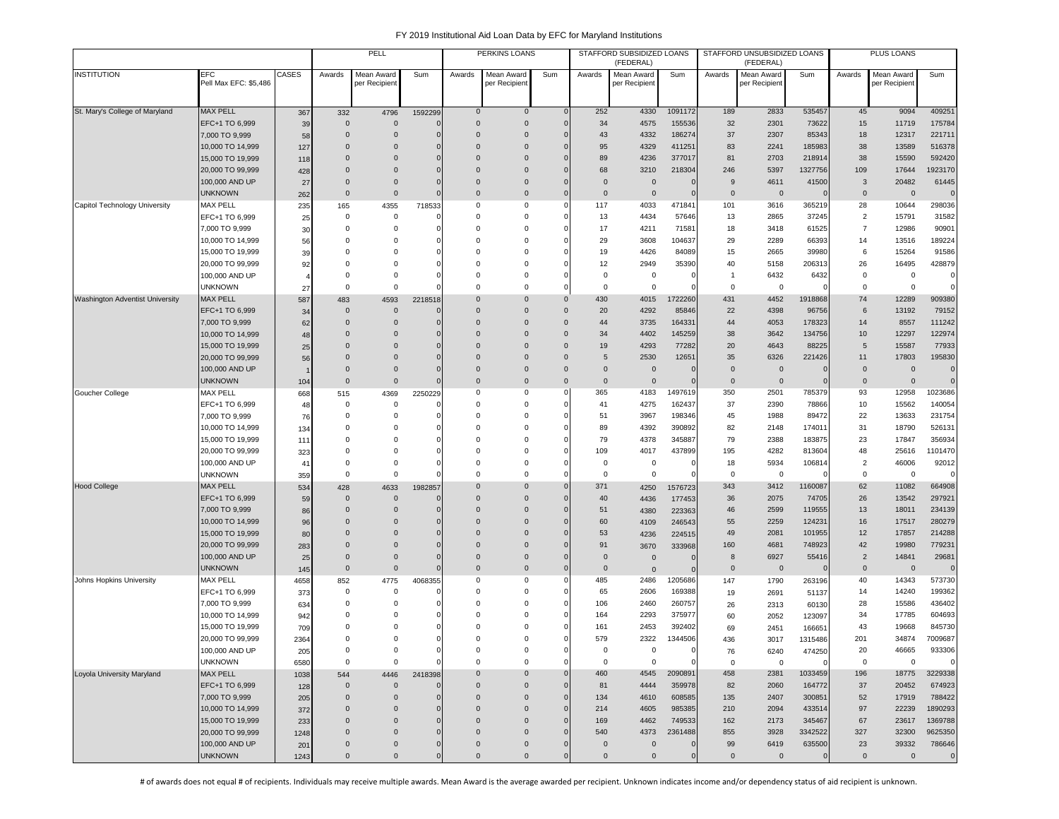# FY 2019 Institutional Aid Loan Data by EFC for Maryland Institutions

| | | | PELL | | | PERKINS LOANS | | | STAFFORD SUBSIDIZED LOANS (FEDERAL) | | | STAFFORD UNSUBSIDIZED LOANS (FEDERAL) | | | PLUS LOANS | | |
|---|---|---|---|---|---|---|---|---|---|---|---|---|---|---|---|---|---|
| INSTITUTION | EFC Pell Max EFC: $5,486 | CASES | Awards | Mean Award per Recipient | Sum | Awards | Mean Award per Recipient | Sum | Awards | Mean Award per Recipient | Sum | Awards | Mean Award per Recipient | Sum | Awards | Mean Award per Recipient | Sum |
| St. Mary's College of Maryland | MAX PELL | 367 | 332 | 4796 | 1592299 | 0 | 0 | 0 | 252 | 4330 | 1091172 | 189 | 2833 | 535457 | 45 | 9094 | 409251 |
| | EFC+1 TO 6,999 | 39 | 0 | 0 | 0 | 0 | 0 | 0 | 34 | 4575 | 155536 | 32 | 2301 | 73622 | 15 | 11719 | 175784 |
| | 7,000 TO 9,999 | 58 | 0 | 0 | 0 | 0 | 0 | 0 | 43 | 4332 | 186274 | 37 | 2307 | 85343 | 18 | 12317 | 221711 |
| | 10,000 TO 14,999 | 127 | 0 | 0 | 0 | 0 | 0 | 0 | 95 | 4329 | 411251 | 83 | 2241 | 185983 | 38 | 13589 | 516378 |
| | 15,000 TO 19,999 | 118 | 0 | 0 | 0 | 0 | 0 | 0 | 89 | 4236 | 377017 | 81 | 2703 | 218914 | 38 | 15590 | 592420 |
| | 20,000 TO 99,999 | 428 | 0 | 0 | 0 | 0 | 0 | 0 | 68 | 3210 | 218304 | 246 | 5397 | 1327756 | 109 | 17644 | 1923170 |
| | 100,000 AND UP | 27 | 0 | 0 | 0 | 0 | 0 | 0 | 0 | 0 | 0 | 9 | 4611 | 41500 | 3 | 20482 | 61445 |
| | UNKNOWN | 262 | 0 | 0 | 0 | 0 | 0 | 0 | 0 | 0 | 0 | 0 | 0 | 0 | 0 | 0 | 0 |
| Capitol Technology University | MAX PELL | 235 | 165 | 4355 | 718533 | 0 | 0 | 0 | 117 | 4033 | 471841 | 101 | 3616 | 365219 | 28 | 10644 | 298036 |
| | EFC+1 TO 6,999 | 25 | 0 | 0 | 0 | 0 | 0 | 0 | 13 | 4434 | 57646 | 13 | 2865 | 37245 | 2 | 15791 | 31582 |
| | 7,000 TO 9,999 | 30 | 0 | 0 | 0 | 0 | 0 | 0 | 17 | 4211 | 71581 | 18 | 3418 | 61525 | 7 | 12986 | 90901 |
| | 10,000 TO 14,999 | 56 | 0 | 0 | 0 | 0 | 0 | 0 | 29 | 3608 | 104637 | 29 | 2289 | 66393 | 14 | 13516 | 189224 |
| | 15,000 TO 19,999 | 39 | 0 | 0 | 0 | 0 | 0 | 0 | 19 | 4426 | 84089 | 15 | 2665 | 39980 | 6 | 15264 | 91586 |
| | 20,000 TO 99,999 | 92 | 0 | 0 | 0 | 0 | 0 | 0 | 12 | 2949 | 35390 | 40 | 5158 | 206313 | 26 | 16495 | 428879 |
| | 100,000 AND UP | 4 | 0 | 0 | 0 | 0 | 0 | 0 | 0 | 0 | 0 | 1 | 6432 | 6432 | 0 | 0 | 0 |
| | UNKNOWN | 27 | 0 | 0 | 0 | 0 | 0 | 0 | 0 | 0 | 0 | 0 | 0 | 0 | 0 | 0 | 0 |
| Washington Adventist University | MAX PELL | 587 | 483 | 4593 | 2218518 | 0 | 0 | 0 | 430 | 4015 | 1722260 | 431 | 4452 | 1918868 | 74 | 12289 | 909380 |
| | EFC+1 TO 6,999 | 34 | 0 | 0 | 0 | 0 | 0 | 0 | 20 | 4292 | 85846 | 22 | 4398 | 96756 | 6 | 13192 | 79152 |
| | 7,000 TO 9,999 | 62 | 0 | 0 | 0 | 0 | 0 | 0 | 44 | 3735 | 164331 | 44 | 4053 | 178323 | 14 | 8557 | 111242 |
| | 10,000 TO 14,999 | 48 | 0 | 0 | 0 | 0 | 0 | 0 | 34 | 4402 | 145259 | 38 | 3642 | 134756 | 10 | 12297 | 122974 |
| | 15,000 TO 19,999 | 25 | 0 | 0 | 0 | 0 | 0 | 0 | 19 | 4293 | 77282 | 20 | 4643 | 88225 | 5 | 15587 | 77933 |
| | 20,000 TO 99,999 | 56 | 0 | 0 | 0 | 0 | 0 | 0 | 5 | 2530 | 12651 | 35 | 6326 | 221426 | 11 | 17803 | 195830 |
| | 100,000 AND UP | 1 | 0 | 0 | 0 | 0 | 0 | 0 | 0 | 0 | 0 | 0 | 0 | 0 | 0 | 0 | 0 |
| | UNKNOWN | 104 | 0 | 0 | 0 | 0 | 0 | 0 | 0 | 0 | 0 | 0 | 0 | 0 | 0 | 0 | 0 |
| Goucher College | MAX PELL | 668 | 515 | 4369 | 2250229 | 0 | 0 | 0 | 365 | 4183 | 1497619 | 350 | 2501 | 785379 | 93 | 12958 | 1023686 |
| | EFC+1 TO 6,999 | 48 | 0 | 0 | 0 | 0 | 0 | 0 | 41 | 4275 | 162437 | 37 | 2390 | 78866 | 10 | 15562 | 140054 |
| | 7,000 TO 9,999 | 76 | 0 | 0 | 0 | 0 | 0 | 0 | 51 | 3967 | 198346 | 45 | 1988 | 89472 | 22 | 13633 | 231754 |
| | 10,000 TO 14,999 | 134 | 0 | 0 | 0 | 0 | 0 | 0 | 89 | 4392 | 390892 | 82 | 2148 | 174011 | 31 | 18790 | 526131 |
| | 15,000 TO 19,999 | 111 | 0 | 0 | 0 | 0 | 0 | 0 | 79 | 4378 | 345887 | 79 | 2388 | 183875 | 23 | 17847 | 356934 |
| | 20,000 TO 99,999 | 323 | 0 | 0 | 0 | 0 | 0 | 0 | 109 | 4017 | 437899 | 195 | 4282 | 813604 | 48 | 25616 | 1101470 |
| | 100,000 AND UP | 41 | 0 | 0 | 0 | 0 | 0 | 0 | 0 | 0 | 0 | 18 | 5934 | 106814 | 2 | 46006 | 92012 |
| | UNKNOWN | 359 | 0 | 0 | 0 | 0 | 0 | 0 | 0 | 0 | 0 | 0 | 0 | 0 | 0 | 0 | 0 |
| Hood College | MAX PELL | 534 | 428 | 4633 | 1982857 | 0 | 0 | 0 | 371 | 4250 | 1576723 | 343 | 3412 | 1160087 | 62 | 11082 | 664908 |
| | EFC+1 TO 6,999 | 59 | 0 | 0 | 0 | 0 | 0 | 0 | 40 | 4436 | 177453 | 36 | 2075 | 74705 | 26 | 13542 | 297921 |
| | 7,000 TO 9,999 | 86 | 0 | 0 | 0 | 0 | 0 | 0 | 51 | 4380 | 223363 | 46 | 2599 | 119555 | 13 | 18011 | 234139 |
| | 10,000 TO 14,999 | 96 | 0 | 0 | 0 | 0 | 0 | 0 | 60 | 4109 | 246543 | 55 | 2259 | 124231 | 16 | 17517 | 280279 |
| | 15,000 TO 19,999 | 80 | 0 | 0 | 0 | 0 | 0 | 0 | 53 | 4236 | 224515 | 49 | 2081 | 101955 | 12 | 17857 | 214288 |
| | 20,000 TO 99,999 | 283 | 0 | 0 | 0 | 0 | 0 | 0 | 91 | 3670 | 333968 | 160 | 4681 | 748923 | 42 | 19980 | 779231 |
| | 100,000 AND UP | 25 | 0 | 0 | 0 | 0 | 0 | 0 | 0 | 0 | 0 | 8 | 6927 | 55416 | 2 | 14841 | 29681 |
| | UNKNOWN | 145 | 0 | 0 | 0 | 0 | 0 | 0 | 0 | 0 | 0 | 0 | 0 | 0 | 0 | 0 | 0 |
| Johns Hopkins University | MAX PELL | 4658 | 852 | 4775 | 4068355 | 0 | 0 | 0 | 485 | 2486 | 1205686 | 147 | 1790 | 263196 | 40 | 14343 | 573730 |
| | EFC+1 TO 6,999 | 373 | 0 | 0 | 0 | 0 | 0 | 0 | 65 | 2606 | 169388 | 19 | 2691 | 51137 | 14 | 14240 | 199362 |
| | 7,000 TO 9,999 | 634 | 0 | 0 | 0 | 0 | 0 | 0 | 106 | 2460 | 260757 | 26 | 2313 | 60130 | 28 | 15586 | 436402 |
| | 10,000 TO 14,999 | 942 | 0 | 0 | 0 | 0 | 0 | 0 | 164 | 2293 | 375977 | 60 | 2052 | 123097 | 34 | 17785 | 604693 |
| | 15,000 TO 19,999 | 709 | 0 | 0 | 0 | 0 | 0 | 0 | 161 | 2453 | 392402 | 69 | 2451 | 166651 | 43 | 19668 | 845730 |
| | 20,000 TO 99,999 | 2364 | 0 | 0 | 0 | 0 | 0 | 0 | 579 | 2322 | 1344506 | 436 | 3017 | 1315486 | 201 | 34874 | 7009687 |
| | 100,000 AND UP | 205 | 0 | 0 | 0 | 0 | 0 | 0 | 0 | 0 | 0 | 76 | 6240 | 474250 | 20 | 46665 | 933306 |
| | UNKNOWN | 6580 | 0 | 0 | 0 | 0 | 0 | 0 | 0 | 0 | 0 | 0 | 0 | 0 | 0 | 0 | 0 |
| Loyola University Maryland | MAX PELL | 1038 | 544 | 4446 | 2418398 | 0 | 0 | 0 | 460 | 4545 | 2090891 | 458 | 2381 | 1033459 | 196 | 18775 | 3229338 |
| | EFC+1 TO 6,999 | 128 | 0 | 0 | 0 | 0 | 0 | 0 | 81 | 4444 | 359978 | 82 | 2060 | 164772 | 37 | 20452 | 674923 |
| | 7,000 TO 9,999 | 205 | 0 | 0 | 0 | 0 | 0 | 0 | 134 | 4610 | 608585 | 135 | 2407 | 300851 | 52 | 17919 | 788422 |
| | 10,000 TO 14,999 | 372 | 0 | 0 | 0 | 0 | 0 | 0 | 214 | 4605 | 985385 | 210 | 2094 | 433514 | 97 | 22239 | 1890293 |
| | 15,000 TO 19,999 | 233 | 0 | 0 | 0 | 0 | 0 | 0 | 169 | 4462 | 749533 | 162 | 2173 | 345467 | 67 | 23617 | 1369788 |
| | 20,000 TO 99,999 | 1248 | 0 | 0 | 0 | 0 | 0 | 0 | 540 | 4373 | 2361488 | 855 | 3928 | 3342522 | 327 | 32300 | 9625350 |
| | 100,000 AND UP | 201 | 0 | 0 | 0 | 0 | 0 | 0 | 0 | 0 | 0 | 99 | 6419 | 635500 | 23 | 39332 | 786646 |
| | UNKNOWN | 1243 | 0 | 0 | 0 | 0 | 0 | 0 | 0 | 0 | 0 | 0 | 0 | 0 | 0 | 0 | 0 |

# of awards does not equal # of recipients. Individuals may receive multiple awards. Mean Award is the average awarded per recipient. Unknown indicates income and/or dependency status of aid recipient is unknown.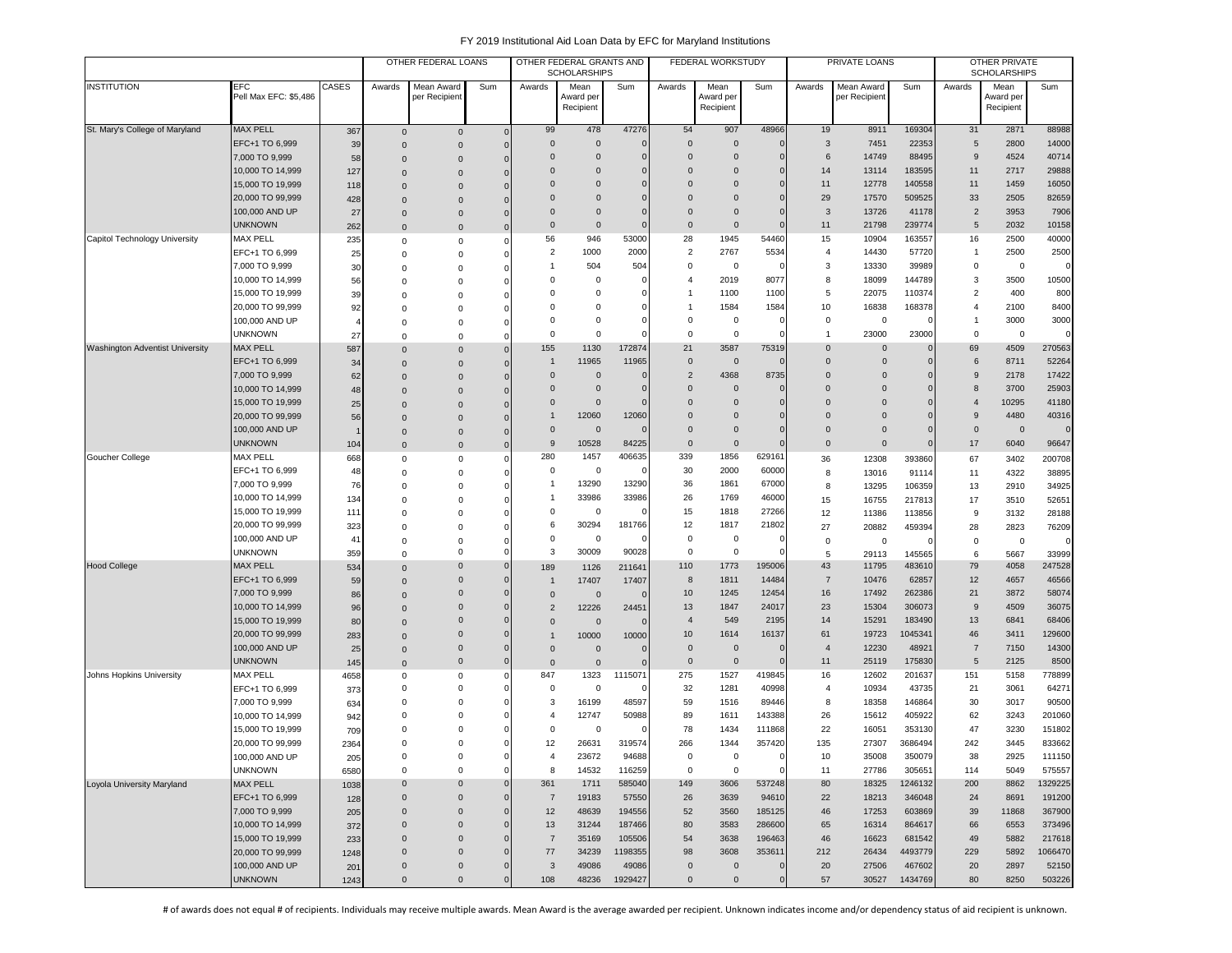# FY 2019 Institutional Aid Loan Data by EFC for Maryland Institutions

| INSTITUTION | EFC Pell Max EFC: $5,486 | CASES | OTHER FEDERAL LOANS Awards | Mean Award per Recipient | Sum | OTHER FEDERAL GRANTS AND SCHOLARSHIPS Awards | Mean Award per Recipient | Sum | FEDERAL WORKSTUDY Awards | Mean Award per Recipient | Sum | PRIVATE LOANS Awards | Mean Award per Recipient | Sum | OTHER PRIVATE SCHOLARSHIPS Awards | Mean Award per Recipient | Sum |
|---|---|---|---|---|---|---|---|---|---|---|---|---|---|---|---|---|---|
| St. Mary's College of Maryland | MAX PELL | 367 | 0 | 0 | 0 | 99 | 478 | 47276 | 54 | 907 | 48966 | 19 | 8911 | 169304 | 31 | 2871 | 88988 |
| | EFC+1 TO 6,999 | 39 | 0 | 0 | 0 | 0 | 0 | 0 | 0 | 0 | 0 | 3 | 7451 | 22353 | 5 | 2800 | 14000 |
| | 7,000 TO 9,999 | 58 | 0 | 0 | 0 | 0 | 0 | 0 | 0 | 0 | 0 | 6 | 14749 | 88495 | 9 | 4524 | 40714 |
| | 10,000 TO 14,999 | 127 | 0 | 0 | 0 | 0 | 0 | 0 | 0 | 0 | 0 | 14 | 13114 | 183595 | 11 | 2717 | 29888 |
| | 15,000 TO 19,999 | 118 | 0 | 0 | 0 | 0 | 0 | 0 | 0 | 0 | 0 | 11 | 12778 | 140558 | 11 | 1459 | 16050 |
| | 20,000 TO 99,999 | 428 | 0 | 0 | 0 | 0 | 0 | 0 | 0 | 0 | 0 | 29 | 17570 | 509525 | 33 | 2505 | 82659 |
| | 100,000 AND UP | 27 | 0 | 0 | 0 | 0 | 0 | 0 | 0 | 0 | 0 | 3 | 13726 | 41178 | 2 | 3953 | 7906 |
| | UNKNOWN | 262 | 0 | 0 | 0 | 0 | 0 | 0 | 0 | 0 | 0 | 11 | 21798 | 239774 | 5 | 2032 | 10158 |
| Capitol Technology University | MAX PELL | 235 | 0 | 0 | 0 | 56 | 946 | 53000 | 28 | 1945 | 54460 | 15 | 10904 | 163557 | 16 | 2500 | 40000 |
| | EFC+1 TO 6,999 | 25 | 0 | 0 | 0 | 2 | 1000 | 2000 | 2 | 2767 | 5534 | 4 | 14430 | 57720 | 1 | 2500 | 2500 |
| | 7,000 TO 9,999 | 30 | 0 | 0 | 0 | 1 | 504 | 504 | 0 | 0 | 0 | 3 | 13330 | 39989 | 0 | 0 | 0 |
| | 10,000 TO 14,999 | 56 | 0 | 0 | 0 | 0 | 0 | 0 | 4 | 2019 | 8077 | 8 | 18099 | 144789 | 3 | 3500 | 10500 |
| | 15,000 TO 19,999 | 39 | 0 | 0 | 0 | 0 | 0 | 0 | 1 | 1100 | 1100 | 5 | 22075 | 110374 | 2 | 400 | 800 |
| | 20,000 TO 99,999 | 92 | 0 | 0 | 0 | 0 | 0 | 0 | 1 | 1584 | 1584 | 10 | 16838 | 168378 | 4 | 2100 | 8400 |
| | 100,000 AND UP | 4 | 0 | 0 | 0 | 0 | 0 | 0 | 0 | 0 | 0 | 0 | 0 | 0 | 1 | 3000 | 3000 |
| | UNKNOWN | 27 | 0 | 0 | 0 | 0 | 0 | 0 | 0 | 0 | 0 | 1 | 23000 | 23000 | 0 | 0 | 0 |
| Washington Adventist University | MAX PELL | 587 | 0 | 0 | 0 | 155 | 1130 | 172874 | 21 | 3587 | 75319 | 0 | 0 | 0 | 69 | 4509 | 270563 |
| | EFC+1 TO 6,999 | 34 | 0 | 0 | 0 | 1 | 11965 | 11965 | 0 | 0 | 0 | 0 | 0 | 0 | 6 | 8711 | 52264 |
| | 7,000 TO 9,999 | 62 | 0 | 0 | 0 | 0 | 0 | 0 | 2 | 4368 | 8735 | 0 | 0 | 0 | 9 | 2178 | 17422 |
| | 10,000 TO 14,999 | 48 | 0 | 0 | 0 | 0 | 0 | 0 | 0 | 0 | 0 | 0 | 0 | 0 | 8 | 3700 | 25903 |
| | 15,000 TO 19,999 | 25 | 0 | 0 | 0 | 0 | 0 | 0 | 0 | 0 | 0 | 0 | 0 | 0 | 4 | 10295 | 41180 |
| | 20,000 TO 99,999 | 56 | 0 | 0 | 0 | 1 | 12060 | 12060 | 0 | 0 | 0 | 0 | 0 | 0 | 9 | 4480 | 40316 |
| | 100,000 AND UP | 1 | 0 | 0 | 0 | 0 | 0 | 0 | 0 | 0 | 0 | 0 | 0 | 0 | 0 | 0 | 0 |
| | UNKNOWN | 104 | 0 | 0 | 0 | 9 | 10528 | 84225 | 0 | 0 | 0 | 0 | 0 | 0 | 17 | 6040 | 96647 |
| Goucher College | MAX PELL | 668 | 0 | 0 | 0 | 280 | 1457 | 406635 | 339 | 1856 | 629161 | 36 | 12308 | 393860 | 67 | 3402 | 200708 |
| | EFC+1 TO 6,999 | 48 | 0 | 0 | 0 | 0 | 0 | 0 | 30 | 2000 | 60000 | 8 | 13016 | 91114 | 11 | 4322 | 38895 |
| | 7,000 TO 9,999 | 76 | 0 | 0 | 0 | 1 | 13290 | 13290 | 36 | 1861 | 67000 | 8 | 13295 | 106359 | 13 | 2910 | 34925 |
| | 10,000 TO 14,999 | 134 | 0 | 0 | 0 | 1 | 33986 | 33986 | 26 | 1769 | 46000 | 15 | 16755 | 217813 | 17 | 3510 | 52651 |
| | 15,000 TO 19,999 | 111 | 0 | 0 | 0 | 0 | 0 | 0 | 15 | 1818 | 27266 | 12 | 11386 | 113856 | 9 | 3132 | 28188 |
| | 20,000 TO 99,999 | 323 | 0 | 0 | 0 | 6 | 30294 | 181766 | 12 | 1817 | 21802 | 27 | 20882 | 459394 | 28 | 2823 | 76209 |
| | 100,000 AND UP | 41 | 0 | 0 | 0 | 0 | 0 | 0 | 0 | 0 | 0 | 0 | 0 | 0 | 0 | 0 | 0 |
| | UNKNOWN | 359 | 0 | 0 | 0 | 3 | 30009 | 90028 | 0 | 0 | 0 | 5 | 29113 | 145565 | 6 | 5667 | 33999 |
| Hood College | MAX PELL | 534 | 0 | 0 | 0 | 189 | 1126 | 211641 | 110 | 1773 | 195006 | 43 | 11795 | 483610 | 79 | 4058 | 247528 |
| | EFC+1 TO 6,999 | 59 | 0 | 0 | 0 | 1 | 17407 | 17407 | 8 | 1811 | 14484 | 7 | 10476 | 62857 | 12 | 4657 | 46566 |
| | 7,000 TO 9,999 | 86 | 0 | 0 | 0 | 0 | 0 | 0 | 10 | 1245 | 12454 | 16 | 17492 | 262386 | 21 | 3872 | 58074 |
| | 10,000 TO 14,999 | 96 | 0 | 0 | 0 | 2 | 12226 | 24451 | 13 | 1847 | 24017 | 23 | 15304 | 306073 | 9 | 4509 | 36075 |
| | 15,000 TO 19,999 | 80 | 0 | 0 | 0 | 0 | 0 | 0 | 4 | 549 | 2195 | 14 | 15291 | 183490 | 13 | 6841 | 68406 |
| | 20,000 TO 99,999 | 283 | 0 | 0 | 0 | 1 | 10000 | 10000 | 10 | 1614 | 16137 | 61 | 19723 | 1045341 | 46 | 3411 | 129600 |
| | 100,000 AND UP | 25 | 0 | 0 | 0 | 0 | 0 | 0 | 0 | 0 | 0 | 4 | 12230 | 48921 | 7 | 7150 | 14300 |
| | UNKNOWN | 145 | 0 | 0 | 0 | 0 | 0 | 0 | 0 | 0 | 0 | 11 | 25119 | 175830 | 5 | 2125 | 8500 |
| Johns Hopkins University | MAX PELL | 4658 | 0 | 0 | 0 | 847 | 1323 | 1115071 | 275 | 1527 | 419845 | 16 | 12602 | 201637 | 151 | 5158 | 778899 |
| | EFC+1 TO 6,999 | 373 | 0 | 0 | 0 | 0 | 0 | 0 | 32 | 1281 | 40998 | 4 | 10934 | 43735 | 21 | 3061 | 64271 |
| | 7,000 TO 9,999 | 634 | 0 | 0 | 0 | 3 | 16199 | 48597 | 59 | 1516 | 89446 | 8 | 18358 | 146864 | 30 | 3017 | 90500 |
| | 10,000 TO 14,999 | 942 | 0 | 0 | 0 | 4 | 12747 | 50988 | 89 | 1611 | 143388 | 26 | 15612 | 405922 | 62 | 3243 | 201060 |
| | 15,000 TO 19,999 | 709 | 0 | 0 | 0 | 0 | 0 | 0 | 78 | 1434 | 111868 | 22 | 16051 | 353130 | 47 | 3230 | 151802 |
| | 20,000 TO 99,999 | 2364 | 0 | 0 | 0 | 12 | 26631 | 319574 | 266 | 1344 | 357420 | 135 | 27307 | 3686494 | 242 | 3445 | 833662 |
| | 100,000 AND UP | 205 | 0 | 0 | 0 | 4 | 23672 | 94688 | 0 | 0 | 0 | 10 | 35008 | 350079 | 38 | 2925 | 111150 |
| | UNKNOWN | 6580 | 0 | 0 | 0 | 8 | 14532 | 116259 | 0 | 0 | 0 | 11 | 27786 | 305651 | 114 | 5049 | 575557 |
| Loyola University Maryland | MAX PELL | 1038 | 0 | 0 | 0 | 361 | 1711 | 585040 | 149 | 3606 | 537248 | 80 | 18325 | 1246132 | 200 | 8862 | 1329225 |
| | EFC+1 TO 6,999 | 128 | 0 | 0 | 0 | 7 | 19183 | 57550 | 26 | 3639 | 94610 | 22 | 18213 | 346048 | 24 | 8691 | 191200 |
| | 7,000 TO 9,999 | 205 | 0 | 0 | 0 | 12 | 48639 | 194556 | 52 | 3560 | 185125 | 46 | 17253 | 603869 | 39 | 11868 | 367900 |
| | 10,000 TO 14,999 | 372 | 0 | 0 | 0 | 13 | 31244 | 187466 | 80 | 3583 | 286600 | 65 | 16314 | 864617 | 66 | 6553 | 373496 |
| | 15,000 TO 19,999 | 233 | 0 | 0 | 0 | 7 | 35169 | 105506 | 54 | 3638 | 196463 | 46 | 16623 | 681542 | 49 | 5882 | 217618 |
| | 20,000 TO 99,999 | 1248 | 0 | 0 | 0 | 77 | 34239 | 1198355 | 98 | 3608 | 353611 | 212 | 26434 | 4493779 | 229 | 5892 | 1066470 |
| | 100,000 AND UP | 201 | 0 | 0 | 0 | 3 | 49086 | 49086 | 0 | 0 | 0 | 20 | 27506 | 467602 | 20 | 2897 | 52150 |
| | UNKNOWN | 1243 | 0 | 0 | 0 | 108 | 48236 | 1929427 | 0 | 0 | 0 | 57 | 30527 | 1434769 | 80 | 8250 | 503226 |

# of awards does not equal # of recipients. Individuals may receive multiple awards. Mean Award is the average awarded per recipient. Unknown indicates income and/or dependency status of aid recipient is unknown.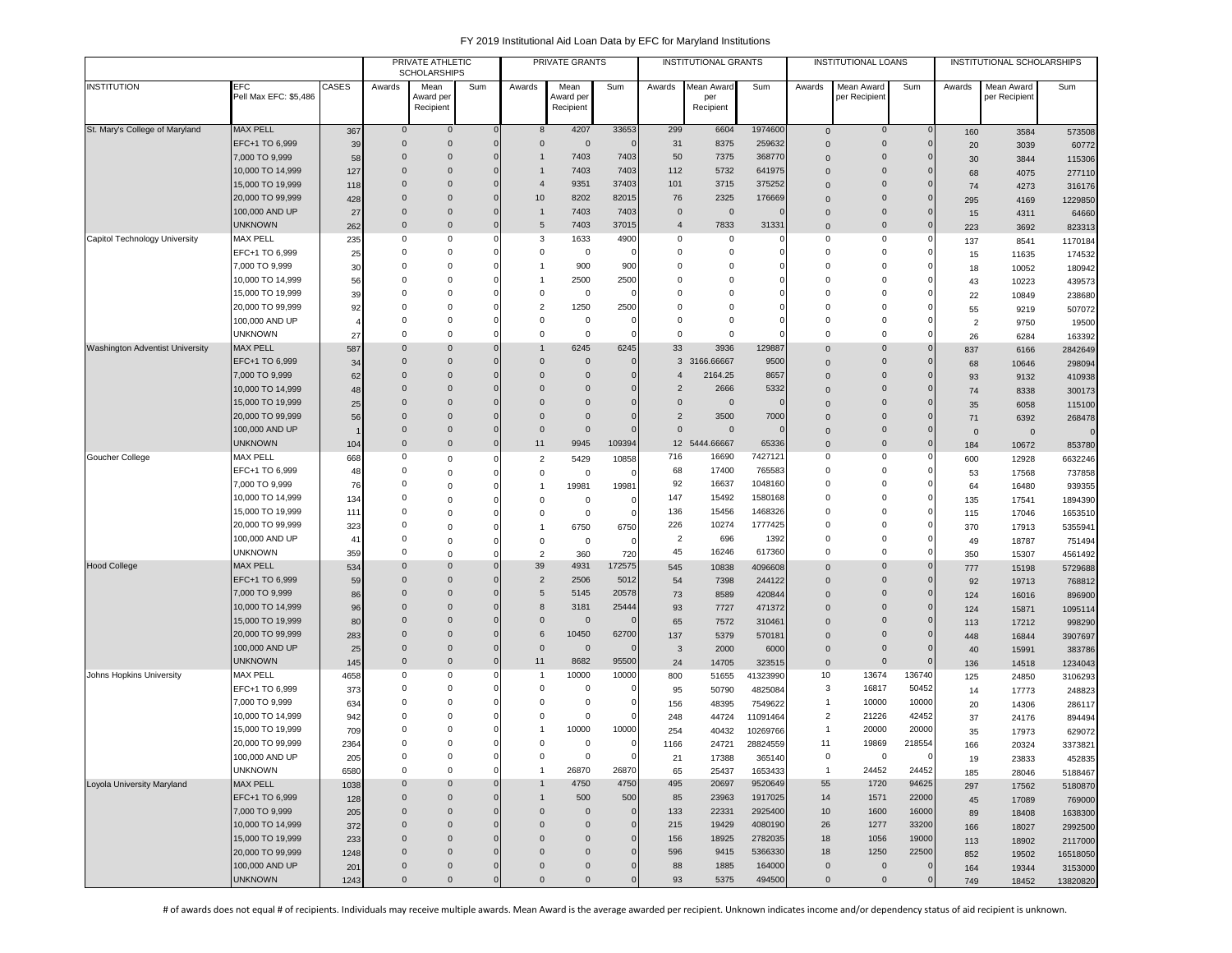# FY 2019 Institutional Aid Loan Data by EFC for Maryland Institutions

| | | | PRIVATE ATHLETIC SCHOLARSHIPS | | | PRIVATE GRANTS | | | INSTITUTIONAL GRANTS | | | INSTITUTIONAL LOANS | | | INSTITUTIONAL SCHOLARSHIPS | | |
|---|---|---|---|---|---|---|---|---|---|---|---|---|---|---|---|---|---|
| INSTITUTION | EFC Pell Max EFC: $5,486 | CASES | Awards | Mean Award per Recipient | Sum | Awards | Mean Award per Recipient | Sum | Awards | Mean Award per Recipient | Sum | Awards | Mean Award per Recipient | Sum | Awards | Mean Award per Recipient | Sum |
| St. Mary's College of Maryland | MAX PELL | 367 | 0 | 0 | 0 | 8 | 4207 | 33653 | 299 | 6604 | 1974600 | 0 | 0 | 0 | 160 | 3584 | 573508 |
| | EFC+1 TO 6,999 | 39 | 0 | 0 | 0 | 0 | 0 | 0 | 31 | 8375 | 259632 | 0 | 0 | 0 | 20 | 3039 | 60772 |
| | 7,000 TO 9,999 | 58 | 0 | 0 | 0 | 1 | 7403 | 7403 | 50 | 7375 | 368770 | 0 | 0 | 0 | 30 | 3844 | 115306 |
| | 10,000 TO 14,999 | 127 | 0 | 0 | 0 | 1 | 7403 | 7403 | 112 | 5732 | 641975 | 0 | 0 | 0 | 68 | 4075 | 277110 |
| | 15,000 TO 19,999 | 118 | 0 | 0 | 0 | 4 | 9351 | 37403 | 101 | 3715 | 375252 | 0 | 0 | 0 | 74 | 4273 | 316176 |
| | 20,000 TO 99,999 | 428 | 0 | 0 | 0 | 10 | 8202 | 82015 | 76 | 2325 | 176669 | 0 | 0 | 0 | 295 | 4169 | 1229850 |
| | 100,000 AND UP | 27 | 0 | 0 | 0 | 1 | 7403 | 7403 | 0 | 0 | 0 | 0 | 0 | 0 | 15 | 4311 | 64660 |
| | UNKNOWN | 262 | 0 | 0 | 0 | 5 | 7403 | 37015 | 4 | 7833 | 31331 | 0 | 0 | 0 | 223 | 3692 | 823313 |
| Capitol Technology University | MAX PELL | 235 | 0 | 0 | 0 | 3 | 1633 | 4900 | 0 | 0 | 0 | 0 | 0 | 0 | 137 | 8541 | 1170184 |
| | EFC+1 TO 6,999 | 25 | 0 | 0 | 0 | 0 | 0 | 0 | 0 | 0 | 0 | 0 | 0 | 0 | 15 | 11635 | 174532 |
| | 7,000 TO 9,999 | 30 | 0 | 0 | 0 | 1 | 900 | 900 | 0 | 0 | 0 | 0 | 0 | 0 | 18 | 10052 | 180942 |
| | 10,000 TO 14,999 | 56 | 0 | 0 | 0 | 1 | 2500 | 2500 | 0 | 0 | 0 | 0 | 0 | 0 | 43 | 10223 | 439573 |
| | 15,000 TO 19,999 | 39 | 0 | 0 | 0 | 0 | 0 | 0 | 0 | 0 | 0 | 0 | 0 | 0 | 22 | 10849 | 238680 |
| | 20,000 TO 99,999 | 92 | 0 | 0 | 0 | 2 | 1250 | 2500 | 0 | 0 | 0 | 0 | 0 | 0 | 55 | 9219 | 507072 |
| | 100,000 AND UP | 4 | 0 | 0 | 0 | 0 | 0 | 0 | 0 | 0 | 0 | 0 | 0 | 0 | 2 | 9750 | 19500 |
| | UNKNOWN | 27 | 0 | 0 | 0 | 0 | 0 | 0 | 0 | 0 | 0 | 0 | 0 | 0 | 26 | 6284 | 163392 |
| Washington Adventist University | MAX PELL | 587 | 0 | 0 | 0 | 1 | 6245 | 6245 | 33 | 3936 | 129887 | 0 | 0 | 0 | 837 | 6166 | 2842649 |
| | EFC+1 TO 6,999 | 34 | 0 | 0 | 0 | 0 | 0 | 0 | 3 | 3166.66667 | 9500 | 0 | 0 | 0 | 68 | 10646 | 298094 |
| | 7,000 TO 9,999 | 62 | 0 | 0 | 0 | 0 | 0 | 0 | 4 | 2164.25 | 8657 | 0 | 0 | 0 | 93 | 9132 | 410938 |
| | 10,000 TO 14,999 | 48 | 0 | 0 | 0 | 0 | 0 | 0 | 2 | 2666 | 5332 | 0 | 0 | 0 | 74 | 8338 | 300173 |
| | 15,000 TO 19,999 | 25 | 0 | 0 | 0 | 0 | 0 | 0 | 0 | 0 | 0 | 0 | 0 | 0 | 35 | 6058 | 115100 |
| | 20,000 TO 99,999 | 56 | 0 | 0 | 0 | 0 | 0 | 0 | 2 | 3500 | 7000 | 0 | 0 | 0 | 71 | 6392 | 268478 |
| | 100,000 AND UP | 1 | 0 | 0 | 0 | 0 | 0 | 0 | 0 | 0 | 0 | 0 | 0 | 0 | 0 | 0 | 0 |
| | UNKNOWN | 104 | 0 | 0 | 0 | 11 | 9945 | 109394 | 12 | 5444.66667 | 65336 | 0 | 0 | 0 | 184 | 10672 | 853780 |
| Goucher College | MAX PELL | 668 | 0 | 0 | 0 | 2 | 5429 | 10858 | 716 | 16690 | 7427121 | 0 | 0 | 0 | 600 | 12928 | 6632246 |
| | EFC+1 TO 6,999 | 48 | 0 | 0 | 0 | 0 | 0 | 0 | 68 | 17400 | 765583 | 0 | 0 | 0 | 53 | 17568 | 737858 |
| | 7,000 TO 9,999 | 76 | 0 | 0 | 0 | 1 | 19981 | 19981 | 92 | 16637 | 1048160 | 0 | 0 | 0 | 64 | 16480 | 939355 |
| | 10,000 TO 14,999 | 134 | 0 | 0 | 0 | 0 | 0 | 0 | 147 | 15492 | 1580168 | 0 | 0 | 0 | 135 | 17541 | 1894390 |
| | 15,000 TO 19,999 | 111 | 0 | 0 | 0 | 0 | 0 | 0 | 136 | 15456 | 1468326 | 0 | 0 | 0 | 115 | 17046 | 1653510 |
| | 20,000 TO 99,999 | 323 | 0 | 0 | 0 | 1 | 6750 | 6750 | 226 | 10274 | 1777425 | 0 | 0 | 0 | 370 | 17913 | 5355941 |
| | 100,000 AND UP | 41 | 0 | 0 | 0 | 0 | 0 | 0 | 2 | 696 | 1392 | 0 | 0 | 0 | 49 | 18787 | 751494 |
| | UNKNOWN | 359 | 0 | 0 | 0 | 2 | 360 | 720 | 45 | 16246 | 617360 | 0 | 0 | 0 | 350 | 15307 | 4561492 |
| Hood College | MAX PELL | 534 | 0 | 0 | 0 | 39 | 4931 | 172575 | 545 | 10838 | 4096608 | 0 | 0 | 0 | 777 | 15198 | 5729688 |
| | EFC+1 TO 6,999 | 59 | 0 | 0 | 0 | 2 | 2506 | 5012 | 54 | 7398 | 244122 | 0 | 0 | 0 | 92 | 19713 | 768812 |
| | 7,000 TO 9,999 | 86 | 0 | 0 | 0 | 5 | 5145 | 20578 | 73 | 8589 | 420844 | 0 | 0 | 0 | 124 | 16016 | 896900 |
| | 10,000 TO 14,999 | 96 | 0 | 0 | 0 | 8 | 3181 | 25444 | 93 | 7727 | 471372 | 0 | 0 | 0 | 124 | 15871 | 1095114 |
| | 15,000 TO 19,999 | 80 | 0 | 0 | 0 | 0 | 0 | 0 | 65 | 7572 | 310461 | 0 | 0 | 0 | 113 | 17212 | 998290 |
| | 20,000 TO 99,999 | 283 | 0 | 0 | 0 | 6 | 10450 | 62700 | 137 | 5379 | 570181 | 0 | 0 | 0 | 448 | 16844 | 3907697 |
| | 100,000 AND UP | 25 | 0 | 0 | 0 | 0 | 0 | 0 | 3 | 2000 | 6000 | 0 | 0 | 0 | 40 | 15991 | 383786 |
| | UNKNOWN | 145 | 0 | 0 | 0 | 11 | 8682 | 95500 | 24 | 14705 | 323515 | 0 | 0 | 0 | 136 | 14518 | 1234043 |
| Johns Hopkins University | MAX PELL | 4658 | 0 | 0 | 0 | 1 | 10000 | 10000 | 800 | 51655 | 41323990 | 10 | 13674 | 136740 | 125 | 24850 | 3106293 |
| | EFC+1 TO 6,999 | 373 | 0 | 0 | 0 | 0 | 0 | 0 | 95 | 50790 | 4825084 | 3 | 16817 | 50452 | 14 | 17773 | 248823 |
| | 7,000 TO 9,999 | 634 | 0 | 0 | 0 | 0 | 0 | 0 | 156 | 48395 | 7549622 | 1 | 10000 | 10000 | 20 | 14306 | 286117 |
| | 10,000 TO 14,999 | 942 | 0 | 0 | 0 | 0 | 0 | 0 | 248 | 44724 | 11091464 | 2 | 21226 | 42452 | 37 | 24176 | 894494 |
| | 15,000 TO 19,999 | 709 | 0 | 0 | 0 | 1 | 10000 | 10000 | 254 | 40432 | 10269766 | 1 | 20000 | 20000 | 35 | 17973 | 629072 |
| | 20,000 TO 99,999 | 2364 | 0 | 0 | 0 | 0 | 0 | 0 | 1166 | 24721 | 28824559 | 11 | 19869 | 218554 | 166 | 20324 | 3373821 |
| | 100,000 AND UP | 205 | 0 | 0 | 0 | 0 | 0 | 0 | 21 | 17388 | 365140 | 0 | 0 | 0 | 19 | 23833 | 452835 |
| | UNKNOWN | 6580 | 0 | 0 | 0 | 1 | 26870 | 26870 | 65 | 25437 | 1653433 | 1 | 24452 | 24452 | 185 | 28046 | 5188467 |
| Loyola University Maryland | MAX PELL | 1038 | 0 | 0 | 0 | 1 | 4750 | 4750 | 495 | 20697 | 9520649 | 55 | 1720 | 94625 | 297 | 17562 | 5180870 |
| | EFC+1 TO 6,999 | 128 | 0 | 0 | 0 | 1 | 500 | 500 | 85 | 23963 | 1917025 | 14 | 1571 | 22000 | 45 | 17089 | 769000 |
| | 7,000 TO 9,999 | 205 | 0 | 0 | 0 | 0 | 0 | 0 | 133 | 22331 | 2925400 | 10 | 1600 | 16000 | 89 | 18408 | 1638300 |
| | 10,000 TO 14,999 | 372 | 0 | 0 | 0 | 0 | 0 | 0 | 215 | 19429 | 4080190 | 26 | 1277 | 33200 | 166 | 18027 | 2992500 |
| | 15,000 TO 19,999 | 233 | 0 | 0 | 0 | 0 | 0 | 0 | 156 | 18925 | 2782035 | 18 | 1056 | 19000 | 113 | 18902 | 2117000 |
| | 20,000 TO 99,999 | 1248 | 0 | 0 | 0 | 0 | 0 | 0 | 596 | 9415 | 5366330 | 18 | 1250 | 22500 | 852 | 19502 | 16518050 |
| | 100,000 AND UP | 201 | 0 | 0 | 0 | 0 | 0 | 0 | 88 | 1885 | 164000 | 0 | 0 | 0 | 164 | 19344 | 3153000 |
| | UNKNOWN | 1243 | 0 | 0 | 0 | 0 | 0 | 0 | 93 | 5375 | 494500 | 0 | 0 | 0 | 749 | 18452 | 13820820 |

# of awards does not equal # of recipients. Individuals may receive multiple awards. Mean Award is the average awarded per recipient. Unknown indicates income and/or dependency status of aid recipient is unknown.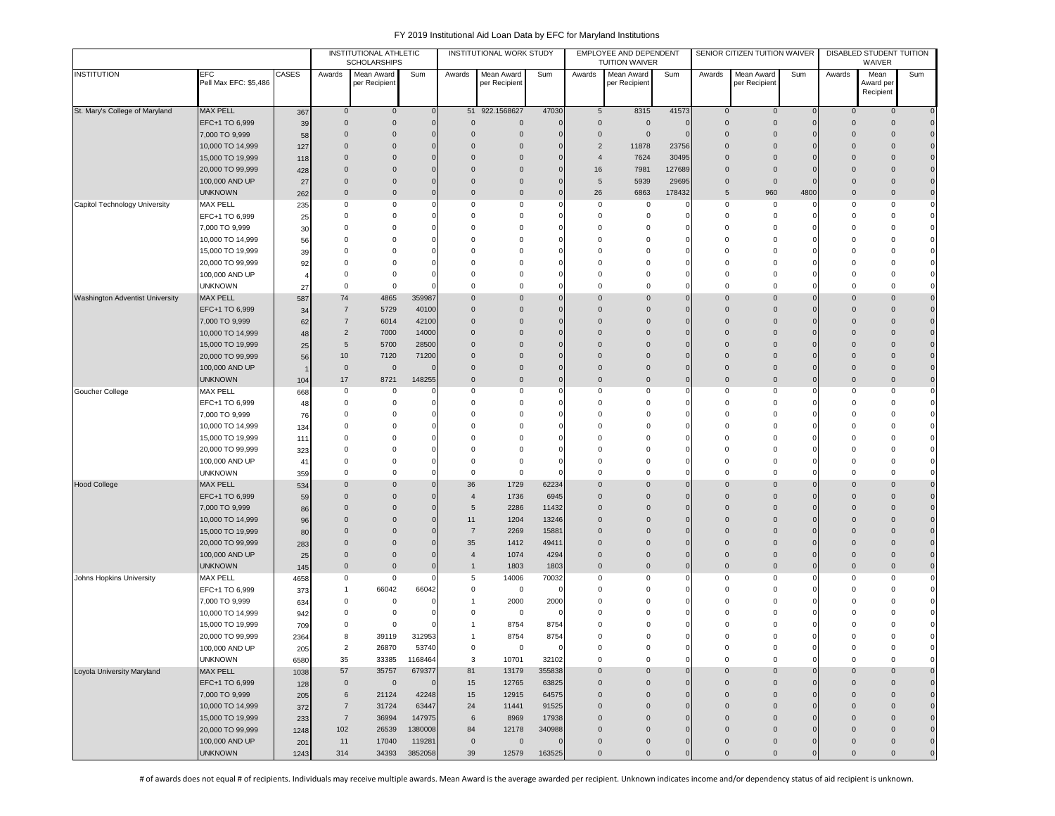# FY 2019 Institutional Aid Loan Data by EFC for Maryland Institutions

| INSTITUTION | EFC Pell Max EFC: $5,486 | CASES | INSTITUTIONAL ATHLETIC SCHOLARSHIPS | | | INSTITUTIONAL WORK STUDY | | | EMPLOYEE AND DEPENDENT TUITION WAIVER | | | SENIOR CITIZEN TUITION WAIVER | | | DISABLED STUDENT TUITION WAIVER | | |
|---|---|---|---|---|---|---|---|---|---|---|---|---|---|---|---|---|---|
| | | | Awards | Mean Award per Recipient | Sum | Awards | Mean Award per Recipient | Sum | Awards | Mean Award per Recipient | Sum | Awards | Mean Award per Recipient | Sum | Awards | Mean Award per Recipient | Sum |
| St. Mary's College of Maryland | MAX PELL | 367 | 0 | 0 | 0 | 51 | 922.1568627 | 47030 | 5 | 8315 | 41573 | 0 | 0 | 0 | 0 | 0 | 0 |
| | EFC+1 TO 6,999 | 39 | 0 | 0 | 0 | 0 | 0 | 0 | 0 | 0 | 0 | 0 | 0 | 0 | 0 | 0 | 0 |
| | 7,000 TO 9,999 | 58 | 0 | 0 | 0 | 0 | 0 | 0 | 0 | 0 | 0 | 0 | 0 | 0 | 0 | 0 | 0 |
| | 10,000 TO 14,999 | 127 | 0 | 0 | 0 | 0 | 0 | 0 | 2 | 11878 | 23756 | 0 | 0 | 0 | 0 | 0 | 0 |
| | 15,000 TO 19,999 | 118 | 0 | 0 | 0 | 0 | 0 | 0 | 4 | 7624 | 30495 | 0 | 0 | 0 | 0 | 0 | 0 |
| | 20,000 TO 99,999 | 428 | 0 | 0 | 0 | 0 | 0 | 0 | 16 | 7981 | 127689 | 0 | 0 | 0 | 0 | 0 | 0 |
| | 100,000 AND UP | 27 | 0 | 0 | 0 | 0 | 0 | 0 | 5 | 5939 | 29695 | 0 | 0 | 0 | 0 | 0 | 0 |
| | UNKNOWN | 262 | 0 | 0 | 0 | 0 | 0 | 0 | 26 | 6863 | 178432 | 5 | 960 | 4800 | 0 | 0 | 0 |
| Capitol Technology University | MAX PELL | 235 | 0 | 0 | 0 | 0 | 0 | 0 | 0 | 0 | 0 | 0 | 0 | 0 | 0 | 0 | 0 |
| | EFC+1 TO 6,999 | 25 | 0 | 0 | 0 | 0 | 0 | 0 | 0 | 0 | 0 | 0 | 0 | 0 | 0 | 0 | 0 |
| | 7,000 TO 9,999 | 30 | 0 | 0 | 0 | 0 | 0 | 0 | 0 | 0 | 0 | 0 | 0 | 0 | 0 | 0 | 0 |
| | 10,000 TO 14,999 | 56 | 0 | 0 | 0 | 0 | 0 | 0 | 0 | 0 | 0 | 0 | 0 | 0 | 0 | 0 | 0 |
| | 15,000 TO 19,999 | 39 | 0 | 0 | 0 | 0 | 0 | 0 | 0 | 0 | 0 | 0 | 0 | 0 | 0 | 0 | 0 |
| | 20,000 TO 99,999 | 92 | 0 | 0 | 0 | 0 | 0 | 0 | 0 | 0 | 0 | 0 | 0 | 0 | 0 | 0 | 0 |
| | 100,000 AND UP | 4 | 0 | 0 | 0 | 0 | 0 | 0 | 0 | 0 | 0 | 0 | 0 | 0 | 0 | 0 | 0 |
| | UNKNOWN | 27 | 0 | 0 | 0 | 0 | 0 | 0 | 0 | 0 | 0 | 0 | 0 | 0 | 0 | 0 | 0 |
| Washington Adventist University | MAX PELL | 587 | 74 | 4865 | 359987 | 0 | 0 | 0 | 0 | 0 | 0 | 0 | 0 | 0 | 0 | 0 | 0 |
| | EFC+1 TO 6,999 | 34 | 7 | 5729 | 40100 | 0 | 0 | 0 | 0 | 0 | 0 | 0 | 0 | 0 | 0 | 0 | 0 |
| | 7,000 TO 9,999 | 62 | 7 | 6014 | 42100 | 0 | 0 | 0 | 0 | 0 | 0 | 0 | 0 | 0 | 0 | 0 | 0 |
| | 10,000 TO 14,999 | 48 | 2 | 7000 | 14000 | 0 | 0 | 0 | 0 | 0 | 0 | 0 | 0 | 0 | 0 | 0 | 0 |
| | 15,000 TO 19,999 | 25 | 5 | 5700 | 28500 | 0 | 0 | 0 | 0 | 0 | 0 | 0 | 0 | 0 | 0 | 0 | 0 |
| | 20,000 TO 99,999 | 56 | 10 | 7120 | 71200 | 0 | 0 | 0 | 0 | 0 | 0 | 0 | 0 | 0 | 0 | 0 | 0 |
| | 100,000 AND UP | 1 | 0 | 0 | 0 | 0 | 0 | 0 | 0 | 0 | 0 | 0 | 0 | 0 | 0 | 0 | 0 |
| | UNKNOWN | 104 | 17 | 8721 | 148255 | 0 | 0 | 0 | 0 | 0 | 0 | 0 | 0 | 0 | 0 | 0 | 0 |
| Goucher College | MAX PELL | 668 | 0 | 0 | 0 | 0 | 0 | 0 | 0 | 0 | 0 | 0 | 0 | 0 | 0 | 0 | 0 |
| | EFC+1 TO 6,999 | 48 | 0 | 0 | 0 | 0 | 0 | 0 | 0 | 0 | 0 | 0 | 0 | 0 | 0 | 0 | 0 |
| | 7,000 TO 9,999 | 76 | 0 | 0 | 0 | 0 | 0 | 0 | 0 | 0 | 0 | 0 | 0 | 0 | 0 | 0 | 0 |
| | 10,000 TO 14,999 | 134 | 0 | 0 | 0 | 0 | 0 | 0 | 0 | 0 | 0 | 0 | 0 | 0 | 0 | 0 | 0 |
| | 15,000 TO 19,999 | 111 | 0 | 0 | 0 | 0 | 0 | 0 | 0 | 0 | 0 | 0 | 0 | 0 | 0 | 0 | 0 |
| | 20,000 TO 99,999 | 323 | 0 | 0 | 0 | 0 | 0 | 0 | 0 | 0 | 0 | 0 | 0 | 0 | 0 | 0 | 0 |
| | 100,000 AND UP | 41 | 0 | 0 | 0 | 0 | 0 | 0 | 0 | 0 | 0 | 0 | 0 | 0 | 0 | 0 | 0 |
| | UNKNOWN | 359 | 0 | 0 | 0 | 0 | 0 | 0 | 0 | 0 | 0 | 0 | 0 | 0 | 0 | 0 | 0 |
| Hood College | MAX PELL | 534 | 0 | 0 | 0 | 36 | 1729 | 62234 | 0 | 0 | 0 | 0 | 0 | 0 | 0 | 0 | 0 |
| | EFC+1 TO 6,999 | 59 | 0 | 0 | 0 | 4 | 1736 | 6945 | 0 | 0 | 0 | 0 | 0 | 0 | 0 | 0 | 0 |
| | 7,000 TO 9,999 | 86 | 0 | 0 | 0 | 5 | 2286 | 11432 | 0 | 0 | 0 | 0 | 0 | 0 | 0 | 0 | 0 |
| | 10,000 TO 14,999 | 96 | 0 | 0 | 0 | 11 | 1204 | 13246 | 0 | 0 | 0 | 0 | 0 | 0 | 0 | 0 | 0 |
| | 15,000 TO 19,999 | 80 | 0 | 0 | 0 | 7 | 2269 | 15881 | 0 | 0 | 0 | 0 | 0 | 0 | 0 | 0 | 0 |
| | 20,000 TO 99,999 | 283 | 0 | 0 | 0 | 35 | 1412 | 49411 | 0 | 0 | 0 | 0 | 0 | 0 | 0 | 0 | 0 |
| | 100,000 AND UP | 25 | 0 | 0 | 0 | 4 | 1074 | 4294 | 0 | 0 | 0 | 0 | 0 | 0 | 0 | 0 | 0 |
| | UNKNOWN | 145 | 0 | 0 | 0 | 1 | 1803 | 1803 | 0 | 0 | 0 | 0 | 0 | 0 | 0 | 0 | 0 |
| Johns Hopkins University | MAX PELL | 4658 | 0 | 0 | 0 | 5 | 14006 | 70032 | 0 | 0 | 0 | 0 | 0 | 0 | 0 | 0 | 0 |
| | EFC+1 TO 6,999 | 373 | 1 | 66042 | 66042 | 0 | 0 | 0 | 0 | 0 | 0 | 0 | 0 | 0 | 0 | 0 | 0 |
| | 7,000 TO 9,999 | 634 | 0 | 0 | 0 | 1 | 2000 | 2000 | 0 | 0 | 0 | 0 | 0 | 0 | 0 | 0 | 0 |
| | 10,000 TO 14,999 | 942 | 0 | 0 | 0 | 0 | 0 | 0 | 0 | 0 | 0 | 0 | 0 | 0 | 0 | 0 | 0 |
| | 15,000 TO 19,999 | 709 | 0 | 0 | 0 | 1 | 8754 | 8754 | 0 | 0 | 0 | 0 | 0 | 0 | 0 | 0 | 0 |
| | 20,000 TO 99,999 | 2364 | 8 | 39119 | 312953 | 1 | 8754 | 8754 | 0 | 0 | 0 | 0 | 0 | 0 | 0 | 0 | 0 |
| | 100,000 AND UP | 205 | 2 | 26870 | 53740 | 0 | 0 | 0 | 0 | 0 | 0 | 0 | 0 | 0 | 0 | 0 | 0 |
| | UNKNOWN | 6580 | 35 | 33385 | 1168464 | 3 | 10701 | 32102 | 0 | 0 | 0 | 0 | 0 | 0 | 0 | 0 | 0 |
| Loyola University Maryland | MAX PELL | 1038 | 57 | 35757 | 679377 | 81 | 13179 | 355838 | 0 | 0 | 0 | 0 | 0 | 0 | 0 | 0 | 0 |
| | EFC+1 TO 6,999 | 128 | 0 | 0 | 0 | 15 | 12765 | 63825 | 0 | 0 | 0 | 0 | 0 | 0 | 0 | 0 | 0 |
| | 7,000 TO 9,999 | 205 | 6 | 21124 | 42248 | 15 | 12915 | 64575 | 0 | 0 | 0 | 0 | 0 | 0 | 0 | 0 | 0 |
| | 10,000 TO 14,999 | 372 | 7 | 31724 | 63447 | 24 | 11441 | 91525 | 0 | 0 | 0 | 0 | 0 | 0 | 0 | 0 | 0 |
| | 15,000 TO 19,999 | 233 | 7 | 36994 | 147975 | 6 | 8969 | 17938 | 0 | 0 | 0 | 0 | 0 | 0 | 0 | 0 | 0 |
| | 20,000 TO 99,999 | 1248 | 102 | 26539 | 1380008 | 84 | 12178 | 340988 | 0 | 0 | 0 | 0 | 0 | 0 | 0 | 0 | 0 |
| | 100,000 AND UP | 201 | 11 | 17040 | 119281 | 0 | 0 | 0 | 0 | 0 | 0 | 0 | 0 | 0 | 0 | 0 | 0 |
| | UNKNOWN | 1243 | 314 | 34393 | 3852058 | 39 | 12579 | 163525 | 0 | 0 | 0 | 0 | 0 | 0 | 0 | 0 | 0 |

# of awards does not equal # of recipients. Individuals may receive multiple awards. Mean Award is the average awarded per recipient. Unknown indicates income and/or dependency status of aid recipient is unknown.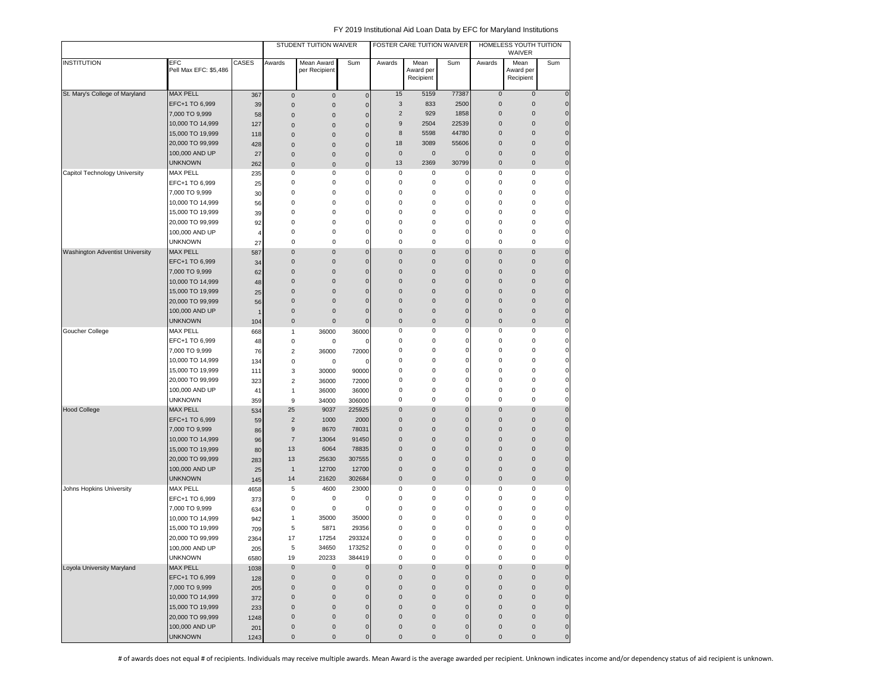FY 2019 Institutional Aid Loan Data by EFC for Maryland Institutions

| | | | STUDENT TUITION WAIVER | | | FOSTER CARE TUITION WAIVER | | | HOMELESS YOUTH TUITION WAIVER | | |
|---|---|---|---|---|---|---|---|---|---|---|---|
| INSTITUTION | EFC Pell Max EFC: $5,486 | CASES | Awards | Mean Award per Recipient | Sum | Awards | Mean Award per Recipient | Sum | Awards | Mean Award per Recipient | Sum |
| St. Mary's College of Maryland | MAX PELL | 367 | 0 | 0 | 0 | 15 | 5159 | 77387 | 0 | 0 | 0 |
| | EFC+1 TO 6,999 | 39 | 0 | 0 | 0 | 3 | 833 | 2500 | 0 | 0 | 0 |
| | 7,000 TO 9,999 | 58 | 0 | 0 | 0 | 2 | 929 | 1858 | 0 | 0 | 0 |
| | 10,000 TO 14,999 | 127 | 0 | 0 | 0 | 9 | 2504 | 22539 | 0 | 0 | 0 |
| | 15,000 TO 19,999 | 118 | 0 | 0 | 0 | 8 | 5598 | 44780 | 0 | 0 | 0 |
| | 20,000 TO 99,999 | 428 | 0 | 0 | 0 | 18 | 3089 | 55606 | 0 | 0 | 0 |
| | 100,000 AND UP | 27 | 0 | 0 | 0 | 0 | 0 | 0 | 0 | 0 | 0 |
| | UNKNOWN | 262 | 0 | 0 | 0 | 13 | 2369 | 30799 | 0 | 0 | 0 |
| Capitol Technology University | MAX PELL | 235 | 0 | 0 | 0 | 0 | 0 | 0 | 0 | 0 | 0 |
| | EFC+1 TO 6,999 | 25 | 0 | 0 | 0 | 0 | 0 | 0 | 0 | 0 | 0 |
| | 7,000 TO 9,999 | 30 | 0 | 0 | 0 | 0 | 0 | 0 | 0 | 0 | 0 |
| | 10,000 TO 14,999 | 56 | 0 | 0 | 0 | 0 | 0 | 0 | 0 | 0 | 0 |
| | 15,000 TO 19,999 | 39 | 0 | 0 | 0 | 0 | 0 | 0 | 0 | 0 | 0 |
| | 20,000 TO 99,999 | 92 | 0 | 0 | 0 | 0 | 0 | 0 | 0 | 0 | 0 |
| | 100,000 AND UP | 4 | 0 | 0 | 0 | 0 | 0 | 0 | 0 | 0 | 0 |
| | UNKNOWN | 27 | 0 | 0 | 0 | 0 | 0 | 0 | 0 | 0 | 0 |
| Washington Adventist University | MAX PELL | 587 | 0 | 0 | 0 | 0 | 0 | 0 | 0 | 0 | 0 |
| | EFC+1 TO 6,999 | 34 | 0 | 0 | 0 | 0 | 0 | 0 | 0 | 0 | 0 |
| | 7,000 TO 9,999 | 62 | 0 | 0 | 0 | 0 | 0 | 0 | 0 | 0 | 0 |
| | 10,000 TO 14,999 | 48 | 0 | 0 | 0 | 0 | 0 | 0 | 0 | 0 | 0 |
| | 15,000 TO 19,999 | 25 | 0 | 0 | 0 | 0 | 0 | 0 | 0 | 0 | 0 |
| | 20,000 TO 99,999 | 56 | 0 | 0 | 0 | 0 | 0 | 0 | 0 | 0 | 0 |
| | 100,000 AND UP | 1 | 0 | 0 | 0 | 0 | 0 | 0 | 0 | 0 | 0 |
| | UNKNOWN | 104 | 0 | 0 | 0 | 0 | 0 | 0 | 0 | 0 | 0 |
| Goucher College | MAX PELL | 668 | 1 | 36000 | 36000 | 0 | 0 | 0 | 0 | 0 | 0 |
| | EFC+1 TO 6,999 | 48 | 0 | 0 | 0 | 0 | 0 | 0 | 0 | 0 | 0 |
| | 7,000 TO 9,999 | 76 | 2 | 36000 | 72000 | 0 | 0 | 0 | 0 | 0 | 0 |
| | 10,000 TO 14,999 | 134 | 0 | 0 | 0 | 0 | 0 | 0 | 0 | 0 | 0 |
| | 15,000 TO 19,999 | 111 | 3 | 30000 | 90000 | 0 | 0 | 0 | 0 | 0 | 0 |
| | 20,000 TO 99,999 | 323 | 2 | 36000 | 72000 | 0 | 0 | 0 | 0 | 0 | 0 |
| | 100,000 AND UP | 41 | 1 | 36000 | 36000 | 0 | 0 | 0 | 0 | 0 | 0 |
| | UNKNOWN | 359 | 9 | 34000 | 306000 | 0 | 0 | 0 | 0 | 0 | 0 |
| Hood College | MAX PELL | 534 | 25 | 9037 | 225925 | 0 | 0 | 0 | 0 | 0 | 0 |
| | EFC+1 TO 6,999 | 59 | 2 | 1000 | 2000 | 0 | 0 | 0 | 0 | 0 | 0 |
| | 7,000 TO 9,999 | 86 | 9 | 8670 | 78031 | 0 | 0 | 0 | 0 | 0 | 0 |
| | 10,000 TO 14,999 | 96 | 7 | 13064 | 91450 | 0 | 0 | 0 | 0 | 0 | 0 |
| | 15,000 TO 19,999 | 80 | 13 | 6064 | 78835 | 0 | 0 | 0 | 0 | 0 | 0 |
| | 20,000 TO 99,999 | 283 | 13 | 25630 | 307555 | 0 | 0 | 0 | 0 | 0 | 0 |
| | 100,000 AND UP | 25 | 1 | 12700 | 12700 | 0 | 0 | 0 | 0 | 0 | 0 |
| | UNKNOWN | 145 | 14 | 21620 | 302684 | 0 | 0 | 0 | 0 | 0 | 0 |
| Johns Hopkins University | MAX PELL | 4658 | 5 | 4600 | 23000 | 0 | 0 | 0 | 0 | 0 | 0 |
| | EFC+1 TO 6,999 | 373 | 0 | 0 | 0 | 0 | 0 | 0 | 0 | 0 | 0 |
| | 7,000 TO 9,999 | 634 | 0 | 0 | 0 | 0 | 0 | 0 | 0 | 0 | 0 |
| | 10,000 TO 14,999 | 942 | 1 | 35000 | 35000 | 0 | 0 | 0 | 0 | 0 | 0 |
| | 15,000 TO 19,999 | 709 | 5 | 5871 | 29356 | 0 | 0 | 0 | 0 | 0 | 0 |
| | 20,000 TO 99,999 | 2364 | 17 | 17254 | 293324 | 0 | 0 | 0 | 0 | 0 | 0 |
| | 100,000 AND UP | 205 | 5 | 34650 | 173252 | 0 | 0 | 0 | 0 | 0 | 0 |
| | UNKNOWN | 6580 | 19 | 20233 | 384419 | 0 | 0 | 0 | 0 | 0 | 0 |
| Loyola University Maryland | MAX PELL | 1038 | 0 | 0 | 0 | 0 | 0 | 0 | 0 | 0 | 0 |
| | EFC+1 TO 6,999 | 128 | 0 | 0 | 0 | 0 | 0 | 0 | 0 | 0 | 0 |
| | 7,000 TO 9,999 | 205 | 0 | 0 | 0 | 0 | 0 | 0 | 0 | 0 | 0 |
| | 10,000 TO 14,999 | 372 | 0 | 0 | 0 | 0 | 0 | 0 | 0 | 0 | 0 |
| | 15,000 TO 19,999 | 233 | 0 | 0 | 0 | 0 | 0 | 0 | 0 | 0 | 0 |
| | 20,000 TO 99,999 | 1248 | 0 | 0 | 0 | 0 | 0 | 0 | 0 | 0 | 0 |
| | 100,000 AND UP | 201 | 0 | 0 | 0 | 0 | 0 | 0 | 0 | 0 | 0 |
| | UNKNOWN | 1243 | 0 | 0 | 0 | 0 | 0 | 0 | 0 | 0 | 0 |

# of awards does not equal # of recipients. Individuals may receive multiple awards. Mean Award is the average awarded per recipient. Unknown indicates income and/or dependency status of aid recipient is unknown.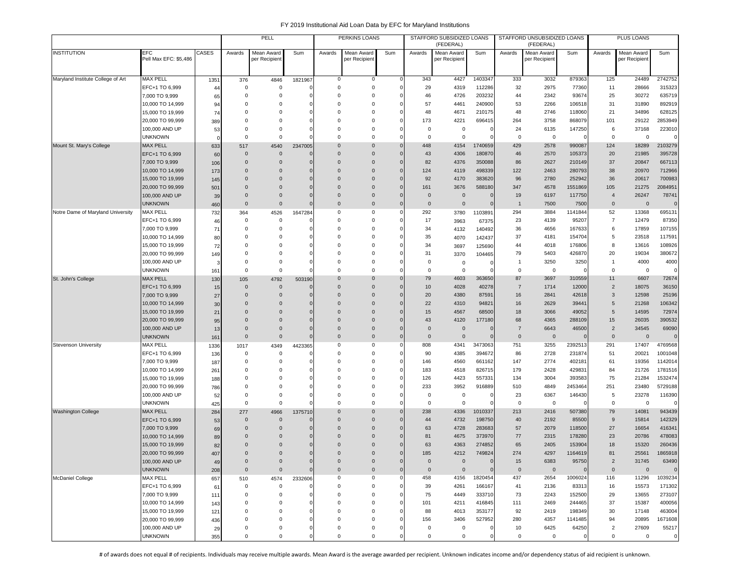# FY 2019 Institutional Aid Loan Data by EFC for Maryland Institutions

| | | | PELL | | | PERKINS LOANS | | | STAFFORD SUBSIDIZED LOANS (FEDERAL) | | | STAFFORD UNSUBSIDIZED LOANS (FEDERAL) | | | PLUS LOANS | | |
|---|---|---|---|---|---|---|---|---|---|---|---|---|---|---|---|---|---|
| INSTITUTION | EFC Pell Max EFC: $5,486 | CASES | Awards | Mean Award per Recipient | Sum | Awards | Mean Award per Recipient | Sum | Awards | Mean Award per Recipient | Sum | Awards | Mean Award per Recipient | Sum | Awards | Mean Award per Recipient | Sum |
| Maryland Institute College of Art | MAX PELL | 1351 | 376 | 4846 | 1821967 | 0 | 0 | 0 | 343 | 4427 | 1403347 | 333 | 3032 | 879363 | 125 | 24489 | 2742752 |
| | EFC+1 TO 6,999 | 44 | 0 | 0 | 0 | 0 | 0 | 0 | 29 | 4319 | 112286 | 32 | 2975 | 77360 | 11 | 28666 | 315323 |
| | 7,000 TO 9,999 | 65 | 0 | 0 | 0 | 0 | 0 | 0 | 46 | 4726 | 203232 | 44 | 2342 | 93674 | 25 | 30272 | 635719 |
| | 10,000 TO 14,999 | 94 | 0 | 0 | 0 | 0 | 0 | 0 | 57 | 4461 | 240900 | 53 | 2266 | 106518 | 31 | 31890 | 892919 |
| | 15,000 TO 19,999 | 74 | 0 | 0 | 0 | 0 | 0 | 0 | 48 | 4671 | 210175 | 48 | 2746 | 118060 | 21 | 34896 | 628125 |
| | 20,000 TO 99,999 | 389 | 0 | 0 | 0 | 0 | 0 | 0 | 173 | 4221 | 696415 | 264 | 3758 | 868079 | 101 | 29122 | 2853949 |
| | 100,000 AND UP | 53 | 0 | 0 | 0 | 0 | 0 | 0 | 0 | 0 | 0 | 24 | 6135 | 147250 | 6 | 37168 | 223010 |
| | UNKNOWN | 0 | 0 | 0 | 0 | 0 | 0 | 0 | 0 | 0 | 0 | 0 | 0 | 0 | 0 | 0 | 0 |
| Mount St. Mary's College | MAX PELL | 633 | 517 | 4540 | 2347005 | 0 | 0 | 0 | 448 | 4154 | 1740659 | 429 | 2578 | 990087 | 124 | 18289 | 2103279 |
| | EFC+1 TO 6,999 | 60 | 0 | 0 | 0 | 0 | 0 | 0 | 43 | 4306 | 180870 | 46 | 2570 | 105373 | 20 | 21985 | 395728 |
| | 7,000 TO 9,999 | 106 | 0 | 0 | 0 | 0 | 0 | 0 | 82 | 4376 | 350088 | 86 | 2627 | 210149 | 37 | 20847 | 667113 |
| | 10,000 TO 14,999 | 173 | 0 | 0 | 0 | 0 | 0 | 0 | 124 | 4119 | 498339 | 122 | 2463 | 280793 | 38 | 20970 | 712966 |
| | 15,000 TO 19,999 | 145 | 0 | 0 | 0 | 0 | 0 | 0 | 92 | 4170 | 383620 | 96 | 2780 | 252942 | 36 | 20617 | 700983 |
| | 20,000 TO 99,999 | 501 | 0 | 0 | 0 | 0 | 0 | 0 | 161 | 3676 | 588180 | 347 | 4578 | 1551869 | 105 | 21275 | 2084951 |
| | 100,000 AND UP | 39 | 0 | 0 | 0 | 0 | 0 | 0 | 0 | 0 | 0 | 19 | 6197 | 117750 | 4 | 26247 | 78741 |
| | UNKNOWN | 460 | 0 | 0 | 0 | 0 | 0 | 0 | 0 | 0 | 0 | 1 | 7500 | 7500 | 0 | 0 | 0 |
| Notre Dame of Maryland University | MAX PELL | 732 | 364 | 4526 | 1647284 | 0 | 0 | 0 | 292 | 3780 | 1103891 | 294 | 3884 | 1141844 | 52 | 13368 | 695131 |
| | EFC+1 TO 6,999 | 46 | 0 | 0 | 0 | 0 | 0 | 0 | 17 | 3963 | 67375 | 23 | 4139 | 95207 | 7 | 12479 | 87350 |
| | 7,000 TO 9,999 | 71 | 0 | 0 | 0 | 0 | 0 | 0 | 34 | 4132 | 140492 | 36 | 4656 | 167633 | 6 | 17859 | 107155 |
| | 10,000 TO 14,999 | 80 | 0 | 0 | 0 | 0 | 0 | 0 | 35 | 4070 | 142437 | 37 | 4181 | 154704 | 5 | 23518 | 117591 |
| | 15,000 TO 19,999 | 72 | 0 | 0 | 0 | 0 | 0 | 0 | 34 | 3697 | 125690 | 44 | 4018 | 176806 | 8 | 13616 | 108926 |
| | 20,000 TO 99,999 | 149 | 0 | 0 | 0 | 0 | 0 | 0 | 31 | 3370 | 104465 | 79 | 5403 | 426870 | 20 | 19034 | 380672 |
| | 100,000 AND UP | 3 | 0 | 0 | 0 | 0 | 0 | 0 | 0 | 0 | 0 | 1 | 3250 | 3250 | 1 | 4000 | 4000 |
| | UNKNOWN | 161 | 0 | 0 | 0 | 0 | 0 | 0 | 0 | 0 | 0 | 0 | 0 | 0 | 0 | 0 | 0 |
| St. John's College | MAX PELL | 130 | 105 | 4792 | 503190 | 0 | 0 | 0 | 79 | 4603 | 363650 | 87 | 3697 | 310559 | 11 | 6607 | 72674 |
| | EFC+1 TO 6,999 | 15 | 0 | 0 | 0 | 0 | 0 | 0 | 10 | 4028 | 40278 | 7 | 1714 | 12000 | 2 | 18075 | 36150 |
| | 7,000 TO 9,999 | 27 | 0 | 0 | 0 | 0 | 0 | 0 | 20 | 4380 | 87591 | 16 | 2841 | 42618 | 3 | 12598 | 25196 |
| | 10,000 TO 14,999 | 30 | 0 | 0 | 0 | 0 | 0 | 0 | 22 | 4310 | 94821 | 16 | 2629 | 39441 | 5 | 21268 | 106342 |
| | 15,000 TO 19,999 | 21 | 0 | 0 | 0 | 0 | 0 | 0 | 15 | 4567 | 68500 | 18 | 3066 | 49052 | 5 | 14595 | 72974 |
| | 20,000 TO 99,999 | 95 | 0 | 0 | 0 | 0 | 0 | 0 | 43 | 4120 | 177180 | 68 | 4365 | 288109 | 15 | 26035 | 390532 |
| | 100,000 AND UP | 13 | 0 | 0 | 0 | 0 | 0 | 0 | 0 | 0 | 0 | 7 | 6643 | 46500 | 2 | 34545 | 69090 |
| | UNKNOWN | 161 | 0 | 0 | 0 | 0 | 0 | 0 | 0 | 0 | 0 | 0 | 0 | 0 | 0 | 0 | 0 |
| Stevenson University | MAX PELL | 1336 | 1017 | 4349 | 4423365 | 0 | 0 | 0 | 808 | 4341 | 3473063 | 751 | 3255 | 2392513 | 291 | 17407 | 4769568 |
| | EFC+1 TO 6,999 | 136 | 0 | 0 | 0 | 0 | 0 | 0 | 90 | 4385 | 394672 | 86 | 2728 | 231874 | 51 | 20021 | 1001048 |
| | 7,000 TO 9,999 | 187 | 0 | 0 | 0 | 0 | 0 | 0 | 146 | 4560 | 661162 | 147 | 2774 | 402181 | 61 | 19356 | 1142014 |
| | 10,000 TO 14,999 | 261 | 0 | 0 | 0 | 0 | 0 | 0 | 183 | 4518 | 826715 | 179 | 2428 | 429831 | 84 | 21726 | 1781516 |
| | 15,000 TO 19,999 | 188 | 0 | 0 | 0 | 0 | 0 | 0 | 126 | 4423 | 557331 | 134 | 3004 | 393583 | 75 | 21284 | 1532474 |
| | 20,000 TO 99,999 | 786 | 0 | 0 | 0 | 0 | 0 | 0 | 233 | 3952 | 916889 | 510 | 4849 | 2453464 | 251 | 23480 | 5729188 |
| | 100,000 AND UP | 52 | 0 | 0 | 0 | 0 | 0 | 0 | 0 | 0 | 0 | 23 | 6367 | 146430 | 5 | 23278 | 116390 |
| | UNKNOWN | 425 | 0 | 0 | 0 | 0 | 0 | 0 | 0 | 0 | 0 | 0 | 0 | 0 | 0 | 0 | 0 |
| Washington College | MAX PELL | 284 | 277 | 4966 | 1375710 | 0 | 0 | 0 | 238 | 4336 | 1010337 | 213 | 2416 | 507380 | 79 | 14081 | 943439 |
| | EFC+1 TO 6,999 | 53 | 0 | 0 | 0 | 0 | 0 | 0 | 44 | 4732 | 198750 | 40 | 2192 | 85500 | 9 | 15814 | 142329 |
| | 7,000 TO 9,999 | 69 | 0 | 0 | 0 | 0 | 0 | 0 | 63 | 4728 | 283683 | 57 | 2079 | 118500 | 27 | 16654 | 416341 |
| | 10,000 TO 14,999 | 89 | 0 | 0 | 0 | 0 | 0 | 0 | 81 | 4675 | 373970 | 77 | 2315 | 178280 | 23 | 20786 | 478083 |
| | 15,000 TO 19,999 | 82 | 0 | 0 | 0 | 0 | 0 | 0 | 63 | 4363 | 274852 | 65 | 2405 | 153904 | 18 | 15320 | 260436 |
| | 20,000 TO 99,999 | 407 | 0 | 0 | 0 | 0 | 0 | 0 | 185 | 4212 | 749824 | 274 | 4297 | 1164619 | 81 | 25561 | 1865918 |
| | 100,000 AND UP | 49 | 0 | 0 | 0 | 0 | 0 | 0 | 0 | 0 | 0 | 15 | 6383 | 95750 | 2 | 31745 | 63490 |
| | UNKNOWN | 208 | 0 | 0 | 0 | 0 | 0 | 0 | 0 | 0 | 0 | 0 | 0 | 0 | 0 | 0 | 0 |
| McDaniel College | MAX PELL | 657 | 510 | 4574 | 2332606 | 0 | 0 | 0 | 458 | 4156 | 1820454 | 437 | 2654 | 1006024 | 116 | 11296 | 1039234 |
| | EFC+1 TO 6,999 | 61 | 0 | 0 | 0 | 0 | 0 | 0 | 39 | 4261 | 166167 | 41 | 2136 | 83313 | 16 | 15573 | 171302 |
| | 7,000 TO 9,999 | 111 | 0 | 0 | 0 | 0 | 0 | 0 | 75 | 4449 | 333710 | 73 | 2243 | 152500 | 29 | 13655 | 273107 |
| | 10,000 TO 14,999 | 143 | 0 | 0 | 0 | 0 | 0 | 0 | 101 | 4211 | 416845 | 111 | 2469 | 244465 | 37 | 15387 | 400056 |
| | 15,000 TO 19,999 | 121 | 0 | 0 | 0 | 0 | 0 | 0 | 88 | 4013 | 353177 | 92 | 2419 | 198349 | 30 | 17148 | 463004 |
| | 20,000 TO 99,999 | 436 | 0 | 0 | 0 | 0 | 0 | 0 | 156 | 3406 | 527952 | 280 | 4357 | 1141485 | 94 | 20895 | 1671608 |
| | 100,000 AND UP | 29 | 0 | 0 | 0 | 0 | 0 | 0 | 0 | 0 | 0 | 10 | 6425 | 64250 | 2 | 27609 | 55217 |
| | UNKNOWN | 355 | 0 | 0 | 0 | 0 | 0 | 0 | 0 | 0 | 0 | 0 | 0 | 0 | 0 | 0 | 0 |

# of awards does not equal # of recipients. Individuals may receive multiple awards. Mean Award is the average awarded per recipient. Unknown indicates income and/or dependency status of aid recipient is unknown.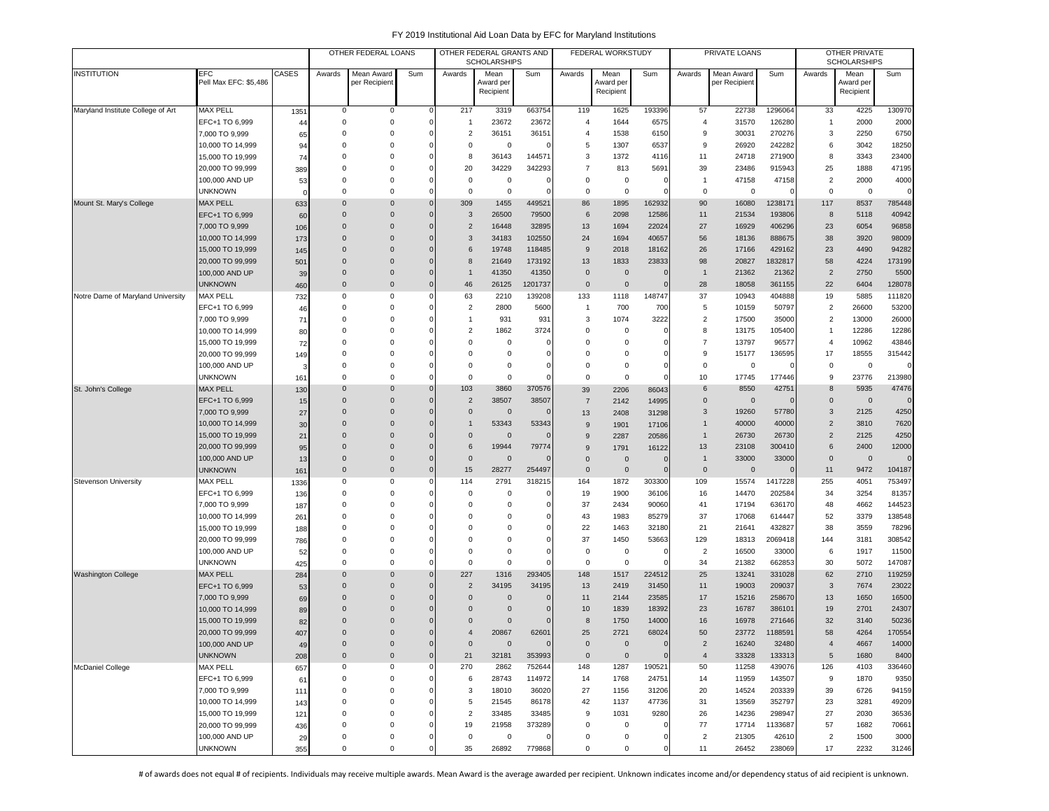# FY 2019 Institutional Aid Loan Data by EFC for Maryland Institutions

| INSTITUTION | EFC Pell Max EFC: $5,486 | CASES | OTHER FEDERAL LOANS | | | OTHER FEDERAL GRANTS AND SCHOLARSHIPS | | | FEDERAL WORKSTUDY | | | PRIVATE LOANS | | | OTHER PRIVATE SCHOLARSHIPS | | |
|---|---|---|---|---|---|---|---|---|---|---|---|---|---|---|---|---|---|
| | | | Awards | Mean Award per Recipient | Sum | Awards | Mean Award per Recipient | Sum | Awards | Mean Award per Recipient | Sum | Awards | Mean Award per Recipient | Sum | Awards | Mean Award per Recipient | Sum |
| Maryland Institute College of Art | MAX PELL | 1351 | 0 | 0 | 0 | 217 | 3319 | 663754 | 119 | 1625 | 193396 | 57 | 22738 | 1296064 | 33 | 4225 | 130970 |
| | EFC+1 TO 6,999 | 44 | 0 | 0 | 0 | 1 | 23672 | 23672 | 4 | 1644 | 6575 | 4 | 31570 | 126280 | 1 | 2000 | 2000 |
| | 7,000 TO 9,999 | 65 | 0 | 0 | 0 | 2 | 36151 | 36151 | 4 | 1538 | 6150 | 9 | 30031 | 270276 | 3 | 2250 | 6750 |
| | 10,000 TO 14,999 | 94 | 0 | 0 | 0 | 0 | 0 | 0 | 5 | 1307 | 6537 | 9 | 26920 | 242282 | 6 | 3042 | 18250 |
| | 15,000 TO 19,999 | 74 | 0 | 0 | 0 | 8 | 36143 | 144571 | 3 | 1372 | 4116 | 11 | 24718 | 271900 | 8 | 3343 | 23400 |
| | 20,000 TO 99,999 | 389 | 0 | 0 | 0 | 20 | 34229 | 342293 | 7 | 813 | 5691 | 39 | 23486 | 915943 | 25 | 1888 | 47195 |
| | 100,000 AND UP | 53 | 0 | 0 | 0 | 0 | 0 | 0 | 0 | 0 | 0 | 1 | 47158 | 47158 | 2 | 2000 | 4000 |
| | UNKNOWN | 0 | 0 | 0 | 0 | 0 | 0 | 0 | 0 | 0 | 0 | 0 | 0 | 0 | 0 | 0 | 0 |
| Mount St. Mary's College | MAX PELL | 633 | 0 | 0 | 0 | 309 | 1455 | 449521 | 86 | 1895 | 162932 | 90 | 16080 | 1238171 | 117 | 8537 | 785448 |
| | EFC+1 TO 6,999 | 60 | 0 | 0 | 0 | 3 | 26500 | 79500 | 6 | 2098 | 12586 | 11 | 21534 | 193806 | 8 | 5118 | 40942 |
| | 7,000 TO 9,999 | 106 | 0 | 0 | 0 | 2 | 16448 | 32895 | 13 | 1694 | 22024 | 27 | 16929 | 406296 | 23 | 6054 | 96858 |
| | 10,000 TO 14,999 | 173 | 0 | 0 | 0 | 3 | 34183 | 102550 | 24 | 1694 | 40657 | 56 | 18136 | 888675 | 38 | 3920 | 98009 |
| | 15,000 TO 19,999 | 145 | 0 | 0 | 0 | 6 | 19748 | 118485 | 9 | 2018 | 18162 | 26 | 17166 | 429162 | 23 | 4490 | 94282 |
| | 20,000 TO 99,999 | 501 | 0 | 0 | 0 | 8 | 21649 | 173192 | 13 | 1833 | 23833 | 98 | 20827 | 1832817 | 58 | 4224 | 173199 |
| | 100,000 AND UP | 39 | 0 | 0 | 0 | 1 | 41350 | 41350 | 0 | 0 | 0 | 1 | 21362 | 21362 | 2 | 2750 | 5500 |
| | UNKNOWN | 460 | 0 | 0 | 0 | 46 | 26125 | 1201737 | 0 | 0 | 0 | 28 | 18058 | 361155 | 22 | 6404 | 128078 |
| Notre Dame of Maryland University | MAX PELL | 732 | 0 | 0 | 0 | 63 | 2210 | 139208 | 133 | 1118 | 148747 | 37 | 10943 | 404888 | 19 | 5885 | 111820 |
| | EFC+1 TO 6,999 | 46 | 0 | 0 | 0 | 2 | 2800 | 5600 | 1 | 700 | 700 | 5 | 10159 | 50797 | 2 | 26600 | 53200 |
| | 7,000 TO 9,999 | 71 | 0 | 0 | 0 | 1 | 931 | 931 | 3 | 1074 | 3222 | 2 | 17500 | 35000 | 2 | 13000 | 26000 |
| | 10,000 TO 14,999 | 80 | 0 | 0 | 0 | 2 | 1862 | 3724 | 0 | 0 | 0 | 8 | 13175 | 105400 | 1 | 12286 | 12286 |
| | 15,000 TO 19,999 | 72 | 0 | 0 | 0 | 0 | 0 | 0 | 0 | 0 | 0 | 7 | 13797 | 96577 | 4 | 10962 | 43846 |
| | 20,000 TO 99,999 | 149 | 0 | 0 | 0 | 0 | 0 | 0 | 0 | 0 | 0 | 9 | 15177 | 136595 | 17 | 18555 | 315442 |
| | 100,000 AND UP | 3 | 0 | 0 | 0 | 0 | 0 | 0 | 0 | 0 | 0 | 0 | 0 | 0 | 0 | 0 | 0 |
| | UNKNOWN | 161 | 0 | 0 | 0 | 0 | 0 | 0 | 0 | 0 | 0 | 10 | 17745 | 177446 | 9 | 23776 | 213980 |
| St. John's College | MAX PELL | 130 | 0 | 0 | 0 | 103 | 3860 | 370576 | 39 | 2206 | 86043 | 6 | 8550 | 42751 | 8 | 5935 | 47476 |
| | EFC+1 TO 6,999 | 15 | 0 | 0 | 0 | 2 | 38507 | 38507 | 7 | 2142 | 14995 | 0 | 0 | 0 | 0 | 0 | 0 |
| | 7,000 TO 9,999 | 27 | 0 | 0 | 0 | 0 | 0 | 0 | 13 | 2408 | 31298 | 3 | 19260 | 57780 | 3 | 2125 | 4250 |
| | 10,000 TO 14,999 | 30 | 0 | 0 | 0 | 1 | 53343 | 53343 | 9 | 1901 | 17106 | 1 | 40000 | 40000 | 2 | 3810 | 7620 |
| | 15,000 TO 19,999 | 21 | 0 | 0 | 0 | 0 | 0 | 0 | 9 | 2287 | 20586 | 1 | 26730 | 26730 | 2 | 2125 | 4250 |
| | 20,000 TO 99,999 | 95 | 0 | 0 | 0 | 6 | 19944 | 79774 | 9 | 1791 | 16122 | 13 | 23108 | 300410 | 6 | 2400 | 12000 |
| | 100,000 AND UP | 13 | 0 | 0 | 0 | 0 | 0 | 0 | 0 | 0 | 0 | 1 | 33000 | 33000 | 0 | 0 | 0 |
| | UNKNOWN | 161 | 0 | 0 | 0 | 15 | 28277 | 254497 | 0 | 0 | 0 | 0 | 0 | 0 | 11 | 9472 | 104187 |
| Stevenson University | MAX PELL | 1336 | 0 | 0 | 0 | 114 | 2791 | 318215 | 164 | 1872 | 303300 | 109 | 15574 | 1417228 | 255 | 4051 | 753497 |
| | EFC+1 TO 6,999 | 136 | 0 | 0 | 0 | 0 | 0 | 0 | 19 | 1900 | 36106 | 16 | 14470 | 202584 | 34 | 3254 | 81357 |
| | 7,000 TO 9,999 | 187 | 0 | 0 | 0 | 0 | 0 | 0 | 37 | 2434 | 90060 | 41 | 17194 | 636170 | 48 | 4662 | 144523 |
| | 10,000 TO 14,999 | 261 | 0 | 0 | 0 | 0 | 0 | 0 | 43 | 1983 | 85279 | 37 | 17068 | 614447 | 52 | 3379 | 138548 |
| | 15,000 TO 19,999 | 188 | 0 | 0 | 0 | 0 | 0 | 0 | 22 | 1463 | 32180 | 21 | 21641 | 432827 | 38 | 3559 | 78296 |
| | 20,000 TO 99,999 | 786 | 0 | 0 | 0 | 0 | 0 | 0 | 37 | 1450 | 53663 | 129 | 18313 | 2069418 | 144 | 3181 | 308542 |
| | 100,000 AND UP | 52 | 0 | 0 | 0 | 0 | 0 | 0 | 0 | 0 | 0 | 2 | 16500 | 33000 | 6 | 1917 | 11500 |
| | UNKNOWN | 425 | 0 | 0 | 0 | 0 | 0 | 0 | 0 | 0 | 0 | 34 | 21382 | 662853 | 30 | 5072 | 147087 |
| Washington College | MAX PELL | 284 | 0 | 0 | 0 | 227 | 1316 | 293405 | 148 | 1517 | 224512 | 25 | 13241 | 331028 | 62 | 2710 | 119259 |
| | EFC+1 TO 6,999 | 53 | 0 | 0 | 0 | 2 | 34195 | 34195 | 13 | 2419 | 31450 | 11 | 19003 | 209037 | 3 | 7674 | 23022 |
| | 7,000 TO 9,999 | 69 | 0 | 0 | 0 | 0 | 0 | 0 | 11 | 2144 | 23585 | 17 | 15216 | 258670 | 13 | 1650 | 16500 |
| | 10,000 TO 14,999 | 89 | 0 | 0 | 0 | 0 | 0 | 0 | 10 | 1839 | 18392 | 23 | 16787 | 386101 | 19 | 2701 | 24307 |
| | 15,000 TO 19,999 | 82 | 0 | 0 | 0 | 0 | 0 | 0 | 8 | 1750 | 14000 | 16 | 16978 | 271646 | 32 | 3140 | 50236 |
| | 20,000 TO 99,999 | 407 | 0 | 0 | 0 | 4 | 20867 | 62601 | 25 | 2721 | 68024 | 50 | 23772 | 1188591 | 58 | 4264 | 170554 |
| | 100,000 AND UP | 49 | 0 | 0 | 0 | 0 | 0 | 0 | 0 | 0 | 0 | 2 | 16240 | 32480 | 4 | 4667 | 14000 |
| | UNKNOWN | 208 | 0 | 0 | 0 | 21 | 32181 | 353993 | 0 | 0 | 0 | 4 | 33328 | 133313 | 5 | 1680 | 8400 |
| McDaniel College | MAX PELL | 657 | 0 | 0 | 0 | 270 | 2862 | 752644 | 148 | 1287 | 190521 | 50 | 11258 | 439076 | 126 | 4103 | 336460 |
| | EFC+1 TO 6,999 | 61 | 0 | 0 | 0 | 6 | 28743 | 114972 | 14 | 1768 | 24751 | 14 | 11959 | 143507 | 9 | 1870 | 9350 |
| | 7,000 TO 9,999 | 111 | 0 | 0 | 0 | 3 | 18010 | 36020 | 27 | 1156 | 31206 | 20 | 14524 | 203339 | 39 | 6726 | 94159 |
| | 10,000 TO 14,999 | 143 | 0 | 0 | 0 | 5 | 21545 | 86178 | 42 | 1137 | 47736 | 31 | 13569 | 352797 | 23 | 3281 | 49209 |
| | 15,000 TO 19,999 | 121 | 0 | 0 | 0 | 2 | 33485 | 33485 | 9 | 1031 | 9280 | 26 | 14236 | 298947 | 27 | 2030 | 36536 |
| | 20,000 TO 99,999 | 436 | 0 | 0 | 0 | 19 | 21958 | 373289 | 0 | 0 | 0 | 77 | 17714 | 1133687 | 57 | 1682 | 70661 |
| | 100,000 AND UP | 29 | 0 | 0 | 0 | 0 | 0 | 0 | 0 | 0 | 0 | 2 | 21305 | 42610 | 2 | 1500 | 3000 |
| | UNKNOWN | 355 | 0 | 0 | 0 | 35 | 26892 | 779868 | 0 | 0 | 0 | 11 | 26452 | 238069 | 17 | 2232 | 31246 |

# of awards does not equal # of recipients. Individuals may receive multiple awards. Mean Award is the average awarded per recipient. Unknown indicates income and/or dependency status of aid recipient is unknown.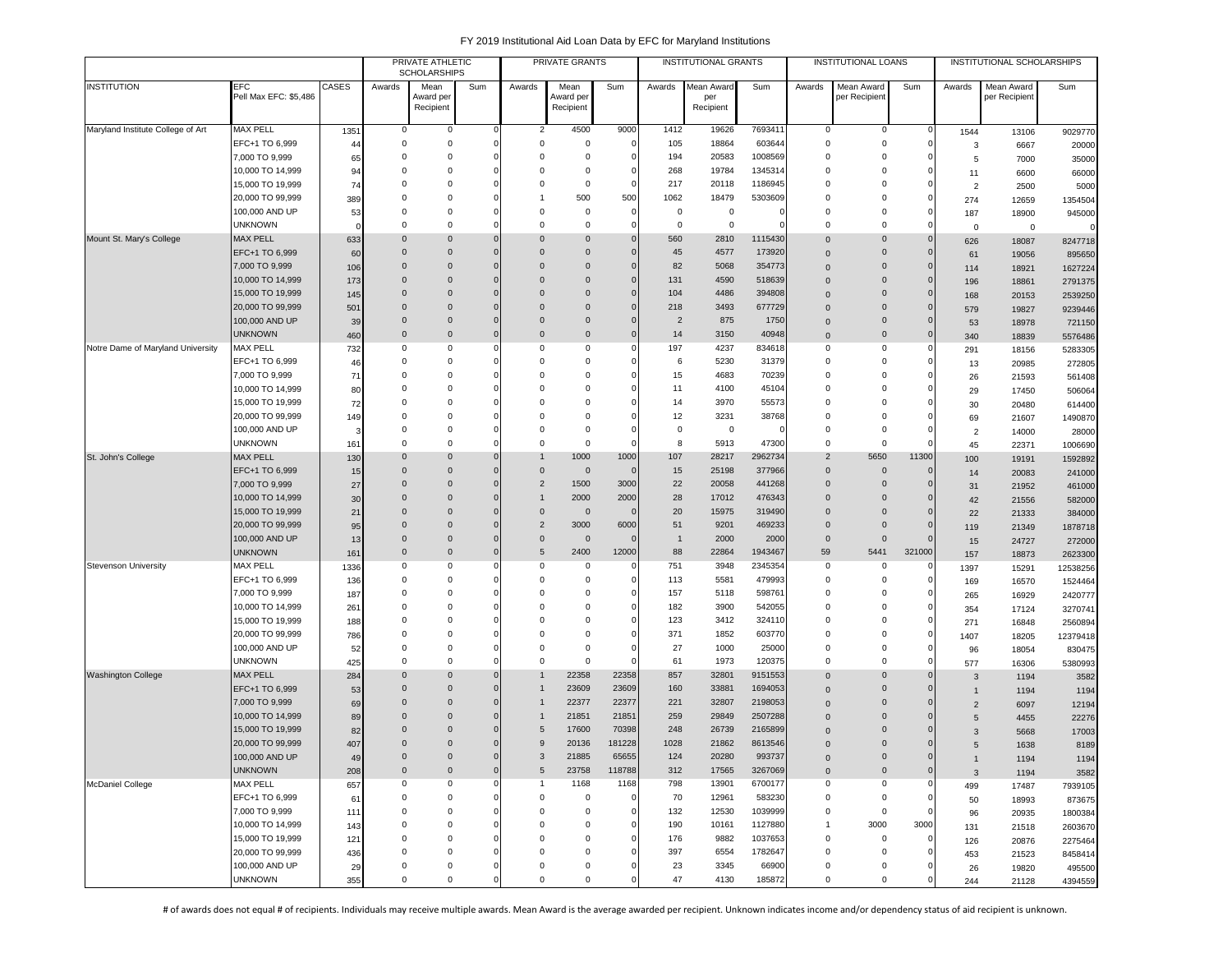# FY 2019 Institutional Aid Loan Data by EFC for Maryland Institutions

| | | | PRIVATE ATHLETIC SCHOLARSHIPS | | | PRIVATE GRANTS | | | INSTITUTIONAL GRANTS | | | INSTITUTIONAL LOANS | | | INSTITUTIONAL SCHOLARSHIPS | | |
|---|---|---|---|---|---|---|---|---|---|---|---|---|---|---|---|---|---|
| INSTITUTION | EFC Pell Max EFC: $5,486 | CASES | Awards | Mean Award per Recipient | Sum | Awards | Mean Award per Recipient | Sum | Awards | Mean Award per Recipient | Sum | Awards | Mean Award per Recipient | Sum | Awards | Mean Award per Recipient | Sum |
| Maryland Institute College of Art | MAX PELL | 1351 | 0 | 0 | 0 | 2 | 4500 | 9000 | 1412 | 19626 | 7693411 | 0 | 0 | 0 | 1544 | 13106 | 9029770 |
| | EFC+1 TO 6,999 | 44 | 0 | 0 | 0 | 0 | 0 | 0 | 105 | 18864 | 603644 | 0 | 0 | 0 | 3 | 6667 | 20000 |
| | 7,000 TO 9,999 | 65 | 0 | 0 | 0 | 0 | 0 | 0 | 194 | 20583 | 1008569 | 0 | 0 | 0 | 5 | 7000 | 35000 |
| | 10,000 TO 14,999 | 94 | 0 | 0 | 0 | 0 | 0 | 0 | 268 | 19784 | 1345314 | 0 | 0 | 0 | 11 | 6600 | 66000 |
| | 15,000 TO 19,999 | 74 | 0 | 0 | 0 | 0 | 0 | 0 | 217 | 20118 | 1186945 | 0 | 0 | 0 | 2 | 2500 | 5000 |
| | 20,000 TO 99,999 | 389 | 0 | 0 | 0 | 1 | 500 | 500 | 1062 | 18479 | 5303609 | 0 | 0 | 0 | 274 | 12659 | 1354504 |
| | 100,000 AND UP | 53 | 0 | 0 | 0 | 0 | 0 | 0 | 0 | 0 | 0 | 0 | 0 | 0 | 187 | 18900 | 945000 |
| | UNKNOWN | 0 | 0 | 0 | 0 | 0 | 0 | 0 | 0 | 0 | 0 | 0 | 0 | 0 | 0 | 0 | 0 |
| Mount St. Mary's College | MAX PELL | 633 | 0 | 0 | 0 | 0 | 0 | 0 | 560 | 2810 | 1115430 | 0 | 0 | 0 | 626 | 18087 | 8247718 |
| | EFC+1 TO 6,999 | 60 | 0 | 0 | 0 | 0 | 0 | 0 | 45 | 4577 | 173920 | 0 | 0 | 0 | 61 | 19056 | 895650 |
| | 7,000 TO 9,999 | 106 | 0 | 0 | 0 | 0 | 0 | 0 | 82 | 5068 | 354773 | 0 | 0 | 0 | 114 | 18921 | 1627224 |
| | 10,000 TO 14,999 | 173 | 0 | 0 | 0 | 0 | 0 | 0 | 131 | 4590 | 518639 | 0 | 0 | 0 | 196 | 18861 | 2791375 |
| | 15,000 TO 19,999 | 145 | 0 | 0 | 0 | 0 | 0 | 0 | 104 | 4486 | 394808 | 0 | 0 | 0 | 168 | 20153 | 2539250 |
| | 20,000 TO 99,999 | 501 | 0 | 0 | 0 | 0 | 0 | 0 | 218 | 3493 | 677729 | 0 | 0 | 0 | 579 | 19827 | 9239446 |
| | 100,000 AND UP | 39 | 0 | 0 | 0 | 0 | 0 | 0 | 2 | 875 | 1750 | 0 | 0 | 0 | 53 | 18978 | 721150 |
| | UNKNOWN | 460 | 0 | 0 | 0 | 0 | 0 | 0 | 14 | 3150 | 40948 | 0 | 0 | 0 | 340 | 18839 | 5576486 |
| Notre Dame of Maryland University | MAX PELL | 732 | 0 | 0 | 0 | 0 | 0 | 0 | 197 | 4237 | 834618 | 0 | 0 | 0 | 291 | 18156 | 5283305 |
| | EFC+1 TO 6,999 | 46 | 0 | 0 | 0 | 0 | 0 | 0 | 6 | 5230 | 31379 | 0 | 0 | 0 | 13 | 20985 | 272805 |
| | 7,000 TO 9,999 | 71 | 0 | 0 | 0 | 0 | 0 | 0 | 15 | 4683 | 70239 | 0 | 0 | 0 | 26 | 21593 | 561408 |
| | 10,000 TO 14,999 | 80 | 0 | 0 | 0 | 0 | 0 | 0 | 11 | 4100 | 45104 | 0 | 0 | 0 | 29 | 17450 | 506064 |
| | 15,000 TO 19,999 | 72 | 0 | 0 | 0 | 0 | 0 | 0 | 14 | 3970 | 55573 | 0 | 0 | 0 | 30 | 20480 | 614400 |
| | 20,000 TO 99,999 | 149 | 0 | 0 | 0 | 0 | 0 | 0 | 12 | 3231 | 38768 | 0 | 0 | 0 | 69 | 21607 | 1490870 |
| | 100,000 AND UP | 3 | 0 | 0 | 0 | 0 | 0 | 0 | 0 | 0 | 0 | 0 | 0 | 0 | 2 | 14000 | 28000 |
| | UNKNOWN | 161 | 0 | 0 | 0 | 0 | 0 | 0 | 8 | 5913 | 47300 | 0 | 0 | 0 | 45 | 22371 | 1006690 |
| St. John's College | MAX PELL | 130 | 0 | 0 | 0 | 1 | 1000 | 1000 | 107 | 28217 | 2962734 | 2 | 5650 | 11300 | 100 | 19191 | 1592892 |
| | EFC+1 TO 6,999 | 15 | 0 | 0 | 0 | 0 | 0 | 0 | 15 | 25198 | 377966 | 0 | 0 | 0 | 14 | 20083 | 241000 |
| | 7,000 TO 9,999 | 27 | 0 | 0 | 0 | 2 | 1500 | 3000 | 22 | 20058 | 441268 | 0 | 0 | 0 | 31 | 21952 | 461000 |
| | 10,000 TO 14,999 | 30 | 0 | 0 | 0 | 1 | 2000 | 2000 | 28 | 17012 | 476343 | 0 | 0 | 0 | 42 | 21556 | 582000 |
| | 15,000 TO 19,999 | 21 | 0 | 0 | 0 | 0 | 0 | 0 | 20 | 15975 | 319490 | 0 | 0 | 0 | 22 | 21333 | 384000 |
| | 20,000 TO 99,999 | 95 | 0 | 0 | 0 | 2 | 3000 | 6000 | 51 | 9201 | 469233 | 0 | 0 | 0 | 119 | 21349 | 1878718 |
| | 100,000 AND UP | 13 | 0 | 0 | 0 | 0 | 0 | 0 | 1 | 2000 | 2000 | 0 | 0 | 0 | 15 | 24727 | 272000 |
| | UNKNOWN | 161 | 0 | 0 | 0 | 5 | 2400 | 12000 | 88 | 22864 | 1943467 | 59 | 5441 | 321000 | 157 | 18873 | 2623300 |
| Stevenson University | MAX PELL | 1336 | 0 | 0 | 0 | 0 | 0 | 0 | 751 | 3948 | 2345354 | 0 | 0 | 0 | 1397 | 15291 | 12538256 |
| | EFC+1 TO 6,999 | 136 | 0 | 0 | 0 | 0 | 0 | 0 | 113 | 5581 | 479993 | 0 | 0 | 0 | 169 | 16570 | 1524464 |
| | 7,000 TO 9,999 | 187 | 0 | 0 | 0 | 0 | 0 | 0 | 157 | 5118 | 598761 | 0 | 0 | 0 | 265 | 16929 | 2420777 |
| | 10,000 TO 14,999 | 261 | 0 | 0 | 0 | 0 | 0 | 0 | 182 | 3900 | 542055 | 0 | 0 | 0 | 354 | 17124 | 3270741 |
| | 15,000 TO 19,999 | 188 | 0 | 0 | 0 | 0 | 0 | 0 | 123 | 3412 | 324110 | 0 | 0 | 0 | 271 | 16848 | 2560894 |
| | 20,000 TO 99,999 | 786 | 0 | 0 | 0 | 0 | 0 | 0 | 371 | 1852 | 603770 | 0 | 0 | 0 | 1407 | 18205 | 12379418 |
| | 100,000 AND UP | 52 | 0 | 0 | 0 | 0 | 0 | 0 | 27 | 1000 | 25000 | 0 | 0 | 0 | 96 | 18054 | 830475 |
| | UNKNOWN | 425 | 0 | 0 | 0 | 0 | 0 | 0 | 61 | 1973 | 120375 | 0 | 0 | 0 | 577 | 16306 | 5380993 |
| Washington College | MAX PELL | 284 | 0 | 0 | 0 | 1 | 22358 | 22358 | 857 | 32801 | 9151553 | 0 | 0 | 0 | 3 | 1194 | 3582 |
| | EFC+1 TO 6,999 | 53 | 0 | 0 | 0 | 1 | 23609 | 23609 | 160 | 33881 | 1694053 | 0 | 0 | 0 | 1 | 1194 | 1194 |
| | 7,000 TO 9,999 | 69 | 0 | 0 | 0 | 1 | 22377 | 22377 | 221 | 32807 | 2198053 | 0 | 0 | 0 | 2 | 6097 | 12194 |
| | 10,000 TO 14,999 | 89 | 0 | 0 | 0 | 1 | 21851 | 21851 | 259 | 29849 | 2507288 | 0 | 0 | 0 | 5 | 4455 | 22276 |
| | 15,000 TO 19,999 | 82 | 0 | 0 | 0 | 5 | 17600 | 70398 | 248 | 26739 | 2165899 | 0 | 0 | 0 | 3 | 5668 | 17003 |
| | 20,000 TO 99,999 | 407 | 0 | 0 | 0 | 9 | 20136 | 181228 | 1028 | 21862 | 8613546 | 0 | 0 | 0 | 5 | 1638 | 8189 |
| | 100,000 AND UP | 49 | 0 | 0 | 0 | 3 | 21885 | 65655 | 124 | 20280 | 993737 | 0 | 0 | 0 | 1 | 1194 | 1194 |
| | UNKNOWN | 208 | 0 | 0 | 0 | 5 | 23758 | 118788 | 312 | 17565 | 3267069 | 0 | 0 | 0 | 3 | 1194 | 3582 |
| McDaniel College | MAX PELL | 657 | 0 | 0 | 0 | 1 | 1168 | 1168 | 798 | 13901 | 6700177 | 0 | 0 | 0 | 499 | 17487 | 7939105 |
| | EFC+1 TO 6,999 | 61 | 0 | 0 | 0 | 0 | 0 | 0 | 70 | 12961 | 583230 | 0 | 0 | 0 | 50 | 18993 | 873675 |
| | 7,000 TO 9,999 | 111 | 0 | 0 | 0 | 0 | 0 | 0 | 132 | 12530 | 1039999 | 0 | 0 | 0 | 96 | 20935 | 1800384 |
| | 10,000 TO 14,999 | 143 | 0 | 0 | 0 | 0 | 0 | 0 | 190 | 10161 | 1127880 | 1 | 3000 | 3000 | 131 | 21518 | 2603670 |
| | 15,000 TO 19,999 | 121 | 0 | 0 | 0 | 0 | 0 | 0 | 176 | 9882 | 1037653 | 0 | 0 | 0 | 126 | 20876 | 2275464 |
| | 20,000 TO 99,999 | 436 | 0 | 0 | 0 | 0 | 0 | 0 | 397 | 6554 | 1782647 | 0 | 0 | 0 | 453 | 21523 | 8458414 |
| | 100,000 AND UP | 29 | 0 | 0 | 0 | 0 | 0 | 0 | 23 | 3345 | 66900 | 0 | 0 | 0 | 26 | 19820 | 495500 |
| | UNKNOWN | 355 | 0 | 0 | 0 | 0 | 0 | 0 | 47 | 4130 | 185872 | 0 | 0 | 0 | 244 | 21128 | 4394559 |

# of awards does not equal # of recipients. Individuals may receive multiple awards. Mean Award is the average awarded per recipient. Unknown indicates income and/or dependency status of aid recipient is unknown.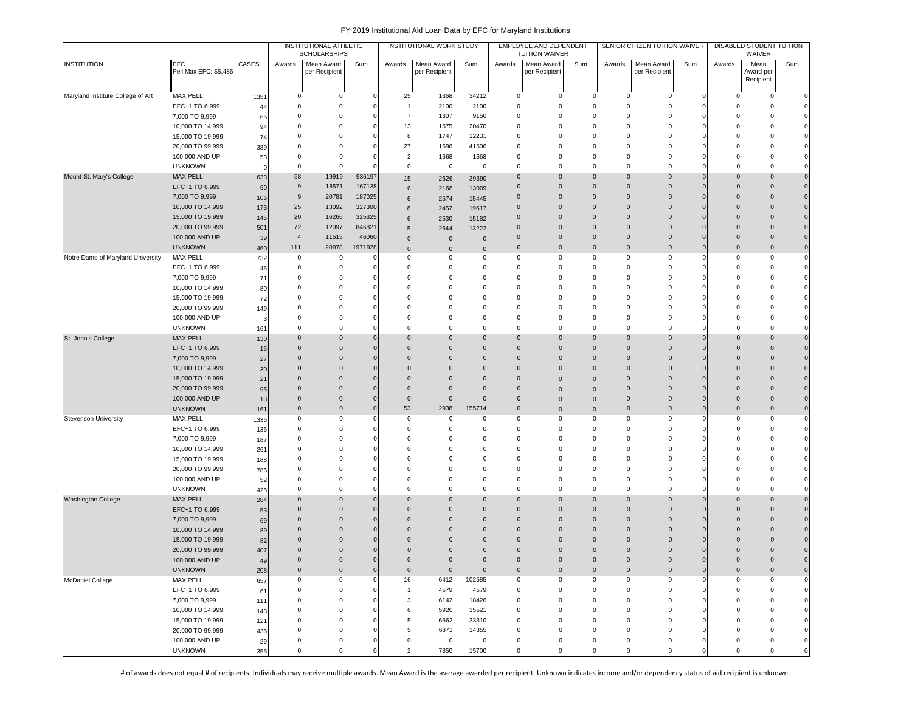# FY 2019 Institutional Aid Loan Data by EFC for Maryland Institutions

| INSTITUTION | EFC Pell Max EFC: $5,486 | CASES | INSTITUTIONAL ATHLETIC SCHOLARSHIPS | | | INSTITUTIONAL WORK STUDY | | | EMPLOYEE AND DEPENDENT TUITION WAIVER | | | SENIOR CITIZEN TUITION WAIVER | | | DISABLED STUDENT TUITION WAIVER | | |
|---|---|---|---|---|---|---|---|---|---|---|---|---|---|---|---|---|---|
| | | | Awards | Mean Award per Recipient | Sum | Awards | Mean Award per Recipient | Sum | Awards | Mean Award per Recipient | Sum | Awards | Mean Award per Recipient | Sum | Awards | Mean Award per Recipient | Sum |
| Maryland Institute College of Art | MAX PELL | 1351 | 0 | 0 | 0 | 25 | 1368 | 34212 | 0 | 0 | 0 | 0 | 0 | 0 | 0 | 0 | 0 |
| | EFC+1 TO 6,999 | 44 | 0 | 0 | 0 | 1 | 2100 | 2100 | 0 | 0 | 0 | 0 | 0 | 0 | 0 | 0 | 0 |
| | 7,000 TO 9,999 | 65 | 0 | 0 | 0 | 7 | 1307 | 9150 | 0 | 0 | 0 | 0 | 0 | 0 | 0 | 0 | 0 |
| | 10,000 TO 14,999 | 94 | 0 | 0 | 0 | 13 | 1575 | 20470 | 0 | 0 | 0 | 0 | 0 | 0 | 0 | 0 | 0 |
| | 15,000 TO 19,999 | 74 | 0 | 0 | 0 | 8 | 1747 | 12231 | 0 | 0 | 0 | 0 | 0 | 0 | 0 | 0 | 0 |
| | 20,000 TO 99,999 | 389 | 0 | 0 | 0 | 27 | 1596 | 41506 | 0 | 0 | 0 | 0 | 0 | 0 | 0 | 0 | 0 |
| | 100,000 AND UP | 53 | 0 | 0 | 0 | 2 | 1668 | 1668 | 0 | 0 | 0 | 0 | 0 | 0 | 0 | 0 | 0 |
| | UNKNOWN | 0 | 0 | 0 | 0 | 0 | 0 | 0 | 0 | 0 | 0 | 0 | 0 | 0 | 0 | 0 | 0 |
| Mount St. Mary's College | MAX PELL | 633 | 58 | 19919 | 936197 | 15 | 2626 | 39390 | 0 | 0 | 0 | 0 | 0 | 0 | 0 | 0 | 0 |
| | EFC+1 TO 6,999 | 60 | 9 | 18571 | 167138 | 6 | 2168 | 13009 | 0 | 0 | 0 | 0 | 0 | 0 | 0 | 0 | 0 |
| | 7,000 TO 9,999 | 106 | 9 | 20781 | 187025 | 6 | 2574 | 15445 | 0 | 0 | 0 | 0 | 0 | 0 | 0 | 0 | 0 |
| | 10,000 TO 14,999 | 173 | 25 | 13092 | 327300 | 8 | 2452 | 19617 | 0 | 0 | 0 | 0 | 0 | 0 | 0 | 0 | 0 |
| | 15,000 TO 19,999 | 145 | 20 | 16266 | 325325 | 6 | 2530 | 15182 | 0 | 0 | 0 | 0 | 0 | 0 | 0 | 0 | 0 |
| | 20,000 TO 99,999 | 501 | 72 | 12097 | 846821 | 5 | 2644 | 13222 | 0 | 0 | 0 | 0 | 0 | 0 | 0 | 0 | 0 |
| | 100,000 AND UP | 39 | 4 | 11515 | 46060 | 0 | 0 | 0 | 0 | 0 | 0 | 0 | 0 | 0 | 0 | 0 | 0 |
| | UNKNOWN | 460 | 111 | 20978 | 1971928 | 0 | 0 | 0 | 0 | 0 | 0 | 0 | 0 | 0 | 0 | 0 | 0 |
| Notre Dame of Maryland University | MAX PELL | 732 | 0 | 0 | 0 | 0 | 0 | 0 | 0 | 0 | 0 | 0 | 0 | 0 | 0 | 0 | 0 |
| | EFC+1 TO 6,999 | 46 | 0 | 0 | 0 | 0 | 0 | 0 | 0 | 0 | 0 | 0 | 0 | 0 | 0 | 0 | 0 |
| | 7,000 TO 9,999 | 71 | 0 | 0 | 0 | 0 | 0 | 0 | 0 | 0 | 0 | 0 | 0 | 0 | 0 | 0 | 0 |
| | 10,000 TO 14,999 | 80 | 0 | 0 | 0 | 0 | 0 | 0 | 0 | 0 | 0 | 0 | 0 | 0 | 0 | 0 | 0 |
| | 15,000 TO 19,999 | 72 | 0 | 0 | 0 | 0 | 0 | 0 | 0 | 0 | 0 | 0 | 0 | 0 | 0 | 0 | 0 |
| | 20,000 TO 99,999 | 149 | 0 | 0 | 0 | 0 | 0 | 0 | 0 | 0 | 0 | 0 | 0 | 0 | 0 | 0 | 0 |
| | 100,000 AND UP | 3 | 0 | 0 | 0 | 0 | 0 | 0 | 0 | 0 | 0 | 0 | 0 | 0 | 0 | 0 | 0 |
| | UNKNOWN | 161 | 0 | 0 | 0 | 0 | 0 | 0 | 0 | 0 | 0 | 0 | 0 | 0 | 0 | 0 | 0 |
| St. John's College | MAX PELL | 130 | 0 | 0 | 0 | 0 | 0 | 0 | 0 | 0 | 0 | 0 | 0 | 0 | 0 | 0 | 0 |
| | EFC+1 TO 6,999 | 15 | 0 | 0 | 0 | 0 | 0 | 0 | 0 | 0 | 0 | 0 | 0 | 0 | 0 | 0 | 0 |
| | 7,000 TO 9,999 | 27 | 0 | 0 | 0 | 0 | 0 | 0 | 0 | 0 | 0 | 0 | 0 | 0 | 0 | 0 | 0 |
| | 10,000 TO 14,999 | 30 | 0 | 0 | 0 | 0 | 0 | 0 | 0 | 0 | 0 | 0 | 0 | 0 | 0 | 0 | 0 |
| | 15,000 TO 19,999 | 21 | 0 | 0 | 0 | 0 | 0 | 0 | 0 | 0 | 0 | 0 | 0 | 0 | 0 | 0 | 0 |
| | 20,000 TO 99,999 | 95 | 0 | 0 | 0 | 0 | 0 | 0 | 0 | 0 | 0 | 0 | 0 | 0 | 0 | 0 | 0 |
| | 100,000 AND UP | 13 | 0 | 0 | 0 | 0 | 0 | 0 | 0 | 0 | 0 | 0 | 0 | 0 | 0 | 0 | 0 |
| | UNKNOWN | 161 | 0 | 0 | 0 | 53 | 2938 | 155714 | 0 | 0 | 0 | 0 | 0 | 0 | 0 | 0 | 0 |
| Stevenson University | MAX PELL | 1336 | 0 | 0 | 0 | 0 | 0 | 0 | 0 | 0 | 0 | 0 | 0 | 0 | 0 | 0 | 0 |
| | EFC+1 TO 6,999 | 136 | 0 | 0 | 0 | 0 | 0 | 0 | 0 | 0 | 0 | 0 | 0 | 0 | 0 | 0 | 0 |
| | 7,000 TO 9,999 | 187 | 0 | 0 | 0 | 0 | 0 | 0 | 0 | 0 | 0 | 0 | 0 | 0 | 0 | 0 | 0 |
| | 10,000 TO 14,999 | 261 | 0 | 0 | 0 | 0 | 0 | 0 | 0 | 0 | 0 | 0 | 0 | 0 | 0 | 0 | 0 |
| | 15,000 TO 19,999 | 188 | 0 | 0 | 0 | 0 | 0 | 0 | 0 | 0 | 0 | 0 | 0 | 0 | 0 | 0 | 0 |
| | 20,000 TO 99,999 | 786 | 0 | 0 | 0 | 0 | 0 | 0 | 0 | 0 | 0 | 0 | 0 | 0 | 0 | 0 | 0 |
| | 100,000 AND UP | 52 | 0 | 0 | 0 | 0 | 0 | 0 | 0 | 0 | 0 | 0 | 0 | 0 | 0 | 0 | 0 |
| | UNKNOWN | 425 | 0 | 0 | 0 | 0 | 0 | 0 | 0 | 0 | 0 | 0 | 0 | 0 | 0 | 0 | 0 |
| Washington College | MAX PELL | 284 | 0 | 0 | 0 | 0 | 0 | 0 | 0 | 0 | 0 | 0 | 0 | 0 | 0 | 0 | 0 |
| | EFC+1 TO 6,999 | 53 | 0 | 0 | 0 | 0 | 0 | 0 | 0 | 0 | 0 | 0 | 0 | 0 | 0 | 0 | 0 |
| | 7,000 TO 9,999 | 69 | 0 | 0 | 0 | 0 | 0 | 0 | 0 | 0 | 0 | 0 | 0 | 0 | 0 | 0 | 0 |
| | 10,000 TO 14,999 | 89 | 0 | 0 | 0 | 0 | 0 | 0 | 0 | 0 | 0 | 0 | 0 | 0 | 0 | 0 | 0 |
| | 15,000 TO 19,999 | 82 | 0 | 0 | 0 | 0 | 0 | 0 | 0 | 0 | 0 | 0 | 0 | 0 | 0 | 0 | 0 |
| | 20,000 TO 99,999 | 407 | 0 | 0 | 0 | 0 | 0 | 0 | 0 | 0 | 0 | 0 | 0 | 0 | 0 | 0 | 0 |
| | 100,000 AND UP | 49 | 0 | 0 | 0 | 0 | 0 | 0 | 0 | 0 | 0 | 0 | 0 | 0 | 0 | 0 | 0 |
| | UNKNOWN | 208 | 0 | 0 | 0 | 0 | 0 | 0 | 0 | 0 | 0 | 0 | 0 | 0 | 0 | 0 | 0 |
| McDaniel College | MAX PELL | 657 | 0 | 0 | 0 | 16 | 6412 | 102585 | 0 | 0 | 0 | 0 | 0 | 0 | 0 | 0 | 0 |
| | EFC+1 TO 6,999 | 61 | 0 | 0 | 0 | 1 | 4579 | 4579 | 0 | 0 | 0 | 0 | 0 | 0 | 0 | 0 | 0 |
| | 7,000 TO 9,999 | 111 | 0 | 0 | 0 | 3 | 6142 | 18426 | 0 | 0 | 0 | 0 | 0 | 0 | 0 | 0 | 0 |
| | 10,000 TO 14,999 | 143 | 0 | 0 | 0 | 6 | 5920 | 35521 | 0 | 0 | 0 | 0 | 0 | 0 | 0 | 0 | 0 |
| | 15,000 TO 19,999 | 121 | 0 | 0 | 0 | 5 | 6662 | 33310 | 0 | 0 | 0 | 0 | 0 | 0 | 0 | 0 | 0 |
| | 20,000 TO 99,999 | 436 | 0 | 0 | 0 | 5 | 6871 | 34355 | 0 | 0 | 0 | 0 | 0 | 0 | 0 | 0 | 0 |
| | 100,000 AND UP | 29 | 0 | 0 | 0 | 0 | 0 | 0 | 0 | 0 | 0 | 0 | 0 | 0 | 0 | 0 | 0 |
| | UNKNOWN | 355 | 0 | 0 | 0 | 2 | 7850 | 15700 | 0 | 0 | 0 | 0 | 0 | 0 | 0 | 0 | 0 |

# of awards does not equal # of recipients. Individuals may receive multiple awards. Mean Award is the average awarded per recipient. Unknown indicates income and/or dependency status of aid recipient is unknown.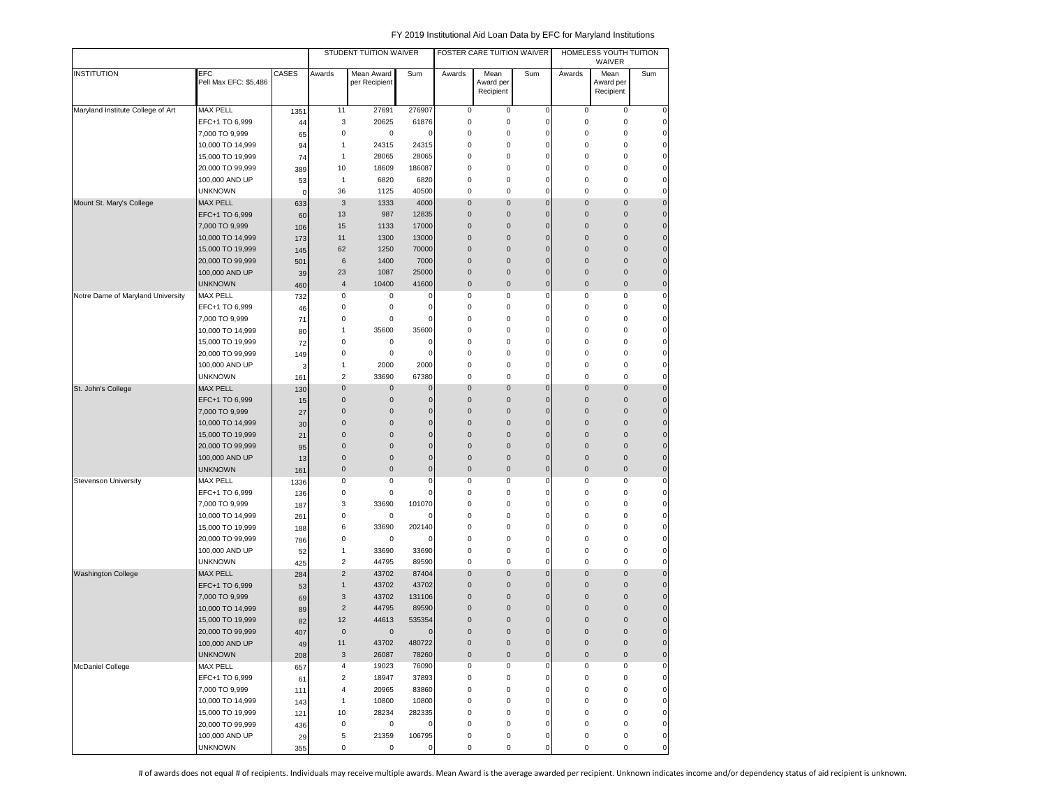FY 2019 Institutional Aid Loan Data by EFC for Maryland Institutions

| | | | STUDENT TUITION WAIVER | | | FOSTER CARE TUITION WAIVER | | | HOMELESS YOUTH TUITION WAIVER | | |
|---|---|---|---|---|---|---|---|---|---|---|---|
| INSTITUTION | EFC Pell Max EFC: $5,486 | CASES | Awards | Mean Award per Recipient | Sum | Awards | Mean Award per Recipient | Sum | Awards | Mean Award per Recipient | Sum |
| Maryland Institute College of Art | MAX PELL | 1351 | 11 | 27691 | 276907 | 0 | 0 | 0 | 0 | 0 | 0 |
| | EFC+1 TO 6,999 | 44 | 3 | 20625 | 61876 | 0 | 0 | 0 | 0 | 0 | 0 |
| | 7,000 TO 9,999 | 65 | 0 | 0 | 0 | 0 | 0 | 0 | 0 | 0 | 0 |
| | 10,000 TO 14,999 | 94 | 1 | 24315 | 24315 | 0 | 0 | 0 | 0 | 0 | 0 |
| | 15,000 TO 19,999 | 74 | 1 | 28065 | 28065 | 0 | 0 | 0 | 0 | 0 | 0 |
| | 20,000 TO 99,999 | 389 | 10 | 18609 | 186087 | 0 | 0 | 0 | 0 | 0 | 0 |
| | 100,000 AND UP | 53 | 1 | 6820 | 6820 | 0 | 0 | 0 | 0 | 0 | 0 |
| | UNKNOWN | 0 | 36 | 1125 | 40500 | 0 | 0 | 0 | 0 | 0 | 0 |
| Mount St. Mary's College | MAX PELL | 633 | 3 | 1333 | 4000 | 0 | 0 | 0 | 0 | 0 | 0 |
| | EFC+1 TO 6,999 | 60 | 13 | 987 | 12835 | 0 | 0 | 0 | 0 | 0 | 0 |
| | 7,000 TO 9,999 | 106 | 15 | 1133 | 17000 | 0 | 0 | 0 | 0 | 0 | 0 |
| | 10,000 TO 14,999 | 173 | 11 | 1300 | 13000 | 0 | 0 | 0 | 0 | 0 | 0 |
| | 15,000 TO 19,999 | 145 | 62 | 1250 | 70000 | 0 | 0 | 0 | 0 | 0 | 0 |
| | 20,000 TO 99,999 | 501 | 6 | 1400 | 7000 | 0 | 0 | 0 | 0 | 0 | 0 |
| | 100,000 AND UP | 39 | 23 | 1087 | 25000 | 0 | 0 | 0 | 0 | 0 | 0 |
| | UNKNOWN | 460 | 4 | 10400 | 41600 | 0 | 0 | 0 | 0 | 0 | 0 |
| Notre Dame of Maryland University | MAX PELL | 732 | 0 | 0 | 0 | 0 | 0 | 0 | 0 | 0 | 0 |
| | EFC+1 TO 6,999 | 46 | 0 | 0 | 0 | 0 | 0 | 0 | 0 | 0 | 0 |
| | 7,000 TO 9,999 | 71 | 0 | 0 | 0 | 0 | 0 | 0 | 0 | 0 | 0 |
| | 10,000 TO 14,999 | 80 | 1 | 35600 | 35600 | 0 | 0 | 0 | 0 | 0 | 0 |
| | 15,000 TO 19,999 | 72 | 0 | 0 | 0 | 0 | 0 | 0 | 0 | 0 | 0 |
| | 20,000 TO 99,999 | 149 | 0 | 0 | 0 | 0 | 0 | 0 | 0 | 0 | 0 |
| | 100,000 AND UP | 3 | 1 | 2000 | 2000 | 0 | 0 | 0 | 0 | 0 | 0 |
| | UNKNOWN | 161 | 2 | 33690 | 67380 | 0 | 0 | 0 | 0 | 0 | 0 |
| St. John's College | MAX PELL | 130 | 0 | 0 | 0 | 0 | 0 | 0 | 0 | 0 | 0 |
| | EFC+1 TO 6,999 | 15 | 0 | 0 | 0 | 0 | 0 | 0 | 0 | 0 | 0 |
| | 7,000 TO 9,999 | 27 | 0 | 0 | 0 | 0 | 0 | 0 | 0 | 0 | 0 |
| | 10,000 TO 14,999 | 30 | 0 | 0 | 0 | 0 | 0 | 0 | 0 | 0 | 0 |
| | 15,000 TO 19,999 | 21 | 0 | 0 | 0 | 0 | 0 | 0 | 0 | 0 | 0 |
| | 20,000 TO 99,999 | 95 | 0 | 0 | 0 | 0 | 0 | 0 | 0 | 0 | 0 |
| | 100,000 AND UP | 13 | 0 | 0 | 0 | 0 | 0 | 0 | 0 | 0 | 0 |
| | UNKNOWN | 161 | 0 | 0 | 0 | 0 | 0 | 0 | 0 | 0 | 0 |
| Stevenson University | MAX PELL | 1336 | 0 | 0 | 0 | 0 | 0 | 0 | 0 | 0 | 0 |
| | EFC+1 TO 6,999 | 136 | 0 | 0 | 0 | 0 | 0 | 0 | 0 | 0 | 0 |
| | 7,000 TO 9,999 | 187 | 3 | 33690 | 101070 | 0 | 0 | 0 | 0 | 0 | 0 |
| | 10,000 TO 14,999 | 261 | 0 | 0 | 0 | 0 | 0 | 0 | 0 | 0 | 0 |
| | 15,000 TO 19,999 | 188 | 6 | 33690 | 202140 | 0 | 0 | 0 | 0 | 0 | 0 |
| | 20,000 TO 99,999 | 786 | 0 | 0 | 0 | 0 | 0 | 0 | 0 | 0 | 0 |
| | 100,000 AND UP | 52 | 1 | 33690 | 33690 | 0 | 0 | 0 | 0 | 0 | 0 |
| | UNKNOWN | 425 | 2 | 44795 | 89590 | 0 | 0 | 0 | 0 | 0 | 0 |
| Washington College | MAX PELL | 284 | 2 | 43702 | 87404 | 0 | 0 | 0 | 0 | 0 | 0 |
| | EFC+1 TO 6,999 | 53 | 1 | 43702 | 43702 | 0 | 0 | 0 | 0 | 0 | 0 |
| | 7,000 TO 9,999 | 69 | 3 | 43702 | 131106 | 0 | 0 | 0 | 0 | 0 | 0 |
| | 10,000 TO 14,999 | 89 | 2 | 44795 | 89590 | 0 | 0 | 0 | 0 | 0 | 0 |
| | 15,000 TO 19,999 | 82 | 12 | 44613 | 535354 | 0 | 0 | 0 | 0 | 0 | 0 |
| | 20,000 TO 99,999 | 407 | 0 | 0 | 0 | 0 | 0 | 0 | 0 | 0 | 0 |
| | 100,000 AND UP | 49 | 11 | 43702 | 480722 | 0 | 0 | 0 | 0 | 0 | 0 |
| | UNKNOWN | 208 | 3 | 26087 | 78260 | 0 | 0 | 0 | 0 | 0 | 0 |
| McDaniel College | MAX PELL | 657 | 4 | 19023 | 76090 | 0 | 0 | 0 | 0 | 0 | 0 |
| | EFC+1 TO 6,999 | 61 | 2 | 18947 | 37893 | 0 | 0 | 0 | 0 | 0 | 0 |
| | 7,000 TO 9,999 | 111 | 4 | 20965 | 83860 | 0 | 0 | 0 | 0 | 0 | 0 |
| | 10,000 TO 14,999 | 143 | 1 | 10800 | 10800 | 0 | 0 | 0 | 0 | 0 | 0 |
| | 15,000 TO 19,999 | 121 | 10 | 28234 | 282335 | 0 | 0 | 0 | 0 | 0 | 0 |
| | 20,000 TO 99,999 | 436 | 0 | 0 | 0 | 0 | 0 | 0 | 0 | 0 | 0 |
| | 100,000 AND UP | 29 | 5 | 21359 | 106795 | 0 | 0 | 0 | 0 | 0 | 0 |
| | UNKNOWN | 355 | 0 | 0 | 0 | 0 | 0 | 0 | 0 | 0 | 0 |

# of awards does not equal # of recipients. Individuals may receive multiple awards. Mean Award is the average awarded per recipient. Unknown indicates income and/or dependency status of aid recipient is unknown.